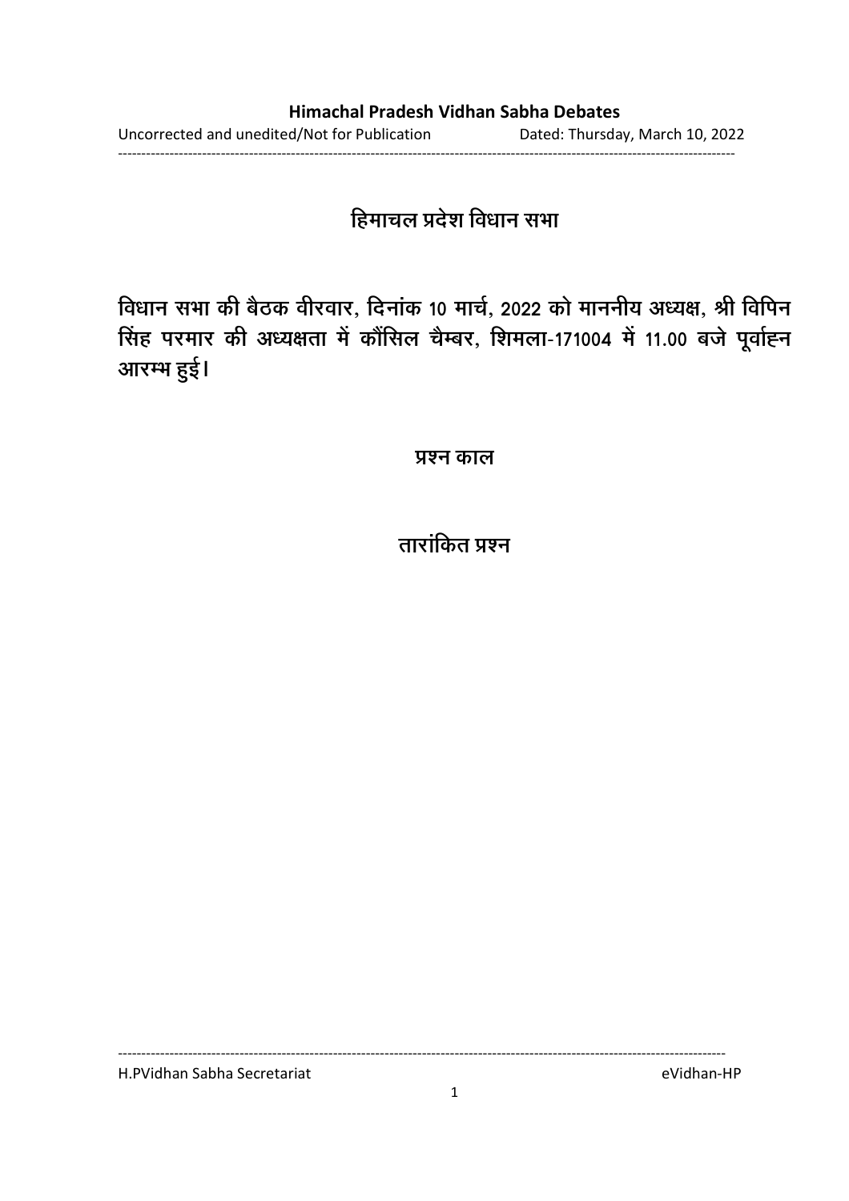# हिमाचल प्रदेश विधान सभा

विधान सभा की बैठक वीरवार, दिनांक 10 मार्च, 2022 को माननीय अध्यक्ष, श्री विपिन सिंह परमार की अध्यक्षता में कौंसिल चैम्बर, शिमला-171004 में 11.00 बजे पूर्वाह्न आरम्भ हुई।

## प्रश्न काल

## तारांकित प्रश्न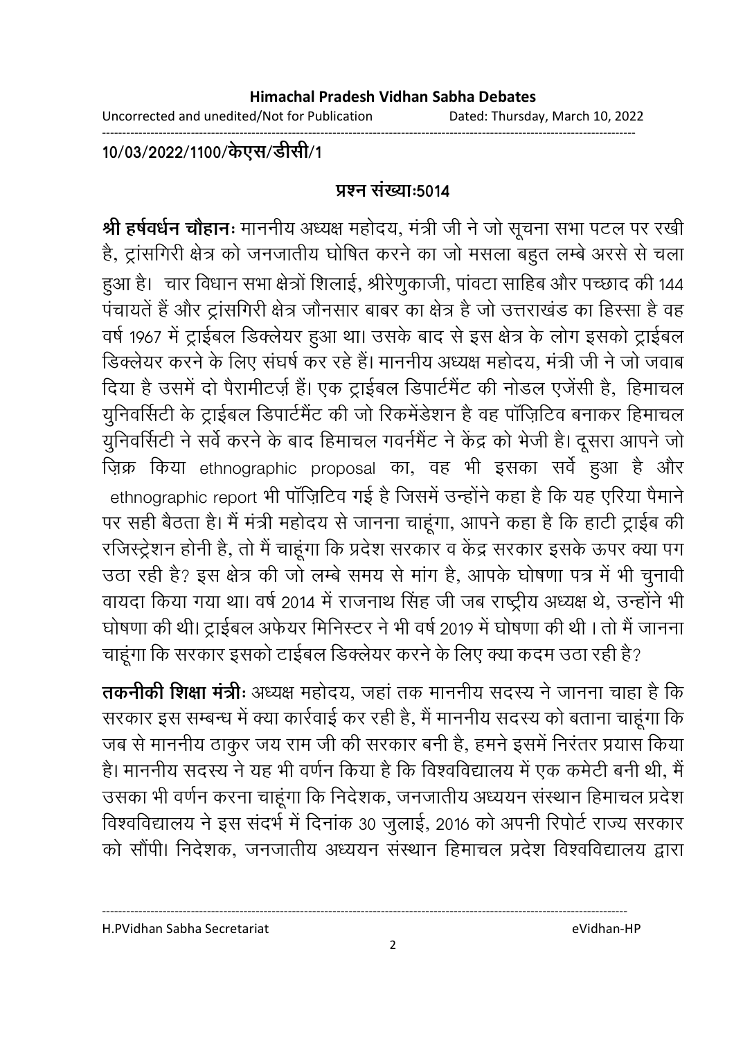10/03/2022/1100/केएस/डीसी/1

## प्रश्न संख्या:5014

**श्री हर्षवर्धन चौहान:** माननीय अध्यक्ष महोदय, मंत्री जी ने जो सूचना सभा पटल पर रखी है, ट्रांसगिरी क्षेत्र को जनजातीय घोषित करने का जो मसला बहुत लम्बे अरसे से चला हुआ है। चार विधान सभा क्षेत्रों शिलाई, श्रीरेणुकाजी, पांवटा साहिब और पच्छाद की 144 पंचायतें हैं और ट्रांसगिरी क्षेत्र जौनसार बाबर का क्षेत्र है जो उत्तराखंड का हिस्सा है वह वर्ष 1967 में ट्राईबल डिक्लेयर हुआ था। उसके बाद से इस क्षेत्र के लोग इसको ट्राईबल डिक्लेयर करने के लिए संघर्ष कर रहे हैं। माननीय अध्यक्ष महोदय, मंत्री जी ने जो जवाब दिया है उसमें दो पैरामीटर्ज़ हैं। एक ट्राईबल डिपार्टमैंट की नोडल एजेंसी है, हिमाचल युनिवर्सिटी के ट्राईबल डिपार्टमैंट की जो रिकमेंडेशन है वह पॉज़िटिव बनाकर हिमाचल युनिवर्सिटी ने सर्वे करने के बाद हिमाचल गवर्नमैंट ने केंद्र को भेजी है। दूसरा आपने जो ज़िक्र किया ethnographic proposal का, वह भी इसका सर्वे हुआ है और ethnographic report भी पॉज़िटिव गई है जिसमें उन्होंने कहा है कि यह एरिया पैमाने पर सही बैठता है। मैं मंत्री महोदय से जानना चाहूंगा, आपने कहा है कि हाटी ट्राईब की रजिस्ट्रेशन होनी है, तो मैं चाहूंगा कि प्रदेश सरकार व केंद्र सरकार इसके ऊपर क्या पग उठा रही है? इस क्षेत्र की जो लम्बे समय से मांग है, आपके घोषणा पत्र में भी चुनावी वायदा किया गया था। वर्ष 2014 में राजनाथ सिंह जी जब राष्ट्रीय अध्यक्ष थे, उन्होंने भी घोषणा की थी। ट्राईबल अफेयर मिनिस्टर ने भी वर्ष 2019 में घोषणा की थी । तो मैं जानना चाहूंगा कि सरकार इसको टाईबल डिक्लेयर करने के लिए क्या कदम उठा रही है?

**तकनीकी शिक्षा मंत्री:** अध्यक्ष महोदय, जहां तक माननीय सदस्य ने जानना चाहा है कि सरकार इस सम्बन्ध में क्या कार्रवाई कर रही है, मैं माननीय सदस्य को बताना चाहूंगा कि जब से माननीय ठाकुर जय राम जी की सरकार बनी है, हमने इसमें निरंतर प्रयास किया है। माननीय सदस्य ने यह भी वर्णन किया है कि विश्वविद्यालय में एक कमेटी बनी थी, मैं उसका भी वर्णन करना चाहूंगा कि निदेशक, जनजातीय अध्ययन संस्थान हिमाचल प्रदेश विश्वविद्यालय ने इस संदर्भ में दिनांक 30 जुलाई, 2016 को अपनी रिपोर्ट राज्य सरकार को सौंपी। निदेशक, जनजातीय अध्ययन संस्थान हिमाचल प्रदेश विश्वविद्यालय द्वारा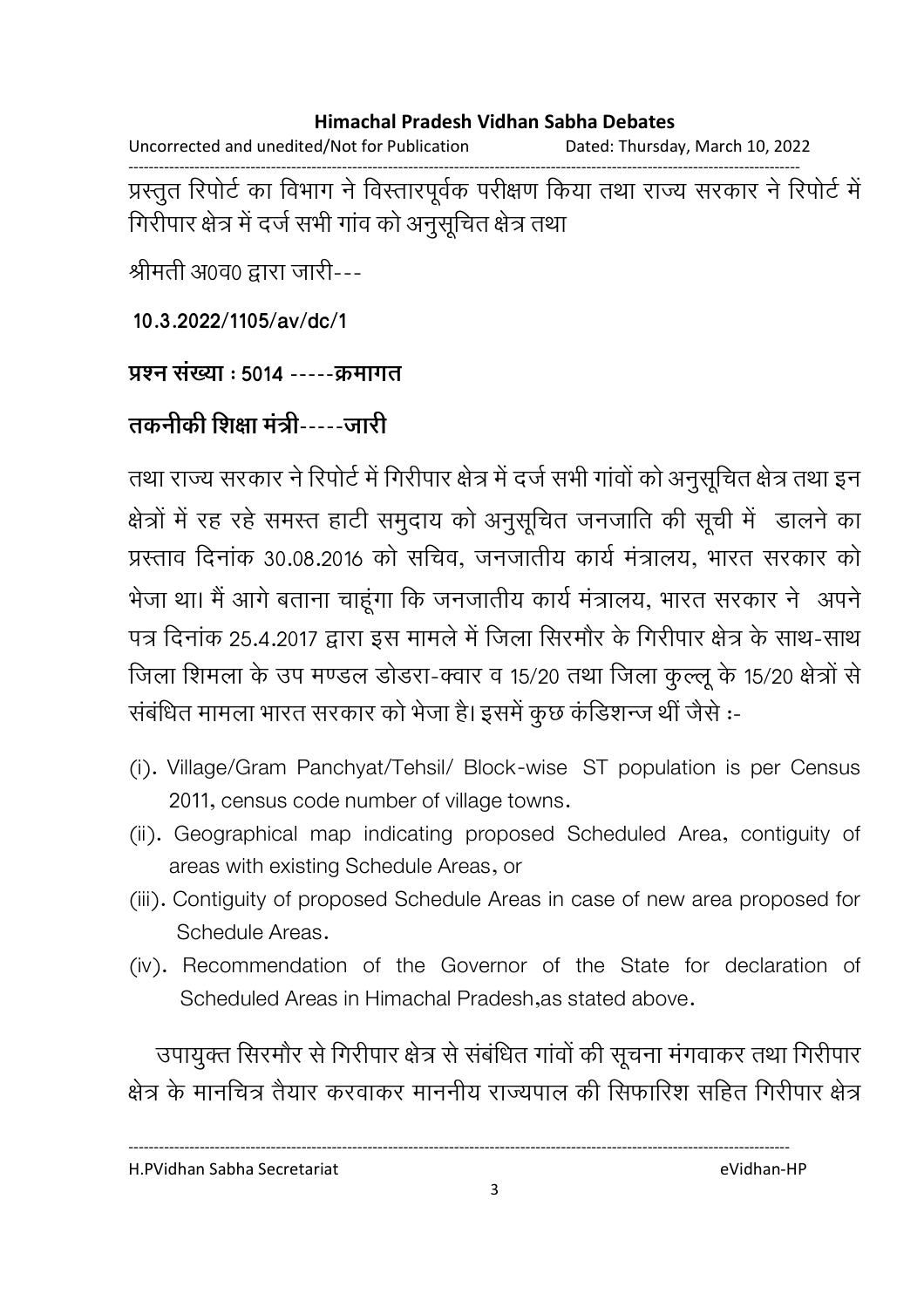प्रस्तुत रिपोर्ट का विभाग ने विस्तारपूर्वक परीक्षण किया तथा राज्य सरकार ने रिपोर्ट में गिरीपार क्षेत्र में दर्ज सभी गांव को अनुसूचित क्षेत्र तथा

श्रीमती अ0व0 द्वारा जारी---

**10.3.2022/1105/av/dc/1**

**प्रश्न संख्या : 5014 -----क्रमागत**

**तकनीकी शिक्षा मंत्री-----जारी**

तथा राज्य सरकार ने रिपोर्ट में गिरीपार क्षेत्र में दर्ज सभी गांवों को अनुसूचित क्षेत्र तथा इन क्षेत्रों में रह रहे समस्त हाटी समुदाय को अनुसूचित जनजाति की सूची में डालने का प्रस्ताव दिनांक 30.08.2016 को सचिव, जनजातीय कार्य मंत्रालय, भारत सरकार को भेजा था। मैं आगे बताना चाहूंगा कि जनजातीय कार्य मंत्रालय, भारत सरकार ने अपने पत्र दिनांक 25.4.2017 द्वारा इस मामले में जिला सिरमौर के गिरीपार क्षेत्र के साथ-साथ जिला शिमला के उप मण्डल डोडरा-क्वार व 15/20 तथा जिला कुल्लू के 15/20 क्षेत्रों से संबंधित मामला भारत सरकार को भेजा है। इसमें कुछ कंडिशन्ज थीं जैसे :-

(i). Village/Gram Panchyat/Tehsil/ Block-wise ST population is per Census 2011, census code number of village towns.

(ii). Geographical map indicating proposed Scheduled Area, contiguity of areas with existing Schedule Areas, or

(iii). Contiguity of proposed Schedule Areas in case of new area proposed for Schedule Areas.

(iv). Recommendation of the Governor of the State for declaration of Scheduled Areas in Himachal Pradesh,as stated above.

उपायुक्त सिरमौर से गिरीपार क्षेत्र से संबंधित गांवों की सूचना मंगवाकर तथा गिरीपार क्षेत्र के मानचित्र तैयार करवाकर माननीय राज्यपाल की सिफारिश सहित गिरीपार क्षेत्र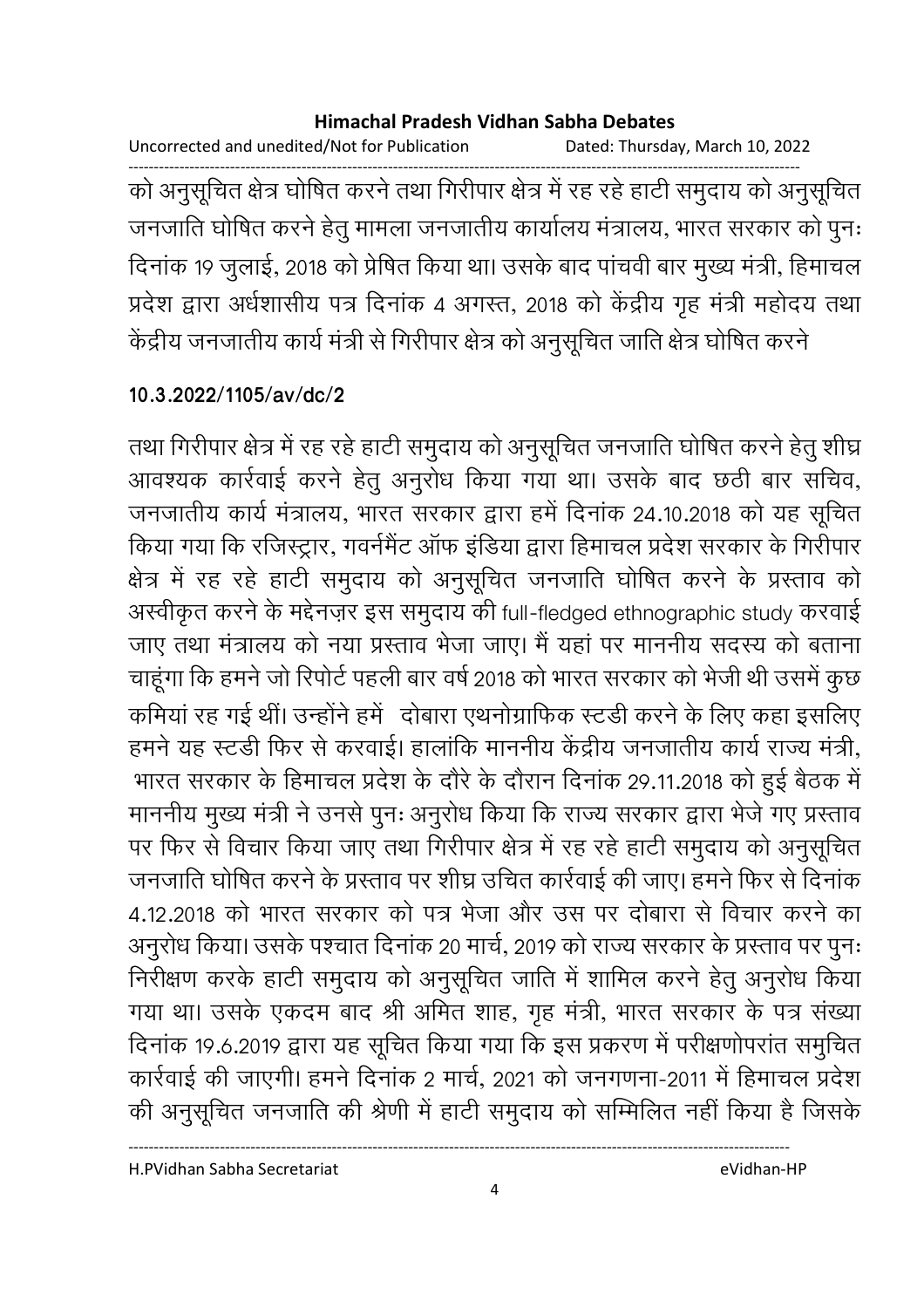को अनुसूचित क्षेत्र घोषित करने तथा गिरीपार क्षेत्र में रह रहे हाटी समुदाय को अनुसूचित जनजाति घोषित करने हेतु मामला जनजातीय कार्यालय मंत्रालय, भारत सरकार को पुनः दिनांक 19 जुलाई, 2018 को प्रेषित किया था। उसके बाद पांचवी बार मुख्य मंत्री, हिमाचल प्रदेश द्वारा अर्धशासीय पत्र दिनांक 4 अगस्त, 2018 को केंद्रीय गृह मंत्री महोदय तथा केंद्रीय जनजातीय कार्य मंत्री से गिरीपार क्षेत्र को अनुसूचित जाति क्षेत्र घोषित करने

**10.3.2022/1105/av/dc/2**

तथा गिरीपार क्षेत्र में रह रहे हाटी समुदाय को अनुसूचित जनजाति घोषित करने हेतु शीघ्र आवश्यक कार्रवाई करने हेतु अनुरोध किया गया था। उसके बाद छठी बार सचिव, जनजातीय कार्य मंत्रालय, भारत सरकार द्वारा हमें दिनांक 24.10.2018 को यह सूचित किया गया कि रजिस्ट्रार, गवर्नमैंट ऑफ इंडिया द्वारा हिमाचल प्रदेश सरकार के गिरीपार क्षेत्र में रह रहे हाटी समुदाय को अनुसूचित जनजाति घोषित करने के प्रस्ताव को अस्वीकृत करने के मद्देनज़र इस समुदाय की full-fledged ethnographic study करवाई जाए तथा मंत्रालय को नया प्रस्ताव भेजा जाए। मैं यहां पर माननीय सदस्य को बताना चाहूंगा कि हमने जो रिपोर्ट पहली बार वर्ष 2018 को भारत सरकार को भेजी थी उसमें कुछ कमियां रह गई थीं। उन्होंने हमें दोबारा एथनोग्राफिक स्टडी करने के लिए कहा इसलिए हमने यह स्टडी फिर से करवाई। हालांकि माननीय केंद्रीय जनजातीय कार्य राज्य मंत्री, भारत सरकार के हिमाचल प्रदेश के दौरे के दौरान दिनांक 29.11.2018 को हुई बैठक में माननीय मुख्य मंत्री ने उनसे पुनः अनुरोध किया कि राज्य सरकार द्वारा भेजे गए प्रस्ताव पर फिर से विचार किया जाए तथा गिरीपार क्षेत्र में रह रहे हाटी समुदाय को अनुसूचित जनजाति घोषित करने के प्रस्ताव पर शीघ्र उचित कार्रवाई की जाए। हमने फिर से दिनांक 4.12.2018 को भारत सरकार को पत्र भेजा और उस पर दोबारा से विचार करने का अनुरोध किया। उसके पश्चात दिनांक 20 मार्च, 2019 को राज्य सरकार के प्रस्ताव पर पुनः निरीक्षण करके हाटी समुदाय को अनुसूचित जाति में शामिल करने हेतु अनुरोध किया गया था। उसके एकदम बाद श्री अमित शाह, गृह मंत्री, भारत सरकार के पत्र संख्या दिनांक 19.6.2019 द्वारा यह सूचित किया गया कि इस प्रकरण में परीक्षणोपरांत समुचित कार्रवाई की जाएगी। हमने दिनांक 2 मार्च, 2021 को जनगणना-2011 में हिमाचल प्रदेश की अनुसूचित जनजाति की श्रेणी में हाटी समुदाय को सम्मिलित नहीं किया है जिसके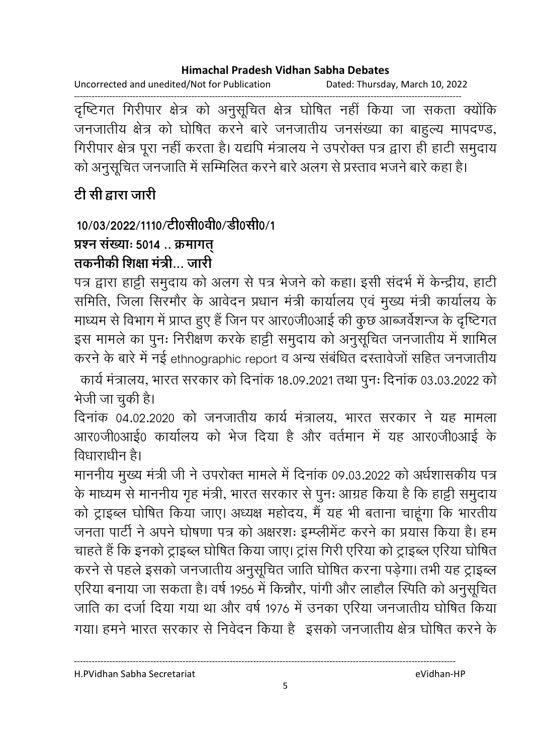दृष्टिगत गिरीपार क्षेत्र को अनुसूचित क्षेत्र घोषित नहीं किया जा सकता क्योंकि जनजातीय क्षेत्र को घोषित करने बारे जनजातीय जनसंख्या का बाहुल्य मापदण्ड, गिरीपार क्षेत्र पूरा नहीं करता है। यद्यपि मंत्रालय ने उपरोक्त पत्र द्वारा ही हाटी समुदाय को अनुसूचित जनजाति में सम्मिलित करने बारे अलग से प्रस्ताव भजने बारे कहा है।

**टी सी द्वारा जारी**

**10/03/2022/1110/टी0सी0वी0/डी0सी0/1**

**प्रश्न संख्याः 5014 .. क्रमागत्**

**तकनीकी शिक्षा मंत्री... जारी**

पत्र द्वारा हाट्टी समुदाय को अलग से पत्र भेजने को कहा। इसी संदर्भ में केन्द्रीय, हाटी समिति, जिला सिरमौर के आवेदन प्रधान मंत्री कार्यालय एवं मुख्य मंत्री कार्यालय के माध्यम से विभाग में प्राप्त हुए हैं जिन पर आर0जी0आई की कुछ आब्जर्वेशन्ज के दृष्टिगत इस मामले का पुनः निरीक्षण करके हाट्टी समुदाय को अनुसूचित जनजातीय में शामिल करने के बारे में नई ethnographic report व अन्य संबंधित दस्तावेजों सहित जनजातीय कार्य मंत्रालय, भारत सरकार को दिनांक 18.09.2021 तथा पुनः दिनांक 03.03.2022 को भेजी जा चुकी है।

दिनांक 04.02.2020 को जनजातीय कार्य मंत्रालय, भारत सरकार ने यह मामला आर0जी0आई0 कार्यालय को भेज दिया है और वर्तमान में यह आर0जी0आई के विधाराधीन है।

माननीय मुख्य मंत्री जी ने उपरोक्त मामले में दिनांक 09.03.2022 को अर्धशासकीय पत्र के माध्यम से माननीय गृह मंत्री, भारत सरकार से पुनः आग्रह किया है कि हाट्टी समुदाय को ट्राइब्ल घोषित किया जाए। अध्यक्ष महोदय, मैं यह भी बताना चाहूंगा कि भारतीय जनता पार्टी ने अपने घोषणा पत्र को अक्षरशः इम्प्लीमेंट करने का प्रयास किया है। हम चाहते हैं कि इनको ट्राइब्ल घोषित किया जाए। ट्रांस गिरी एरिया को ट्राइब्ल एरिया घोषित करने से पहले इसको जनजातीय अनुसूचित जाति घोषित करना पड़ेगा। तभी यह ट्राइब्ल एरिया बनाया जा सकता है। वर्ष 1956 में किन्नौर, पांगी और लाहौल स्पिति को अनुसूचित जाति का दर्जा दिया गया था और वर्ष 1976 में उनका एरिया जनजातीय घोषित किया गया। हमने भारत सरकार से निवेदन किया है इसको जनजातीय क्षेत्र घोषित करने के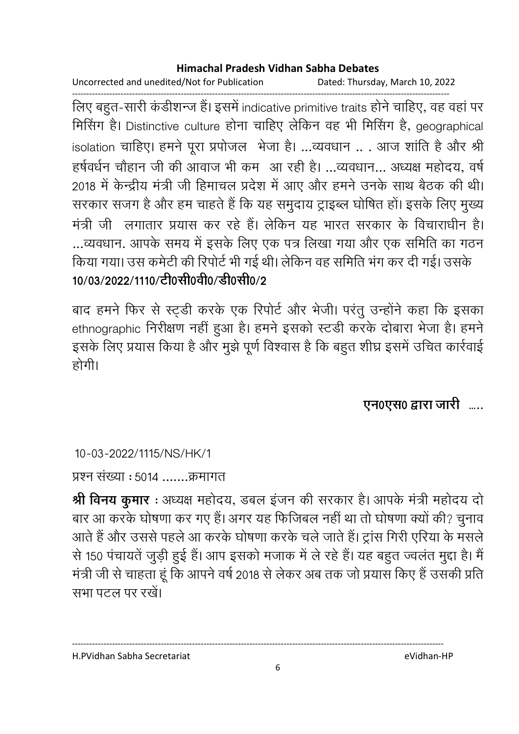लिए बहुत-सारी कंडीशन्ज हैं। इसमें indicative primitive traits होने चाहिए, वह वहां पर मिसिंग है। Distinctive culture होना चाहिए लेकिन वह भी मिसिंग है, geographical isolation चाहिए। हमने पूरा प्रपोजल भेजा है। ...व्यवधान .. . आज शांति है और श्री हर्षवर्धन चौहान जी की आवाज भी कम आ रही है। ...व्यवधान... अध्यक्ष महोदय, वर्ष 2018 में केन्द्रीय मंत्री जी हिमाचल प्रदेश में आए और हमने उनके साथ बैठक की थी। सरकार सजग है और हम चाहते हैं कि यह समुदाय ट्राइब्ल घोषित हों। इसके लिए मुख्य मंत्री जी लगातार प्रयास कर रहे हैं। लेकिन यह भारत सरकार के विचाराधीन है। ...व्यवधान. आपके समय में इसके लिए एक पत्र लिखा गया और एक समिति का गठन किया गया। उस कमेटी की रिपोर्ट भी गई थी। लेकिन वह समिति भंग कर दी गई। उसके

**10/03/2022/1110/टी0सी0वी0/डी0सी0/2**

बाद हमने फिर से स्ट्डी करके एक रिपोर्ट और भेजी। परंतु उन्होंने कहा कि इसका ethnographic निरीक्षण नहीं हुआ है। हमने इसको स्टडी करके दोबारा भेजा है। हमने इसके लिए प्रयास किया है और मुझे पूर्ण विश्वास है कि बहुत शीघ्र इसमें उचित कार्रवाई होगी।

**एन0एस0 द्वारा जारी** .....

10-03-2022/1115/NS/HK/1

प्रश्न संख्या : 5014 .......क्रमागत

**श्री विनय कुमार** : अध्यक्ष महोदय, डबल इंजन की सरकार है। आपके मंत्री महोदय दो बार आ करके घोषणा कर गए हैं। अगर यह फिजिबल नहीं था तो घोषणा क्यों की? चुनाव आते हैं और उससे पहले आ करके घोषणा करके चले जाते हैं। ट्रांस गिरी एरिया के मसले से 150 पंचायतें जुड़ी हुई हैं। आप इसको मजाक में ले रहे हैं। यह बहुत ज्वलंत मुद्दा है। मैं मंत्री जी से चाहता हूं कि आपने वर्ष 2018 से लेकर अब तक जो प्रयास किए हैं उसकी प्रति सभा पटल पर रखें।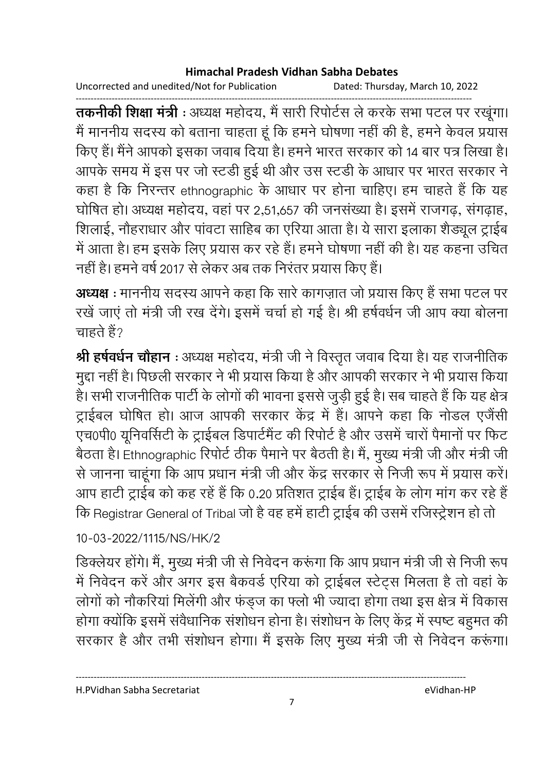**तकनीकी शिक्षा मंत्री** : अध्यक्ष महोदय, मैं सारी रिपोर्टस ले करके सभा पटल पर रखूंगा। मैं माननीय सदस्य को बताना चाहता हूं कि हमने घोषणा नहीं की है, हमने केवल प्रयास किए हैं। मैंने आपको इसका जवाब दिया है। हमने भारत सरकार को 14 बार पत्र लिखा है। आपके समय में इस पर जो स्टडी हुई थी और उस स्टडी के आधार पर भारत सरकार ने कहा है कि निरन्तर ethnographic के आधार पर होना चाहिए। हम चाहते हैं कि यह घोषित हो। अध्यक्ष महोदय, वहां पर 2,51,657 की जनसंख्या है। इसमें राजगढ़, संगढ़ाह, शिलाई, नौहराधार और पांवटा साहिब का एरिया आता है। ये सारा इलाका शैड्यूल ट्राईब में आता है। हम इसके लिए प्रयास कर रहे हैं। हमने घोषणा नहीं की है। यह कहना उचित नहीं है। हमने वर्ष 2017 से लेकर अब तक निरंतर प्रयास किए हैं।

**अध्यक्ष** : माननीय सदस्य आपने कहा कि सारे कागज़ात जो प्रयास किए हैं सभा पटल पर रखें जाएं तो मंत्री जी रख देंगे। इसमें चर्चा हो गई है। श्री हर्षवर्धन जी आप क्या बोलना चाहते हैं?

**श्री हर्षवर्धन चौहान** : अध्यक्ष महोदय, मंत्री जी ने विस्तृत जवाब दिया है। यह राजनीतिक मुद्दा नहीं है। पिछली सरकार ने भी प्रयास किया है और आपकी सरकार ने भी प्रयास किया है। सभी राजनीतिक पार्टी के लोगों की भावना इससे जुड़ी हुई है। सब चाहते हैं कि यह क्षेत्र ट्राईबल घोषित हो। आज आपकी सरकार केंद्र में हैं। आपने कहा कि नोडल एजेंसी एच0पी0 यूनिवर्सिटी के ट्राईबल डिपार्टमैंट की रिपोर्ट है और उसमें चारों पैमानों पर फिट बैठता है। Ethnographic रिपोर्ट ठीक पैमाने पर बैठती है। मैं, मुख्य मंत्री जी और मंत्री जी से जानना चाहूंगा कि आप प्रधान मंत्री जी और केंद्र सरकार से निजी रूप में प्रयास करें। आप हाटी ट्राईब को कह रहें हैं कि 0.20 प्रतिशत ट्राईब हैं। ट्राईब के लोग मांग कर रहे हैं कि Registrar General of Tribal जो है वह हमें हाटी ट्राईब की उसमें रजिस्ट्रेशन हो तो

10-03-2022/1115/NS/HK/2

डिक्लेयर होंगे। मैं, मुख्य मंत्री जी से निवेदन करूंगा कि आप प्रधान मंत्री जी से निजी रूप में निवेदन करें और अगर इस बैकवर्ड एरिया को ट्राईबल स्टेट्स मिलता है तो वहां के लोगों को नौकरियां मिलेंगी और फंड्ज का फ्लो भी ज्यादा होगा तथा इस क्षेत्र में विकास होगा क्योंकि इसमें संवैधानिक संशोधन होना है। संशोधन के लिए केंद्र में स्पष्ट बहुमत की सरकार है और तभी संशोधन होगा। मैं इसके लिए मुख्य मंत्री जी से निवेदन करूंगा।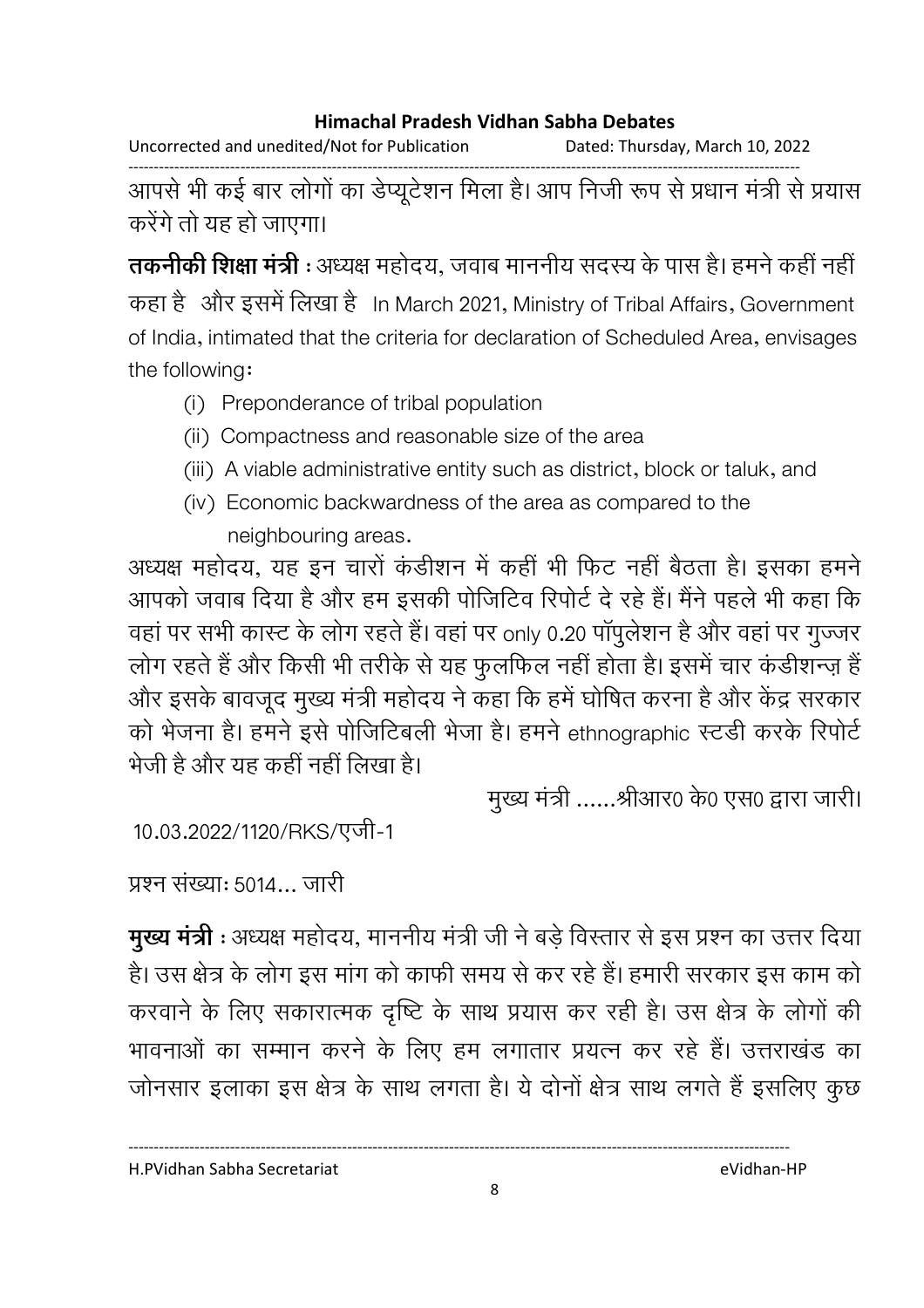आपसे भी कई बार लोगों का डेप्यूटेशन मिला है। आप निजी रूप से प्रधान मंत्री से प्रयास करेंगे तो यह हो जाएगा।

**तकनीकी शिक्षा मंत्री** : अध्यक्ष महोदय, जवाब माननीय सदस्य के पास है। हमने कहीं नहीं कहा है और इसमें लिखा है In March 2021, Ministry of Tribal Affairs, Government of India, intimated that the criteria for declaration of Scheduled Area, envisages the following:

(i) Preponderance of tribal population
(ii) Compactness and reasonable size of the area
(iii) A viable administrative entity such as district, block or taluk, and
(iv) Economic backwardness of the area as compared to the neighbouring areas.

अध्यक्ष महोदय, यह इन चारों कंडीशन में कहीं भी फिट नहीं बैठता है। इसका हमने आपको जवाब दिया है और हम इसकी पोजिटिव रिपोर्ट दे रहे हैं। मैंने पहले भी कहा कि वहां पर सभी कास्ट के लोग रहते हैं। वहां पर only 0.20 पॉपुलेशन है और वहां पर गुज्जर लोग रहते हैं और किसी भी तरीके से यह फुलफिल नहीं होता है। इसमें चार कंडीशन्ज़ हैं और इसके बावजूद मुख्य मंत्री महोदय ने कहा कि हमें घोषित करना है और केंद्र सरकार को भेजना है। हमने इसे पोजिटिबली भेजा है। हमने ethnographic स्टडी करके रिपोर्ट भेजी है और यह कहीं नहीं लिखा है।

मुख्य मंत्री ......श्रीआर0 के0 एस0 द्वारा जारी।

10.03.2022/1120/RKS/एजी-1

प्रश्न संख्याः 5014... जारी

**मुख्य मंत्री** : अध्यक्ष महोदय, माननीय मंत्री जी ने बड़े विस्तार से इस प्रश्न का उत्तर दिया है। उस क्षेत्र के लोग इस मांग को काफी समय से कर रहे हैं। हमारी सरकार इस काम को करवाने के लिए सकारात्मक दृष्टि के साथ प्रयास कर रही है। उस क्षेत्र के लोगों की भावनाओं का सम्मान करने के लिए हम लगातार प्रयत्न कर रहे हैं। उत्तराखंड का जोनसार इलाका इस क्षेत्र के साथ लगता है। ये दोनों क्षेत्र साथ लगते हैं इसलिए कुछ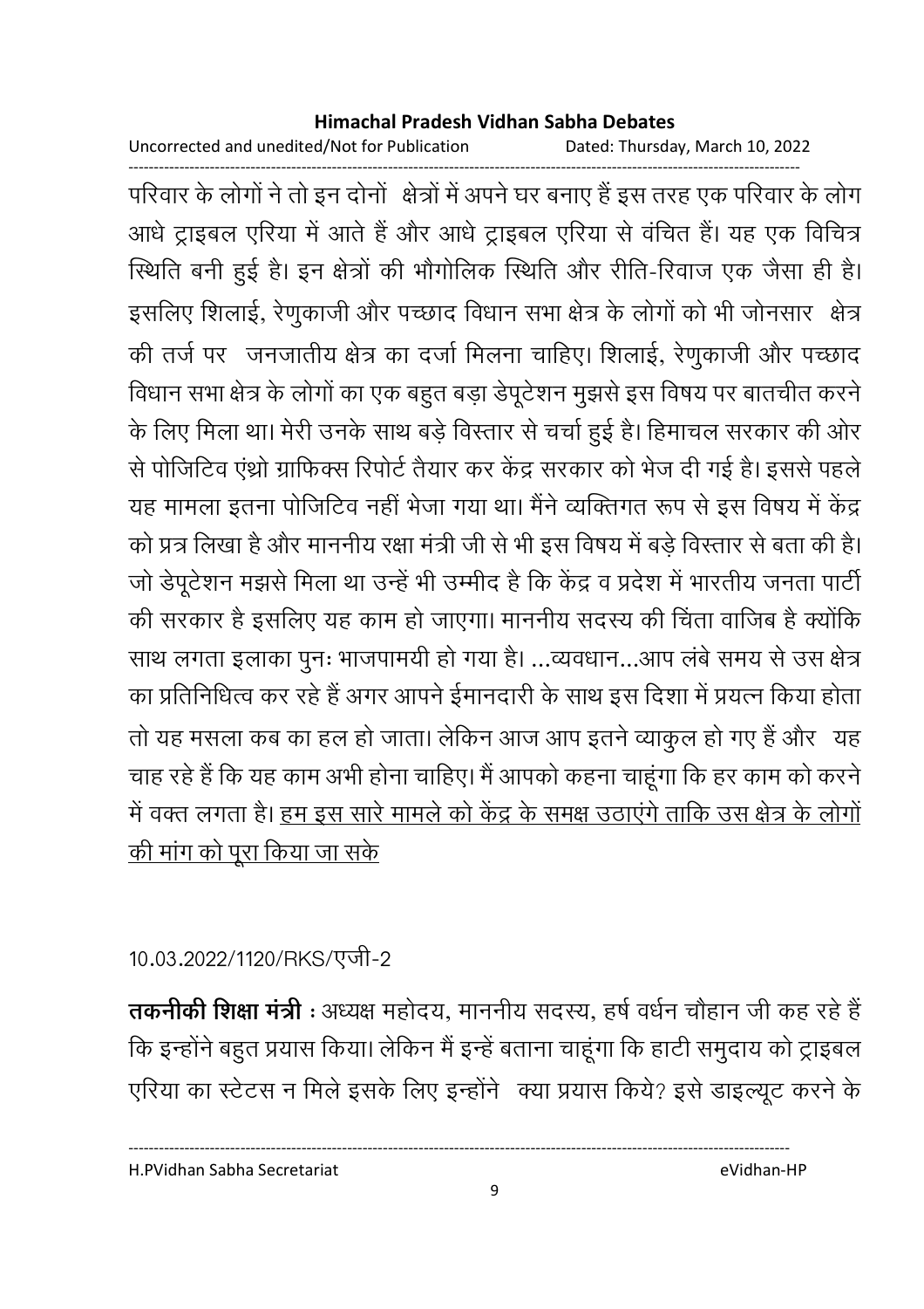परिवार के लोगों ने तो इन दोनों क्षेत्रों में अपने घर बनाए हैं इस तरह एक परिवार के लोग आधे ट्राइबल एरिया में आते हैं और आधे ट्राइबल एरिया से वंचित हैं। यह एक विचित्र स्थिति बनी हुई है। इन क्षेत्रों की भौगोलिक स्थिति और रीति-रिवाज एक जैसा ही है। इसलिए शिलाई, रेणुकाजी और पच्छाद विधान सभा क्षेत्र के लोगों को भी जोनसार क्षेत्र की तर्ज पर जनजातीय क्षेत्र का दर्जा मिलना चाहिए। शिलाई, रेणुकाजी और पच्छाद विधान सभा क्षेत्र के लोगों का एक बहुत बड़ा डेपूटेशन मुझसे इस विषय पर बातचीत करने के लिए मिला था। मेरी उनके साथ बड़े विस्तार से चर्चा हुई है। हिमाचल सरकार की ओर से पोजिटिव एंथ्रो ग्राफिक्स रिपोर्ट तैयार कर केंद्र सरकार को भेज दी गई है। इससे पहले यह मामला इतना पोजिटिव नहीं भेजा गया था। मैंने व्यक्तिगत रूप से इस विषय में केंद्र को प्रत्र लिखा है और माननीय रक्षा मंत्री जी से भी इस विषय में बड़े विस्तार से बता की है। जो डेपूटेशन मझसे मिला था उन्हें भी उम्मीद है कि केंद्र व प्रदेश में भारतीय जनता पार्टी की सरकार है इसलिए यह काम हो जाएगा। माननीय सदस्य की चिंता वाजिब है क्योंकि साथ लगता इलाका पुनः भाजपामयी हो गया है। ...व्यवधान...आप लंबे समय से उस क्षेत्र का प्रतिनिधित्व कर रहे हैं अगर आपने ईमानदारी के साथ इस दिशा में प्रयत्न किया होता तो यह मसला कब का हल हो जाता। लेकिन आज आप इतने व्याकुल हो गए हैं और यह चाह रहे हैं कि यह काम अभी होना चाहिए। मैं आपको कहना चाहूंगा कि हर काम को करने में वक्त लगता है। <u>हम इस सारे मामले को केंद्र के समक्ष उठाएंगे ताकि उस क्षेत्र के लोगों की मांग को पूरा किया जा सके</u>

10.03.2022/1120/RKS/एजी-2

**तकनीकी शिक्षा मंत्री** : अध्यक्ष महोदय, माननीय सदस्य, हर्ष वर्धन चौहान जी कह रहे हैं कि इन्होंने बहुत प्रयास किया। लेकिन मैं इन्हें बताना चाहूंगा कि हाटी समुदाय को ट्राइबल एरिया का स्टेटस न मिले इसके लिए इन्होंने क्या प्रयास किये? इसे डाइल्यूट करने के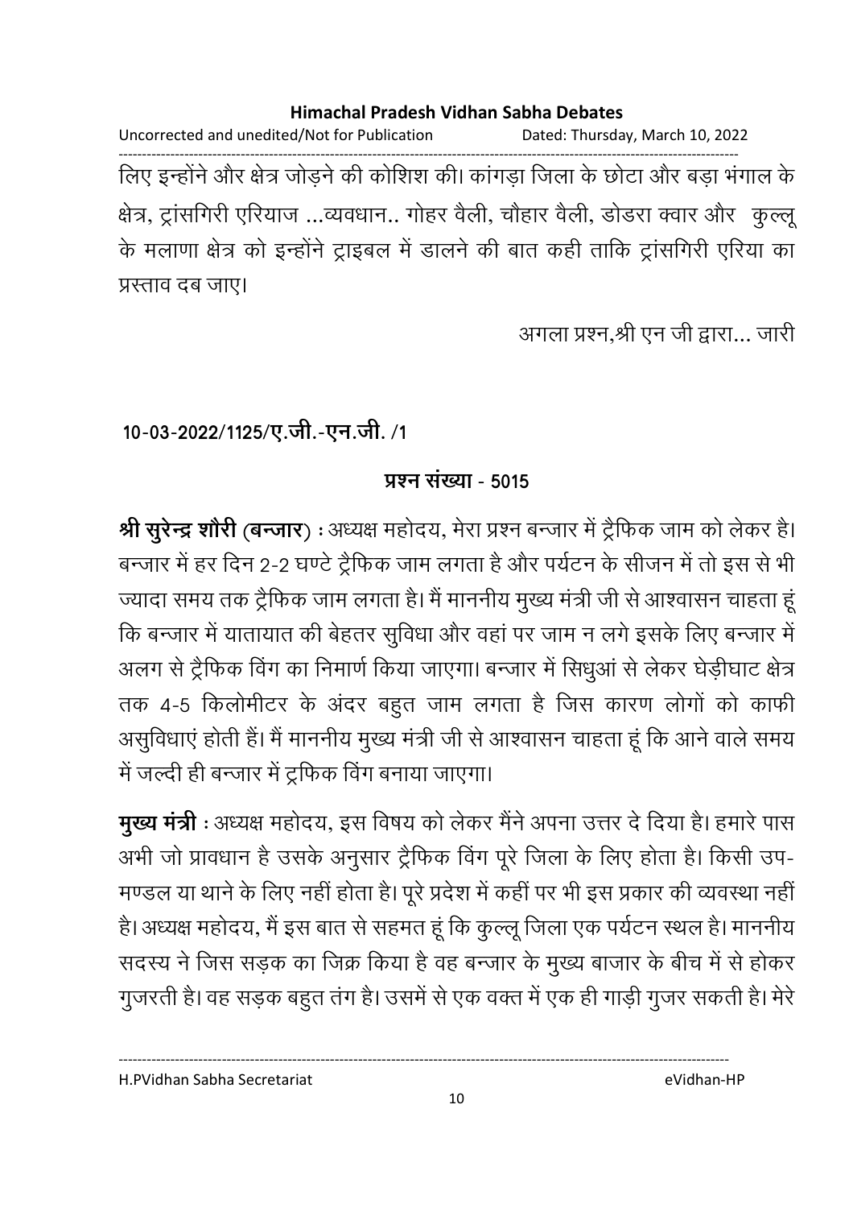लिए इन्होंने और क्षेत्र जोड़ने की कोशिश की। कांगड़ा जिला के छोटा और बड़ा भंगाल के क्षेत्र, ट्रांसगिरी एरियाज ...व्यवधान.. गोहर वैली, चौहार वैली, डोडरा क्वार और कुल्लू के मलाणा क्षेत्र को इन्होंने ट्राइबल में डालने की बात कही ताकि ट्रांसगिरी एरिया का प्रस्ताव दब जाए।

अगला प्रश्न,श्री एन जी द्वारा... जारी

**10-03-2022/1125/ए.जी.-एन.जी. /1**

**प्रश्न संख्या - 5015**

**श्री सुरेन्द्र शौरी (बन्जार)** : अध्यक्ष महोदय, मेरा प्रश्न बन्जार में ट्रैफिक जाम को लेकर है। बन्जार में हर दिन 2-2 घण्टे ट्रैफिक जाम लगता है और पर्यटन के सीजन में तो इस से भी ज्यादा समय तक ट्रैफिक जाम लगता है। मैं माननीय मुख्य मंत्री जी से आश्वासन चाहता हूं कि बन्जार में यातायात की बेहतर सुविधा और वहां पर जाम न लगे इसके लिए बन्जार में अलग से ट्रैफिक विंग का निमार्ण किया जाएगा। बन्जार में सिधुआं से लेकर घेड़ीघाट क्षेत्र तक 4-5 किलोमीटर के अंदर बहुत जाम लगता है जिस कारण लोगों को काफी असुविधाएं होती हैं। मैं माननीय मुख्य मंत्री जी से आश्वासन चाहता हूं कि आने वाले समय में जल्दी ही बन्जार में ट्रफिक विंग बनाया जाएगा।

**मुख्य मंत्री** : अध्यक्ष महोदय, इस विषय को लेकर मैंने अपना उत्तर दे दिया है। हमारे पास अभी जो प्रावधान है उसके अनुसार ट्रैफिक विंग पूरे जिला के लिए होता है। किसी उप-मण्डल या थाने के लिए नहीं होता है। पूरे प्रदेश में कहीं पर भी इस प्रकार की व्यवस्था नहीं है। अध्यक्ष महोदय, मैं इस बात से सहमत हूं कि कुल्लू जिला एक पर्यटन स्थल है। माननीय सदस्य ने जिस सड़क का जिक्र किया है वह बन्जार के मुख्य बाजार के बीच में से होकर गुजरती है। वह सड़क बहुत तंग है। उसमें से एक वक्त में एक ही गाड़ी गुजर सकती है। मेरे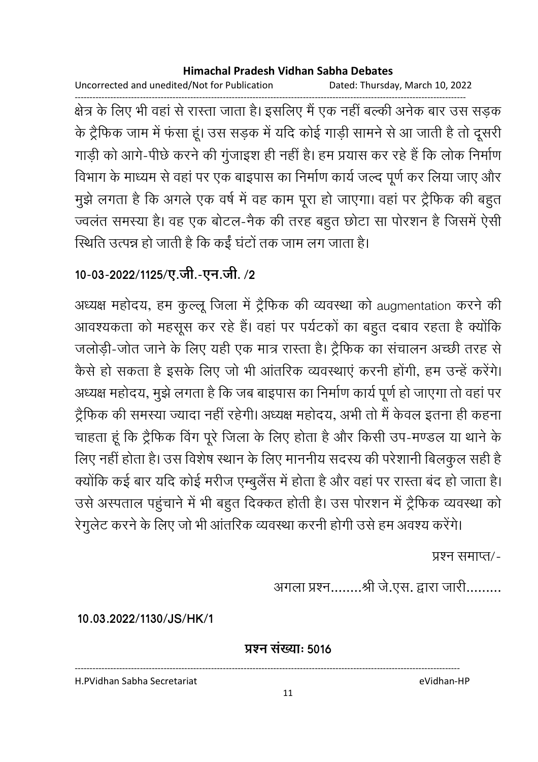क्षेत्र के लिए भी वहां से रास्ता जाता है। इसलिए मैं एक नहीं बल्की अनेक बार उस सड़क के ट्रैफिक जाम में फंसा हूं। उस सड़क में यदि कोई गाड़ी सामने से आ जाती है तो दूसरी गाड़ी को आगे-पीछे करने की गुंजाइश ही नहीं है। हम प्रयास कर रहे हैं कि लोक निर्माण विभाग के माध्यम से वहां पर एक बाइपास का निर्माण कार्य जल्द पूर्ण कर लिया जाए और मुझे लगता है कि अगले एक वर्ष में वह काम पूरा हो जाएगा। वहां पर ट्रैफिक की बहुत ज्वलंत समस्या है। वह एक बोटल-नैक की तरह बहुत छोटा सा पोरशन है जिसमें ऐसी स्थिति उत्पन्न हो जाती है कि कई घंटों तक जाम लग जाता है।

**10-03-2022/1125/ए.जी.-एन.जी. /2**

अध्यक्ष महोदय, हम कुल्लू जिला में ट्रैफिक की व्यवस्था को augmentation करने की आवश्यकता को महसूस कर रहे हैं। वहां पर पर्यटकों का बहुत दबाव रहता है क्योंकि जलोड़ी-जोत जाने के लिए यही एक मात्र रास्ता है। ट्रैफिक का संचालन अच्छी तरह से कैसे हो सकता है इसके लिए जो भी आंतरिक व्यवस्थाएं करनी होंगी, हम उन्हें करेंगे। अध्यक्ष महोदय, मुझे लगता है कि जब बाइपास का निर्माण कार्य पूर्ण हो जाएगा तो वहां पर ट्रैफिक की समस्या ज्यादा नहीं रहेगी। अध्यक्ष महोदय, अभी तो मैं केवल इतना ही कहना चाहता हूं कि ट्रैफिक विंग पूरे जिला के लिए होता है और किसी उप-मण्डल या थाने के लिए नहीं होता है। उस विशेष स्थान के लिए माननीय सदस्य की परेशानी बिलकुल सही है क्योंकि कई बार यदि कोई मरीज एम्बुलैंस में होता है और वहां पर रास्ता बंद हो जाता है। उसे अस्पताल पहुंचाने में भी बहुत दिक्कत होती है। उस पोरशन में ट्रैफिक व्यवस्था को रेगुलेट करने के लिए जो भी आंतरिक व्यवस्था करनी होगी उसे हम अवश्य करेंगे।

प्रश्न समाप्त/-

अगला प्रश्न........श्री जे.एस. द्वारा जारी.........

**10.03.2022/1130/JS/HK/1**

**प्रश्न संख्याः 5016**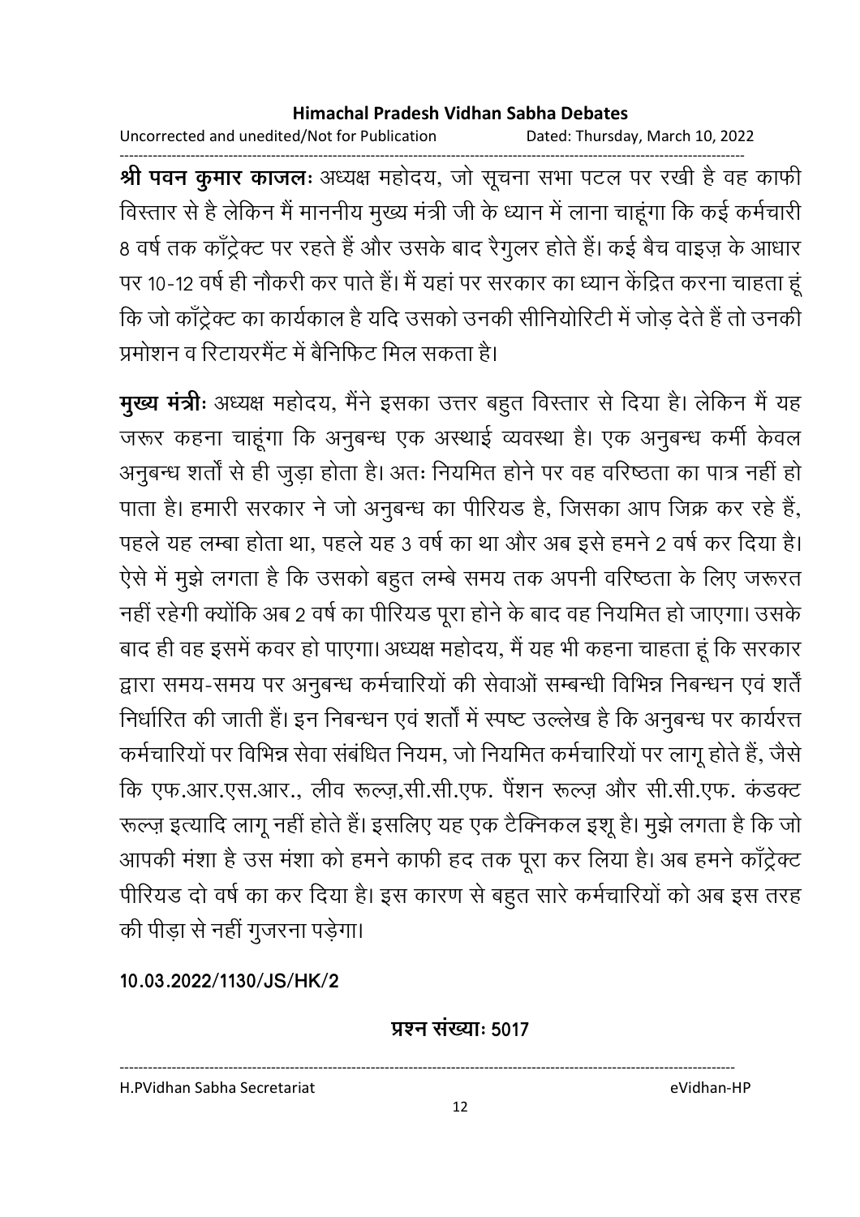**श्री पवन कुमार काजलः** अध्यक्ष महोदय, जो सूचना सभा पटल पर रखी है वह काफी विस्तार से है लेकिन मैं माननीय मुख्य मंत्री जी के ध्यान में लाना चाहूंगा कि कई कर्मचारी 8 वर्ष तक कॉंट्रेक्ट पर रहते हैं और उसके बाद रैगुलर होते हैं। कई बैच वाइज़ के आधार पर 10-12 वर्ष ही नौकरी कर पाते हैं। मैं यहां पर सरकार का ध्यान केंद्रित करना चाहता हूं कि जो कॉंट्रेक्ट का कार्यकाल है यदि उसको उनकी सीनियोरिटी में जोड़ देते हैं तो उनकी प्रमोशन व रिटायरमैंट में बैनिफिट मिल सकता है।

**मुख्य मंत्रीः** अध्यक्ष महोदय, मैंने इसका उत्तर बहुत विस्तार से दिया है। लेकिन मैं यह जरूर कहना चाहूंगा कि अनुबन्ध एक अस्थाई व्यवस्था है। एक अनुबन्ध कर्मी केवल अनुबन्ध शर्तों से ही जुड़ा होता है। अतः नियमित होने पर वह वरिष्ठता का पात्र नहीं हो पाता है। हमारी सरकार ने जो अनुबन्ध का पीरियड है, जिसका आप जिक्र कर रहे हैं, पहले यह लम्बा होता था, पहले यह 3 वर्ष का था और अब इसे हमने 2 वर्ष कर दिया है। ऐसे में मुझे लगता है कि उसको बहुत लम्बे समय तक अपनी वरिष्ठता के लिए जरूरत नहीं रहेगी क्योंकि अब 2 वर्ष का पीरियड पूरा होने के बाद वह नियमित हो जाएगा। उसके बाद ही वह इसमें कवर हो पाएगा। अध्यक्ष महोदय, मैं यह भी कहना चाहता हूं कि सरकार द्वारा समय-समय पर अनुबन्ध कर्मचारियों की सेवाओं सम्बन्धी विभिन्न निबन्धन एवं शर्तें निर्धारित की जाती हैं। इन निबन्धन एवं शर्तों में स्पष्ट उल्लेख है कि अनुबन्ध पर कार्यरत्त कर्मचारियों पर विभिन्न सेवा संबंधित नियम, जो नियमित कर्मचारियों पर लागू होते हैं, जैसे कि एफ.आर.एस.आर., लीव रूल्ज़,सी.सी.एफ. पैंशन रूल्ज़ और सी.सी.एफ. कंडक्ट रूल्ज़ इत्यादि लागू नहीं होते हैं। इसलिए यह एक टैक्निकल इशू है। मुझे लगता है कि जो आपकी मंशा है उस मंशा को हमने काफी हद तक पूरा कर लिया है। अब हमने कॉंट्रेक्ट पीरियड दो वर्ष का कर दिया है। इस कारण से बहुत सारे कर्मचारियों को अब इस तरह की पीड़ा से नहीं गुजरना पड़ेगा।

**10.03.2022/1130/JS/HK/2**

**प्रश्न संख्याः 5017**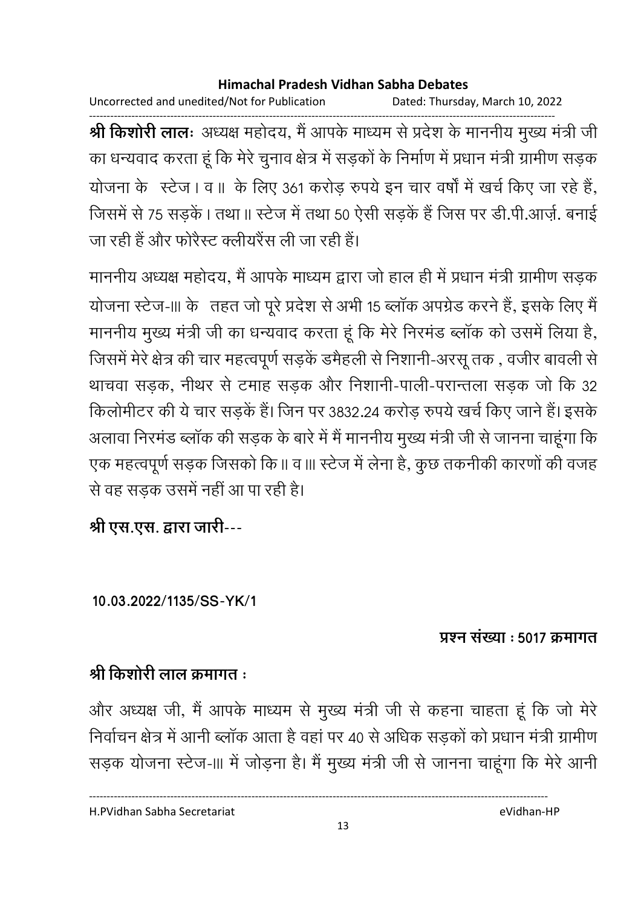**श्री किशोरी लालः** अध्यक्ष महोदय, मैं आपके माध्यम से प्रदेश के माननीय मुख्य मंत्री जी का धन्यवाद करता हूं कि मेरे चुनाव क्षेत्र में सड़कों के निर्माण में प्रधान मंत्री ग्रामीण सड़क योजना के स्टेज I व II के लिए 361 करोड़ रुपये इन चार वर्षों में खर्च किए जा रहे हैं, जिसमें से 75 सड़कें I तथा II स्टेज में तथा 50 ऐसी सड़कें हैं जिस पर डी.पी.आर्ज़. बनाई जा रही हैं और फोरैस्ट क्लीयरैंस ली जा रही हैं।

माननीय अध्यक्ष महोदय, मैं आपके माध्यम द्वारा जो हाल ही में प्रधान मंत्री ग्रामीण सड़क योजना स्टेज-III के तहत जो पूरे प्रदेश से अभी 15 ब्लॉक अपग्रेड करने हैं, इसके लिए मैं माननीय मुख्य मंत्री जी का धन्यवाद करता हूं कि मेरे निरमंड ब्लॉक को उसमें लिया है, जिसमें मेरे क्षेत्र की चार महत्वपूर्ण सड़कें डमैहली से निशानी-अरसू तक , वजीर बावली से थाचवा सड़क, नीथर से टमाह सड़क और निशानी-पाली-परान्तला सड़क जो कि 32 किलोमीटर की ये चार सड़कें हैं। जिन पर 3832.24 करोड़ रुपये खर्च किए जाने हैं। इसके अलावा निरमंड ब्लॉक की सड़क के बारे में मैं माननीय मुख्य मंत्री जी से जानना चाहूंगा कि एक महत्वपूर्ण सड़क जिसको कि II व III स्टेज में लेना है, कुछ तकनीकी कारणों की वजह से वह सड़क उसमें नहीं आ पा रही है।

**श्री एस.एस. द्वारा जारी**---

**10.03.2022/1135/SS-YK/1**

**प्रश्न संख्या : 5017 क्रमागत**

**श्री किशोरी लाल क्रमागत :**

और अध्यक्ष जी, मैं आपके माध्यम से मुख्य मंत्री जी से कहना चाहता हूं कि जो मेरे निर्वाचन क्षेत्र में आनी ब्लॉक आता है वहां पर 40 से अधिक सड़कों को प्रधान मंत्री ग्रामीण सड़क योजना स्टेज-III में जोड़ना है। मैं मुख्य मंत्री जी से जानना चाहूंगा कि मेरे आनी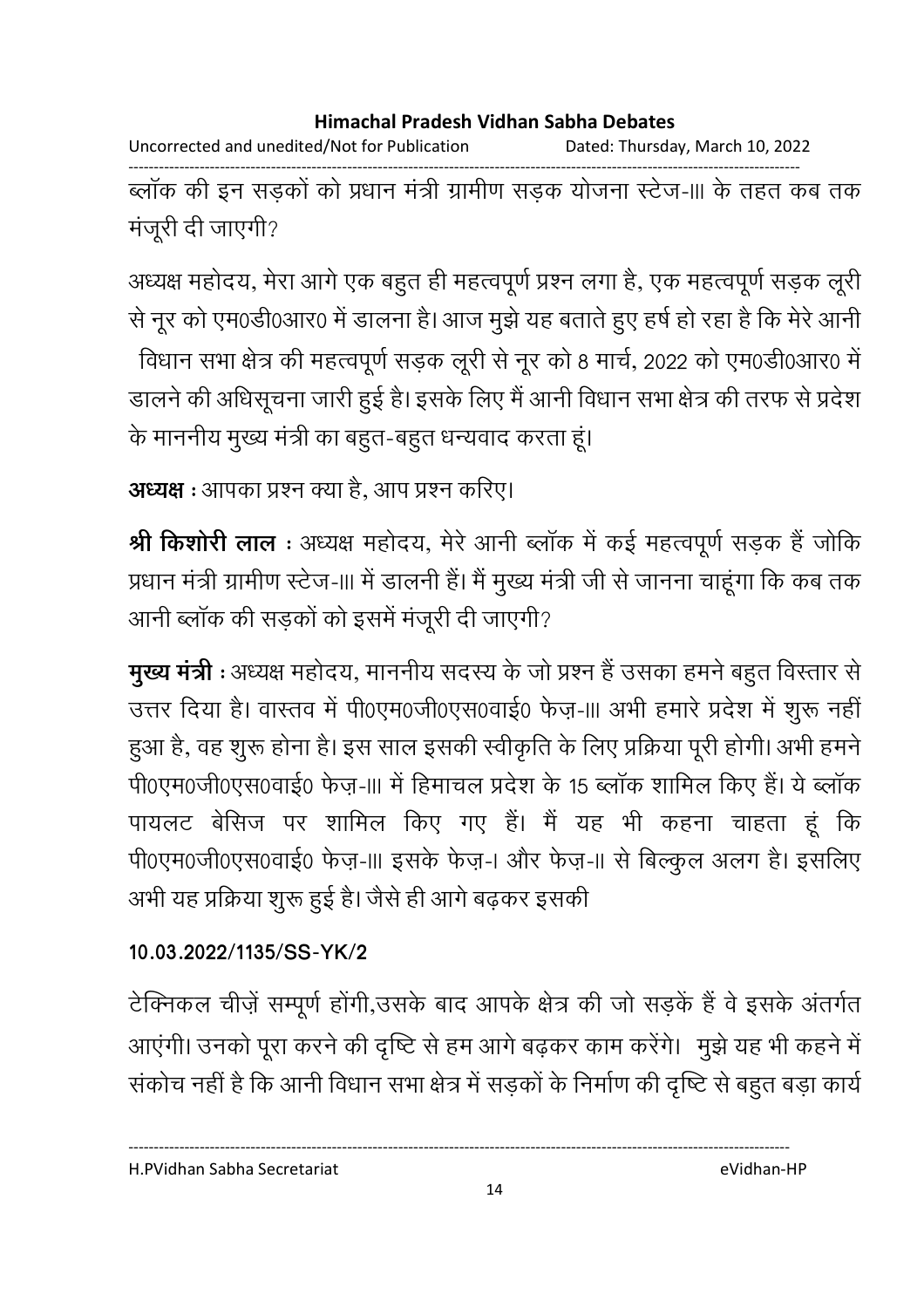ब्लॉक की इन सड़कों को प्रधान मंत्री ग्रामीण सड़क योजना स्टेज-III के तहत कब तक मंजूरी दी जाएगी?

अध्यक्ष महोदय, मेरा आगे एक बहुत ही महत्वपूर्ण प्रश्न लगा है, एक महत्वपूर्ण सड़क लूरी से नूर को एम0डी0आर0 में डालना है। आज मुझे यह बताते हुए हर्ष हो रहा है कि मेरे आनी विधान सभा क्षेत्र की महत्वपूर्ण सड़क लूरी से नूर को 8 मार्च, 2022 को एम0डी0आर0 में डालने की अधिसूचना जारी हुई है। इसके लिए मैं आनी विधान सभा क्षेत्र की तरफ से प्रदेश के माननीय मुख्य मंत्री का बहुत-बहुत धन्यवाद करता हूं।

**अध्यक्ष** : आपका प्रश्न क्या है, आप प्रश्न करिए।

**श्री किशोरी लाल** : अध्यक्ष महोदय, मेरे आनी ब्लॉक में कई महत्वपूर्ण सड़क हैं जोकि प्रधान मंत्री ग्रामीण स्टेज-III में डालनी हैं। मैं मुख्य मंत्री जी से जानना चाहूंगा कि कब तक आनी ब्लॉक की सड़कों को इसमें मंजूरी दी जाएगी?

**मुख्य मंत्री** : अध्यक्ष महोदय, माननीय सदस्य के जो प्रश्न हैं उसका हमने बहुत विस्तार से उत्तर दिया है। वास्तव में पी0एम0जी0एस0वाई0 फेज़-III अभी हमारे प्रदेश में शुरू नहीं हुआ है, वह शुरू होना है। इस साल इसकी स्वीकृति के लिए प्रक्रिया पूरी होगी। अभी हमने पी0एम0जी0एस0वाई0 फेज़-III में हिमाचल प्रदेश के 15 ब्लॉक शामिल किए हैं। ये ब्लॉक पायलट बेसिज पर शामिल किए गए हैं। मैं यह भी कहना चाहता हूं कि पी0एम0जी0एस0वाई0 फेज़-III इसके फेज़-I और फेज़-II से बिल्कुल अलग है। इसलिए अभी यह प्रक्रिया शुरू हुई है। जैसे ही आगे बढ़कर इसकी

**10.03.2022/1135/SS-YK/2**

टेक्निकल चीज़ें सम्पूर्ण होंगी,उसके बाद आपके क्षेत्र की जो सड़कें हैं वे इसके अंतर्गत आएंगी। उनको पूरा करने की दृष्टि से हम आगे बढ़कर काम करेंगे। मुझे यह भी कहने में संकोच नहीं है कि आनी विधान सभा क्षेत्र में सड़कों के निर्माण की दृष्टि से बहुत बड़ा कार्य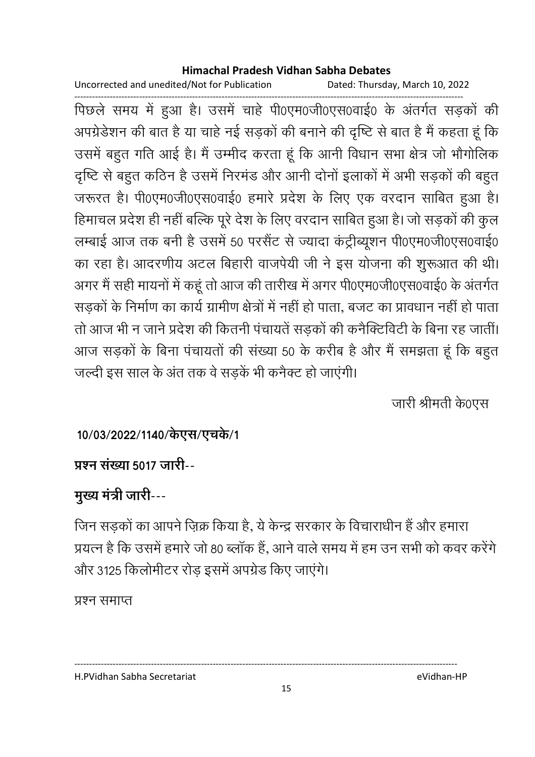पिछले समय में हुआ है। उसमें चाहे पी0एम0जी0एस0वाई0 के अंतर्गत सड़कों की अपग्रेडेशन की बात है या चाहे नई सड़कों की बनाने की दृष्टि से बात है मैं कहता हूं कि उसमें बहुत गति आई है। मैं उम्मीद करता हूं कि आनी विधान सभा क्षेत्र जो भौगोलिक दृष्टि से बहुत कठिन है उसमें निरमंड और आनी दोनों इलाकों में अभी सड़कों की बहुत जरूरत है। पी0एम0जी0एस0वाई0 हमारे प्रदेश के लिए एक वरदान साबित हुआ है। हिमाचल प्रदेश ही नहीं बल्कि पूरे देश के लिए वरदान साबित हुआ है। जो सड़कों की कुल लम्बाई आज तक बनी है उसमें 50 परसैंट से ज्यादा कंट्रीब्यूशन पी0एम0जी0एस0वाई0 का रहा है। आदरणीय अटल बिहारी वाजपेयी जी ने इस योजना की शुरूआत की थी। अगर मैं सही मायनों में कहूं तो आज की तारीख में अगर पी0एम0जी0एस0वाई0 के अंतर्गत सड़कों के निर्माण का कार्य ग्रामीण क्षेत्रों में नहीं हो पाता, बजट का प्रावधान नहीं हो पाता तो आज भी न जाने प्रदेश की कितनी पंचायतें सड़कों की कनैक्टिविटी के बिना रह जातीं। आज सड़कों के बिना पंचायतों की संख्या 50 के करीब है और मैं समझता हूं कि बहुत जल्दी इस साल के अंत तक वे सड़कें भी कनैक्ट हो जाएंगी।

जारी श्रीमती के0एस

**10/03/2022/1140/केएस/एचके/1**

**प्रश्न संख्या 5017 जारी--**

**मुख्य मंत्री जारी---**

जिन सड़कों का आपने ज़िक्र किया है, ये केन्द्र सरकार के विचाराधीन हैं और हमारा प्रयत्न है कि उसमें हमारे जो 80 ब्लॉक हैं, आने वाले समय में हम उन सभी को कवर करेंगे और 3125 किलोमीटर रोड़ इसमें अपग्रेड किए जाएंगे।

प्रश्न समाप्त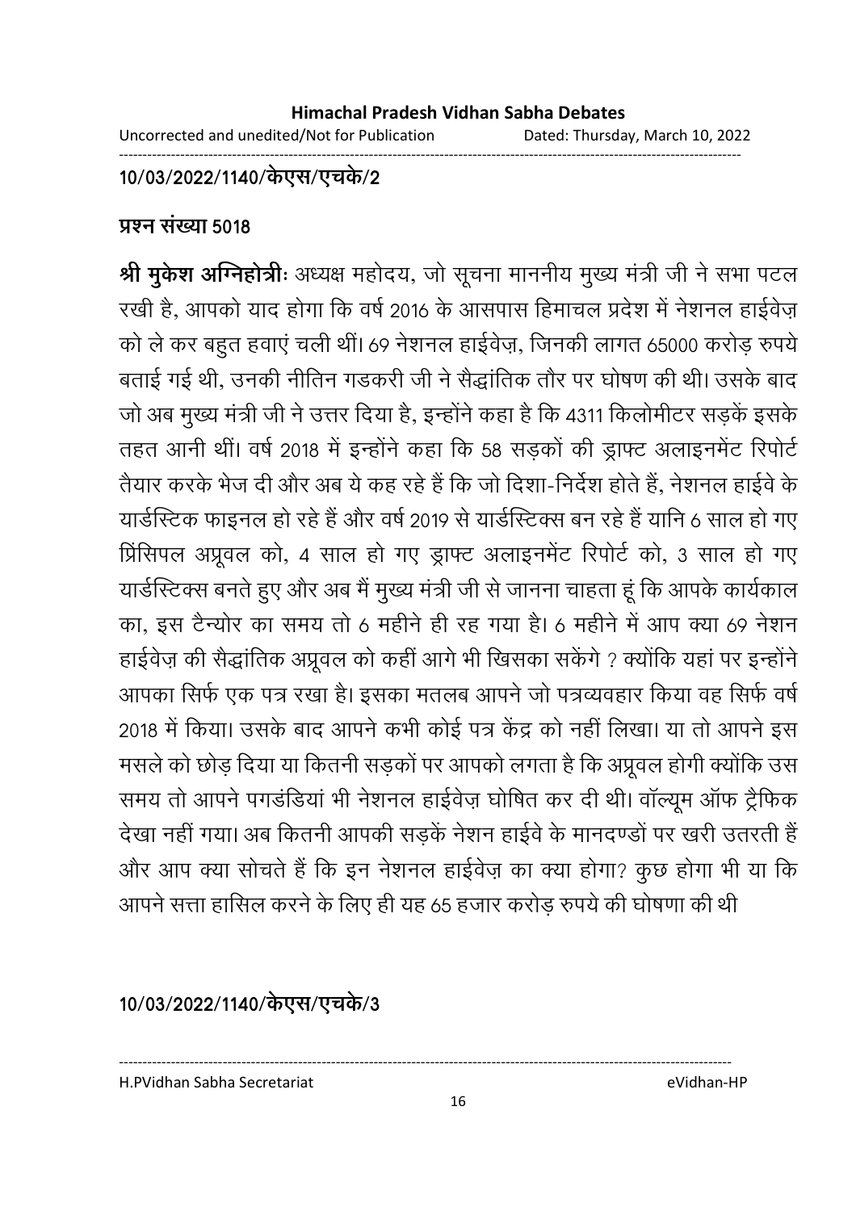10/03/2022/1140/केएस/एचके/2

**प्रश्न संख्या 5018**

**श्री मुकेश अग्निहोत्रीः** अध्यक्ष महोदय, जो सूचना माननीय मुख्य मंत्री जी ने सभा पटल रखी है, आपको याद होगा कि वर्ष 2016 के आसपास हिमाचल प्रदेश में नेशनल हाईवेज़ को ले कर बहुत हवाएं चली थीं। 69 नेशनल हाईवेज़, जिनकी लागत 65000 करोड़ रुपये बताई गई थी, उनकी नीतिन गडकरी जी ने सैद्धांतिक तौर पर घोषण की थी। उसके बाद जो अब मुख्य मंत्री जी ने उत्तर दिया है, इन्होंने कहा है कि 4311 किलोमीटर सड़कें इसके तहत आनी थीं। वर्ष 2018 में इन्होंने कहा कि 58 सड़कों की ड्राफ्ट अलाइनमेंट रिपोर्ट तैयार करके भेज दी और अब ये कह रहे हैं कि जो दिशा-निर्देश होते हैं, नेशनल हाईवे के यार्डस्टिक फाइनल हो रहे हैं और वर्ष 2019 से यार्डस्टिक्स बन रहे हैं यानि 6 साल हो गए प्रिंसिपल अप्रूवल को, 4 साल हो गए ड्राफ्ट अलाइनमेंट रिपोर्ट को, 3 साल हो गए यार्डस्टिक्स बनते हुए और अब मैं मुख्य मंत्री जी से जानना चाहता हूं कि आपके कार्यकाल का, इस टैन्योर का समय तो 6 महीने ही रह गया है। 6 महीने में आप क्या 69 नेशन हाईवेज़ की सैद्धांतिक अप्रूवल को कहीं आगे भी खिसका सकेंगे ? क्योंकि यहां पर इन्होंने आपका सिर्फ एक पत्र रखा है। इसका मतलब आपने जो पत्रव्यवहार किया वह सिर्फ वर्ष 2018 में किया। उसके बाद आपने कभी कोई पत्र केंद्र को नहीं लिखा। या तो आपने इस मसले को छोड़ दिया या कितनी सड़कों पर आपको लगता है कि अप्रूवल होगी क्योंकि उस समय तो आपने पगडंडियां भी नेशनल हाईवेज़ घोषित कर दी थी। वॉल्यूम ऑफ ट्रैफिक देखा नहीं गया। अब कितनी आपकी सड़कें नेशन हाईवे के मानदण्डों पर खरी उतरती हैं और आप क्या सोचते हैं कि इन नेशनल हाईवेज़ का क्या होगा? कुछ होगा भी या कि आपने सत्ता हासिल करने के लिए ही यह 65 हजार करोड़ रुपये की घोषणा की थी

10/03/2022/1140/केएस/एचके/3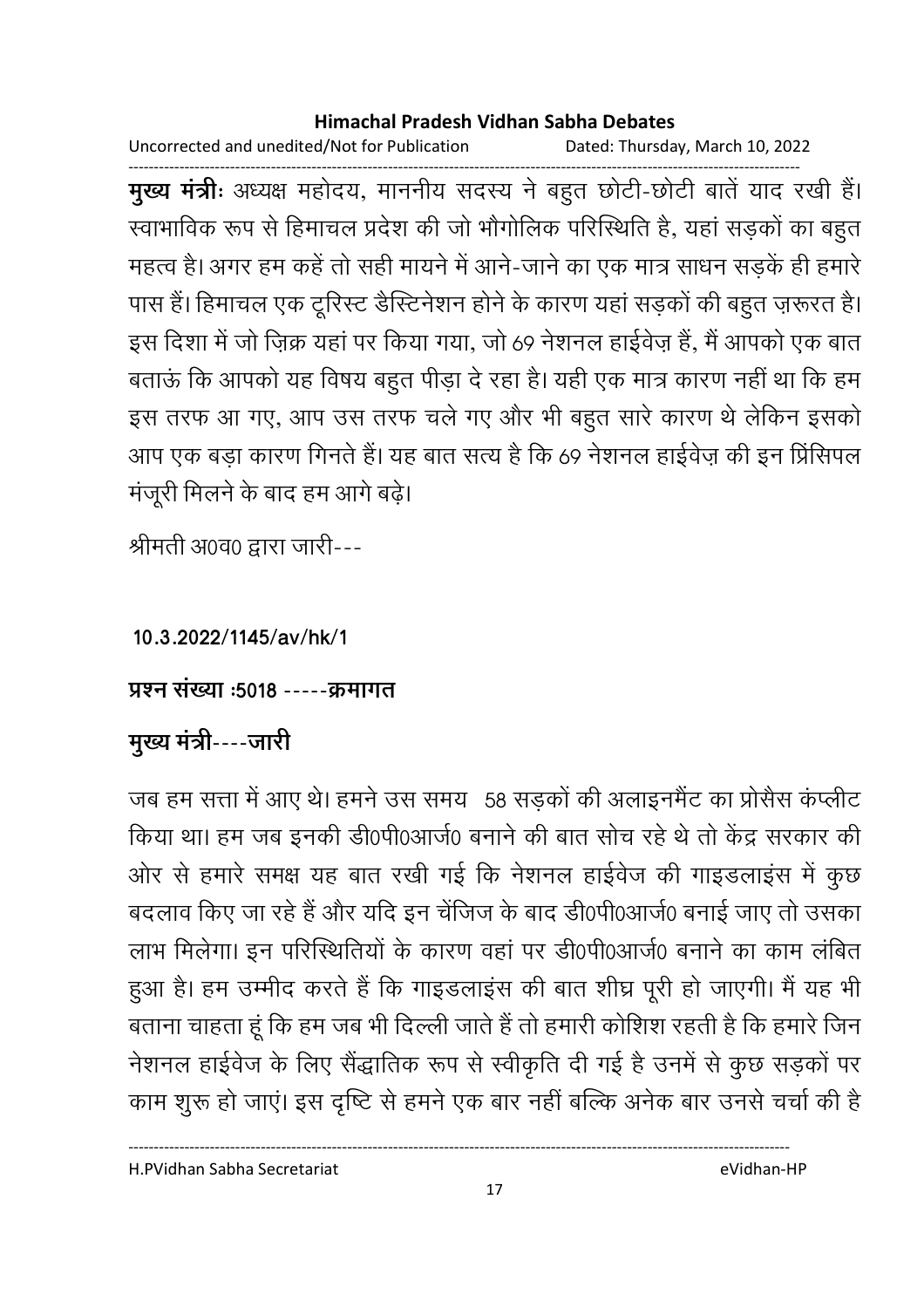**मुख्य मंत्री**: अध्यक्ष महोदय, माननीय सदस्य ने बहुत छोटी-छोटी बातें याद रखी हैं। स्वाभाविक रूप से हिमाचल प्रदेश की जो भौगोलिक परिस्थिति है, यहां सड़कों का बहुत महत्व है। अगर हम कहें तो सही मायने में आने-जाने का एक मात्र साधन सड़कें ही हमारे पास हैं। हिमाचल एक टूरिस्ट डैस्टिनेशन होने के कारण यहां सड़कों की बहुत ज़रूरत है। इस दिशा में जो ज़िक्र यहां पर किया गया, जो 69 नेशनल हाईवेज़ हैं, मैं आपको एक बात बताऊं कि आपको यह विषय बहुत पीड़ा दे रहा है। यही एक मात्र कारण नहीं था कि हम इस तरफ आ गए, आप उस तरफ चले गए और भी बहुत सारे कारण थे लेकिन इसको आप एक बड़ा कारण गिनते हैं। यह बात सत्य है कि 69 नेशनल हाईवेज़ की इन प्रिंसिपल मंजूरी मिलने के बाद हम आगे बढ़े।

श्रीमती अ0व0 द्वारा जारी---

**10.3.2022/1145/av/hk/1**

**प्रश्न संख्या :5018 -----क्रमागत**

**मुख्य मंत्री----जारी**

जब हम सत्ता में आए थे। हमने उस समय 58 सड़कों की अलाइनमैंट का प्रोसैस कंप्लीट किया था। हम जब इनकी डी0पी0आर्ज0 बनाने की बात सोच रहे थे तो केंद्र सरकार की ओर से हमारे समक्ष यह बात रखी गई कि नेशनल हाईवेज की गाइडलाइंस में कुछ बदलाव किए जा रहे हैं और यदि इन चेंजिज के बाद डी0पी0आर्ज0 बनाई जाए तो उसका लाभ मिलेगा। इन परिस्थितियों के कारण वहां पर डी0पी0आर्ज0 बनाने का काम लंबित हुआ है। हम उम्मीद करते हैं कि गाइडलाइंस की बात शीघ्र पूरी हो जाएगी। मैं यह भी बताना चाहता हूं कि हम जब भी दिल्ली जाते हैं तो हमारी कोशिश रहती है कि हमारे जिन नेशनल हाईवेज के लिए सैंद्धातिक रूप से स्वीकृति दी गई है उनमें से कुछ सड़कों पर काम शुरू हो जाएं। इस दृष्टि से हमने एक बार नहीं बल्कि अनेक बार उनसे चर्चा की है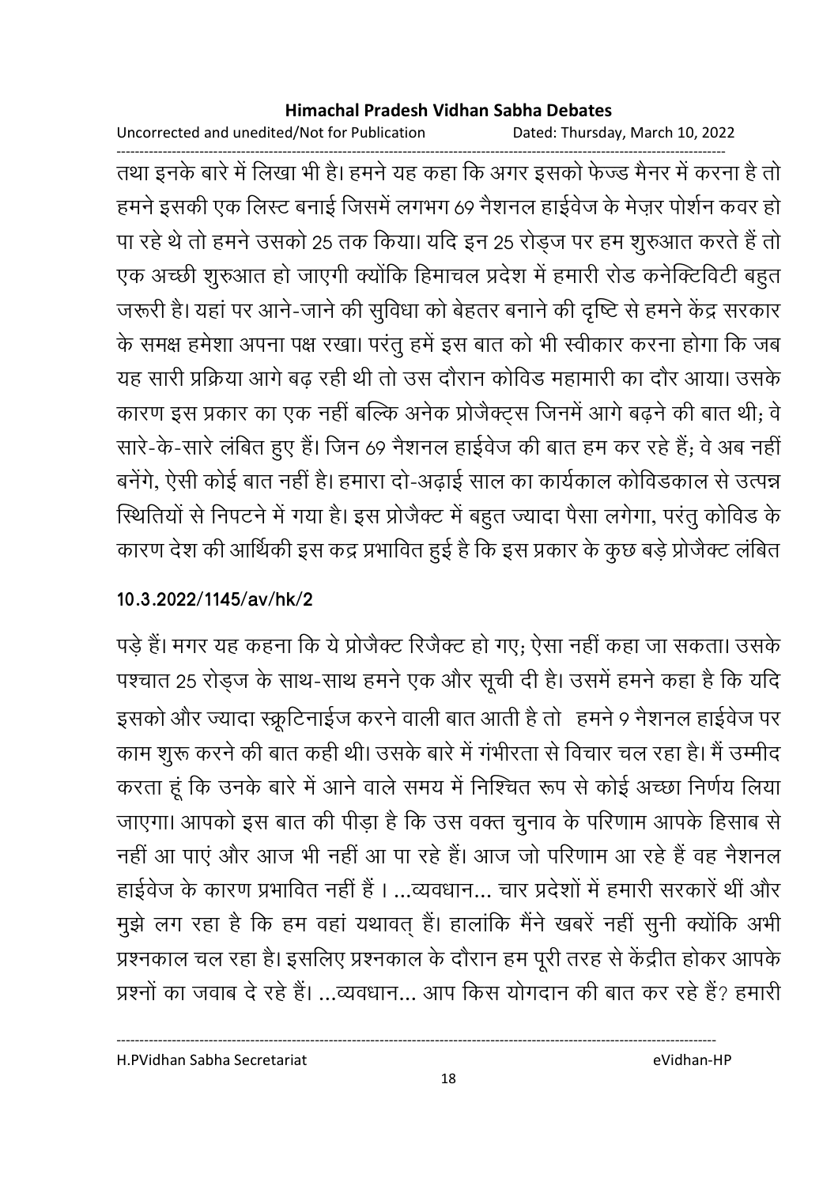तथा इनके बारे में लिखा भी है। हमने यह कहा कि अगर इसको फेज्ड मैनर में करना है तो हमने इसकी एक लिस्ट बनाई जिसमें लगभग 69 नैशनल हाईवेज के मेज़र पोर्शन कवर हो पा रहे थे तो हमने उसको 25 तक किया। यदि इन 25 रोड्ज पर हम शुरुआत करते हैं तो एक अच्छी शुरुआत हो जाएगी क्योंकि हिमाचल प्रदेश में हमारी रोड कनेक्टिविटी बहुत जरूरी है। यहां पर आने-जाने की सुविधा को बेहतर बनाने की दृष्टि से हमने केंद्र सरकार के समक्ष हमेशा अपना पक्ष रखा। परंतु हमें इस बात को भी स्वीकार करना होगा कि जब यह सारी प्रक्रिया आगे बढ़ रही थी तो उस दौरान कोविड महामारी का दौर आया। उसके कारण इस प्रकार का एक नहीं बल्कि अनेक प्रोजैक्ट्स जिनमें आगे बढ़ने की बात थी; वे सारे-के-सारे लंबित हुए हैं। जिन 69 नैशनल हाईवेज की बात हम कर रहे हैं; वे अब नहीं बनेंगे, ऐसी कोई बात नहीं है। हमारा दो-अढ़ाई साल का कार्यकाल कोविडकाल से उत्पन्न स्थितियों से निपटने में गया है। इस प्रोजैक्ट में बहुत ज्यादा पैसा लगेगा, परंतु कोविड के कारण देश की आर्थिकी इस कद्र प्रभावित हुई है कि इस प्रकार के कुछ बड़े प्रोजैक्ट लंबित

**10.3.2022/1145/av/hk/2**

पड़े हैं। मगर यह कहना कि ये प्रोजैक्ट रिजैक्ट हो गए; ऐसा नहीं कहा जा सकता। उसके पश्चात 25 रोड्ज के साथ-साथ हमने एक और सूची दी है। उसमें हमने कहा है कि यदि इसको और ज्यादा स्क्रूटिनाईज करने वाली बात आती है तो हमने 9 नैशनल हाईवेज पर काम शुरू करने की बात कही थी। उसके बारे में गंभीरता से विचार चल रहा है। मैं उम्मीद करता हूं कि उनके बारे में आने वाले समय में निश्चित रूप से कोई अच्छा निर्णय लिया जाएगा। आपको इस बात की पीड़ा है कि उस वक्त चुनाव के परिणाम आपके हिसाब से नहीं आ पाएं और आज भी नहीं आ पा रहे हैं। आज जो परिणाम आ रहे हैं वह नैशनल हाईवेज के कारण प्रभावित नहीं हैं । ...व्यवधान... चार प्रदेशों में हमारी सरकारें थीं और मुझे लग रहा है कि हम वहां यथावत् हैं। हालांकि मैंने खबरें नहीं सुनी क्योंकि अभी प्रश्नकाल चल रहा है। इसलिए प्रश्नकाल के दौरान हम पूरी तरह से केंद्रीत होकर आपके प्रश्नों का जवाब दे रहे हैं। ...व्यवधान... आप किस योगदान की बात कर रहे हैं? हमारी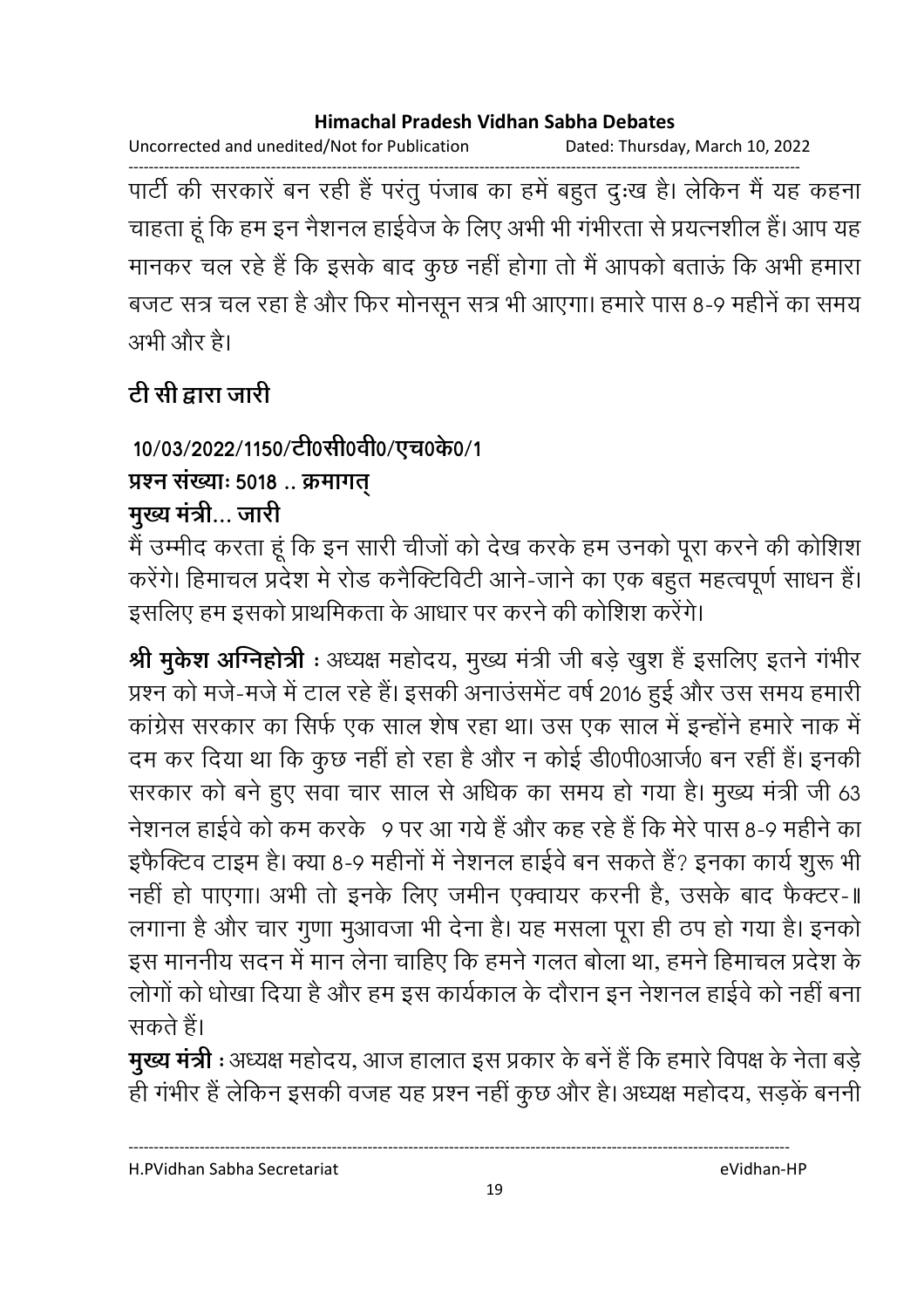पार्टी की सरकारें बन रही हैं परंतु पंजाब का हमें बहुत दुःख है। लेकिन मैं यह कहना चाहता हूं कि हम इन नैशनल हाईवेज के लिए अभी भी गंभीरता से प्रयत्नशील हैं। आप यह मानकर चल रहे हैं कि इसके बाद कुछ नहीं होगा तो मैं आपको बताऊं कि अभी हमारा बजट सत्र चल रहा है और फिर मोनसून सत्र भी आएगा। हमारे पास 8-9 महीनें का समय अभी और है।

**टी सी द्वारा जारी**

**10/03/2022/1150/टी0सी0वी0/एच0के0/1**

**प्रश्न संख्याः 5018 .. क्रमागत्**

**मुख्य मंत्री... जारी**

मैं उम्मीद करता हूं कि इन सारी चीजों को देख करके हम उनको पूरा करने की कोशिश करेंगे। हिमाचल प्रदेश मे रोड कनैक्टिविटी आने-जाने का एक बहुत महत्वपूर्ण साधन हैं। इसलिए हम इसको प्राथमिकता के आधार पर करने की कोशिश करेंगे।

**श्री मुकेश अग्निहोत्री** : अध्यक्ष महोदय, मुख्य मंत्री जी बड़े खुश हैं इसलिए इतने गंभीर प्रश्न को मजे-मजे में टाल रहे हैं। इसकी अनाउंसमेंट वर्ष 2016 हुई और उस समय हमारी कांग्रेस सरकार का सिर्फ एक साल शेष रहा था। उस एक साल में इन्होंने हमारे नाक में दम कर दिया था कि कुछ नहीं हो रहा है और न कोई डी0पी0आर्ज0 बन रहीं हैं। इनकी सरकार को बने हुए सवा चार साल से अधिक का समय हो गया है। मुख्य मंत्री जी 63 नेशनल हाईवे को कम करके 9 पर आ गये हैं और कह रहे हैं कि मेरे पास 8-9 महीने का इफैक्टिव टाइम है। क्या 8-9 महीनों में नेशनल हाईवे बन सकते हैं? इनका कार्य शुरू भी नहीं हो पाएगा। अभी तो इनके लिए जमीन एक्वायर करनी है, उसके बाद फैक्टर-॥ लगाना है और चार गुणा मुआवजा भी देना है। यह मसला पूरा ही ठप हो गया है। इनको इस माननीय सदन में मान लेना चाहिए कि हमने गलत बोला था, हमने हिमाचल प्रदेश के लोगों को धोखा दिया है और हम इस कार्यकाल के दौरान इन नेशनल हाईवे को नहीं बना सकते हैं।

**मुख्य मंत्री** : अध्यक्ष महोदय, आज हालात इस प्रकार के बनें हैं कि हमारे विपक्ष के नेता बड़े ही गंभीर हैं लेकिन इसकी वजह यह प्रश्न नहीं कुछ और है। अध्यक्ष महोदय, सड़कें बननी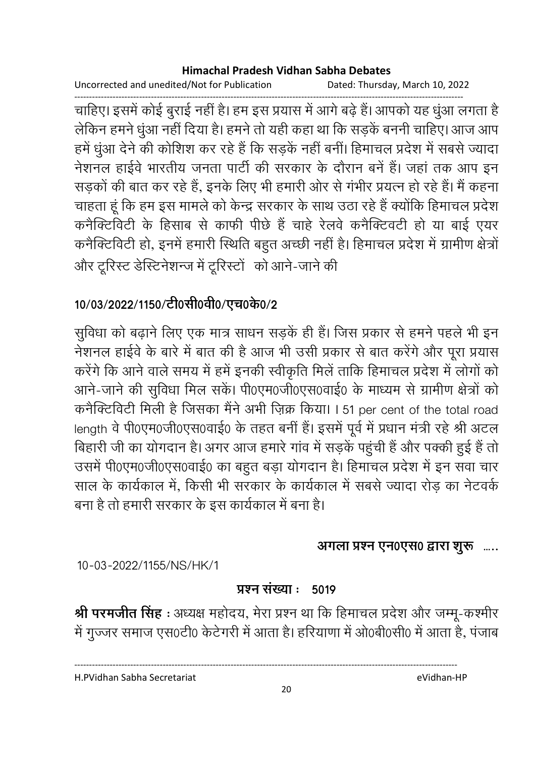चाहिए। इसमें कोई बुराई नहीं है। हम इस प्रयास में आगे बढ़े हैं। आपको यह धुंआ लगता है लेकिन हमने धुंआ नहीं दिया है। हमने तो यही कहा था कि सड़कें बननी चाहिए। आज आप हमें धुंआ देने की कोशिश कर रहे हैं कि सड़कें नहीं बनीं। हिमाचल प्रदेश में सबसे ज्यादा नेशनल हाईवे भारतीय जनता पार्टी की सरकार के दौरान बनें हैं। जहां तक आप इन सड़कों की बात कर रहे हैं, इनके लिए भी हमारी ओर से गंभीर प्रयत्न हो रहे हैं। मैं कहना चाहता हूं कि हम इस मामले को केन्द्र सरकार के साथ उठा रहे हैं क्योंकि हिमाचल प्रदेश कनैक्टिविटी के हिसाब से काफी पीछे हैं चाहे रेलवे कनैक्टिवटी हो या बाई एयर कनैक्टिविटी हो, इनमें हमारी स्थिति बहुत अच्छी नहीं है। हिमाचल प्रदेश में ग्रामीण क्षेत्रों और टूरिस्ट डेस्टिनेशन्ज में टूरिस्टों को आने-जाने की

**10/03/2022/1150/टी0सी0वी0/एच0के0/2**

सुविधा को बढ़ाने लिए एक मात्र साधन सड़कें ही हैं। जिस प्रकार से हमने पहले भी इन नेशनल हाईवे के बारे में बात की है आज भी उसी प्रकार से बात करेंगे और पूरा प्रयास करेंगे कि आने वाले समय में हमें इनकी स्वीकृति मिलें ताकि हिमाचल प्रदेश में लोगों को आने-जाने की सुविधा मिल सकें। पी0एम0जी0एस0वाई0 के माध्यम से ग्रामीण क्षेत्रों को कनैक्टिविटी मिली है जिसका मैंने अभी ज़िक्र किया। I 51 per cent of the total road length वे पी0एम0जी0एस0वाई0 के तहत बनीं हैं। इसमें पूर्व में प्रधान मंत्री रहे श्री अटल बिहारी जी का योगदान है। अगर आज हमारे गांव में सड़कें पहुंची हैं और पक्की हुई हैं तो उसमें पी0एम0जी0एस0वाई0 का बहुत बड़ा योगदान है। हिमाचल प्रदेश में इन सवा चार साल के कार्यकाल में, किसी भी सरकार के कार्यकाल में सबसे ज्यादा रोड़ का नेटवर्क बना है तो हमारी सरकार के इस कार्यकाल में बना है।

**अगला प्रश्न एन0एस0 द्वारा शुरू ....**

10-03-2022/1155/NS/HK/1

**प्रश्न संख्या : 5019**

**श्री परमजीत सिंह** : अध्यक्ष महोदय, मेरा प्रश्न था कि हिमाचल प्रदेश और जम्मू-कश्मीर में गुज्जर समाज एस0टी0 केटेगरी में आता है। हरियाणा में ओ0बी0सी0 में आता है, पंजाब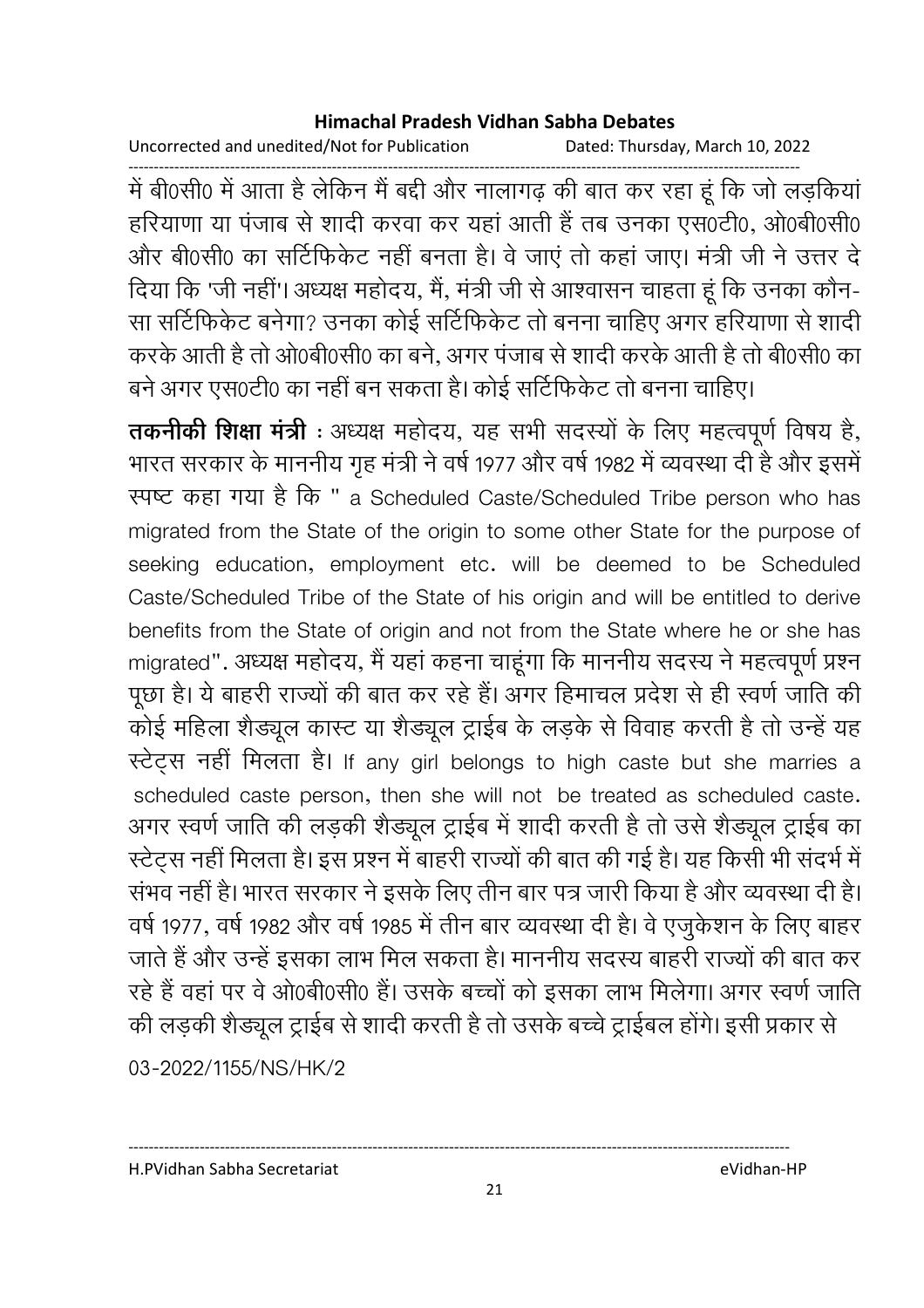में बी0सी0 में आता है लेकिन मैं बद्दी और नालागढ़ की बात कर रहा हूं कि जो लड़कियां हरियाणा या पंजाब से शादी करवा कर यहां आती हैं तब उनका एस0टी0, ओ0बी0सी0 और बी0सी0 का सर्टिफिकेट नहीं बनता है। वे जाएं तो कहां जाए। मंत्री जी ने उत्तर दे दिया कि 'जी नहीं'। अध्यक्ष महोदय, मैं, मंत्री जी से आश्वासन चाहता हूं कि उनका कौन-सा सर्टिफिकेट बनेगा? उनका कोई सर्टिफिकेट तो बनना चाहिए अगर हरियाणा से शादी करके आती है तो ओ0बी0सी0 का बने, अगर पंजाब से शादी करके आती है तो बी0सी0 का बने अगर एस0टी0 का नहीं बन सकता है। कोई सर्टिफिकेट तो बनना चाहिए।

**तकनीकी शिक्षा मंत्री** : अध्यक्ष महोदय, यह सभी सदस्यों के लिए महत्वपूर्ण विषय है, भारत सरकार के माननीय गृह मंत्री ने वर्ष 1977 और वर्ष 1982 में व्यवस्था दी है और इसमें स्पष्ट कहा गया है कि " a Scheduled Caste/Scheduled Tribe person who has migrated from the State of the origin to some other State for the purpose of seeking education, employment etc. will be deemed to be Scheduled Caste/Scheduled Tribe of the State of his origin and will be entitled to derive benefits from the State of origin and not from the State where he or she has migrated". अध्यक्ष महोदय, मैं यहां कहना चाहूंगा कि माननीय सदस्य ने महत्वपूर्ण प्रश्न पूछा है। ये बाहरी राज्यों की बात कर रहे हैं। अगर हिमाचल प्रदेश से ही स्वर्ण जाति की कोई महिला शैड्यूल कास्ट या शैड्यूल ट्राईब के लड़के से विवाह करती है तो उन्हें यह स्टेट्स नहीं मिलता है। If any girl belongs to high caste but she marries a scheduled caste person, then she will not be treated as scheduled caste. अगर स्वर्ण जाति की लड़की शैड्यूल ट्राईब में शादी करती है तो उसे शैड्यूल ट्राईब का स्टेट्स नहीं मिलता है। इस प्रश्न में बाहरी राज्यों की बात की गई है। यह किसी भी संदर्भ में संभव नहीं है। भारत सरकार ने इसके लिए तीन बार पत्र जारी किया है और व्यवस्था दी है। वर्ष 1977, वर्ष 1982 और वर्ष 1985 में तीन बार व्यवस्था दी है। वे एजुकेशन के लिए बाहर जाते हैं और उन्हें इसका लाभ मिल सकता है। माननीय सदस्य बाहरी राज्यों की बात कर रहे हैं वहां पर वे ओ0बी0सी0 हैं। उसके बच्चों को इसका लाभ मिलेगा। अगर स्वर्ण जाति की लड़की शैड्यूल ट्राईब से शादी करती है तो उसके बच्चे ट्राईबल होंगे। इसी प्रकार से

03-2022/1155/NS/HK/2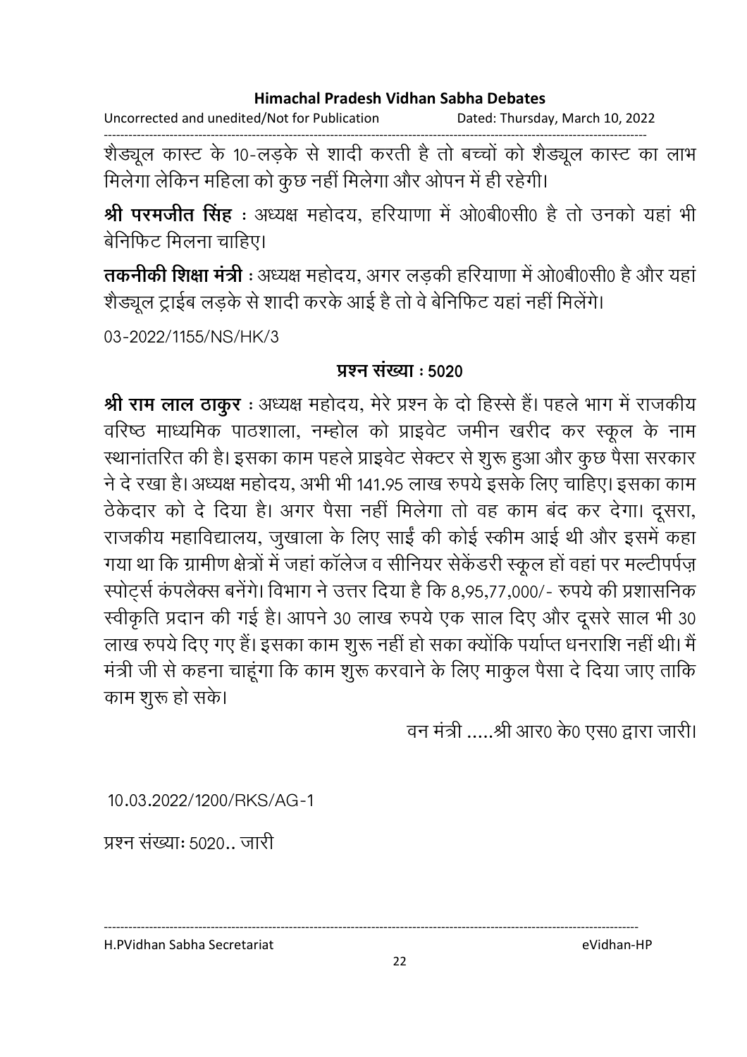शैड्यूल कास्ट के 10-लड़के से शादी करती है तो बच्चों को शैड्यूल कास्ट का लाभ मिलेगा लेकिन महिला को कुछ नहीं मिलेगा और ओपन में ही रहेगी।

**श्री परमजीत सिंह** : अध्यक्ष महोदय, हरियाणा में ओ0बी0सी0 है तो उनको यहां भी बेनिफिट मिलना चाहिए।

**तकनीकी शिक्षा मंत्री** : अध्यक्ष महोदय, अगर लड़की हरियाणा में ओ0बी0सी0 है और यहां शैड्यूल ट्राईब लड़के से शादी करके आई है तो वे बेनिफिट यहां नहीं मिलेंगे।

03-2022/1155/NS/HK/3

**प्रश्न संख्या : 5020**

**श्री राम लाल ठाकुर** : अध्यक्ष महोदय, मेरे प्रश्न के दो हिस्से हैं। पहले भाग में राजकीय वरिष्ठ माध्यमिक पाठशाला, नम्होल को प्राइवेट जमीन खरीद कर स्कूल के नाम स्थानांतरित की है। इसका काम पहले प्राइवेट सेक्टर से शुरू हुआ और कुछ पैसा सरकार ने दे रखा है। अध्यक्ष महोदय, अभी भी 141.95 लाख रुपये इसके लिए चाहिए। इसका काम ठेकेदार को दे दिया है। अगर पैसा नहीं मिलेगा तो वह काम बंद कर देगा। दूसरा, राजकीय महाविद्यालय, जुखाला के लिए साईं की कोई स्कीम आई थी और इसमें कहा गया था कि ग्रामीण क्षेत्रों में जहां कॉलेज व सीनियर सेकेंडरी स्कूल हों वहां पर मल्टीपर्पज़ स्पोर्ट्स कंपलैक्स बनेंगे। विभाग ने उत्तर दिया है कि 8,95,77,000/- रुपये की प्रशासनिक स्वीकृति प्रदान की गई है। आपने 30 लाख रुपये एक साल दिए और दूसरे साल भी 30 लाख रुपये दिए गए हैं। इसका काम शुरू नहीं हो सका क्योंकि पर्याप्त धनराशि नहीं थी। मैं मंत्री जी से कहना चाहूंगा कि काम शुरू करवाने के लिए माकुल पैसा दे दिया जाए ताकि काम शुरू हो सके।

वन मंत्री .....श्री आर0 के0 एस0 द्वारा जारी।

10.03.2022/1200/RKS/AG-1

प्रश्न संख्याः 5020.. जारी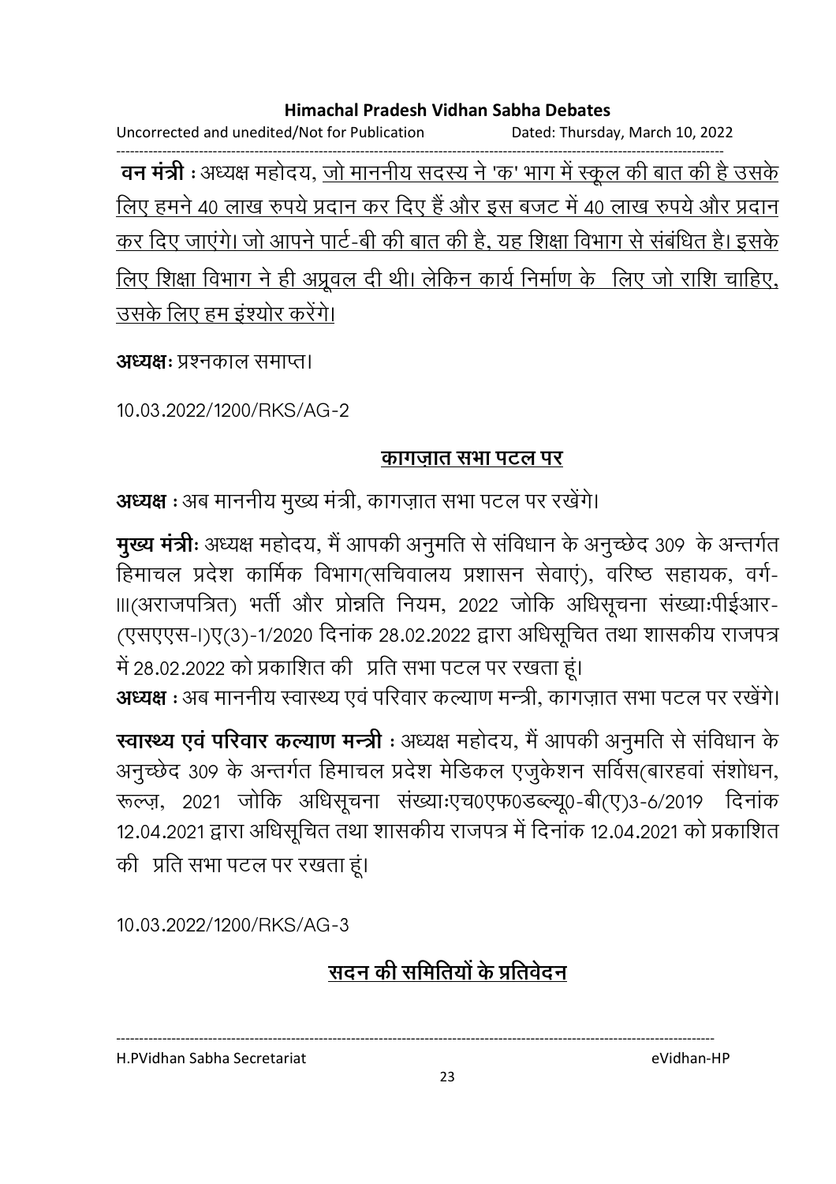**वन मंत्री** : अध्यक्ष महोदय, <u>जो माननीय सदस्य ने 'क' भाग में स्कूल की बात की है उसके लिए हमने 40 लाख रुपये प्रदान कर दिए हैं और इस बजट में 40 लाख रुपये और प्रदान कर दिए जाएंगे। जो आपने पार्ट-बी की बात की है, यह शिक्षा विभाग से संबंधित है। इसके लिए शिक्षा विभाग ने ही अप्रूवल दी थी। लेकिन कार्य निर्माण के लिए जो राशि चाहिए, उसके लिए हम इंश्योर करेंगे।</u>

**अध्यक्षः** प्रश्नकाल समाप्त।

10.03.2022/1200/RKS/AG-2

## <u>कागज़ात सभा पटल पर</u>

**अध्यक्ष** : अब माननीय मुख्य मंत्री, कागज़ात सभा पटल पर रखेंगे।

**मुख्य मंत्रीः** अध्यक्ष महोदय, मैं आपकी अनुमति से संविधान के अनुच्छेद 309 के अन्तर्गत हिमाचल प्रदेश कार्मिक विभाग(सचिवालय प्रशासन सेवाएं), वरिष्ठ सहायक, वर्ग-III(अराजपत्रित) भर्ती और प्रोन्नति नियम, 2022 जोकि अधिसूचना संख्याःपीईआर-(एसएएस-I)ए(3)-1/2020 दिनांक 28.02.2022 द्वारा अधिसूचित तथा शासकीय राजपत्र में 28.02.2022 को प्रकाशित की प्रति सभा पटल पर रखता हूं।

**अध्यक्ष** : अब माननीय स्वास्थ्य एवं परिवार कल्याण मन्त्री, कागज़ात सभा पटल पर रखेंगे।

**स्वास्थ्य एवं परिवार कल्याण मन्त्री** : अध्यक्ष महोदय, मैं आपकी अनुमति से संविधान के अनुच्छेद 309 के अन्तर्गत हिमाचल प्रदेश मेडिकल एजुकेशन सर्विस(बारहवां संशोधन, रूल्ज़, 2021 जोकि अधिसूचना संख्याःएच0एफ0डब्ल्यू0-बी(ए)3-6/2019 दिनांक 12.04.2021 द्वारा अधिसूचित तथा शासकीय राजपत्र में दिनांक 12.04.2021 को प्रकाशित की प्रति सभा पटल पर रखता हूं।

10.03.2022/1200/RKS/AG-3

## <u>सदन की समितियों के प्रतिवेदन</u>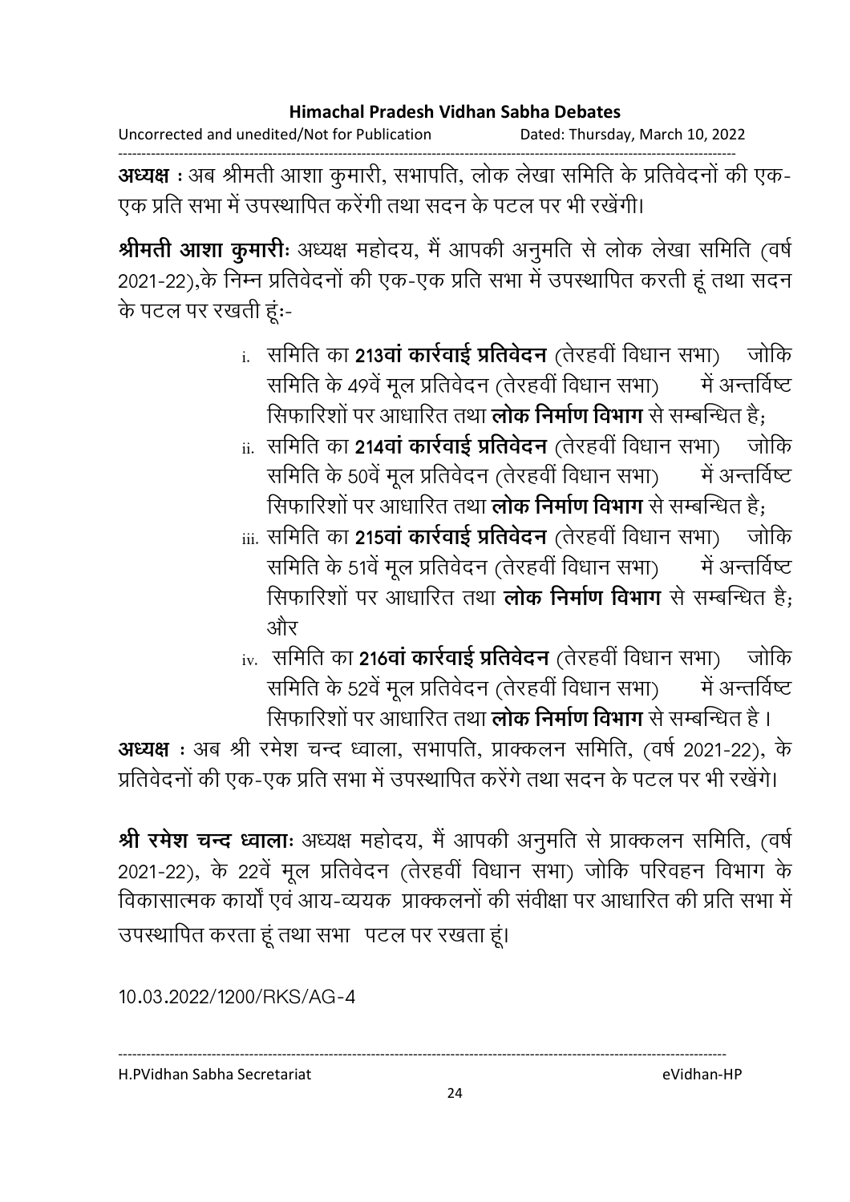**अध्यक्ष** : अब श्रीमती आशा कुमारी, सभापति, लोक लेखा समिति के प्रतिवेदनों की एक-एक प्रति सभा में उपस्थापित करेंगी तथा सदन के पटल पर भी रखेंगी।

**श्रीमती आशा कुमारी**: अध्यक्ष महोदय, मैं आपकी अनुमति से लोक लेखा समिति (वर्ष 2021-22),के निम्न प्रतिवेदनों की एक-एक प्रति सभा में उपस्थापित करती हूं तथा सदन के पटल पर रखती हूं:-

i. समिति का **213वां कार्रवाई प्रतिवेदन** (तेरहवीं विधान सभा) जोकि समिति के 49वें मूल प्रतिवेदन (तेरहवीं विधान सभा) में अन्तर्विष्ट सिफारिशों पर आधारित तथा **लोक निर्माण विभाग** से सम्बन्धित है;

ii. समिति का **214वां कार्रवाई प्रतिवेदन** (तेरहवीं विधान सभा) जोकि समिति के 50वें मूल प्रतिवेदन (तेरहवीं विधान सभा) में अन्तर्विष्ट सिफारिशों पर आधारित तथा **लोक निर्माण विभाग** से सम्बन्धित है;

iii. समिति का **215वां कार्रवाई प्रतिवेदन** (तेरहवीं विधान सभा) जोकि समिति के 51वें मूल प्रतिवेदन (तेरहवीं विधान सभा) में अन्तर्विष्ट सिफारिशों पर आधारित तथा **लोक निर्माण विभाग** से सम्बन्धित है; और

iv. समिति का **216वां कार्रवाई प्रतिवेदन** (तेरहवीं विधान सभा) जोकि समिति के 52वें मूल प्रतिवेदन (तेरहवीं विधान सभा) में अन्तर्विष्ट सिफारिशों पर आधारित तथा **लोक निर्माण विभाग** से सम्बन्धित है ।

**अध्यक्ष** : अब श्री रमेश चन्द ध्वाला, सभापति, प्राक्कलन समिति, (वर्ष 2021-22), के प्रतिवेदनों की एक-एक प्रति सभा में उपस्थापित करेंगे तथा सदन के पटल पर भी रखेंगे।

**श्री रमेश चन्द ध्वाला**: अध्यक्ष महोदय, मैं आपकी अनुमति से प्राक्कलन समिति, (वर्ष 2021-22), के 22वें मूल प्रतिवेदन (तेरहवीं विधान सभा) जोकि परिवहन विभाग के विकासात्मक कार्यों एवं आय-व्ययक प्राक्कलनों की संवीक्षा पर आधारित की प्रति सभा में उपस्थापित करता हूं तथा सभा पटल पर रखता हूं।

10.03.2022/1200/RKS/AG-4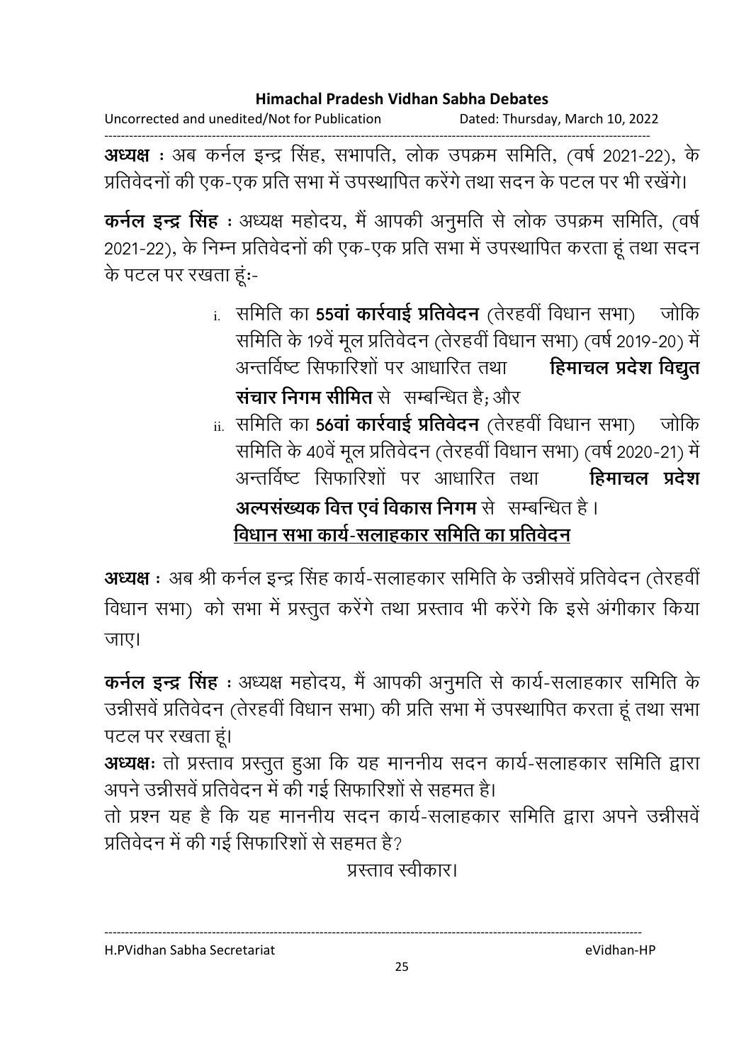**अध्यक्ष** : अब कर्नल इन्द्र सिंह, सभापति, लोक उपक्रम समिति, (वर्ष 2021-22), के प्रतिवेदनों की एक-एक प्रति सभा में उपस्थापित करेंगे तथा सदन के पटल पर भी रखेंगे।

**कर्नल इन्द्र सिंह** : अध्यक्ष महोदय, मैं आपकी अनुमति से लोक उपक्रम समिति, (वर्ष 2021-22), के निम्न प्रतिवेदनों की एक-एक प्रति सभा में उपस्थापित करता हूं तथा सदन के पटल पर रखता हूंः-

i. समिति का **55वां कार्रवाई प्रतिवेदन** (तेरहवीं विधान सभा) जोकि समिति के 19वें मूल प्रतिवेदन (तेरहवीं विधान सभा) (वर्ष 2019-20) में अन्तर्विष्ट सिफारिशों पर आधारित तथा **हिमाचल प्रदेश विद्युत संचार निगम सीमित** से सम्बन्धित है; और

ii. समिति का **56वां कार्रवाई प्रतिवेदन** (तेरहवीं विधान सभा) जोकि समिति के 40वें मूल प्रतिवेदन (तेरहवीं विधान सभा) (वर्ष 2020-21) में अन्तर्विष्ट सिफारिशों पर आधारित तथा **हिमाचल प्रदेश अल्पसंख्यक वित्त एवं विकास निगम** से सम्बन्धित है।

**<u>विधान सभा कार्य-सलाहकार समिति का प्रतिवेदन</u>**

**अध्यक्ष** : अब श्री कर्नल इन्द्र सिंह कार्य-सलाहकार समिति के उन्नीसवें प्रतिवेदन (तेरहवीं विधान सभा) को सभा में प्रस्तुत करेंगे तथा प्रस्ताव भी करेंगे कि इसे अंगीकार किया जाए।

**कर्नल इन्द्र सिंह** : अध्यक्ष महोदय, मैं आपकी अनुमति से कार्य-सलाहकार समिति के उन्नीसवें प्रतिवेदन (तेरहवीं विधान सभा) की प्रति सभा में उपस्थापित करता हूं तथा सभा पटल पर रखता हूं।

**अध्यक्षः** तो प्रस्ताव प्रस्तुत हुआ कि यह माननीय सदन कार्य-सलाहकार समिति द्वारा अपने उन्नीसवें प्रतिवेदन में की गई सिफारिशों से सहमत है।

तो प्रश्न यह है कि यह माननीय सदन कार्य-सलाहकार समिति द्वारा अपने उन्नीसवें प्रतिवेदन में की गई सिफारिशों से सहमत है?

प्रस्ताव स्वीकार।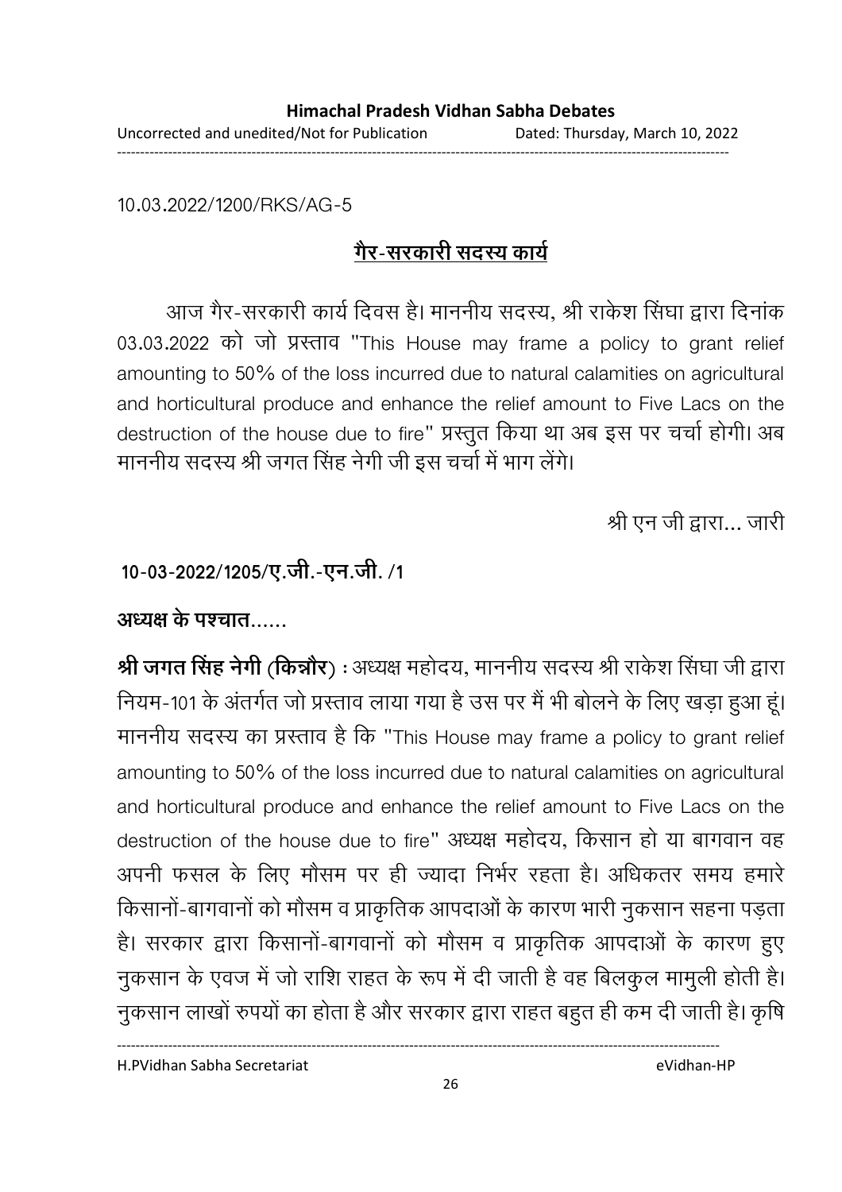10.03.2022/1200/RKS/AG-5

## <u>गैर-सरकारी सदस्य कार्य</u>

आज गैर-सरकारी कार्य दिवस है। माननीय सदस्य, श्री राकेश सिंघा द्वारा दिनांक 03.03.2022 को जो प्रस्ताव "This House may frame a policy to grant relief amounting to 50% of the loss incurred due to natural calamities on agricultural and horticultural produce and enhance the relief amount to Five Lacs on the destruction of the house due to fire" प्रस्तुत किया था अब इस पर चर्चा होगी। अब माननीय सदस्य श्री जगत सिंह नेगी जी इस चर्चा में भाग लेंगे।

श्री एन जी द्वारा... जारी

**10-03-2022/1205/ए.जी.-एन.जी. /1**

**अध्यक्ष के पश्चात......**

**श्री जगत सिंह नेगी (किन्नौर) :** अध्यक्ष महोदय, माननीय सदस्य श्री राकेश सिंघा जी द्वारा नियम-101 के अंतर्गत जो प्रस्ताव लाया गया है उस पर मैं भी बोलने के लिए खड़ा हुआ हूं। माननीय सदस्य का प्रस्ताव है कि "This House may frame a policy to grant relief amounting to 50% of the loss incurred due to natural calamities on agricultural and horticultural produce and enhance the relief amount to Five Lacs on the destruction of the house due to fire" अध्यक्ष महोदय, किसान हो या बागवान वह अपनी फसल के लिए मौसम पर ही ज्यादा निर्भर रहता है। अधिकतर समय हमारे किसानों-बागवानों को मौसम व प्राकृतिक आपदाओं के कारण भारी नुकसान सहना पड़ता है। सरकार द्वारा किसानों-बागवानों को मौसम व प्राकृतिक आपदाओं के कारण हुए नुकसान के एवज में जो राशि राहत के रूप में दी जाती है वह बिलकुल मामुली होती है। नुकसान लाखों रुपयों का होता है और सरकार द्वारा राहत बहुत ही कम दी जाती है। कृषि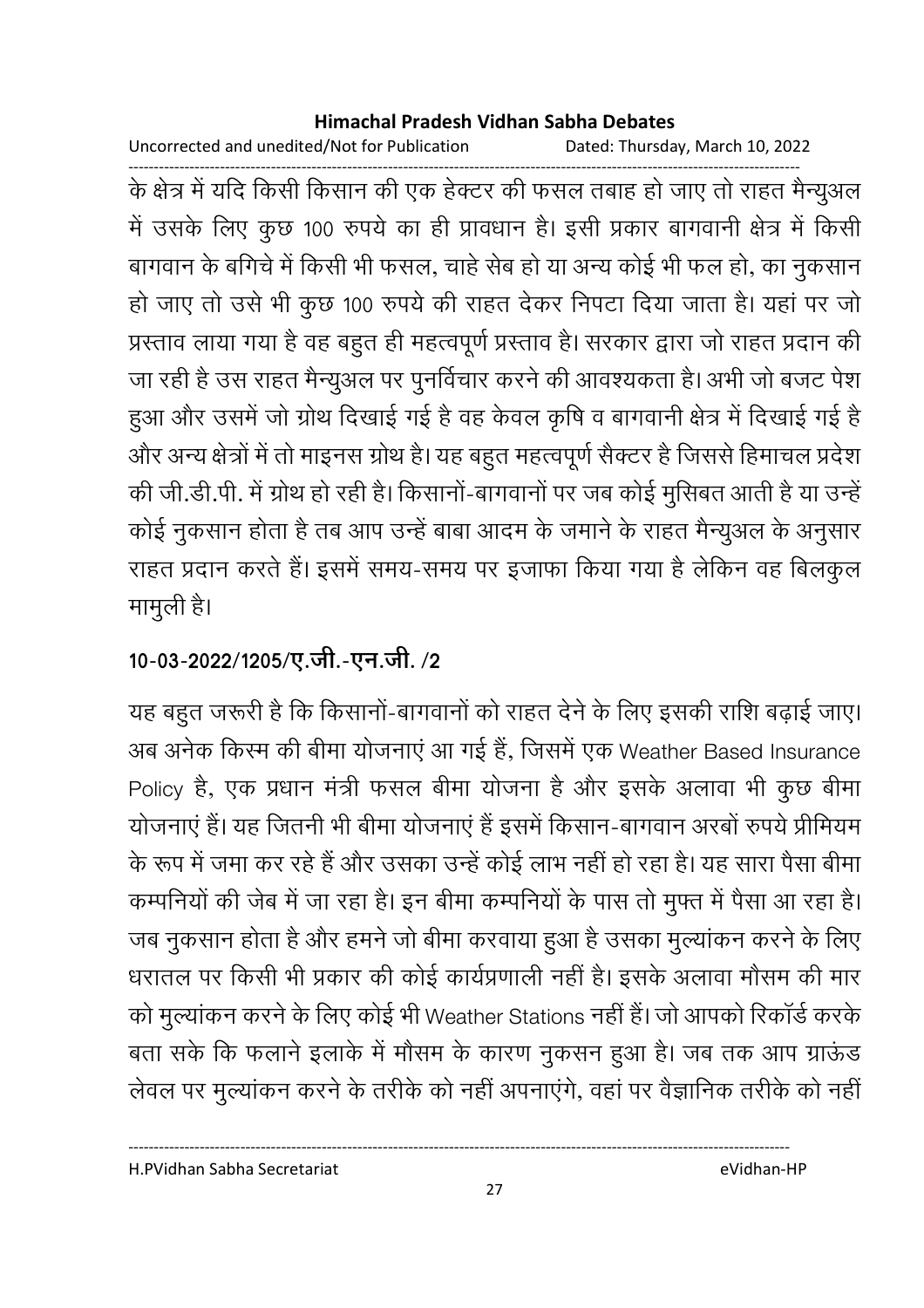के क्षेत्र में यदि किसी किसान की एक हेक्टर की फसल तबाह हो जाए तो राहत मैन्युअल में उसके लिए कुछ 100 रुपये का ही प्रावधान है। इसी प्रकार बागवानी क्षेत्र में किसी बागवान के बगिचे में किसी भी फसल, चाहे सेब हो या अन्य कोई भी फल हो, का नुकसान हो जाए तो उसे भी कुछ 100 रुपये की राहत देकर निपटा दिया जाता है। यहां पर जो प्रस्ताव लाया गया है वह बहुत ही महत्वपूर्ण प्रस्ताव है। सरकार द्वारा जो राहत प्रदान की जा रही है उस राहत मैन्युअल पर पुनर्विचार करने की आवश्यकता है। अभी जो बजट पेश हुआ और उसमें जो ग्रोथ दिखाई गई है वह केवल कृषि व बागवानी क्षेत्र में दिखाई गई है और अन्य क्षेत्रों में तो माइनस ग्रोथ है। यह बहुत महत्वपूर्ण सैक्टर है जिससे हिमाचल प्रदेश की जी.डी.पी. में ग्रोथ हो रही है। किसानों-बागवानों पर जब कोई मुसिबत आती है या उन्हें कोई नुकसान होता है तब आप उन्हें बाबा आदम के जमाने के राहत मैन्युअल के अनुसार राहत प्रदान करते हैं। इसमें समय-समय पर इजाफा किया गया है लेकिन वह बिलकुल मामुली है।

**10-03-2022/1205/ए.जी.-एन.जी. /2**

यह बहुत जरूरी है कि किसानों-बागवानों को राहत देने के लिए इसकी राशि बढ़ाई जाए। अब अनेक किस्म की बीमा योजनाएं आ गई हैं, जिसमें एक Weather Based Insurance Policy है, एक प्रधान मंत्री फसल बीमा योजना है और इसके अलावा भी कुछ बीमा योजनाएं हैं। यह जितनी भी बीमा योजनाएं हैं इसमें किसान-बागवान अरबों रुपये प्रीमियम के रूप में जमा कर रहे हैं और उसका उन्हें कोई लाभ नहीं हो रहा है। यह सारा पैसा बीमा कम्पनियों की जेब में जा रहा है। इन बीमा कम्पनियों के पास तो मुफ्त में पैसा आ रहा है। जब नुकसान होता है और हमने जो बीमा करवाया हुआ है उसका मुल्यांकन करने के लिए धरातल पर किसी भी प्रकार की कोई कार्यप्रणाली नहीं है। इसके अलावा मौसम की मार को मुल्यांकन करने के लिए कोई भी Weather Stations नहीं हैं। जो आपको रिकॉर्ड करके बता सके कि फलाने इलाके में मौसम के कारण नुकसन हुआ है। जब तक आप ग्राऊंड लेवल पर मुल्यांकन करने के तरीके को नहीं अपनाएंगे, वहां पर वैज्ञानिक तरीके को नहीं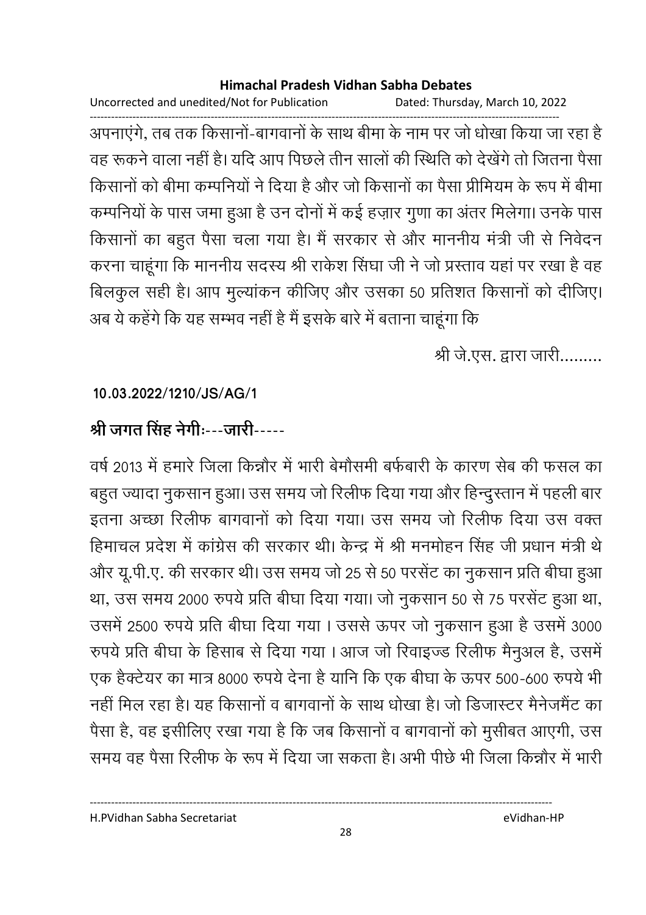अपनाएंगे, तब तक किसानों-बागवानों के साथ बीमा के नाम पर जो धोखा किया जा रहा है वह रूकने वाला नहीं है। यदि आप पिछले तीन सालों की स्थिति को देखेंगे तो जितना पैसा किसानों को बीमा कम्पनियों ने दिया है और जो किसानों का पैसा प्रीमियम के रूप में बीमा कम्पनियों के पास जमा हुआ है उन दोनों में कई हज़ार गुणा का अंतर मिलेगा। उनके पास किसानों का बहुत पैसा चला गया है। मैं सरकार से और माननीय मंत्री जी से निवेदन करना चाहूंगा कि माननीय सदस्य श्री राकेश सिंघा जी ने जो प्रस्ताव यहां पर रखा है वह बिलकुल सही है। आप मुल्यांकन कीजिए और उसका 50 प्रतिशत किसानों को दीजिए। अब ये कहेंगे कि यह सम्भव नहीं है मैं इसके बारे में बताना चाहूंगा कि

श्री जे.एस. द्वारा जारी.........

**10.03.2022/1210/JS/AG/1**

**श्री जगत सिंह नेगीः---जारी-----**

वर्ष 2013 में हमारे जिला किन्नौर में भारी बेमौसमी बर्फबारी के कारण सेब की फसल का बहुत ज्यादा नुकसान हुआ। उस समय जो रिलीफ दिया गया और हिन्दुस्तान में पहली बार इतना अच्छा रिलीफ बागवानों को दिया गया। उस समय जो रिलीफ दिया उस वक्त हिमाचल प्रदेश में कांग्रेस की सरकार थी। केन्द्र में श्री मनमोहन सिंह जी प्रधान मंत्री थे और यू.पी.ए. की सरकार थी। उस समय जो 25 से 50 परसेंट का नुकसान प्रति बीघा हुआ था, उस समय 2000 रुपये प्रति बीघा दिया गया। जो नुकसान 50 से 75 परसेंट हुआ था, उसमें 2500 रुपये प्रति बीघा दिया गया । उससे ऊपर जो नुकसान हुआ है उसमें 3000 रुपये प्रति बीघा के हिसाब से दिया गया । आज जो रिवाइज्ड रिलीफ मैनुअल है, उसमें एक हैक्टेयर का मात्र 8000 रुपये देना है यानि कि एक बीघा के ऊपर 500-600 रुपये भी नहीं मिल रहा है। यह किसानों व बागवानों के साथ धोखा है। जो डिजास्टर मैनेजमैंट का पैसा है, वह इसीलिए रखा गया है कि जब किसानों व बागवानों को मुसीबत आएगी, उस समय वह पैसा रिलीफ के रूप में दिया जा सकता है। अभी पीछे भी जिला किन्नौर में भारी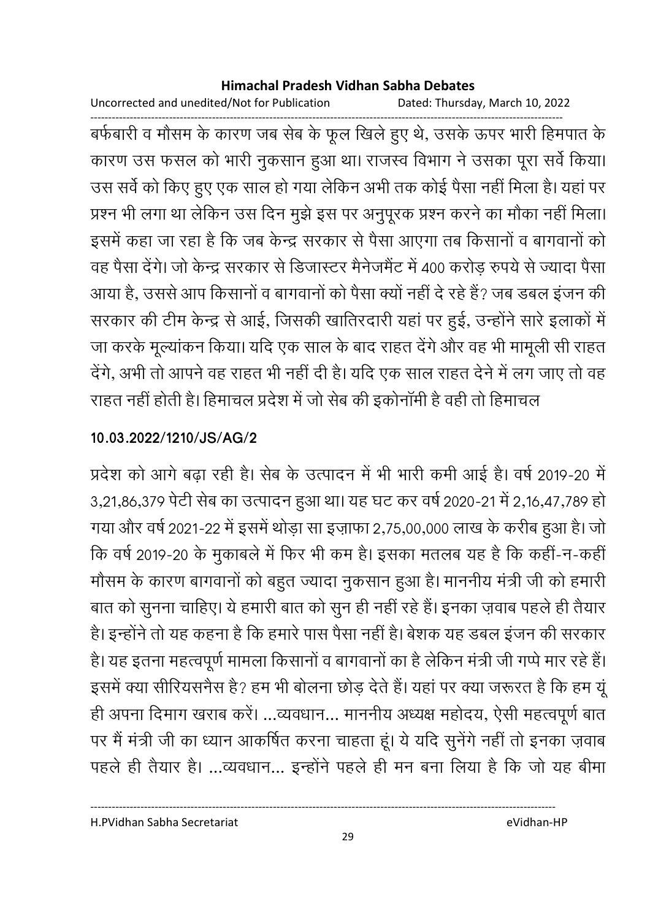बर्फबारी व मौसम के कारण जब सेब के फूल खिले हुए थे, उसके ऊपर भारी हिमपात के कारण उस फसल को भारी नुकसान हुआ था। राजस्व विभाग ने उसका पूरा सर्वे किया। उस सर्वे को किए हुए एक साल हो गया लेकिन अभी तक कोई पैसा नहीं मिला है। यहां पर प्रश्न भी लगा था लेकिन उस दिन मुझे इस पर अनुपूरक प्रश्न करने का मौका नहीं मिला। इसमें कहा जा रहा है कि जब केन्द्र सरकार से पैसा आएगा तब किसानों व बागवानों को वह पैसा देंगे। जो केन्द्र सरकार से डिजास्टर मैनेजमैंट में 400 करोड़ रुपये से ज्यादा पैसा आया है, उससे आप किसानों व बागवानों को पैसा क्यों नहीं दे रहे हैं? जब डबल इंजन की सरकार की टीम केन्द्र से आई, जिसकी खातिरदारी यहां पर हुई, उन्होंने सारे इलाकों में जा करके मूल्यांकन किया। यदि एक साल के बाद राहत देंगे और वह भी मामूली सी राहत देंगे, अभी तो आपने वह राहत भी नहीं दी है। यदि एक साल राहत देने में लग जाए तो वह राहत नहीं होती है। हिमाचल प्रदेश में जो सेब की इकोनॉमी है वही तो हिमाचल

**10.03.2022/1210/JS/AG/2**

प्रदेश को आगे बढ़ा रही है। सेब के उत्पादन में भी भारी कमी आई है। वर्ष 2019-20 में 3,21,86,379 पेटी सेब का उत्पादन हुआ था। यह घट कर वर्ष 2020-21 में 2,16,47,789 हो गया और वर्ष 2021-22 में इसमें थोड़ा सा इज़ाफा 2,75,00,000 लाख के करीब हुआ है। जो कि वर्ष 2019-20 के मुकाबले में फिर भी कम है। इसका मतलब यह है कि कहीं-न-कहीं मौसम के कारण बागवानों को बहुत ज्यादा नुकसान हुआ है। माननीय मंत्री जी को हमारी बात को सुनना चाहिए। ये हमारी बात को सुन ही नहीं रहे हैं। इनका ज़वाब पहले ही तैयार है। इन्होंने तो यह कहना है कि हमारे पास पैसा नहीं है। बेशक यह डबल इंजन की सरकार है। यह इतना महत्वपूर्ण मामला किसानों व बागवानों का है लेकिन मंत्री जी गप्पे मार रहे हैं। इसमें क्या सीरियसनैस है? हम भी बोलना छोड़ देते हैं। यहां पर क्या जरूरत है कि हम यूं ही अपना दिमाग खराब करें। ...व्यवधान... माननीय अध्यक्ष महोदय, ऐसी महत्वपूर्ण बात पर मैं मंत्री जी का ध्यान आकर्षित करना चाहता हूं। ये यदि सुनेंगे नहीं तो इनका ज़वाब पहले ही तैयार है। ...व्यवधान... इन्होंने पहले ही मन बना लिया है कि जो यह बीमा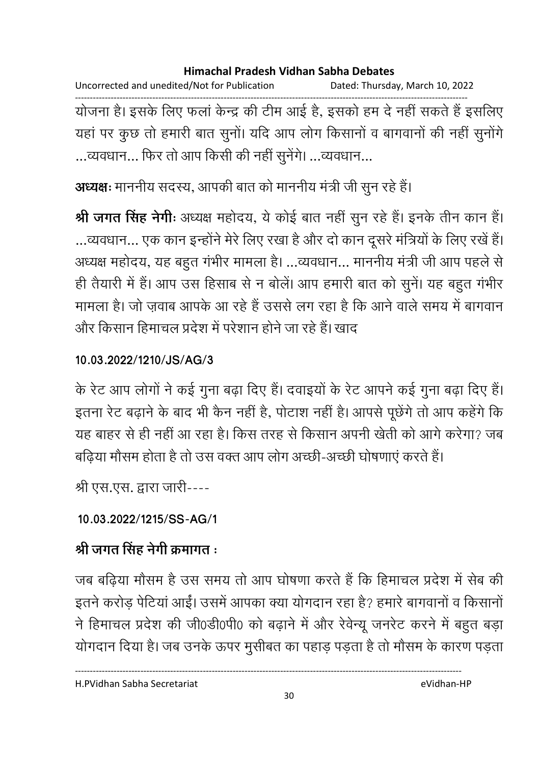योजना है। इसके लिए फलां केन्द्र की टीम आई है, इसको हम दे नहीं सकते हैं इसलिए यहां पर कुछ तो हमारी बात सुनों। यदि आप लोग किसानों व बागवानों की नहीं सुनोंगे ...व्यवधान... फिर तो आप किसी की नहीं सुनेंगे। ...व्यवधान...

**अध्यक्षः** माननीय सदस्य, आपकी बात को माननीय मंत्री जी सुन रहे हैं।

**श्री जगत सिंह नेगीः** अध्यक्ष महोदय, ये कोई बात नहीं सुन रहे हैं। इनके तीन कान हैं। ...व्यवधान... एक कान इन्होंने मेरे लिए रखा है और दो कान दूसरे मंत्रियों के लिए रखें हैं। अध्यक्ष महोदय, यह बहुत गंभीर मामला है। ...व्यवधान... माननीय मंत्री जी आप पहले से ही तैयारी में हैं। आप उस हिसाब से न बोलें। आप हमारी बात को सुनें। यह बहुत गंभीर मामला है। जो ज़वाब आपके आ रहे हैं उससे लग रहा है कि आने वाले समय में बागवान और किसान हिमाचल प्रदेश में परेशान होने जा रहे हैं। खाद

**10.03.2022/1210/JS/AG/3**

के रेट आप लोगों ने कई गुना बढ़ा दिए हैं। दवाइयों के रेट आपने कई गुना बढ़ा दिए हैं। इतना रेट बढ़ाने के बाद भी कैन नहीं है, पोटाश नहीं है। आपसे पूछेंगे तो आप कहेंगे कि यह बाहर से ही नहीं आ रहा है। किस तरह से किसान अपनी खेती को आगे करेगा? जब बढ़िया मौसम होता है तो उस वक्त आप लोग अच्छी-अच्छी घोषणाएं करते हैं।

श्री एस.एस. द्वारा जारी----

**10.03.2022/1215/SS-AG/1**

**श्री जगत सिंह नेगी क्रमागत :**

जब बढ़िया मौसम है उस समय तो आप घोषणा करते हैं कि हिमाचल प्रदेश में सेब की इतने करोड़ पेटियां आईं। उसमें आपका क्या योगदान रहा है? हमारे बागवानों व किसानों ने हिमाचल प्रदेश की जी0डी0पी0 को बढ़ाने में और रेवेन्यू जनरेट करने में बहुत बड़ा योगदान दिया है। जब उनके ऊपर मुसीबत का पहाड़ पड़ता है तो मौसम के कारण पड़ता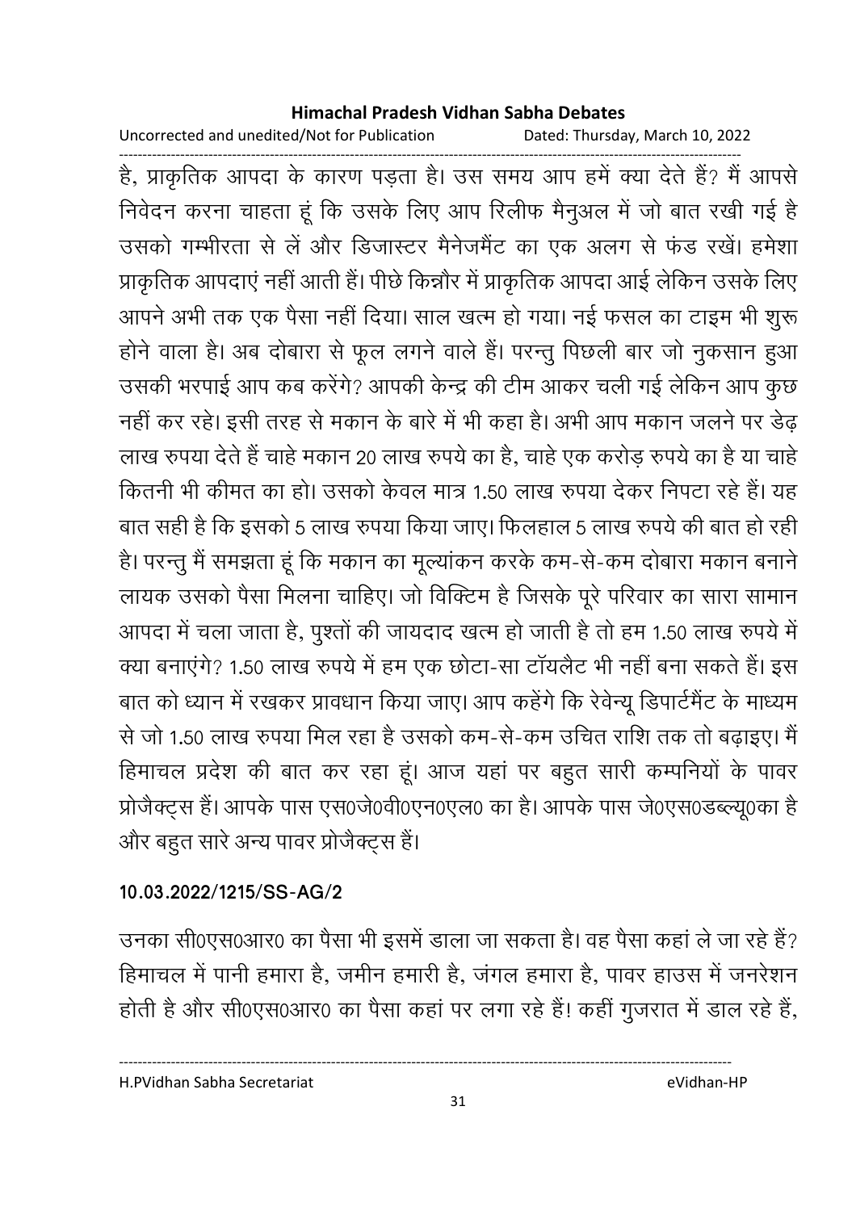है, प्राकृतिक आपदा के कारण पड़ता है। उस समय आप हमें क्या देते हैं? मैं आपसे निवेदन करना चाहता हूं कि उसके लिए आप रिलीफ मैनुअल में जो बात रखी गई है उसको गम्भीरता से लें और डिजास्टर मैनेजमैंट का एक अलग से फंड रखें। हमेशा प्राकृतिक आपदाएं नहीं आती हैं। पीछे किन्नौर में प्राकृतिक आपदा आई लेकिन उसके लिए आपने अभी तक एक पैसा नहीं दिया। साल खत्म हो गया। नई फसल का टाइम भी शुरू होने वाला है। अब दोबारा से फूल लगने वाले हैं। परन्तु पिछली बार जो नुकसान हुआ उसकी भरपाई आप कब करेंगे? आपकी केन्द्र की टीम आकर चली गई लेकिन आप कुछ नहीं कर रहे। इसी तरह से मकान के बारे में भी कहा है। अभी आप मकान जलने पर डेढ़ लाख रुपया देते हैं चाहे मकान 20 लाख रुपये का है, चाहे एक करोड़ रुपये का है या चाहे कितनी भी कीमत का हो। उसको केवल मात्र 1.50 लाख रुपया देकर निपटा रहे हैं। यह बात सही है कि इसको 5 लाख रुपया किया जाए। फिलहाल 5 लाख रुपये की बात हो रही है। परन्तु मैं समझता हूं कि मकान का मूल्यांकन करके कम-से-कम दोबारा मकान बनाने लायक उसको पैसा मिलना चाहिए। जो विक्टिम है जिसके पूरे परिवार का सारा सामान आपदा में चला जाता है, पुश्तों की जायदाद खत्म हो जाती है तो हम 1.50 लाख रुपये में क्या बनाएंगे? 1.50 लाख रुपये में हम एक छोटा-सा टॉयलैट भी नहीं बना सकते हैं। इस बात को ध्यान में रखकर प्रावधान किया जाए। आप कहेंगे कि रेवेन्यू डिपार्टमैंट के माध्यम से जो 1.50 लाख रुपया मिल रहा है उसको कम-से-कम उचित राशि तक तो बढ़ाइए। मैं हिमाचल प्रदेश की बात कर रहा हूं। आज यहां पर बहुत सारी कम्पनियों के पावर प्रोजैक्ट्स हैं। आपके पास एस0जे0वी0एन0एल0 का है। आपके पास जे0एस0डब्ल्यू0का है और बहुत सारे अन्य पावर प्रोजैक्ट्स हैं।

**10.03.2022/1215/SS-AG/2**

उनका सी0एस0आर0 का पैसा भी इसमें डाला जा सकता है। वह पैसा कहां ले जा रहे हैं? हिमाचल में पानी हमारा है, जमीन हमारी है, जंगल हमारा है, पावर हाउस में जनरेशन होती है और सी0एस0आर0 का पैसा कहां पर लगा रहे हैं! कहीं गुजरात में डाल रहे हैं,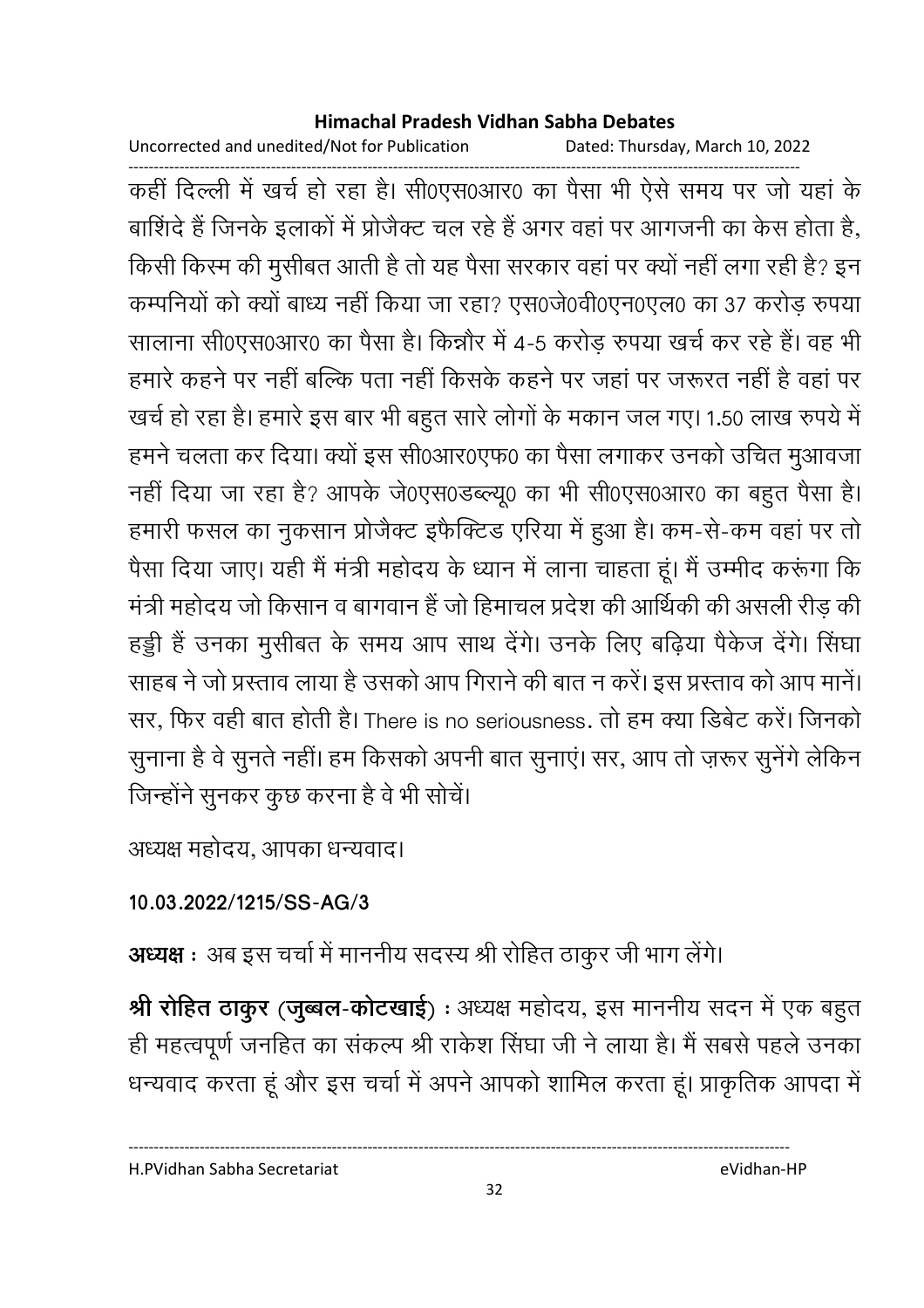कहीं दिल्ली में खर्च हो रहा है। सी0एस0आर0 का पैसा भी ऐसे समय पर जो यहां के बाशिंदे हैं जिनके इलाकों में प्रोजैक्ट चल रहे हैं अगर वहां पर आगजनी का केस होता है, किसी किस्म की मुसीबत आती है तो यह पैसा सरकार वहां पर क्यों नहीं लगा रही है? इन कम्पनियों को क्यों बाध्य नहीं किया जा रहा? एस0जे0वी0एन0एल0 का 37 करोड़ रुपया सालाना सी0एस0आर0 का पैसा है। किन्नौर में 4-5 करोड़ रुपया खर्च कर रहे हैं। वह भी हमारे कहने पर नहीं बल्कि पता नहीं किसके कहने पर जहां पर जरूरत नहीं है वहां पर खर्च हो रहा है। हमारे इस बार भी बहुत सारे लोगों के मकान जल गए। 1.50 लाख रुपये में हमने चलता कर दिया। क्यों इस सी0आर0एफ0 का पैसा लगाकर उनको उचित मुआवजा नहीं दिया जा रहा है? आपके जे0एस0डब्ल्यू0 का भी सी0एस0आर0 का बहुत पैसा है। हमारी फसल का नुकसान प्रोजैक्ट इफैक्टिड एरिया में हुआ है। कम-से-कम वहां पर तो पैसा दिया जाए। यही मैं मंत्री महोदय के ध्यान में लाना चाहता हूं। मैं उम्मीद करूंगा कि मंत्री महोदय जो किसान व बागवान हैं जो हिमाचल प्रदेश की आर्थिकी की असली रीढ़ की हड्डी हैं उनका मुसीबत के समय आप साथ देंगे। उनके लिए बढ़िया पैकेज देंगे। सिंघा साहब ने जो प्रस्ताव लाया है उसको आप गिराने की बात न करें। इस प्रस्ताव को आप मानें। सर, फिर वही बात होती है। There is no seriousness. तो हम क्या डिबेट करें। जिनको सुनाना है वे सुनते नहीं। हम किसको अपनी बात सुनाएं। सर, आप तो ज़रूर सुनेंगे लेकिन जिन्होंने सुनकर कुछ करना है वे भी सोचें।

अध्यक्ष महोदय, आपका धन्यवाद।

**10.03.2022/1215/SS-AG/3**

**अध्यक्ष** : अब इस चर्चा में माननीय सदस्य श्री रोहित ठाकुर जी भाग लेंगे।

**श्री रोहित ठाकुर (जुब्बल-कोटखाई)** : अध्यक्ष महोदय, इस माननीय सदन में एक बहुत ही महत्वपूर्ण जनहित का संकल्प श्री राकेश सिंघा जी ने लाया है। मैं सबसे पहले उनका धन्यवाद करता हूं और इस चर्चा में अपने आपको शामिल करता हूं। प्राकृतिक आपदा में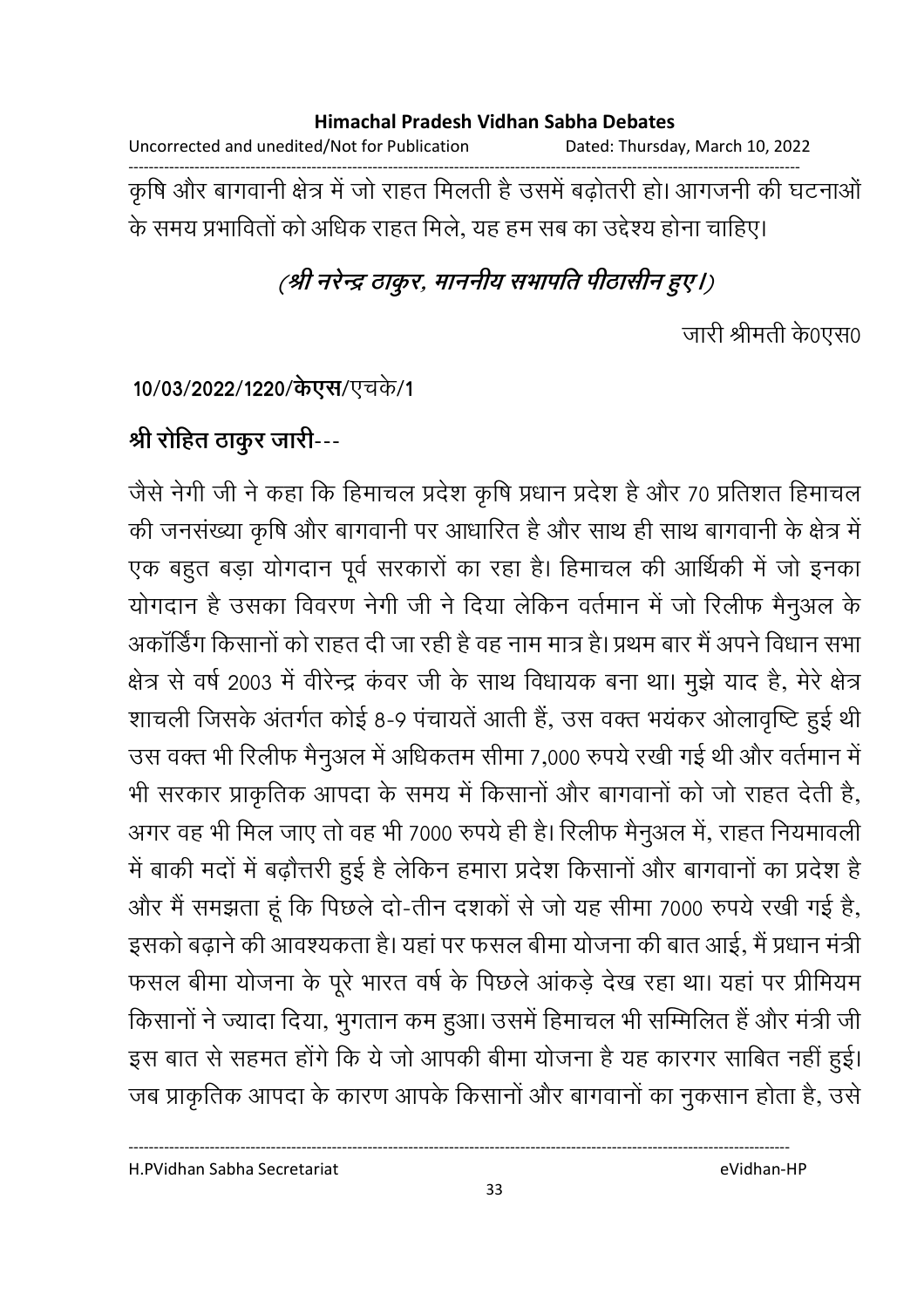कृषि और बागवानी क्षेत्र में जो राहत मिलती है उसमें बढ़ोतरी हो। आगजनी की घटनाओं के समय प्रभावितों को अधिक राहत मिले, यह हम सब का उद्देश्य होना चाहिए।

*(श्री नरेन्द्र ठाकुर, माननीय सभापति पीठासीन हुए।)*

जारी श्रीमती के0एस0

**10/03/2022/1220/केएस/एचके/1**

**श्री रोहित ठाकुर जारी---**

जैसे नेगी जी ने कहा कि हिमाचल प्रदेश कृषि प्रधान प्रदेश है और 70 प्रतिशत हिमाचल की जनसंख्या कृषि और बागवानी पर आधारित है और साथ ही साथ बागवानी के क्षेत्र में एक बहुत बड़ा योगदान पूर्व सरकारों का रहा है। हिमाचल की आर्थिकी में जो इनका योगदान है उसका विवरण नेगी जी ने दिया लेकिन वर्तमान में जो रिलीफ मैनुअल के अकॉर्डिंग किसानों को राहत दी जा रही है वह नाम मात्र है। प्रथम बार मैं अपने विधान सभा क्षेत्र से वर्ष 2003 में वीरेन्द्र कंवर जी के साथ विधायक बना था। मुझे याद है, मेरे क्षेत्र शाचली जिसके अंतर्गत कोई 8-9 पंचायतें आती हैं, उस वक्त भयंकर ओलावृष्टि हुई थी उस वक्त भी रिलीफ मैनुअल में अधिकतम सीमा 7,000 रुपये रखी गई थी और वर्तमान में भी सरकार प्राकृतिक आपदा के समय में किसानों और बागवानों को जो राहत देती है, अगर वह भी मिल जाए तो वह भी 7000 रुपये ही है। रिलीफ मैनुअल में, राहत नियमावली में बाकी मदों में बढ़ौत्तरी हुई है लेकिन हमारा प्रदेश किसानों और बागवानों का प्रदेश है और मैं समझता हूं कि पिछले दो-तीन दशकों से जो यह सीमा 7000 रुपये रखी गई है, इसको बढ़ाने की आवश्यकता है। यहां पर फसल बीमा योजना की बात आई, मैं प्रधान मंत्री फसल बीमा योजना के पूरे भारत वर्ष के पिछले आंकड़े देख रहा था। यहां पर प्रीमियम किसानों ने ज्यादा दिया, भुगतान कम हुआ। उसमें हिमाचल भी सम्मिलित हैं और मंत्री जी इस बात से सहमत होंगे कि ये जो आपकी बीमा योजना है यह कारगर साबित नहीं हुई। जब प्राकृतिक आपदा के कारण आपके किसानों और बागवानों का नुकसान होता है, उसे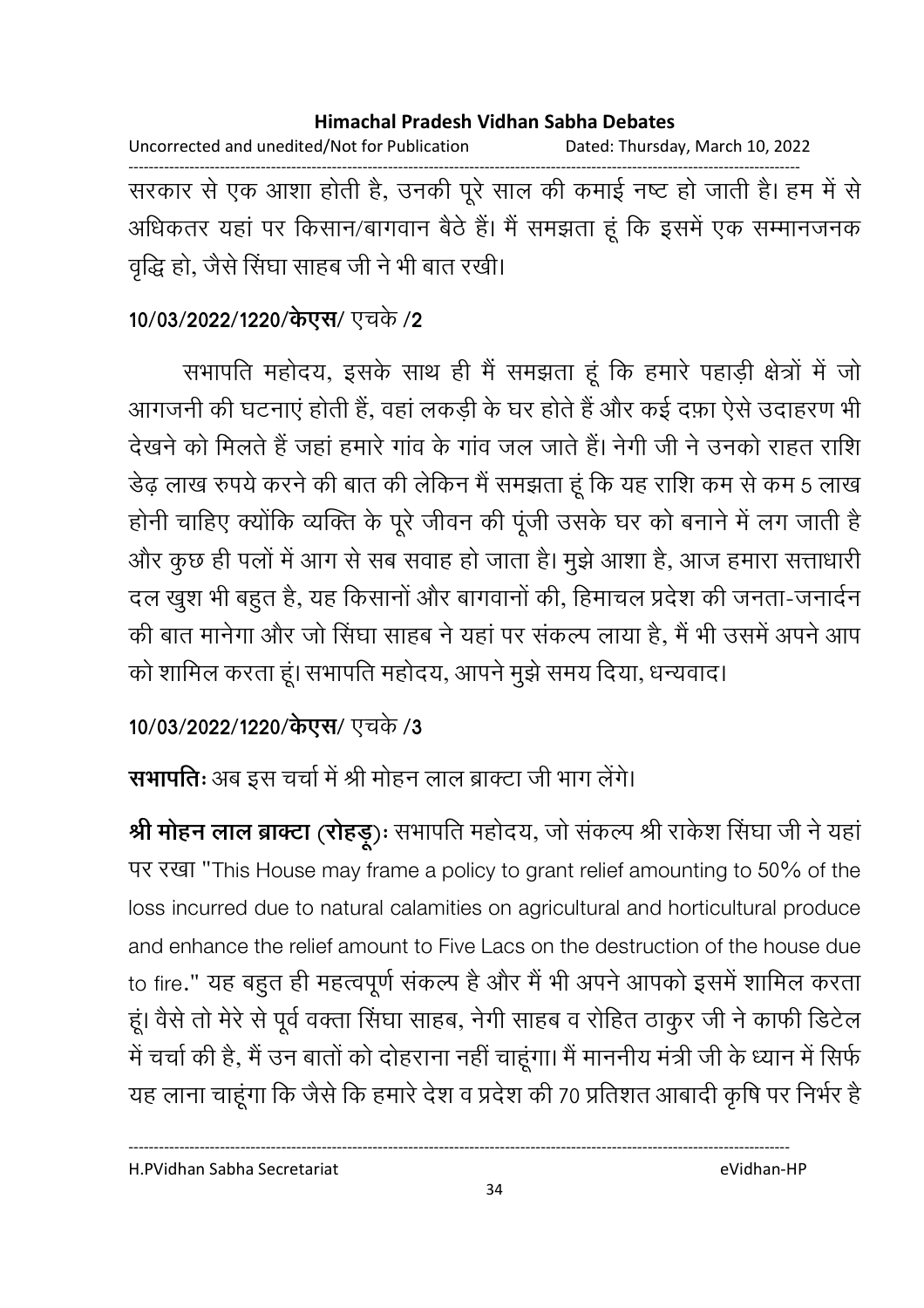सरकार से एक आशा होती है, उनकी पूरे साल की कमाई नष्ट हो जाती है। हम में से अधिकतर यहां पर किसान/बागवान बैठे हैं। मैं समझता हूं कि इसमें एक सम्मानजनक वृद्धि हो, जैसे सिंघा साहब जी ने भी बात रखी।

**10/03/2022/1220/केएस/ एचके /2**

सभापति महोदय, इसके साथ ही मैं समझता हूं कि हमारे पहाड़ी क्षेत्रों में जो आगजनी की घटनाएं होती हैं, वहां लकड़ी के घर होते हैं और कई दफ़ा ऐसे उदाहरण भी देखने को मिलते हैं जहां हमारे गांव के गांव जल जाते हैं। नेगी जी ने उनको राहत राशि डेढ़ लाख रुपये करने की बात की लेकिन मैं समझता हूं कि यह राशि कम से कम 5 लाख होनी चाहिए क्योंकि व्यक्ति के पूरे जीवन की पूंजी उसके घर को बनाने में लग जाती है और कुछ ही पलों में आग से सब सवाह हो जाता है। मुझे आशा है, आज हमारा सत्ताधारी दल खुश भी बहुत है, यह किसानों और बागवानों की, हिमाचल प्रदेश की जनता-जनार्दन की बात मानेगा और जो सिंघा साहब ने यहां पर संकल्प लाया है, मैं भी उसमें अपने आप को शामिल करता हूं। सभापति महोदय, आपने मुझे समय दिया, धन्यवाद।

**10/03/2022/1220/केएस/ एचके /3**

**सभापतिः** अब इस चर्चा में श्री मोहन लाल ब्राक्टा जी भाग लेंगे।

**श्री मोहन लाल ब्राक्टा (रोहड़ू)ः** सभापति महोदय, जो संकल्प श्री राकेश सिंघा जी ने यहां पर रखा "This House may frame a policy to grant relief amounting to 50% of the loss incurred due to natural calamities on agricultural and horticultural produce and enhance the relief amount to Five Lacs on the destruction of the house due to fire." यह बहुत ही महत्वपूर्ण संकल्प है और मैं भी अपने आपको इसमें शामिल करता हूं। वैसे तो मेरे से पूर्व वक्ता सिंघा साहब, नेगी साहब व रोहित ठाकुर जी ने काफी डिटेल में चर्चा की है, मैं उन बातों को दोहराना नहीं चाहूंगा। मैं माननीय मंत्री जी के ध्यान में सिर्फ यह लाना चाहूंगा कि जैसे कि हमारे देश व प्रदेश की 70 प्रतिशत आबादी कृषि पर निर्भर है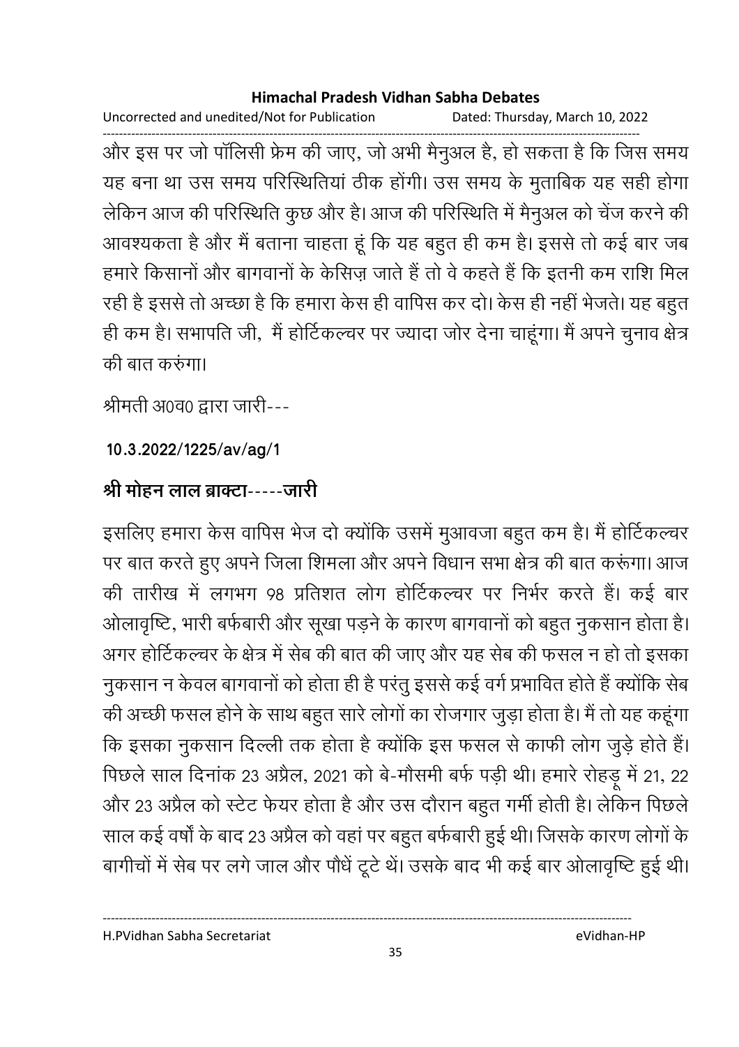और इस पर जो पॉलिसी फ्रेम की जाए, जो अभी मैनुअल है, हो सकता है कि जिस समय यह बना था उस समय परिस्थितियां ठीक होंगी। उस समय के मुताबिक यह सही होगा लेकिन आज की परिस्थिति कुछ और है। आज की परिस्थिति में मैनुअल को चेंज करने की आवश्यकता है और मैं बताना चाहता हूं कि यह बहुत ही कम है। इससे तो कई बार जब हमारे किसानों और बागवानों के केसिज़ जाते हैं तो वे कहते हैं कि इतनी कम राशि मिल रही है इससे तो अच्छा है कि हमारा केस ही वापिस कर दो। केस ही नहीं भेजते। यह बहुत ही कम है। सभापति जी, मैं होर्टिकल्चर पर ज्यादा जोर देना चाहूंगा। मैं अपने चुनाव क्षेत्र की बात करुंगा।

श्रीमती अ0व0 द्वारा जारी---

**10.3.2022/1225/av/ag/1**

**श्री मोहन लाल ब्राक्टा-----जारी**

इसलिए हमारा केस वापिस भेज दो क्योंकि उसमें मुआवजा बहुत कम है। मैं होर्टिकल्चर पर बात करते हुए अपने जिला शिमला और अपने विधान सभा क्षेत्र की बात करूंगा। आज की तारीख में लगभग 98 प्रतिशत लोग होर्टिकल्चर पर निर्भर करते हैं। कई बार ओलावृष्टि, भारी बर्फबारी और सूखा पड़ने के कारण बागवानों को बहुत नुकसान होता है। अगर होर्टिकल्चर के क्षेत्र में सेब की बात की जाए और यह सेब की फसल न हो तो इसका नुकसान न केवल बागवानों को होता ही है परंतु इससे कई वर्ग प्रभावित होते हैं क्योंकि सेब की अच्छी फसल होने के साथ बहुत सारे लोगों का रोजगार जुड़ा होता है। मैं तो यह कहूंगा कि इसका नुकसान दिल्ली तक होता है क्योंकि इस फसल से काफी लोग जुड़े होते हैं। पिछले साल दिनांक 23 अप्रैल, 2021 को बे-मौसमी बर्फ पड़ी थी। हमारे रोहड़ू में 21, 22 और 23 अप्रैल को स्टेट फेयर होता है और उस दौरान बहुत गर्मी होती है। लेकिन पिछले साल कई वर्षों के बाद 23 अप्रैल को वहां पर बहुत बर्फबारी हुई थी। जिसके कारण लोगों के बागीचों में सेब पर लगे जाल और पौधें टूटे थें। उसके बाद भी कई बार ओलावृष्टि हुई थी।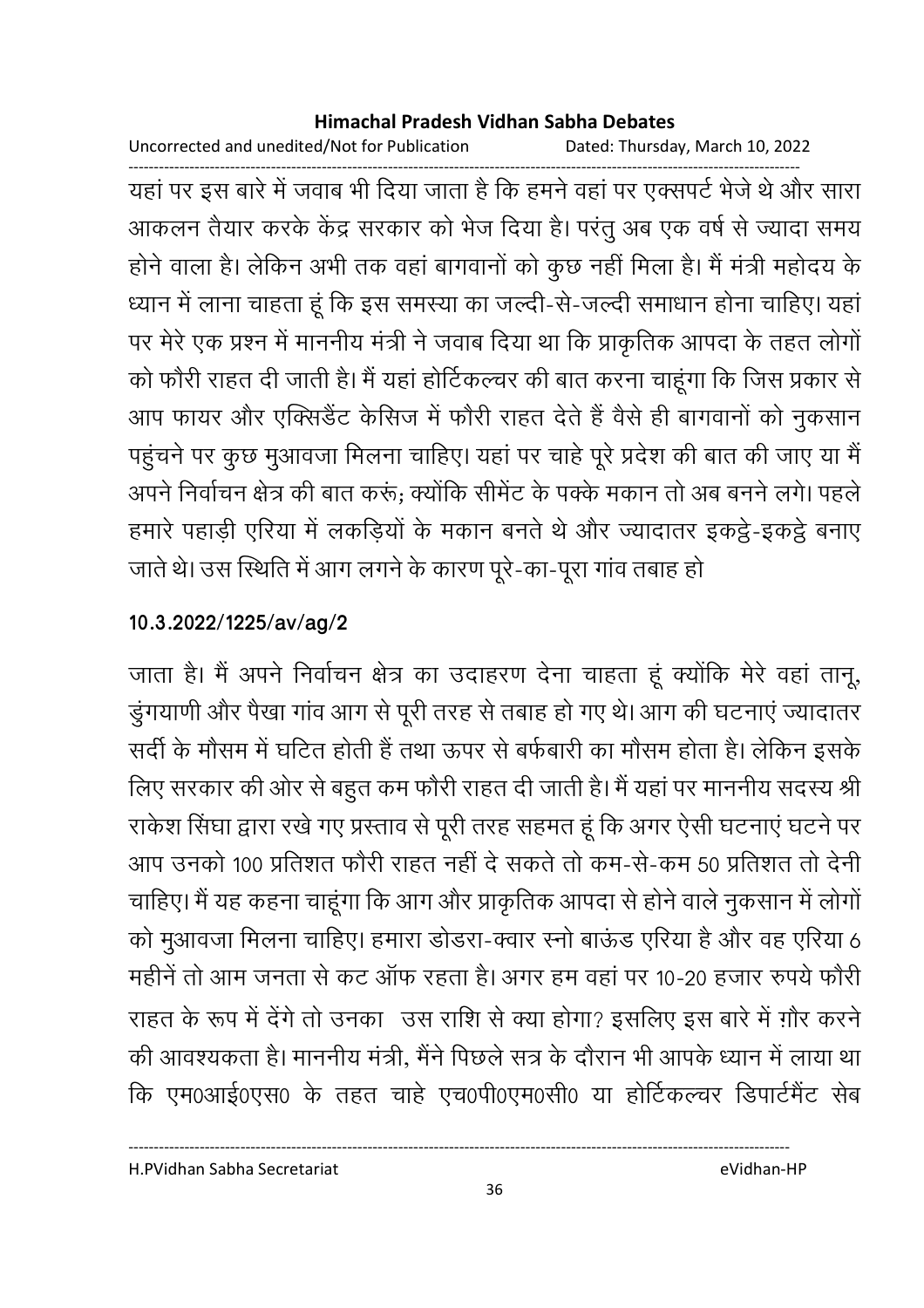यहां पर इस बारे में जवाब भी दिया जाता है कि हमने वहां पर एक्सपर्ट भेजे थे और सारा आकलन तैयार करके केंद्र सरकार को भेज दिया है। परंतु अब एक वर्ष से ज्यादा समय होने वाला है। लेकिन अभी तक वहां बागवानों को कुछ नहीं मिला है। मैं मंत्री महोदय के ध्यान में लाना चाहता हूं कि इस समस्या का जल्दी-से-जल्दी समाधान होना चाहिए। यहां पर मेरे एक प्रश्न में माननीय मंत्री ने जवाब दिया था कि प्राकृतिक आपदा के तहत लोगों को फौरी राहत दी जाती है। मैं यहां होर्टिकल्चर की बात करना चाहूंगा कि जिस प्रकार से आप फायर और एक्सिडेंट केसिज में फौरी राहत देते हैं वैसे ही बागवानों को नुकसान पहुंचने पर कुछ मुआवजा मिलना चाहिए। यहां पर चाहे पूरे प्रदेश की बात की जाए या मैं अपने निर्वाचन क्षेत्र की बात करूं; क्योंकि सीमेंट के पक्के मकान तो अब बनने लगे। पहले हमारे पहाड़ी एरिया में लकड़ियों के मकान बनते थे और ज्यादातर इकट्ठे-इकट्ठे बनाए जाते थे। उस स्थिति में आग लगने के कारण पूरे-का-पूरा गांव तबाह हो

**10.3.2022/1225/av/ag/2**

जाता है। मैं अपने निर्वाचन क्षेत्र का उदाहरण देना चाहता हूं क्योंकि मेरे वहां तानू, डुंगयाणी और पैखा गांव आग से पूरी तरह से तबाह हो गए थे। आग की घटनाएं ज्यादातर सर्दी के मौसम में घटित होती हैं तथा ऊपर से बर्फबारी का मौसम होता है। लेकिन इसके लिए सरकार की ओर से बहुत कम फौरी राहत दी जाती है। मैं यहां पर माननीय सदस्य श्री राकेश सिंघा द्वारा रखे गए प्रस्ताव से पूरी तरह सहमत हूं कि अगर ऐसी घटनाएं घटने पर आप उनको 100 प्रतिशत फौरी राहत नहीं दे सकते तो कम-से-कम 50 प्रतिशत तो देनी चाहिए। मैं यह कहना चाहूंगा कि आग और प्राकृतिक आपदा से होने वाले नुकसान में लोगों को मुआवजा मिलना चाहिए। हमारा डोडरा-क्वार स्नो बाऊंड एरिया है और वह एरिया 6 महीनें तो आम जनता से कट ऑफ रहता है। अगर हम वहां पर 10-20 हजार रुपये फौरी राहत के रूप में देंगे तो उनका उस राशि से क्या होगा? इसलिए इस बारे में ग़ौर करने की आवश्यकता है। माननीय मंत्री, मैंने पिछले सत्र के दौरान भी आपके ध्यान में लाया था कि एम0आई0एस0 के तहत चाहे एच0पी0एम0सी0 या होर्टिकल्चर डिपार्टमैंट सेब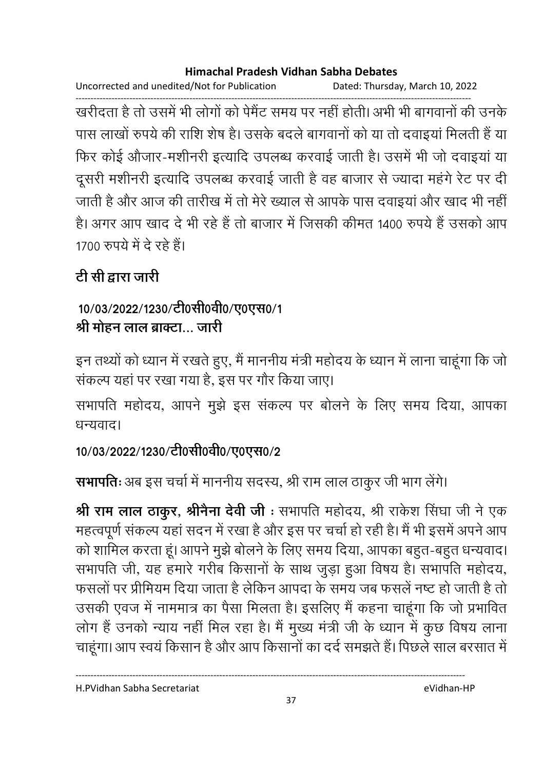खरीदता है तो उसमें भी लोगों को पेमैंट समय पर नहीं होती। अभी भी बागवानों की उनके पास लाखों रुपये की राशि शेष है। उसके बदले बागवानों को या तो दवाइयां मिलती हैं या फिर कोई औजार-मशीनरी इत्यादि उपलब्ध करवाई जाती है। उसमें भी जो दवाइयां या दूसरी मशीनरी इत्यादि उपलब्ध करवाई जाती है वह बाजार से ज्यादा महंगे रेट पर दी जाती है और आज की तारीख में तो मेरे ख्याल से आपके पास दवाइयां और खाद भी नहीं है। अगर आप खाद दे भी रहे हैं तो बाजार में जिसकी कीमत 1400 रुपये हैं उसको आप 1700 रुपये में दे रहे हैं।

## टी सी द्वारा जारी

**10/03/2022/1230/टी0सी0वी0/ए0एस0/1**
**श्री मोहन लाल ब्राक्टा... जारी**

इन तथ्यों को ध्यान में रखते हुए, मैं माननीय मंत्री महोदय के ध्यान में लाना चाहूंगा कि जो संकल्प यहां पर रखा गया है, इस पर गौर किया जाए।

सभापति महोदय, आपने मुझे इस संकल्प पर बोलने के लिए समय दिया, आपका धन्यवाद।

**10/03/2022/1230/टी0सी0वी0/ए0एस0/2**

**सभापतिः** अब इस चर्चा में माननीय सदस्य, श्री राम लाल ठाकुर जी भाग लेंगे।

**श्री राम लाल ठाकुर, श्रीनैना देवी जी :** सभापति महोदय, श्री राकेश सिंघा जी ने एक महत्वपूर्ण संकल्प यहां सदन में रखा है और इस पर चर्चा हो रही है। मैं भी इसमें अपने आप को शामिल करता हूं। आपने मुझे बोलने के लिए समय दिया, आपका बहुत-बहुत धन्यवाद। सभापति जी, यह हमारे गरीब किसानों के साथ जुड़ा हुआ विषय है। सभापति महोदय, फसलों पर प्रीमियम दिया जाता है लेकिन आपदा के समय जब फसलें नष्ट हो जाती है तो उसकी एवज में नाममात्र का पैसा मिलता है। इसलिए मैं कहना चाहूंगा कि जो प्रभावित लोग हैं उनको न्याय नहीं मिल रहा है। मैं मुख्य मंत्री जी के ध्यान में कुछ विषय लाना चाहूंगा। आप स्वयं किसान है और आप किसानों का दर्द समझते हैं। पिछले साल बरसात में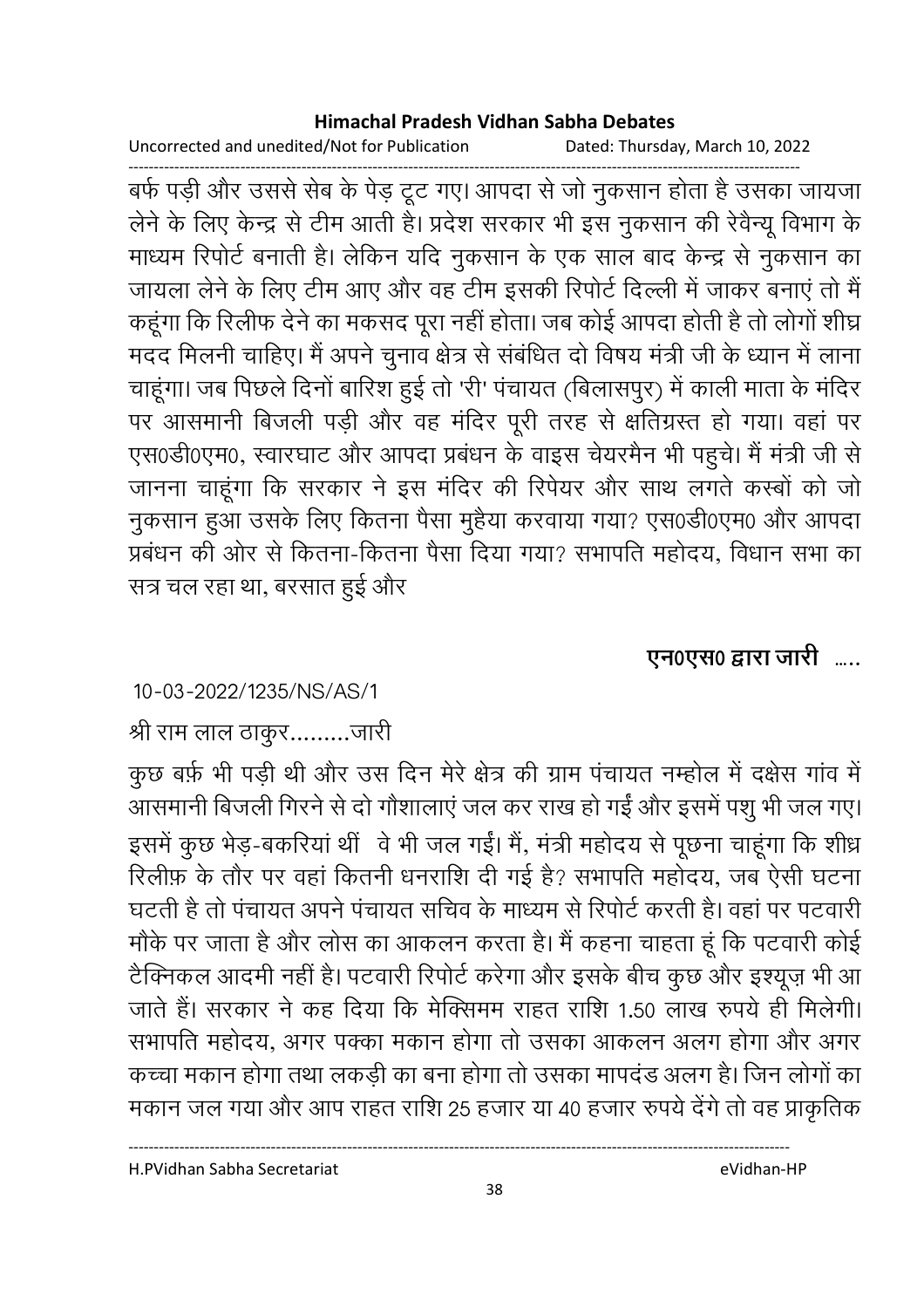बर्फ पड़ी और उससे सेब के पेड़ टूट गए। आपदा से जो नुकसान होता है उसका जायजा लेने के लिए केन्द्र से टीम आती है। प्रदेश सरकार भी इस नुकसान की रेवैन्यू विभाग के माध्यम रिपोर्ट बनाती है। लेकिन यदि नुकसान के एक साल बाद केन्द्र से नुकसान का जायला लेने के लिए टीम आए और वह टीम इसकी रिपोर्ट दिल्ली में जाकर बनाएं तो मैं कहूंगा कि रिलीफ देने का मकसद पूरा नहीं होता। जब कोई आपदा होती है तो लोगों शीघ्र मदद मिलनी चाहिए। मैं अपने चुनाव क्षेत्र से संबंधित दो विषय मंत्री जी के ध्यान में लाना चाहूंगा। जब पिछले दिनों बारिश हुई तो 'री' पंचायत (बिलासपुर) में काली माता के मंदिर पर आसमानी बिजली पड़ी और वह मंदिर पूरी तरह से क्षतिग्रस्त हो गया। वहां पर एस0डी0एम0, स्वारघाट और आपदा प्रबंधन के वाइस चेयरमैन भी पहुचे। मैं मंत्री जी से जानना चाहूंगा कि सरकार ने इस मंदिर की रिपेयर और साथ लगते कस्बों को जो नुकसान हुआ उसके लिए कितना पैसा मुहैया करवाया गया? एस0डी0एम0 और आपदा प्रबंधन की ओर से कितना-कितना पैसा दिया गया? सभापति महोदय, विधान सभा का सत्र चल रहा था, बरसात हुई और

**एन0एस0 द्वारा जारी .....**

10-03-2022/1235/NS/AS/1

श्री राम लाल ठाकुर.........जारी

कुछ बर्फ़ भी पड़ी थी और उस दिन मेरे क्षेत्र की ग्राम पंचायत नम्होल में दक्षेस गांव में आसमानी बिजली गिरने से दो गौशालाएं जल कर राख हो गईं और इसमें पशु भी जल गए। इसमें कुछ भेड़-बकरियां थीं वे भी जल गईं। मैं, मंत्री महोदय से पूछना चाहूंगा कि शीघ्र रिलीफ़ के तौर पर वहां कितनी धनराशि दी गई है? सभापति महोदय, जब ऐसी घटना घटती है तो पंचायत अपने पंचायत सचिव के माध्यम से रिपोर्ट करती है। वहां पर पटवारी मौके पर जाता है और लोस का आकलन करता है। मैं कहना चाहता हूं कि पटवारी कोई टैक्निकल आदमी नहीं है। पटवारी रिपोर्ट करेगा और इसके बीच कुछ और इश्यूज़ भी आ जाते हैं। सरकार ने कह दिया कि मेक्सिमम राहत राशि 1.50 लाख रुपये ही मिलेगी। सभापति महोदय, अगर पक्का मकान होगा तो उसका आकलन अलग होगा और अगर कच्चा मकान होगा तथा लकड़ी का बना होगा तो उसका मापदंड अलग है। जिन लोगों का मकान जल गया और आप राहत राशि 25 हजार या 40 हजार रुपये देंगे तो वह प्राकृतिक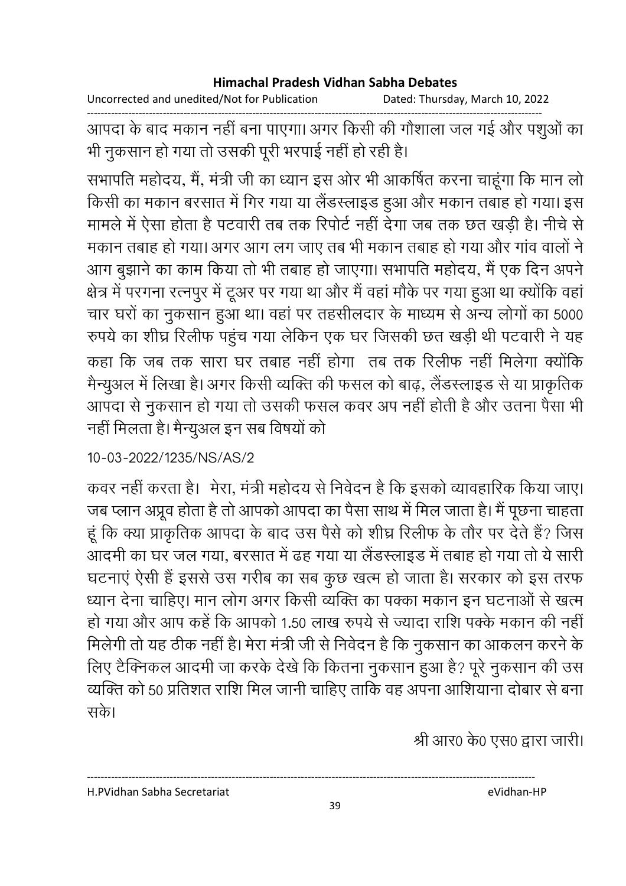आपदा के बाद मकान नहीं बना पाएगा। अगर किसी की गौशाला जल गई और पशुओं का भी नुकसान हो गया तो उसकी पूरी भरपाई नहीं हो रही है।

सभापति महोदय, मैं, मंत्री जी का ध्यान इस ओर भी आकर्षित करना चाहूंगा कि मान लो किसी का मकान बरसात में गिर गया या लैंडस्लाइड हुआ और मकान तबाह हो गया। इस मामले में ऐसा होता है पटवारी तब तक रिपोर्ट नहीं देगा जब तक छत खड़ी है। नीचे से मकान तबाह हो गया। अगर आग लग जाए तब भी मकान तबाह हो गया और गांव वालों ने आग बुझाने का काम किया तो भी तबाह हो जाएगा। सभापति महोदय, मैं एक दिन अपने क्षेत्र में परगना रत्नपुर में टूअर पर गया था और मैं वहां मौके पर गया हुआ था क्योंकि वहां चार घरों का नुकसान हुआ था। वहां पर तहसीलदार के माध्यम से अन्य लोगों का 5000 रुपये का शीघ्र रिलीफ पहुंच गया लेकिन एक घर जिसकी छत खड़ी थी पटवारी ने यह कहा कि जब तक सारा घर तबाह नहीं होगा तब तक रिलीफ नहीं मिलेगा क्योंकि मैन्युअल में लिखा है। अगर किसी व्यक्ति की फसल को बाढ़, लैंडस्लाइड से या प्राकृतिक आपदा से नुकसान हो गया तो उसकी फसल कवर अप नहीं होती है और उतना पैसा भी नहीं मिलता है। मैन्युअल इन सब विषयों को

10-03-2022/1235/NS/AS/2

कवर नहीं करता है। मेरा, मंत्री महोदय से निवेदन है कि इसको व्यावहारिक किया जाए। जब प्लान अप्रूव होता है तो आपको आपदा का पैसा साथ में मिल जाता है। मैं पूछना चाहता हूं कि क्या प्राकृतिक आपदा के बाद उस पैसे को शीघ्र रिलीफ के तौर पर देते हैं? जिस आदमी का घर जल गया, बरसात में ढह गया या लैंडस्लाइड में तबाह हो गया तो ये सारी घटनाएं ऐसी हैं इससे उस गरीब का सब कुछ खत्म हो जाता है। सरकार को इस तरफ ध्यान देना चाहिए। मान लोग अगर किसी व्यक्ति का पक्का मकान इन घटनाओं से खत्म हो गया और आप कहें कि आपको 1.50 लाख रुपये से ज्यादा राशि पक्के मकान की नहीं मिलेगी तो यह ठीक नहीं है। मेरा मंत्री जी से निवेदन है कि नुकसान का आकलन करने के लिए टैक्निकल आदमी जा करके देखे कि कितना नुकसान हुआ है? पूरे नुकसान की उस व्यक्ति को 50 प्रतिशत राशि मिल जानी चाहिए ताकि वह अपना आशियाना दोबार से बना सके।

श्री आर० के० एस० द्वारा जारी।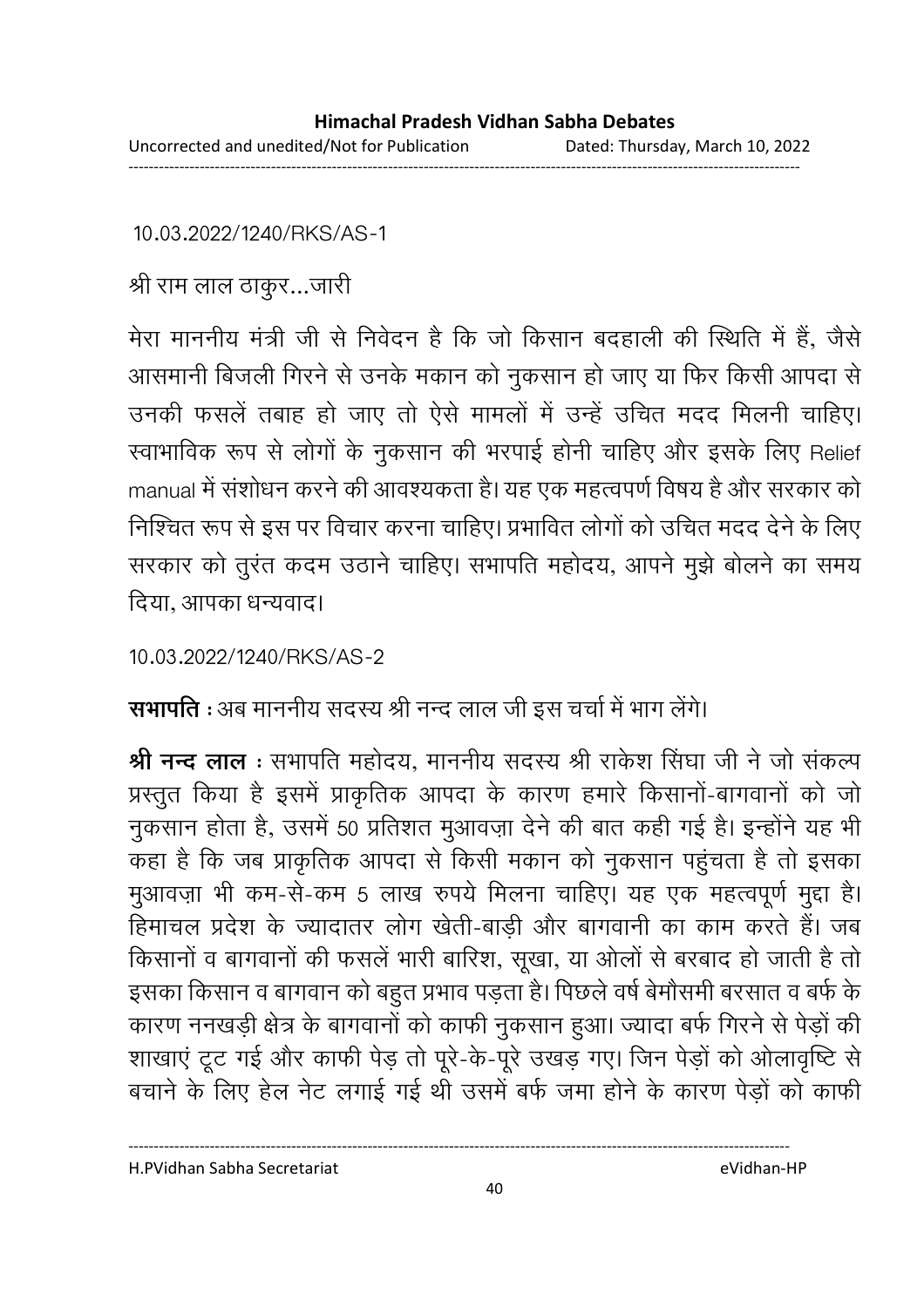10.03.2022/1240/RKS/AS-1

श्री राम लाल ठाकुर...जारी

मेरा माननीय मंत्री जी से निवेदन है कि जो किसान बदहाली की स्थिति में हैं, जैसे आसमानी बिजली गिरने से उनके मकान को नुकसान हो जाए या फिर किसी आपदा से उनकी फसलें तबाह हो जाए तो ऐसे मामलों में उन्हें उचित मदद मिलनी चाहिए। स्वाभाविक रूप से लोगों के नुकसान की भरपाई होनी चाहिए और इसके लिए Relief manual में संशोधन करने की आवश्यकता है। यह एक महत्वपर्ण विषय है और सरकार को निश्चित रूप से इस पर विचार करना चाहिए। प्रभावित लोगों को उचित मदद देने के लिए सरकार को तुरंत कदम उठाने चाहिए। सभापति महोदय, आपने मुझे बोलने का समय दिया, आपका धन्यवाद।

10.03.2022/1240/RKS/AS-2

**सभापति :** अब माननीय सदस्य श्री नन्द लाल जी इस चर्चा में भाग लेंगे।

**श्री नन्द लाल :** सभापति महोदय, माननीय सदस्य श्री राकेश सिंघा जी ने जो संकल्प प्रस्तुत किया है इसमें प्राकृतिक आपदा के कारण हमारे किसानों-बागवानों को जो नुकसान होता है, उसमें 50 प्रतिशत मुआवज़ा देने की बात कही गई है। इन्होंने यह भी कहा है कि जब प्राकृतिक आपदा से किसी मकान को नुकसान पहुंचता है तो इसका मुआवज़ा भी कम-से-कम 5 लाख रुपये मिलना चाहिए। यह एक महत्वपूर्ण मुद्दा है। हिमाचल प्रदेश के ज्यादातर लोग खेती-बाड़ी और बागवानी का काम करते हैं। जब किसानों व बागवानों की फसलें भारी बारिश, सूखा, या ओलों से बरबाद हो जाती है तो इसका किसान व बागवान को बहुत प्रभाव पड़ता है। पिछले वर्ष बेमौसमी बरसात व बर्फ के कारण ननखड़ी क्षेत्र के बागवानों को काफी नुकसान हुआ। ज्यादा बर्फ गिरने से पेड़ों की शाखाएं टूट गई और काफी पेड़ तो पूरे-के-पूरे उखड़ गए। जिन पेड़ों को ओलावृष्टि से बचाने के लिए हेल नेट लगाई गई थी उसमें बर्फ जमा होने के कारण पेड़ों को काफी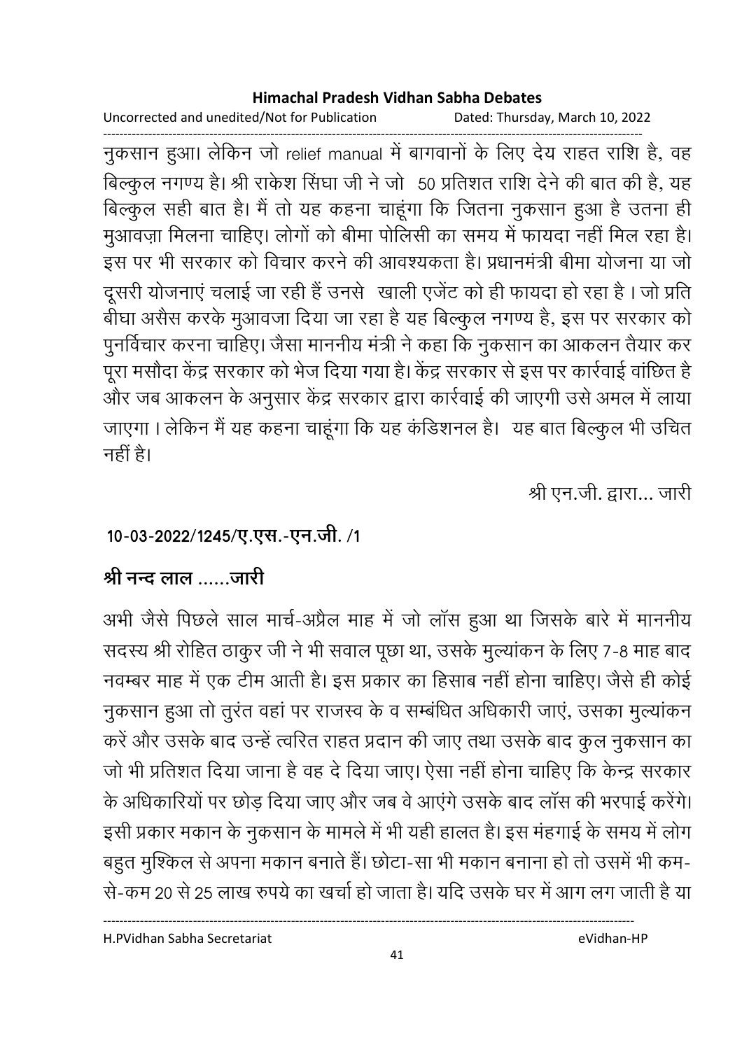नुकसान हुआ। लेकिन जो relief manual में बागवानों के लिए देय राहत राशि है, वह बिल्कुल नगण्य है। श्री राकेश सिंघा जी ने जो 50 प्रतिशत राशि देने की बात की है, यह बिल्कुल सही बात है। मैं तो यह कहना चाहूंगा कि जितना नुकसान हुआ है उतना ही मुआवज़ा मिलना चाहिए। लोगों को बीमा पोलिसी का समय में फायदा नहीं मिल रहा है। इस पर भी सरकार को विचार करने की आवश्यकता है। प्रधानमंत्री बीमा योजना या जो दूसरी योजनाएं चलाई जा रही हैं उनसे खाली एजेंट को ही फायदा हो रहा है । जो प्रति बीघा असैस करके मुआवजा दिया जा रहा है यह बिल्कुल नगण्य है, इस पर सरकार को पुनर्विचार करना चाहिए। जैसा माननीय मंत्री ने कहा कि नुकसान का आकलन तैयार कर पूरा मसौदा केंद्र सरकार को भेज दिया गया है। केंद्र सरकार से इस पर कार्रवाई वांछित है और जब आकलन के अनुसार केंद्र सरकार द्वारा कार्रवाई की जाएगी उसे अमल में लाया जाएगा । लेकिन मैं यह कहना चाहूंगा कि यह कंडिशनल है। यह बात बिल्कुल भी उचित नहीं है।

श्री एन.जी. द्वारा... जारी

**10-03-2022/1245/ए.एस.-एन.जी. /1**

**श्री नन्द लाल ......जारी**

अभी जैसे पिछले साल मार्च-अप्रैल माह में जो लॉस हुआ था जिसके बारे में माननीय सदस्य श्री रोहित ठाकुर जी ने भी सवाल पूछा था, उसके मुल्यांकन के लिए 7-8 माह बाद नवम्बर माह में एक टीम आती है। इस प्रकार का हिसाब नहीं होना चाहिए। जैसे ही कोई नुकसान हुआ तो तुरंत वहां पर राजस्व के व सम्बंधित अधिकारी जाएं, उसका मुल्यांकन करें और उसके बाद उन्हें त्वरित राहत प्रदान की जाए तथा उसके बाद कुल नुकसान का जो भी प्रतिशत दिया जाना है वह दे दिया जाए। ऐसा नहीं होना चाहिए कि केन्द्र सरकार के अधिकारियों पर छोड़ दिया जाए और जब वे आएंगे उसके बाद लॉस की भरपाई करेंगे। इसी प्रकार मकान के नुकसान के मामले में भी यही हालत है। इस मंहगाई के समय में लोग बहुत मुश्किल से अपना मकान बनाते हैं। छोटा-सा भी मकान बनाना हो तो उसमें भी कम-से-कम 20 से 25 लाख रुपये का खर्चा हो जाता है। यदि उसके घर में आग लग जाती है या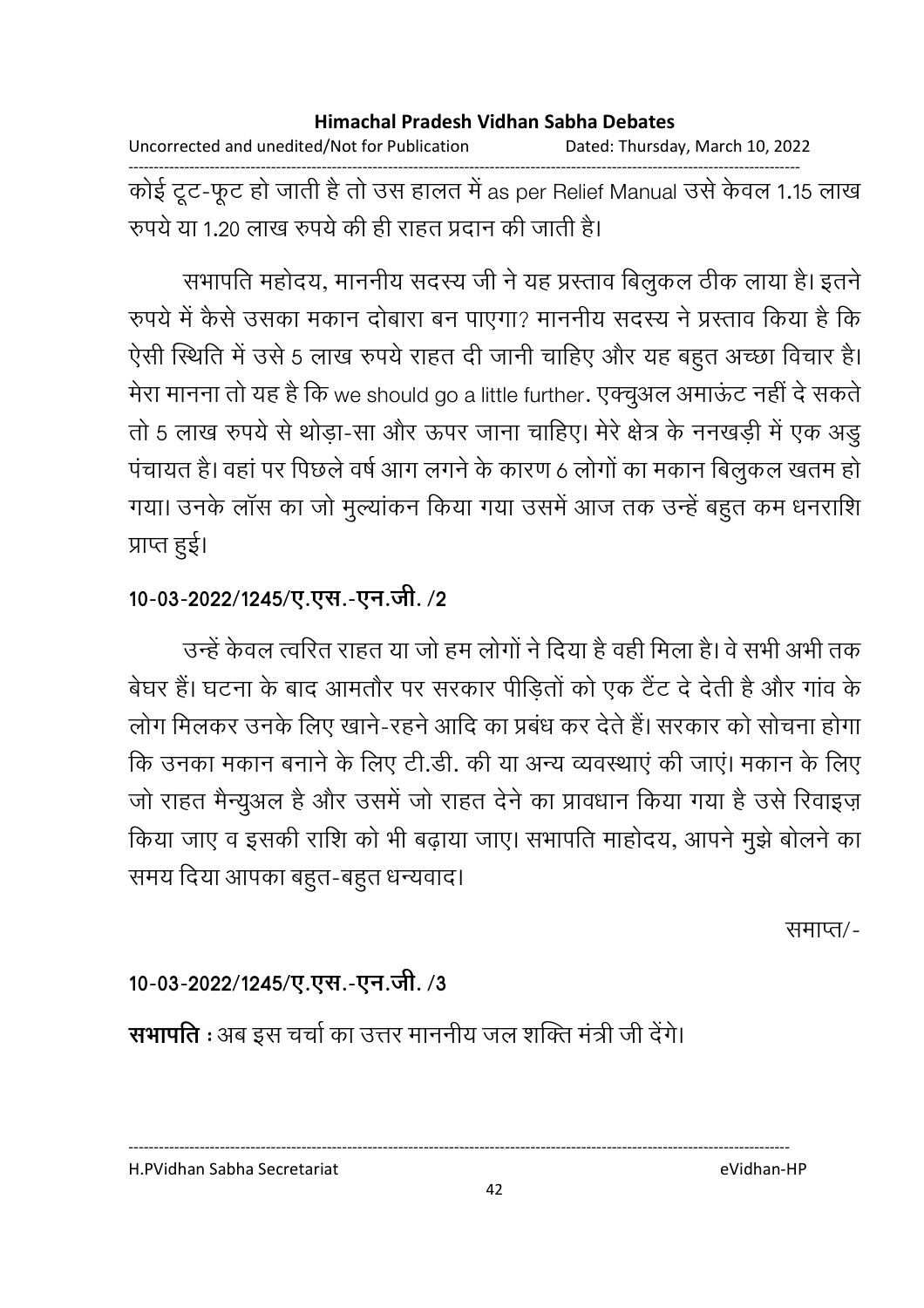कोई टूट-फूट हो जाती है तो उस हालत में as per Relief Manual उसे केवल 1.15 लाख रुपये या 1.20 लाख रुपये की ही राहत प्रदान की जाती है।

सभापति महोदय, माननीय सदस्य जी ने यह प्रस्ताव बिलुकल ठीक लाया है। इतने रुपये में कैसे उसका मकान दोबारा बन पाएगा? माननीय सदस्य ने प्रस्ताव किया है कि ऐसी स्थिति में उसे 5 लाख रुपये राहत दी जानी चाहिए और यह बहुत अच्छा विचार है। मेरा मानना तो यह है कि we should go a little further. एक्चुअल अमाऊंट नहीं दे सकते तो 5 लाख रुपये से थोड़ा-सा और ऊपर जाना चाहिए। मेरे क्षेत्र के ननखड़ी में एक अड्डु पंचायत है। वहां पर पिछले वर्ष आग लगने के कारण 6 लोगों का मकान बिलुकल खतम हो गया। उनके लॉस का जो मुल्यांकन किया गया उसमें आज तक उन्हें बहुत कम धनराशि प्राप्त हुई।

**10-03-2022/1245/ए.एस.-एन.जी. /2**

उन्हें केवल त्वरित राहत या जो हम लोगों ने दिया है वही मिला है। वे सभी अभी तक बेघर हैं। घटना के बाद आमतौर पर सरकार पीड़ितों को एक टैंट दे देती है और गांव के लोग मिलकर उनके लिए खाने-रहने आदि का प्रबंध कर देते हैं। सरकार को सोचना होगा कि उनका मकान बनाने के लिए टी.डी. की या अन्य व्यवस्थाएं की जाएं। मकान के लिए जो राहत मैन्युअल है और उसमें जो राहत देने का प्रावधान किया गया है उसे रिवाइज़ किया जाए व इसकी राशि को भी बढ़ाया जाए। सभापति माहोदय, आपने मुझे बोलने का समय दिया आपका बहुत-बहुत धन्यवाद।

समाप्त/-

**10-03-2022/1245/ए.एस.-एन.जी. /3**

**सभापति :** अब इस चर्चा का उत्तर माननीय जल शक्ति मंत्री जी देंगे।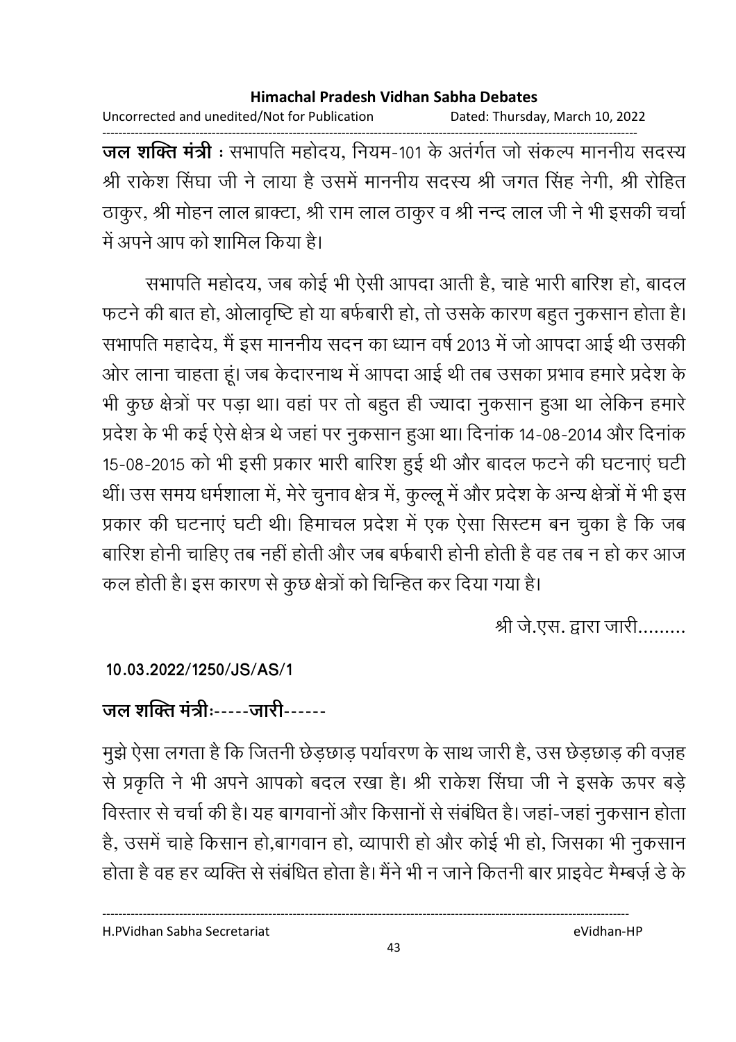**जल शक्ति मंत्री** : सभापति महोदय, नियम-101 के अंतर्गत जो संकल्प माननीय सदस्य श्री राकेश सिंघा जी ने लाया है उसमें माननीय सदस्य श्री जगत सिंह नेगी, श्री रोहित ठाकुर, श्री मोहन लाल ब्राक्टा, श्री राम लाल ठाकुर व श्री नन्द लाल जी ने भी इसकी चर्चा में अपने आप को शामिल किया है।

सभापति महोदय, जब कोई भी ऐसी आपदा आती है, चाहे भारी बारिश हो, बादल फटने की बात हो, ओलावृष्टि हो या बर्फबारी हो, तो उसके कारण बहुत नुकसान होता है। सभापति महादेय, मैं इस माननीय सदन का ध्यान वर्ष 2013 में जो आपदा आई थी उसकी ओर लाना चाहता हूं। जब केदारनाथ में आपदा आई थी तब उसका प्रभाव हमारे प्रदेश के भी कुछ क्षेत्रों पर पड़ा था। वहां पर तो बहुत ही ज्यादा नुकसान हुआ था लेकिन हमारे प्रदेश के भी कई ऐसे क्षेत्र थे जहां पर नुकसान हुआ था। दिनांक 14-08-2014 और दिनांक 15-08-2015 को भी इसी प्रकार भारी बारिश हुई थी और बादल फटने की घटनाएं घटी थीं। उस समय धर्मशाला में, मेरे चुनाव क्षेत्र में, कुल्लू में और प्रदेश के अन्य क्षेत्रों में भी इस प्रकार की घटनाएं घटी थी। हिमाचल प्रदेश में एक ऐसा सिस्टम बन चुका है कि जब बारिश होनी चाहिए तब नहीं होती और जब बर्फबारी होनी होती है वह तब न हो कर आज कल होती है। इस कारण से कुछ क्षेत्रों को चिन्हित कर दिया गया है।

श्री जे.एस. द्वारा जारी.........

**10.03.2022/1250/JS/AS/1**

**जल शक्ति मंत्रीः-----जारी------**

मुझे ऐसा लगता है कि जितनी छेड़छाड़ पर्यावरण के साथ जारी है, उस छेड़छाड़ की वज़ह से प्रकृति ने भी अपने आपको बदल रखा है। श्री राकेश सिंघा जी ने इसके ऊपर बड़े विस्तार से चर्चा की है। यह बागवानों और किसानों से संबंधित है। जहां-जहां नुकसान होता है, उसमें चाहे किसान हो,बागवान हो, व्यापारी हो और कोई भी हो, जिसका भी नुकसान होता है वह हर व्यक्ति से संबंधित होता है। मैंने भी न जाने कितनी बार प्राइवेट मैम्बर्ज़ डे के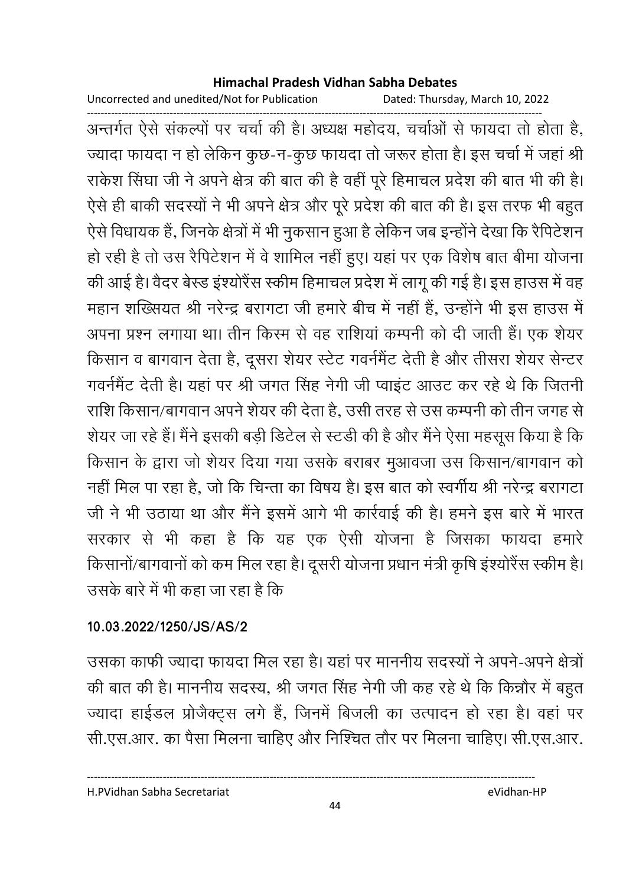अन्तर्गत ऐसे संकल्पों पर चर्चा की है। अध्यक्ष महोदय, चर्चाओं से फायदा तो होता है, ज्यादा फायदा न हो लेकिन कुछ-न-कुछ फायदा तो जरूर होता है। इस चर्चा में जहां श्री राकेश सिंघा जी ने अपने क्षेत्र की बात की है वहीं पूरे हिमाचल प्रदेश की बात भी की है। ऐसे ही बाकी सदस्यों ने भी अपने क्षेत्र और पूरे प्रदेश की बात की है। इस तरफ भी बहुत ऐसे विधायक हैं, जिनके क्षेत्रों में भी नुकसान हुआ है लेकिन जब इन्होंने देखा कि रैपिटेशन हो रही है तो उस रैपिटेशन में वे शामिल नहीं हुए। यहां पर एक विशेष बात बीमा योजना की आई है। वैदर बेस्ड इंश्योरैंस स्कीम हिमाचल प्रदेश में लागू की गई है। इस हाउस में वह महान शख्सियत श्री नरेन्द्र बरागटा जी हमारे बीच में नहीं हैं, उन्होंने भी इस हाउस में अपना प्रश्न लगाया था। तीन किस्म से वह राशियां कम्पनी को दी जाती हैं। एक शेयर किसान व बागवान देता है, दूसरा शेयर स्टेट गवर्नमैंट देती है और तीसरा शेयर सेन्टर गवर्नमैंट देती है। यहां पर श्री जगत सिंह नेगी जी प्वाइंट आउट कर रहे थे कि जितनी राशि किसान/बागवान अपने शेयर की देता है, उसी तरह से उस कम्पनी को तीन जगह से शेयर जा रहे हैं। मैंने इसकी बड़ी डिटेल से स्टडी की है और मैंने ऐसा महसूस किया है कि किसान के द्वारा जो शेयर दिया गया उसके बराबर मुआवजा उस किसान/बागवान को नहीं मिल पा रहा है, जो कि चिन्ता का विषय है। इस बात को स्वर्गीय श्री नरेन्द्र बरागटा जी ने भी उठाया था और मैंने इसमें आगे भी कार्रवाई की है। हमने इस बारे में भारत सरकार से भी कहा है कि यह एक ऐसी योजना है जिसका फायदा हमारे किसानों/बागवानों को कम मिल रहा है। दूसरी योजना प्रधान मंत्री कृषि इंश्योरैंस स्कीम है। उसके बारे में भी कहा जा रहा है कि

**10.03.2022/1250/JS/AS/2**

उसका काफी ज्यादा फायदा मिल रहा है। यहां पर माननीय सदस्यों ने अपने-अपने क्षेत्रों की बात की है। माननीय सदस्य, श्री जगत सिंह नेगी जी कह रहे थे कि किन्नौर में बहुत ज्यादा हाईडल प्रोजैक्ट्स लगे हैं, जिनमें बिजली का उत्पादन हो रहा है। वहां पर सी.एस.आर. का पैसा मिलना चाहिए और निश्चित तौर पर मिलना चाहिए। सी.एस.आर.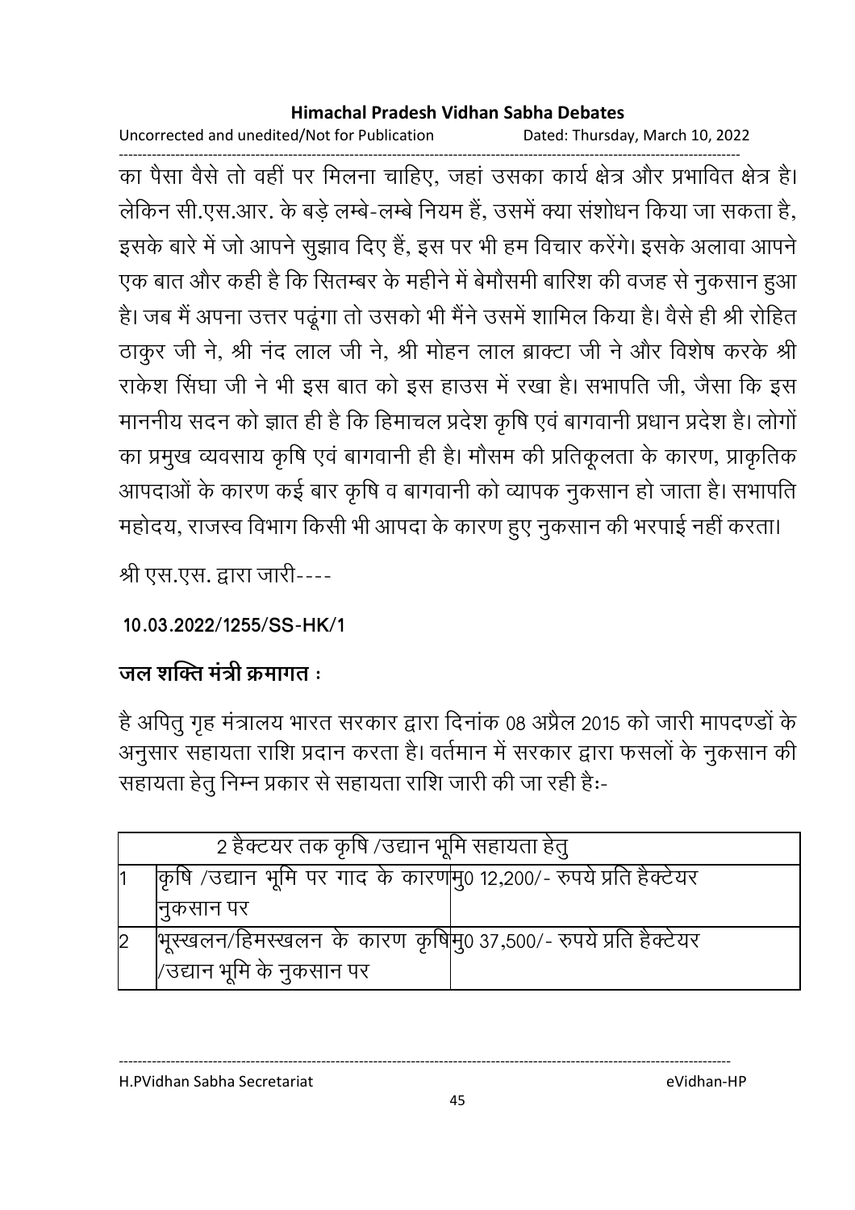का पैसा वैसे तो वहीं पर मिलना चाहिए, जहां उसका कार्य क्षेत्र और प्रभावित क्षेत्र है। लेकिन सी.एस.आर. के बड़े लम्बे-लम्बे नियम हैं, उसमें क्या संशोधन किया जा सकता है, इसके बारे में जो आपने सुझाव दिए हैं, इस पर भी हम विचार करेंगे। इसके अलावा आपने एक बात और कही है कि सितम्बर के महीने में बेमौसमी बारिश की वजह से नुकसान हुआ है। जब मैं अपना उत्तर पढ़ूंगा तो उसको भी मैंने उसमें शामिल किया है। वैसे ही श्री रोहित ठाकुर जी ने, श्री नंद लाल जी ने, श्री मोहन लाल ब्राक्टा जी ने और विशेष करके श्री राकेश सिंघा जी ने भी इस बात को इस हाउस में रखा है। सभापति जी, जैसा कि इस माननीय सदन को ज्ञात ही है कि हिमाचल प्रदेश कृषि एवं बागवानी प्रधान प्रदेश है। लोगों का प्रमुख व्यवसाय कृषि एवं बागवानी ही है। मौसम की प्रतिकूलता के कारण, प्राकृतिक आपदाओं के कारण कई बार कृषि व बागवानी को व्यापक नुकसान हो जाता है। सभापति महोदय, राजस्व विभाग किसी भी आपदा के कारण हुए नुकसान की भरपाई नहीं करता।

श्री एस.एस. द्वारा जारी----

**10.03.2022/1255/SS-HK/1**

**जल शक्ति मंत्री क्रमागत :**

है अपितु गृह मंत्रालय भारत सरकार द्वारा दिनांक 08 अप्रैल 2015 को जारी मापदण्डों के अनुसार सहायता राशि प्रदान करता है। वर्तमान में सरकार द्वारा फसलों के नुकसान की सहायता हेतु निम्न प्रकार से सहायता राशि जारी की जा रही है:-

| 2 हैक्टयर तक कृषि /उद्यान भूमि सहायता हेतु | | |
|---|---|---|
| 1 | कृषि /उद्यान भूमि पर गाद के कारण नुकसान पर | मु0 12,200/- रुपये प्रति हैक्टेयर |
| 2 | भूस्खलन/हिमस्खलन के कारण कृषि /उद्यान भूमि के नुकसान पर | मु0 37,500/- रुपये प्रति हैक्टेयर |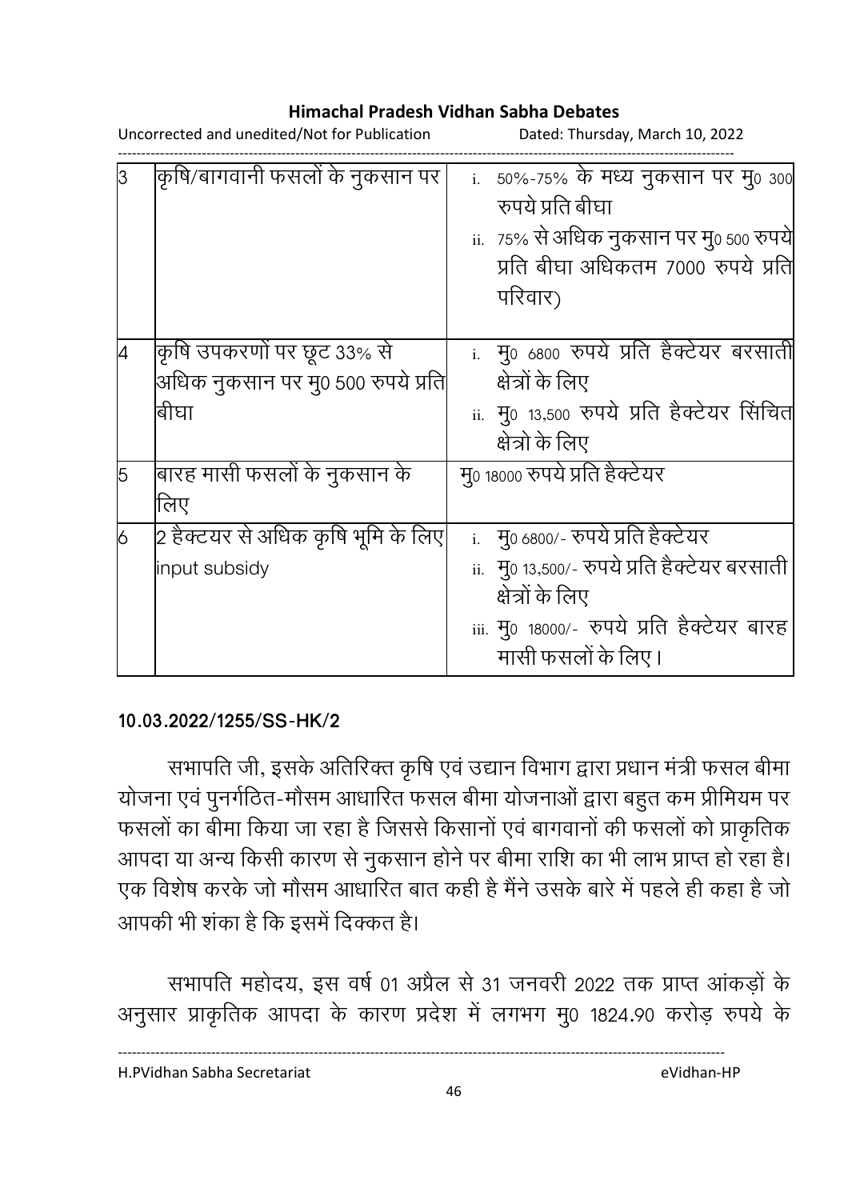| 3 | कृषि/बागवानी फसलों के नुकसान पर | i. 50%-75% के मध्य नुकसान पर मु0 300 रुपये प्रति बीघा<br>ii. 75% से अधिक नुकसान पर मु0 500 रुपये प्रति बीघा अधिकतम 7000 रुपये प्रति परिवार) |
|---|---|---|
| 4 | कृषि उपकरणों पर छूट 33% से अधिक नुकसान पर मु0 500 रुपये प्रति बीघा | i. मु0 6800 रुपये प्रति हैक्टेयर बरसाती क्षेत्रों के लिए<br>ii. मु0 13,500 रुपये प्रति हैक्टेयर सिंचित क्षेत्रो के लिए |
| 5 | बारह मासी फसलों के नुकसान के लिए | मु0 18000 रुपये प्रति हैक्टेयर |
| 6 | 2 हैक्टयर से अधिक कृषि भूमि के लिए input subsidy | i. मु0 6800/- रुपये प्रति हैक्टेयर<br>ii. मु0 13,500/- रुपये प्रति हैक्टेयर बरसाती क्षेत्रों के लिए<br>iii. मु0 18000/- रुपये प्रति हैक्टेयर बारह मासी फसलों के लिए। |

**10.03.2022/1255/SS-HK/2**

सभापति जी, इसके अतिरिक्त कृषि एवं उद्यान विभाग द्वारा प्रधान मंत्री फसल बीमा योजना एवं पुनर्गठित-मौसम आधारित फसल बीमा योजनाओं द्वारा बहुत कम प्रीमियम पर फसलों का बीमा किया जा रहा है जिससे किसानों एवं बागवानों की फसलों को प्राकृतिक आपदा या अन्य किसी कारण से नुकसान होने पर बीमा राशि का भी लाभ प्राप्त हो रहा है। एक विशेष करके जो मौसम आधारित बात कही है मैंने उसके बारे में पहले ही कहा है जो आपकी भी शंका है कि इसमें दिक्कत है।

सभापति महोदय, इस वर्ष 01 अप्रैल से 31 जनवरी 2022 तक प्राप्त आंकड़ों के अनुसार प्राकृतिक आपदा के कारण प्रदेश में लगभग मु0 1824.90 करोड़ रुपये के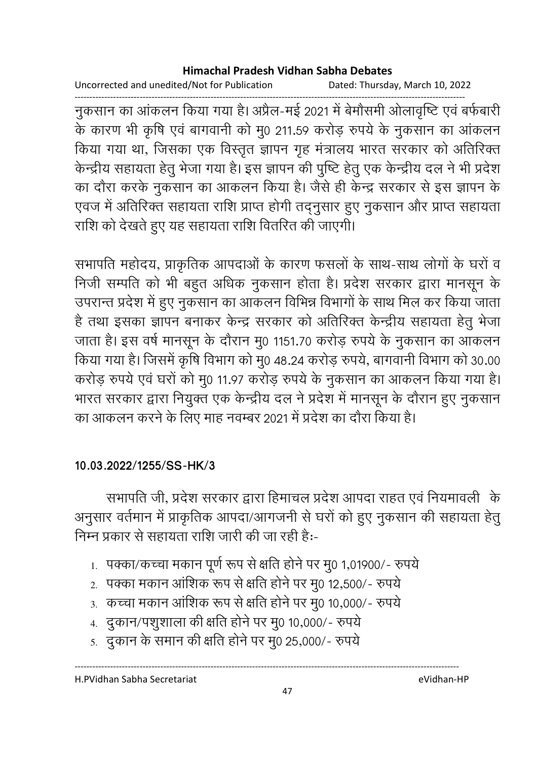नुकसान का आंकलन किया गया है। अप्रैल-मई 2021 में बेमौसमी ओलावृष्टि एवं बर्फबारी के कारण भी कृषि एवं बागवानी को मु0 211.59 करोड़ रुपये के नुकसान का आंकलन किया गया था, जिसका एक विस्तृत ज्ञापन गृह मंत्रालय भारत सरकार को अतिरिक्त केन्द्रीय सहायता हेतु भेजा गया है। इस ज्ञापन की पुष्टि हेतु एक केन्द्रीय दल ने भी प्रदेश का दौरा करके नुकसान का आकलन किया है। जैसे ही केन्द्र सरकार से इस ज्ञापन के एवज में अतिरिक्त सहायता राशि प्राप्त होगी तद्नुसार हुए नुकसान और प्राप्त सहायता राशि को देखते हुए यह सहायता राशि वितरित की जाएगी।

सभापति महोदय, प्राकृतिक आपदाओं के कारण फसलों के साथ-साथ लोगों के घरों व निजी सम्पति को भी बहुत अधिक नुकसान होता है। प्रदेश सरकार द्वारा मानसून के उपरान्त प्रदेश में हुए नुकसान का आकलन विभिन्न विभागों के साथ मिल कर किया जाता है तथा इसका ज्ञापन बनाकर केन्द्र सरकार को अतिरिक्त केन्द्रीय सहायता हेतु भेजा जाता है। इस वर्ष मानसून के दौरान मु0 1151.70 करोड़ रुपये के नुकसान का आकलन किया गया है। जिसमें कृषि विभाग को मु0 48.24 करोड़ रुपये, बागवानी विभाग को 30.00 करोड़ रुपये एवं घरों को मु0 11.97 करोड़ रुपये के नुकसान का आकलन किया गया है। भारत सरकार द्वारा नियुक्त एक केन्द्रीय दल ने प्रदेश में मानसून के दौरान हुए नुकसान का आकलन करने के लिए माह नवम्बर 2021 में प्रदेश का दौरा किया है।

**10.03.2022/1255/SS-HK/3**

सभापति जी, प्रदेश सरकार द्वारा हिमाचल प्रदेश आपदा राहत एवं नियमावली के अनुसार वर्तमान में प्राकृतिक आपदा/आगजनी से घरों को हुए नुकसान की सहायता हेतु निम्न प्रकार से सहायता राशि जारी की जा रही हैः-

1. पक्का/कच्चा मकान पूर्ण रूप से क्षति होने पर मु0 1,01900/- रुपये
2. पक्का मकान आंशिक रूप से क्षति होने पर मु0 12,500/- रुपये
3. कच्चा मकान आंशिक रूप से क्षति होने पर मु0 10,000/- रुपये
4. दुकान/पशुशाला की क्षति होने पर मु0 10,000/- रुपये
5. दुकान के समान की क्षति होने पर मु0 25,000/- रुपये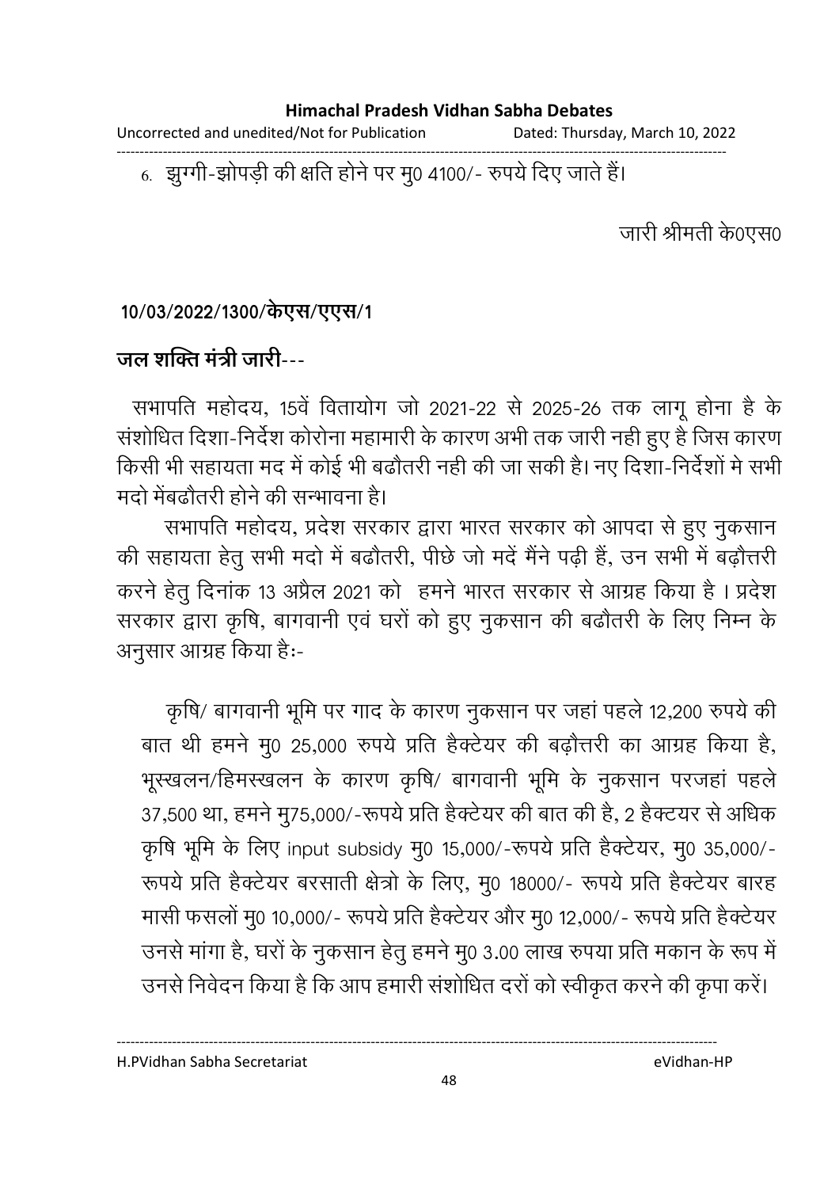6. झुग्गी-झोपड़ी की क्षति होने पर मु0 4100/- रुपये दिए जाते हैं।

जारी श्रीमती के0एस0

**10/03/2022/1300/केएस/एएस/1**

**जल शक्ति मंत्री जारी**---

सभापति महोदय, 15वें वितायोग जो 2021-22 से 2025-26 तक लागू होना है के संशोधित दिशा-निर्देश कोरोना महामारी के कारण अभी तक जारी नही हुए है जिस कारण किसी भी सहायता मद में कोई भी बढौतरी नही की जा सकी है। नए दिशा-निर्देशों मे सभी मदो मेंबढौतरी होने की सम्भावना है।

सभापति महोदय, प्रदेश सरकार द्वारा भारत सरकार को आपदा से हुए नुकसान की सहायता हेतु सभी मदो में बढौतरी, पीछे जो मदें मैंने पढ़ी हैं, उन सभी में बढ़ौत्तरी करने हेतु दिनांक 13 अप्रैल 2021 को हमने भारत सरकार से आग्रह किया है । प्रदेश सरकार द्वारा कृषि, बागवानी एवं घरों को हुए नुकसान की बढौतरी के लिए निम्न के अनुसार आग्रह किया हैः-

कृषि/ बागवानी भूमि पर गाद के कारण नुकसान पर जहां पहले 12,200 रुपये की बात थी हमने मु0 25,000 रुपये प्रति हैक्टेयर की बढ़ौत्तरी का आग्रह किया है, भूस्खलन/हिमस्खलन के कारण कृषि/ बागवानी भूमि के नुकसान परजहां पहले 37,500 था, हमने मु75,000/-रूपये प्रति हैक्टेयर की बात की है, 2 हैक्टयर से अधिक कृषि भूमि के लिए input subsidy मु0 15,000/-रूपये प्रति हैक्टेयर, मु0 35,000/-रूपये प्रति हैक्टेयर बरसाती क्षेत्रो के लिए, मु0 18000/- रूपये प्रति हैक्टेयर बारह मासी फसलों मु0 10,000/- रूपये प्रति हैक्टेयर और मु0 12,000/- रूपये प्रति हैक्टेयर उनसे मांगा है, घरों के नुकसान हेतु हमने मु0 3.00 लाख रुपया प्रति मकान के रूप में उनसे निवेदन किया है कि आप हमारी संशोधित दरों को स्वीकृत करने की कृपा करें।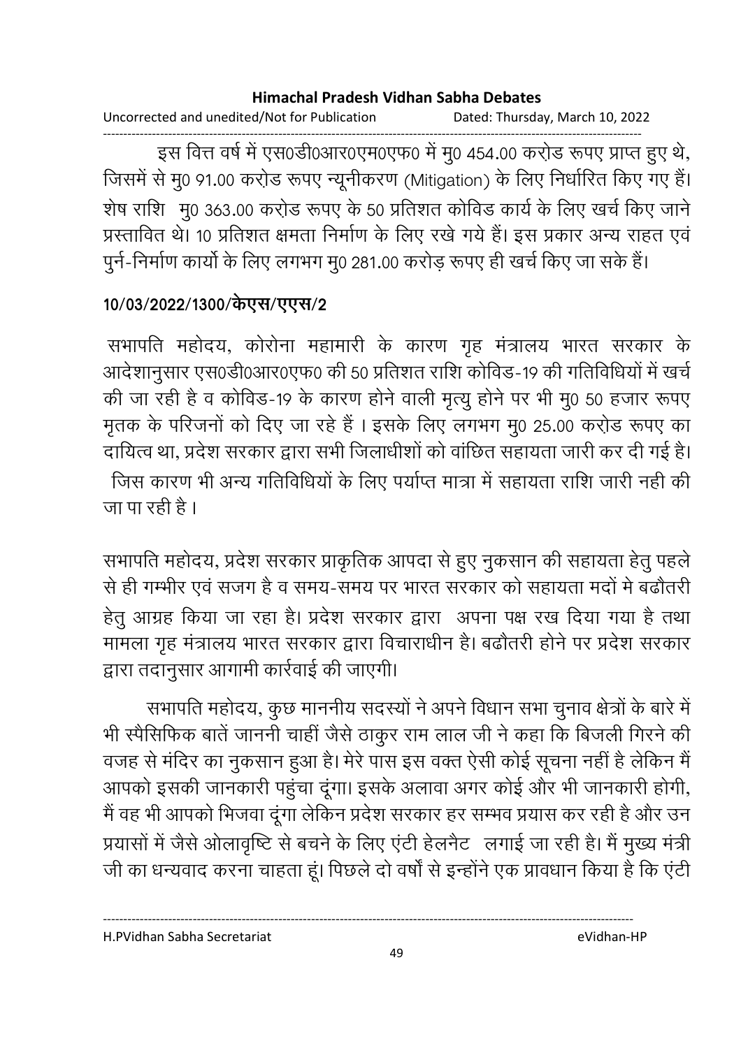इस वित्त वर्ष में एस0डी0आर0एम0एफ0 में मु0 454.00 करोड़ रूपए प्राप्त हुए थे, जिसमें से मु0 91.00 करोड़ रूपए न्यूनीकरण (Mitigation) के लिए निर्धारित किए गए हैं। शेष राशि मु0 363.00 करोड़ रूपए के 50 प्रतिशत कोविड कार्य के लिए खर्च किए जाने प्रस्तावित थे। 10 प्रतिशत क्षमता निर्माण के लिए रखे गये हैं। इस प्रकार अन्य राहत एवं पुर्न-निर्माण कार्यो के लिए लगभग मु0 281.00 करोड़ रूपए ही खर्च किए जा सके हैं।

**10/03/2022/1300/केएस/एएस/2**

सभापति महोदय, कोरोना महामारी के कारण गृह मंत्रालय भारत सरकार के आदेशानुसार एस0डी0आर0एफ0 की 50 प्रतिशत राशि कोविड-19 की गतिविधियों में खर्च की जा रही है व कोविड-19 के कारण होने वाली मृत्यु होने पर भी मु0 50 हजार रूपए मृतक के परिजनों को दिए जा रहे हैं । इसके लिए लगभग मु0 25.00 करोड़ रूपए का दायित्व था, प्रदेश सरकार द्वारा सभी जिलाधीशों को वांछित सहायता जारी कर दी गई है। जिस कारण भी अन्य गतिविधियों के लिए पर्याप्त मात्रा में सहायता राशि जारी नही की जा पा रही है ।

सभापति महोदय, प्रदेश सरकार प्राकृतिक आपदा से हुए नुकसान की सहायता हेतु पहले से ही गम्भीर एवं सजग है व समय-समय पर भारत सरकार को सहायता मदों मे बढौतरी हेतु आग्रह किया जा रहा है। प्रदेश सरकार द्वारा अपना पक्ष रख दिया गया है तथा मामला गृह मंत्रालय भारत सरकार द्वारा विचाराधीन है। बढौतरी होने पर प्रदेश सरकार द्वारा तदानुसार आगामी कार्रवाई की जाएगी।

सभापति महोदय, कुछ माननीय सदस्यों ने अपने विधान सभा चुनाव क्षेत्रों के बारे में भी स्पैसिफिक बातें जाननी चाहीं जैसे ठाकुर राम लाल जी ने कहा कि बिजली गिरने की वजह से मंदिर का नुकसान हुआ है। मेरे पास इस वक्त ऐसी कोई सूचना नहीं है लेकिन मैं आपको इसकी जानकारी पहुंचा दूंगा। इसके अलावा अगर कोई और भी जानकारी होगी, मैं वह भी आपको भिजवा दूंगा लेकिन प्रदेश सरकार हर सम्भव प्रयास कर रही है और उन प्रयासों में जैसे ओलावृष्टि से बचने के लिए एंटी हेलनैट लगाई जा रही है। मैं मुख्य मंत्री जी का धन्यवाद करना चाहता हूं। पिछले दो वर्षों से इन्होंने एक प्रावधान किया है कि एंटी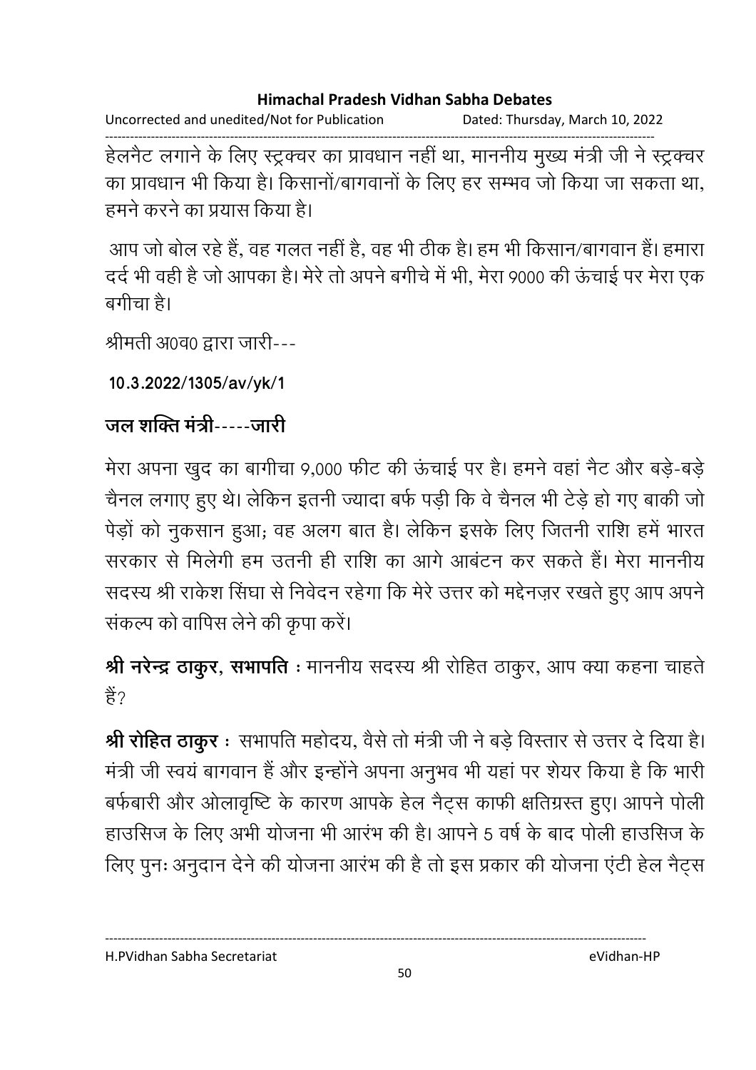हेलनैट लगाने के लिए स्ट्रक्चर का प्रावधान नहीं था, माननीय मुख्य मंत्री जी ने स्ट्रक्चर का प्रावधान भी किया है। किसानों/बागवानों के लिए हर सम्भव जो किया जा सकता था, हमने करने का प्रयास किया है।

आप जो बोल रहे हैं, वह गलत नहीं है, वह भी ठीक है। हम भी किसान/बागवान हैं। हमारा दर्द भी वही है जो आपका है। मेरे तो अपने बगीचे में भी, मेरा 9000 की ऊंचाई पर मेरा एक बगीचा है।

श्रीमती अ0व0 द्वारा जारी---

**10.3.2022/1305/av/yk/1**

**जल शक्ति मंत्री-----जारी**

मेरा अपना खुद का बागीचा 9,000 फीट की ऊंचाई पर है। हमने वहां नैट और बड़े-बड़े चैनल लगाए हुए थे। लेकिन इतनी ज्यादा बर्फ पड़ी कि वे चैनल भी टेड़े हो गए बाकी जो पेड़ों को नुकसान हुआ; वह अलग बात है। लेकिन इसके लिए जितनी राशि हमें भारत सरकार से मिलेगी हम उतनी ही राशि का आगे आबंटन कर सकते हैं। मेरा माननीय सदस्य श्री राकेश सिंघा से निवेदन रहेगा कि मेरे उत्तर को मद्देनज़र रखते हुए आप अपने संकल्प को वापिस लेने की कृपा करें।

**श्री नरेन्द्र ठाकुर, सभापति** : माननीय सदस्य श्री रोहित ठाकुर, आप क्या कहना चाहते हैं?

**श्री रोहित ठाकुर** : सभापति महोदय, वैसे तो मंत्री जी ने बड़े विस्तार से उत्तर दे दिया है। मंत्री जी स्वयं बागवान हैं और इन्होंने अपना अनुभव भी यहां पर शेयर किया है कि भारी बर्फबारी और ओलावृष्टि के कारण आपके हेल नैट्स काफी क्षतिग्रस्त हुए। आपने पोली हाउसिज के लिए अभी योजना भी आरंभ की है। आपने 5 वर्ष के बाद पोली हाउसिज के लिए पुनः अनुदान देने की योजना आरंभ की है तो इस प्रकार की योजना एंटी हेल नैट्स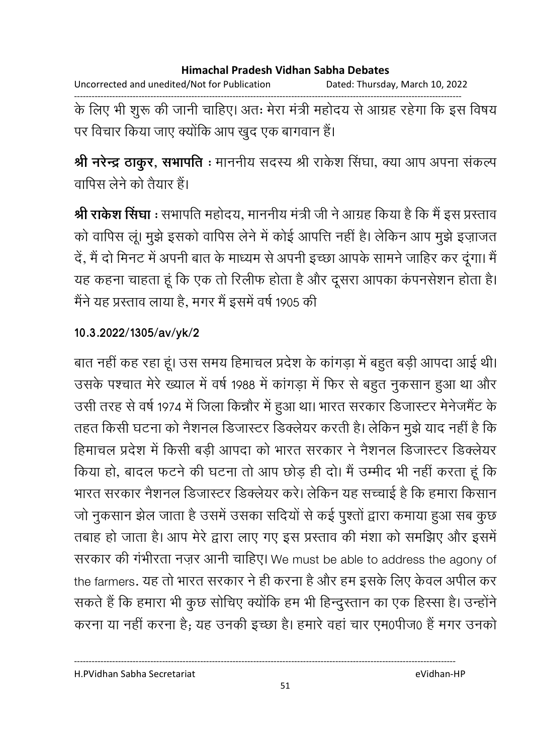के लिए भी शुरू की जानी चाहिए। अतः मेरा मंत्री महोदय से आग्रह रहेगा कि इस विषय पर विचार किया जाए क्योंकि आप खुद एक बागवान हैं।

**श्री नरेन्द्र ठाकुर, सभापति** : माननीय सदस्य श्री राकेश सिंघा, क्या आप अपना संकल्प वापिस लेने को तैयार हैं।

**श्री राकेश सिंघा** : सभापति महोदय, माननीय मंत्री जी ने आग्रह किया है कि मैं इस प्रस्ताव को वापिस लूं। मुझे इसको वापिस लेने में कोई आपत्ति नहीं है। लेकिन आप मुझे इज़ाजत दें, मैं दो मिनट में अपनी बात के माध्यम से अपनी इच्छा आपके सामने जाहिर कर दूंगा। मैं यह कहना चाहता हूं कि एक तो रिलीफ होता है और दूसरा आपका कंपनसेशन होता है। मैंने यह प्रस्ताव लाया है, मगर मैं इसमें वर्ष 1905 की

**10.3.2022/1305/av/yk/2**

बात नहीं कह रहा हूं। उस समय हिमाचल प्रदेश के कांगड़ा में बहुत बड़ी आपदा आई थी। उसके पश्चात मेरे ख्याल में वर्ष 1988 में कांगड़ा में फिर से बहुत नुकसान हुआ था और उसी तरह से वर्ष 1974 में जिला किन्नौर में हुआ था। भारत सरकार डिजास्टर मेनेजमैंट के तहत किसी घटना को नैशनल डिजास्टर डिक्लेयर करती है। लेकिन मुझे याद नहीं है कि हिमाचल प्रदेश में किसी बड़ी आपदा को भारत सरकार ने नैशनल डिजास्टर डिक्लेयर किया हो, बादल फटने की घटना तो आप छोड़ ही दो। मैं उम्मीद भी नहीं करता हूं कि भारत सरकार नैशनल डिजास्टर डिक्लेयर करे। लेकिन यह सच्चाई है कि हमारा किसान जो नुकसान झेल जाता है उसमें उसका सदियों से कई पुश्तों द्वारा कमाया हुआ सब कुछ तबाह हो जाता है। आप मेरे द्वारा लाए गए इस प्रस्ताव की मंशा को समझिए और इसमें सरकार की गंभीरता नज़र आनी चाहिए। We must be able to address the agony of the farmers. यह तो भारत सरकार ने ही करना है और हम इसके लिए केवल अपील कर सकते हैं कि हमारा भी कुछ सोचिए क्योंकि हम भी हिन्दुस्तान का एक हिस्सा है। उन्होंने करना या नहीं करना है; यह उनकी इच्छा है। हमारे वहां चार एम0पीज0 हैं मगर उनको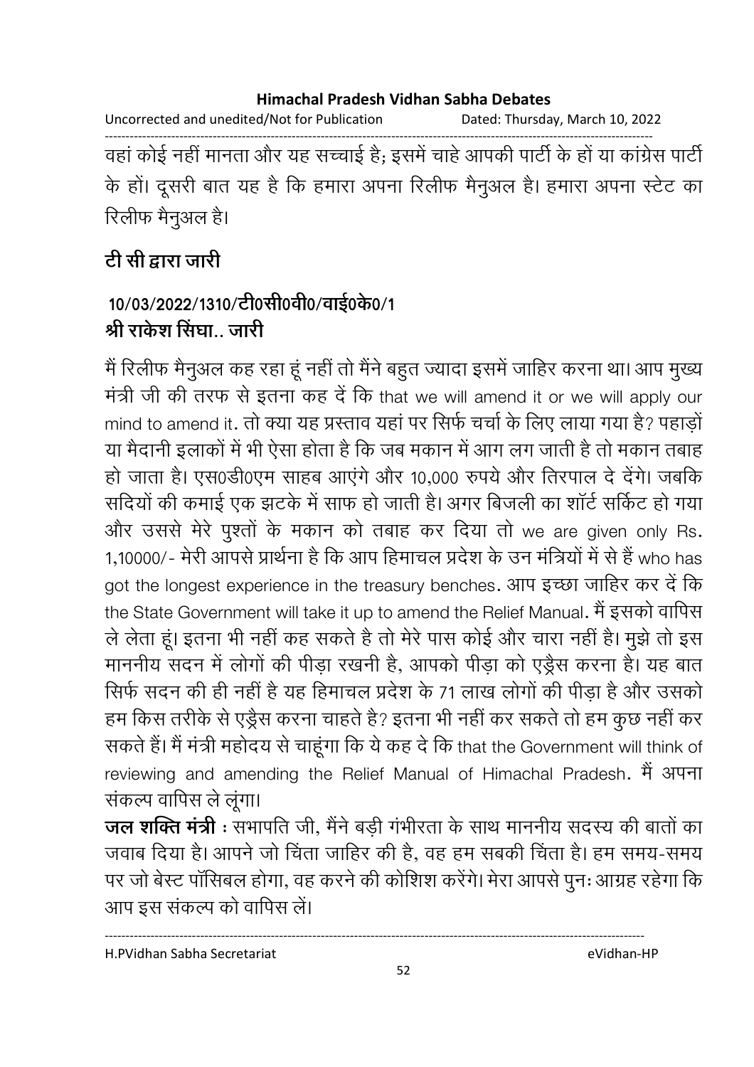वहां कोई नहीं मानता और यह सच्चाई है; इसमें चाहे आपकी पार्टी के हों या कांग्रेस पार्टी के हों। दूसरी बात यह है कि हमारा अपना रिलीफ मैनुअल है। हमारा अपना स्टेट का रिलीफ मैनुअल है।

**टी सी द्वारा जारी**

**10/03/2022/1310/टी0सी0वी0/वाई0के0/1**
**श्री राकेश सिंघा.. जारी**

मैं रिलीफ मैनुअल कह रहा हूं नहीं तो मैंने बहुत ज्यादा इसमें जाहिर करना था। आप मुख्य मंत्री जी की तरफ से इतना कह दें कि that we will amend it or we will apply our mind to amend it. तो क्या यह प्रस्ताव यहां पर सिर्फ चर्चा के लिए लाया गया है? पहाड़ों या मैदानी इलाकों में भी ऐसा होता है कि जब मकान में आग लग जाती है तो मकान तबाह हो जाता है। एस0डी0एम साहब आएंगे और 10,000 रुपये और तिरपाल दे देंगे। जबकि सदियों की कमाई एक झटके में साफ हो जाती है। अगर बिजली का शॉर्ट सर्किट हो गया और उससे मेरे पुश्तों के मकान को तबाह कर दिया तो we are given only Rs. 1,10000/- मेरी आपसे प्रार्थना है कि आप हिमाचल प्रदेश के उन मंत्रियों में से हैं who has got the longest experience in the treasury benches. आप इच्छा जाहिर कर दें कि the State Government will take it up to amend the Relief Manual. मैं इसको वापिस ले लेता हूं। इतना भी नहीं कह सकते है तो मेरे पास कोई और चारा नहीं है। मुझे तो इस माननीय सदन में लोगों की पीड़ा रखनी है, आपको पीड़ा को एड्रैस करना है। यह बात सिर्फ सदन की ही नहीं है यह हिमाचल प्रदेश के 71 लाख लोगों की पीड़ा है और उसको हम किस तरीके से एड्रैस करना चाहते है? इतना भी नहीं कर सकते तो हम कुछ नहीं कर सकते हैं। मैं मंत्री महोदय से चाहूंगा कि ये कह दे कि that the Government will think of reviewing and amending the Relief Manual of Himachal Pradesh. मैं अपना संकल्प वापिस ले लूंगा।

**जल शक्ति मंत्री** : सभापति जी, मैंने बड़ी गंभीरता के साथ माननीय सदस्य की बातों का जवाब दिया है। आपने जो चिंता जाहिर की है, वह हम सबकी चिंता है। हम समय-समय पर जो बेस्ट पॉसिबल होगा, वह करने की कोशिश करेंगे। मेरा आपसे पुनः आग्रह रहेगा कि आप इस संकल्प को वापिस लें।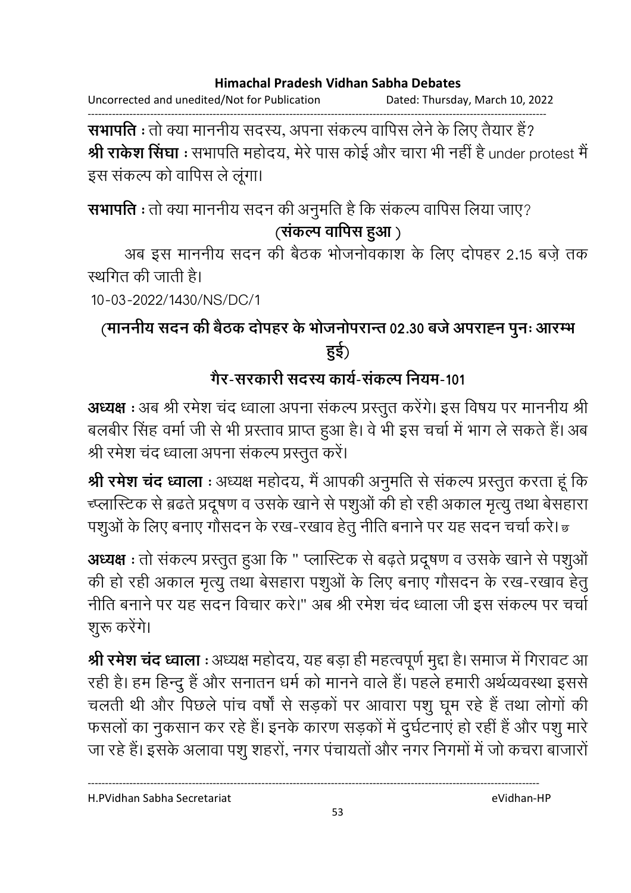**सभापति** : तो क्या माननीय सदस्य, अपना संकल्प वापिस लेने के लिए तैयार हैं?

**श्री राकेश सिंघा** : सभापति महोदय, मेरे पास कोई और चारा भी नहीं है under protest मैं इस संकल्प को वापिस ले लूंगा।

**सभापति** : तो क्या माननीय सदन की अनुमति है कि संकल्प वापिस लिया जाए?

**(संकल्प वापिस हुआ )**

अब इस माननीय सदन की बैठक भोजनोवकाश के लिए दोपहर 2.15 बजे तक स्थगित की जाती है।

10-03-2022/1430/NS/DC/1

## (माननीय सदन की बैठक दोपहर के भोजनोपरान्त 02.30 बजे अपराह्न पुनः आरम्भ हुई)

## गैर-सरकारी सदस्य कार्य-संकल्प नियम-101

**अध्यक्ष** : अब श्री रमेश चंद ध्वाला अपना संकल्प प्रस्तुत करेंगे। इस विषय पर माननीय श्री बलबीर सिंह वर्मा जी से भी प्रस्ताव प्राप्त हुआ है। वे भी इस चर्चा में भाग ले सकते हैं। अब श्री रमेश चंद ध्वाला अपना संकल्प प्रस्तुत करें।

**श्री रमेश चंद ध्वाला** : अध्यक्ष महोदय, मैं आपकी अनुमति से संकल्प प्रस्तुत करता हूं कि च्प्लास्टिक से ब्रढते प्रदूषण व उसके खाने से पशुओं की हो रही अकाल मृत्यु तथा बेसहारा पशुओं के लिए बनाए गौसदन के रख-रखाव हेतु नीति बनाने पर यह सदन चर्चा करे।छ

**अध्यक्ष** : तो संकल्प प्रस्तुत हुआ कि " प्लास्टिक से बढ़ते प्रदूषण व उसके खाने से पशुओं की हो रही अकाल मृत्यु तथा बेसहारा पशुओं के लिए बनाए गौसदन के रख-रखाव हेतु नीति बनाने पर यह सदन विचार करे।" अब श्री रमेश चंद ध्वाला जी इस संकल्प पर चर्चा शुरू करेंगे।

**श्री रमेश चंद ध्वाला** : अध्यक्ष महोदय, यह बड़ा ही महत्वपूर्ण मुद्दा है। समाज में गिरावट आ रही है। हम हिन्दु हैं और सनातन धर्म को मानने वाले हैं। पहले हमारी अर्थव्यवस्था इससे चलती थी और पिछले पांच वर्षों से सड़कों पर आवारा पशु घूम रहे हैं तथा लोगों की फसलों का नुकसान कर रहे हैं। इनके कारण सड़कों में दुर्घटनाएं हो रहीं हैं और पशु मारे जा रहे हैं। इसके अलावा पशु शहरों, नगर पंचायतों और नगर निगमों में जो कचरा बाजारों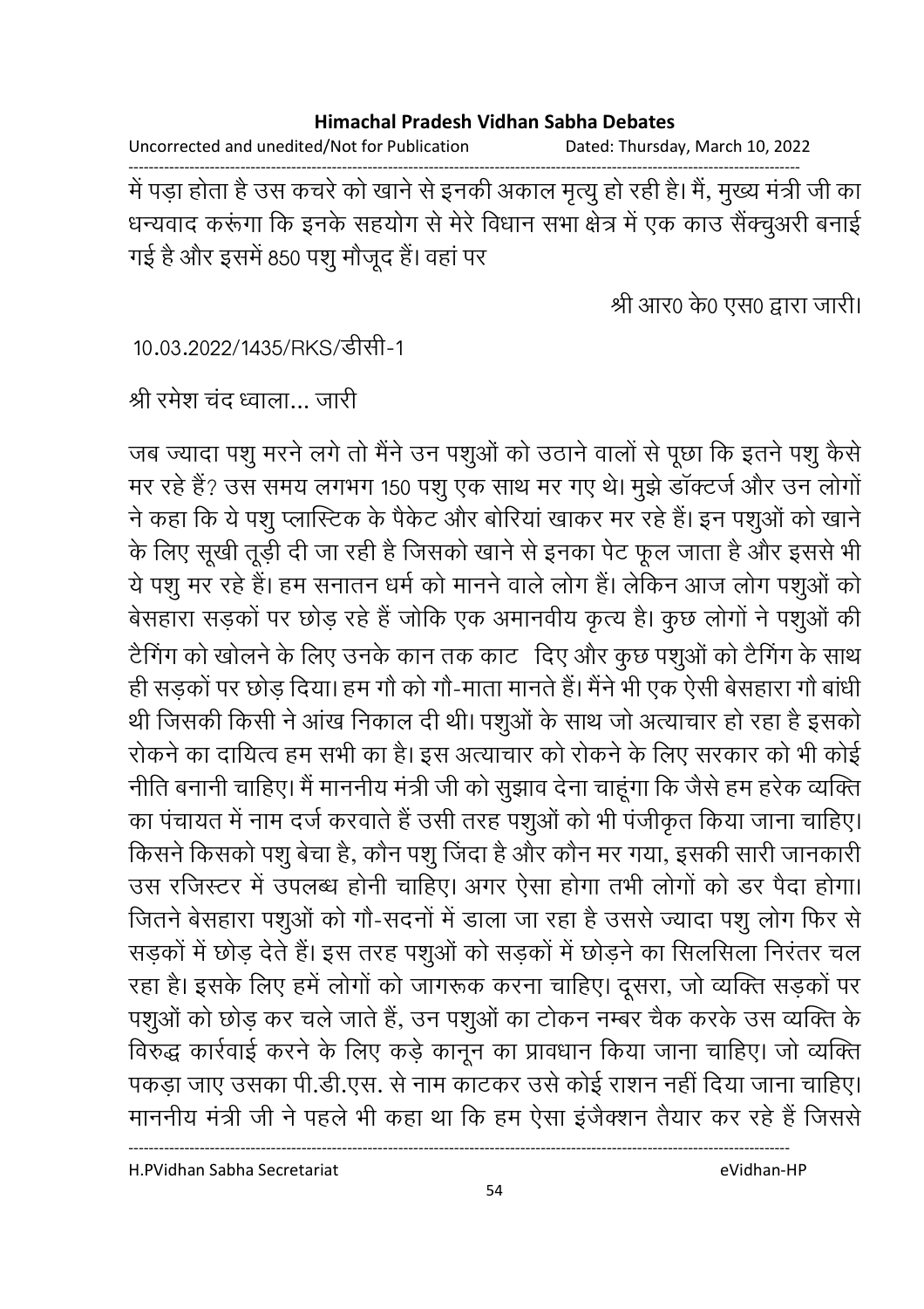में पड़ा होता है उस कचरे को खाने से इनकी अकाल मृत्यु हो रही है। मैं, मुख्य मंत्री जी का धन्यवाद करूंगा कि इनके सहयोग से मेरे विधान सभा क्षेत्र में एक काउ सैंक्चुअरी बनाई गई है और इसमें 850 पशु मौजूद हैं। वहां पर

श्री आर0 के0 एस0 द्वारा जारी।

10.03.2022/1435/RKS/डीसी-1

श्री रमेश चंद ध्वाला... जारी

जब ज्यादा पशु मरने लगे तो मैंने उन पशुओं को उठाने वालों से पूछा कि इतने पशु कैसे मर रहे हैं? उस समय लगभग 150 पशु एक साथ मर गए थे। मुझे डॉक्टर्ज और उन लोगों ने कहा कि ये पशु प्लास्टिक के पैकेट और बोरियां खाकर मर रहे हैं। इन पशुओं को खाने के लिए सूखी तूड़ी दी जा रही है जिसको खाने से इनका पेट फूल जाता है और इससे भी ये पशु मर रहे हैं। हम सनातन धर्म को मानने वाले लोग हैं। लेकिन आज लोग पशुओं को बेसहारा सड़कों पर छोड़ रहे हैं जोकि एक अमानवीय कृत्य है। कुछ लोगों ने पशुओं की टैगिंग को खोलने के लिए उनके कान तक काट दिए और कुछ पशुओं को टैगिंग के साथ ही सड़कों पर छोड़ दिया। हम गौ को गौ-माता मानते हैं। मैंने भी एक ऐसी बेसहारा गौ बांधी थी जिसकी किसी ने आंख निकाल दी थी। पशुओं के साथ जो अत्याचार हो रहा है इसको रोकने का दायित्व हम सभी का है। इस अत्याचार को रोकने के लिए सरकार को भी कोई नीति बनानी चाहिए। मैं माननीय मंत्री जी को सुझाव देना चाहूंगा कि जैसे हम हरेक व्यक्ति का पंचायत में नाम दर्ज करवाते हैं उसी तरह पशुओं को भी पंजीकृत किया जाना चाहिए। किसने किसको पशु बेचा है, कौन पशु जिंदा है और कौन मर गया, इसकी सारी जानकारी उस रजिस्टर में उपलब्ध होनी चाहिए। अगर ऐसा होगा तभी लोगों को डर पैदा होगा। जितने बेसहारा पशुओं को गौ-सदनों में डाला जा रहा है उससे ज्यादा पशु लोग फिर से सड़कों में छोड़ देते हैं। इस तरह पशुओं को सड़कों में छोड़ने का सिलसिला निरंतर चल रहा है। इसके लिए हमें लोगों को जागरूक करना चाहिए। दूसरा, जो व्यक्ति सड़कों पर पशुओं को छोड़ कर चले जाते हैं, उन पशुओं का टोकन नम्बर चैक करके उस व्यक्ति के विरुद्ध कार्रवाई करने के लिए कड़े कानून का प्रावधान किया जाना चाहिए। जो व्यक्ति पकड़ा जाए उसका पी.डी.एस. से नाम काटकर उसे कोई राशन नहीं दिया जाना चाहिए। माननीय मंत्री जी ने पहले भी कहा था कि हम ऐसा इंजैक्शन तैयार कर रहे हैं जिससे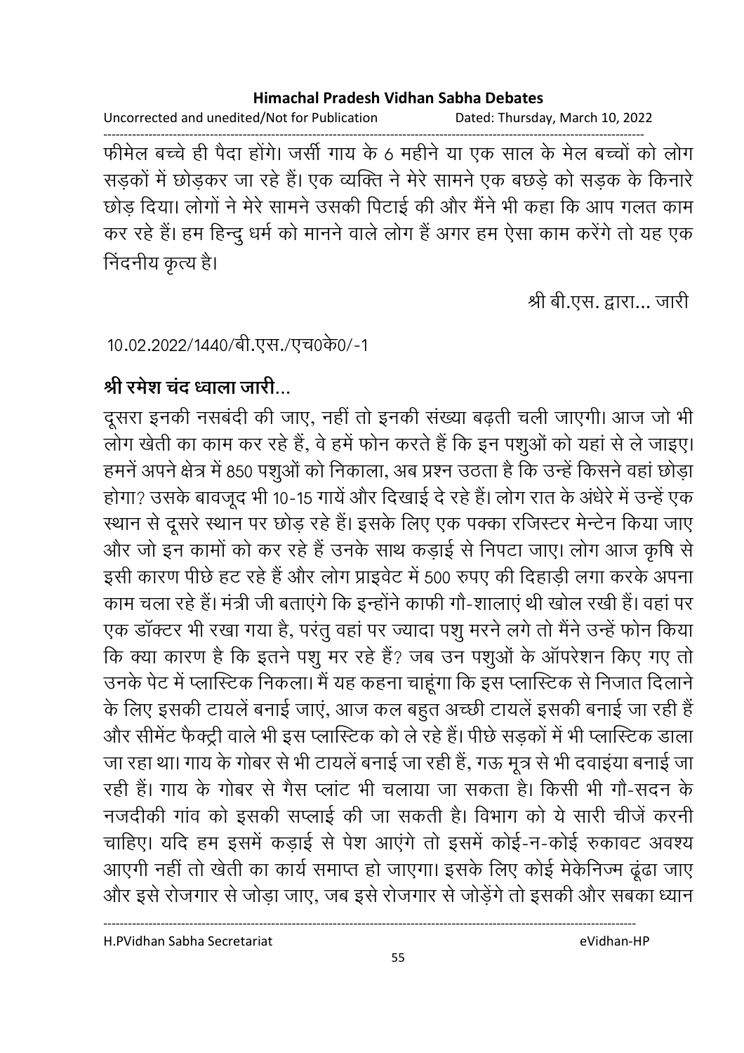फीमेल बच्चे ही पैदा होंगे। जर्सी गाय के 6 महीने या एक साल के मेल बच्चों को लोग सड़कों में छोड़कर जा रहे हैं। एक व्यक्ति ने मेरे सामने एक बछड़े को सड़क के किनारे छोड़ दिया। लोगों ने मेरे सामने उसकी पिटाई की और मैंने भी कहा कि आप गलत काम कर रहे हैं। हम हिन्दु धर्म को मानने वाले लोग हैं अगर हम ऐसा काम करेंगे तो यह एक निंदनीय कृत्य है।

श्री बी.एस. द्वारा... जारी

10.02.2022/1440/बी.एस./एच0के0/-1

**श्री रमेश चंद ध्वाला जारी...**

दूसरा इनकी नसबंदी की जाए, नहीं तो इनकी संख्या बढ़ती चली जाएगी। आज जो भी लोग खेती का काम कर रहे हैं, वे हमें फोन करते हैं कि इन पशुओं को यहां से ले जाइए। हमनें अपने क्षेत्र में 850 पशुओं को निकाला, अब प्रश्न उठता है कि उन्हें किसने वहां छोड़ा होगा? उसके बावजूद भी 10-15 गायें और दिखाई दे रहे हैं। लोग रात के अंधेरे में उन्हें एक स्थान से दूसरे स्थान पर छोड़ रहे हैं। इसके लिए एक पक्का रजिस्टर मेन्टेन किया जाए और जो इन कामों को कर रहे हैं उनके साथ कड़ाई से निपटा जाए। लोग आज कृषि से इसी कारण पीछे हट रहे हैं और लोग प्राइवेट में 500 रुपए की दिहाड़ी लगा करके अपना काम चला रहे हैं। मंत्री जी बताएंगे कि इन्होंने काफी गौ-शालाएं थी खोल रखी हैं। वहां पर एक डॉक्टर भी रखा गया है, परंतु वहां पर ज्यादा पशु मरने लगे तो मैंने उन्हें फोन किया कि क्या कारण है कि इतने पशु मर रहे हैं? जब उन पशुओं के ऑपरेशन किए गए तो उनके पेट में प्लास्टिक निकला। मैं यह कहना चाहूंगा कि इस प्लास्टिक से निजात दिलाने के लिए इसकी टायलें बनाई जाएं, आज कल बहुत अच्छी टायलें इसकी बनाई जा रही हैं और सीमेंट फैक्ट्री वाले भी इस प्लास्टिक को ले रहे हैं। पीछे सड़कों में भी प्लास्टिक डाला जा रहा था। गाय के गोबर से भी टायलें बनाई जा रही हैं, गऊ मूत्र से भी दवाइंया बनाई जा रही हैं। गाय के गोबर से गैस प्लांट भी चलाया जा सकता है। किसी भी गौ-सदन के नजदीकी गांव को इसकी सप्लाई की जा सकती है। विभाग को ये सारी चीजें करनी चाहिए। यदि हम इसमें कड़ाई से पेश आएंगे तो इसमें कोई-न-कोई रुकावट अवश्य आएगी नहीं तो खेती का कार्य समाप्त हो जाएगा। इसके लिए कोई मेकेनिज्म ढूंढा जाए और इसे रोजगार से जोड़ा जाए, जब इसे रोजगार से जोड़ेंगे तो इसकी और सबका ध्यान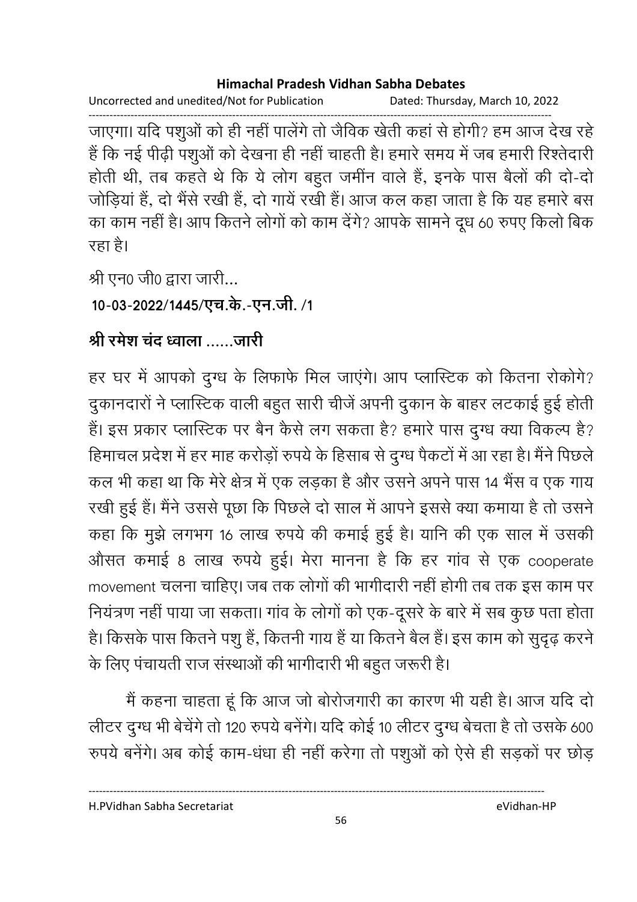जाएगा। यदि पशुओं को ही नहीं पालेंगे तो जैविक खेती कहां से होगी? हम आज देख रहे हैं कि नई पीढ़ी पशुओं को देखना ही नहीं चाहती है। हमारे समय में जब हमारी रिश्तेदारी होती थी, तब कहते थे कि ये लोग बहुत जमींन वाले हैं, इनके पास बैलों की दो-दो जोड़ियां हैं, दो भैंसे रखी हैं, दो गायें रखी हैं। आज कल कहा जाता है कि यह हमारे बस का काम नहीं है। आप कितने लोगों को काम देंगे? आपके सामने दूध 60 रुपए किलो बिक रहा है।

श्री एन0 जी0 द्वारा जारी...

**10-03-2022/1445/एच.के.-एन.जी. /1**

**श्री रमेश चंद ध्वाला ......जारी**

हर घर में आपको दुग्ध के लिफाफे मिल जाएंगे। आप प्लास्टिक को कितना रोकोगे? दुकानदारों ने प्लास्टिक वाली बहुत सारी चीजें अपनी दुकान के बाहर लटकाई हुई होती हैं। इस प्रकार प्लास्टिक पर बैन कैसे लग सकता है? हमारे पास दुग्ध क्या विकल्प है? हिमाचल प्रदेश में हर माह करोड़ों रुपये के हिसाब से दुग्ध पैकटों में आ रहा है। मैंने पिछले कल भी कहा था कि मेरे क्षेत्र में एक लड़का है और उसने अपने पास 14 भैंस व एक गाय रखी हुई हैं। मैंने उससे पूछा कि पिछले दो साल में आपने इससे क्या कमाया है तो उसने कहा कि मुझे लगभग 16 लाख रुपये की कमाई हुई है। यानि की एक साल में उसकी औसत कमाई 8 लाख रुपये हुई। मेरा मानना है कि हर गांव से एक cooperate movement चलना चाहिए। जब तक लोगों की भागीदारी नहीं होगी तब तक इस काम पर नियंत्रण नहीं पाया जा सकता। गांव के लोगों को एक-दूसरे के बारे में सब कुछ पता होता है। किसके पास कितने पशु हैं, कितनी गाय हैं या कितने बैल हैं। इस काम को सुदृढ़ करने के लिए पंचायती राज संस्थाओं की भागीदारी भी बहुत जरूरी है।

मैं कहना चाहता हूं कि आज जो बोरोजगारी का कारण भी यही है। आज यदि दो लीटर दुग्ध भी बेचेंगे तो 120 रुपये बनेंगे। यदि कोई 10 लीटर दुग्ध बेचता है तो उसके 600 रुपये बनेंगे। अब कोई काम-धंधा ही नहीं करेगा तो पशुओं को ऐसे ही सड़कों पर छोड़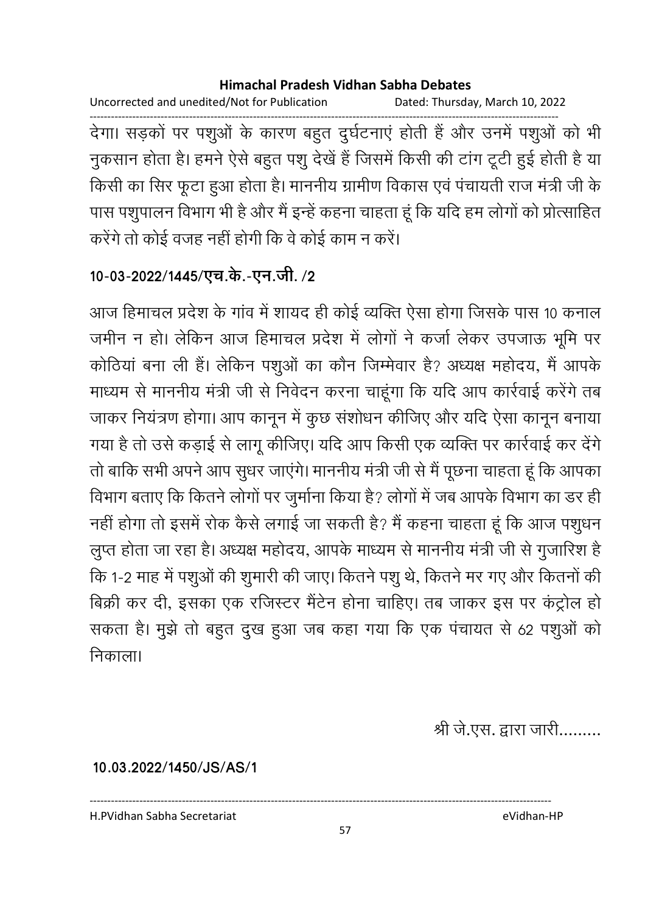देगा। सड़कों पर पशुओं के कारण बहुत दुर्घटनाएं होती हैं और उनमें पशुओं को भी नुकसान होता है। हमने ऐसे बहुत पशु देखें हैं जिसमें किसी की टांग टूटी हुई होती है या किसी का सिर फूटा हुआ होता है। माननीय ग्रामीण विकास एवं पंचायती राज मंत्री जी के पास पशुपालन विभाग भी है और मैं इन्हें कहना चाहता हूं कि यदि हम लोगों को प्रोत्साहित करेंगे तो कोई वजह नहीं होगी कि वे कोई काम न करें।

**10-03-2022/1445/एच.के.-एन.जी. /2**

आज हिमाचल प्रदेश के गांव में शायद ही कोई व्यक्ति ऐसा होगा जिसके पास 10 कनाल जमीन न हो। लेकिन आज हिमाचल प्रदेश में लोगों ने कर्जा लेकर उपजाऊ भूमि पर कोठियां बना ली हैं। लेकिन पशुओं का कौन जिम्मेवार है? अध्यक्ष महोदय, मैं आपके माध्यम से माननीय मंत्री जी से निवेदन करना चाहूंगा कि यदि आप कार्रवाई करेंगे तब जाकर नियंत्रण होगा। आप कानून में कुछ संशोधन कीजिए और यदि ऐसा कानून बनाया गया है तो उसे कड़ाई से लागू कीजिए। यदि आप किसी एक व्यक्ति पर कार्रवाई कर देंगे तो बाकि सभी अपने आप सुधर जाएंगे। माननीय मंत्री जी से मैं पूछना चाहता हूं कि आपका विभाग बताए कि कितने लोगों पर जुर्माना किया है? लोगों में जब आपके विभाग का डर ही नहीं होगा तो इसमें रोक कैसे लगाई जा सकती है? मैं कहना चाहता हूं कि आज पशुधन लुप्त होता जा रहा है। अध्यक्ष महोदय, आपके माध्यम से माननीय मंत्री जी से गुजारिश है कि 1-2 माह में पशुओं की शुमारी की जाए। कितने पशु थे, कितने मर गए और कितनों की बिक्री कर दी, इसका एक रजिस्टर मैंटेन होना चाहिए। तब जाकर इस पर कंट्रोल हो सकता है। मुझे तो बहुत दुख हुआ जब कहा गया कि एक पंचायत से 62 पशुओं को निकाला।

श्री जे.एस. द्वारा जारी.........

**10.03.2022/1450/JS/AS/1**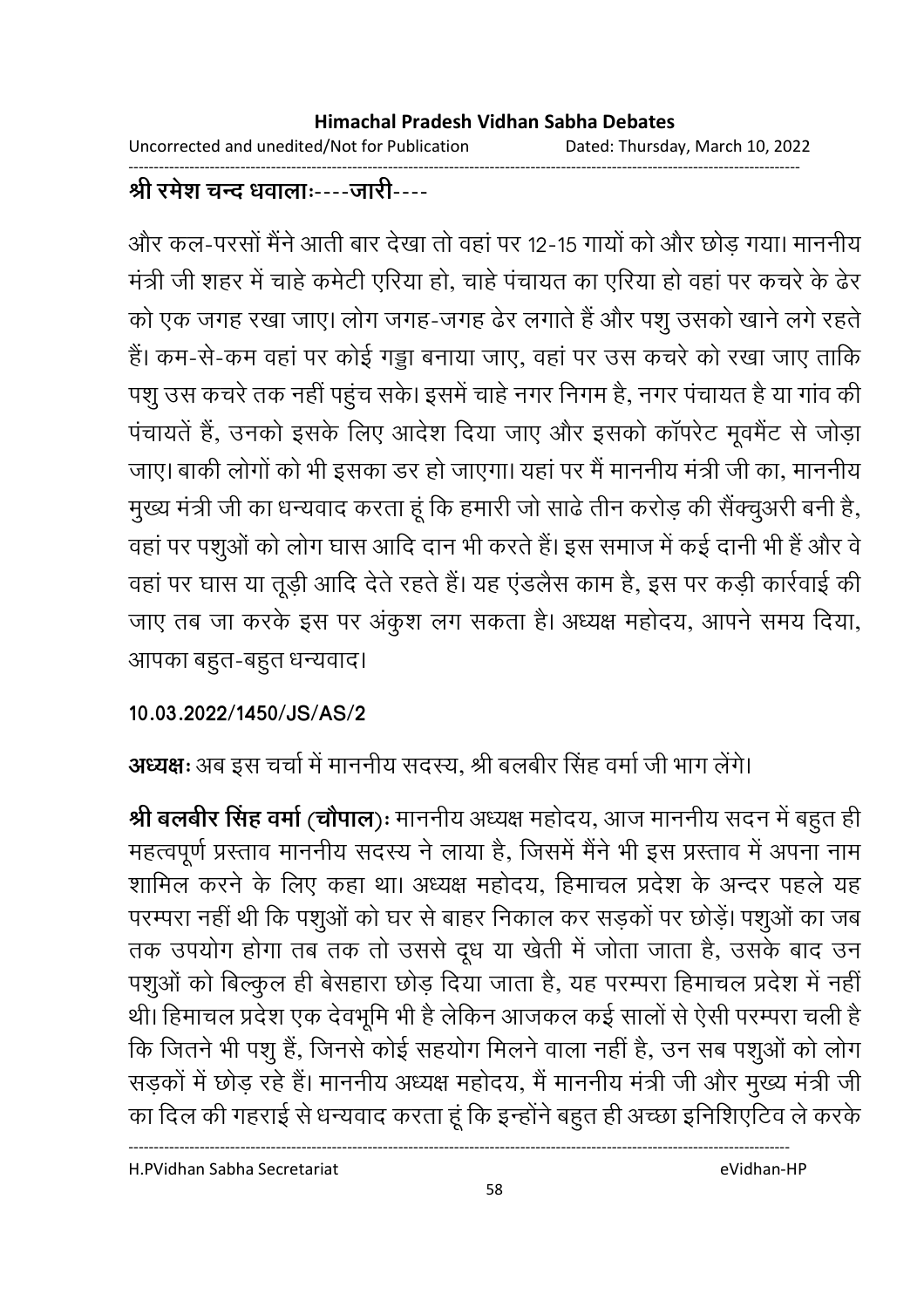**श्री रमेश चन्द धवालाः----जारी----**

और कल-परसों मैंने आती बार देखा तो वहां पर 12-15 गायों को और छोड़ गया। माननीय मंत्री जी शहर में चाहे कमेटी एरिया हो, चाहे पंचायत का एरिया हो वहां पर कचरे के ढेर को एक जगह रखा जाए। लोग जगह-जगह ढेर लगाते हैं और पशु उसको खाने लगे रहते हैं। कम-से-कम वहां पर कोई गड्ढा बनाया जाए, वहां पर उस कचरे को रखा जाए ताकि पशु उस कचरे तक नहीं पहुंच सके। इसमें चाहे नगर निगम है, नगर पंचायत है या गांव की पंचायतें हैं, उनको इसके लिए आदेश दिया जाए और इसको कॉपरेट मूवमैंट से जोड़ा जाए। बाकी लोगों को भी इसका डर हो जाएगा। यहां पर मैं माननीय मंत्री जी का, माननीय मुख्य मंत्री जी का धन्यवाद करता हूं कि हमारी जो साढे तीन करोड़ की सैंक्चुअरी बनी है, वहां पर पशुओं को लोग घास आदि दान भी करते हैं। इस समाज में कई दानी भी हैं और वे वहां पर घास या तूड़ी आदि देते रहते हैं। यह एंडलैस काम है, इस पर कड़ी कार्रवाई की जाए तब जा करके इस पर अंकुश लग सकता है। अध्यक्ष महोदय, आपने समय दिया, आपका बहुत-बहुत धन्यवाद।

**10.03.2022/1450/JS/AS/2**

**अध्यक्षः** अब इस चर्चा में माननीय सदस्य, श्री बलबीर सिंह वर्मा जी भाग लेंगे।

**श्री बलबीर सिंह वर्मा (चौपाल)ः** माननीय अध्यक्ष महोदय, आज माननीय सदन में बहुत ही महत्वपूर्ण प्रस्ताव माननीय सदस्य ने लाया है, जिसमें मैंने भी इस प्रस्ताव में अपना नाम शामिल करने के लिए कहा था। अध्यक्ष महोदय, हिमाचल प्रदेश के अन्दर पहले यह परम्परा नहीं थी कि पशुओं को घर से बाहर निकाल कर सड़कों पर छोड़ें। पशुओं का जब तक उपयोग होगा तब तक तो उससे दूध या खेती में जोता जाता है, उसके बाद उन पशुओं को बिल्कुल ही बेसहारा छोड़ दिया जाता है, यह परम्परा हिमाचल प्रदेश में नहीं थी। हिमाचल प्रदेश एक देवभूमि भी है लेकिन आजकल कई सालों से ऐसी परम्परा चली है कि जितने भी पशु हैं, जिनसे कोई सहयोग मिलने वाला नहीं है, उन सब पशुओं को लोग सड़कों में छोड़ रहे हैं। माननीय अध्यक्ष महोदय, मैं माननीय मंत्री जी और मुख्य मंत्री जी का दिल की गहराई से धन्यवाद करता हूं कि इन्होंने बहुत ही अच्छा इनिशिएटिव ले करके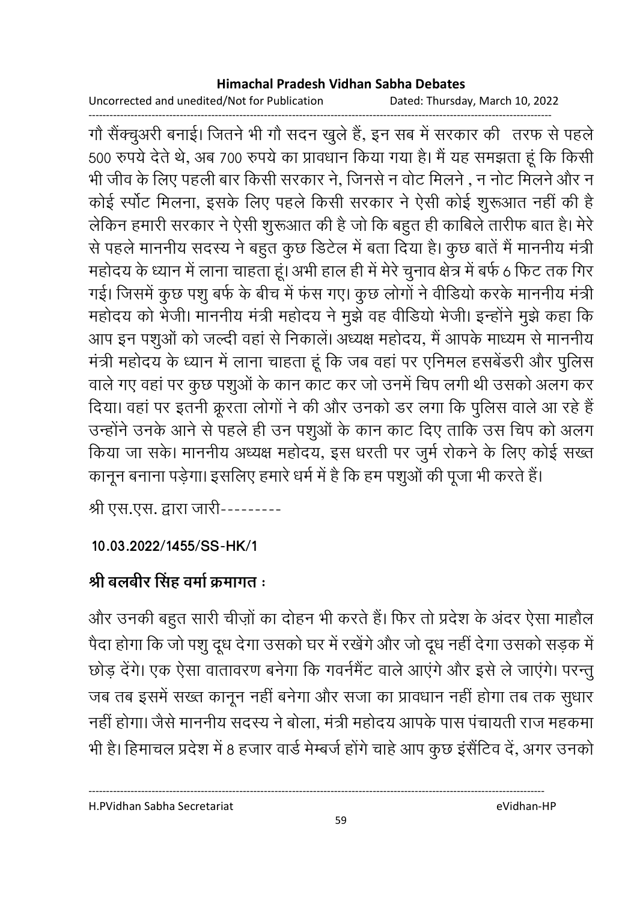गौ सैंक्चुअरी बनाई। जितने भी गौ सदन खुले हैं, इन सब में सरकार की तरफ से पहले 500 रुपये देते थे, अब 700 रुपये का प्रावधान किया गया है। मैं यह समझता हूं कि किसी भी जीव के लिए पहली बार किसी सरकार ने, जिनसे न वोट मिलने , न नोट मिलने और न कोई स्पोर्ट मिलना, इसके लिए पहले किसी सरकार ने ऐसी कोई शुरूआत नहीं की है लेकिन हमारी सरकार ने ऐसी शुरूआत की है जो कि बहुत ही काबिले तारीफ बात है। मेरे से पहले माननीय सदस्य ने बहुत कुछ डिटेल में बता दिया है। कुछ बातें मैं माननीय मंत्री महोदय के ध्यान में लाना चाहता हूं। अभी हाल ही में मेरे चुनाव क्षेत्र में बर्फ 6 फिट तक गिर गई। जिसमें कुछ पशु बर्फ के बीच में फंस गए। कुछ लोगों ने वीडियो करके माननीय मंत्री महोदय को भेजी। माननीय मंत्री महोदय ने मुझे वह वीडियो भेजी। इन्होंने मुझे कहा कि आप इन पशुओं को जल्दी वहां से निकालें। अध्यक्ष महोदय, मैं आपके माध्यम से माननीय मंत्री महोदय के ध्यान में लाना चाहता हूं कि जब वहां पर एनिमल हसबेंडरी और पुलिस वाले गए वहां पर कुछ पशुओं के कान काट कर जो उनमें चिप लगी थी उसको अलग कर दिया। वहां पर इतनी क्रूरता लोगों ने की और उनको डर लगा कि पुलिस वाले आ रहे हैं उन्होंने उनके आने से पहले ही उन पशुओं के कान काट दिए ताकि उस चिप को अलग किया जा सके। माननीय अध्यक्ष महोदय, इस धरती पर जुर्म रोकने के लिए कोई सख्त कानून बनाना पड़ेगा। इसलिए हमारे धर्म में है कि हम पशुओं की पूजा भी करते हैं।

श्री एस.एस. द्वारा जारी---------

**10.03.2022/1455/SS-HK/1**

**श्री बलबीर सिंह वर्मा क्रमागत :**

और उनकी बहुत सारी चीज़ों का दोहन भी करते हैं। फिर तो प्रदेश के अंदर ऐसा माहौल पैदा होगा कि जो पशु दूध देगा उसको घर में रखेंगे और जो दूध नहीं देगा उसको सड़क में छोड़ देंगे। एक ऐसा वातावरण बनेगा कि गवर्नमैंट वाले आएंगे और इसे ले जाएंगे। परन्तु जब तब इसमें सख्त कानून नहीं बनेगा और सजा का प्रावधान नहीं होगा तब तक सुधार नहीं होगा। जैसे माननीय सदस्य ने बोला, मंत्री महोदय आपके पास पंचायती राज महकमा भी है। हिमाचल प्रदेश में 8 हजार वार्ड मेम्बर्ज होंगे चाहे आप कुछ इंसैंटिव दें, अगर उनको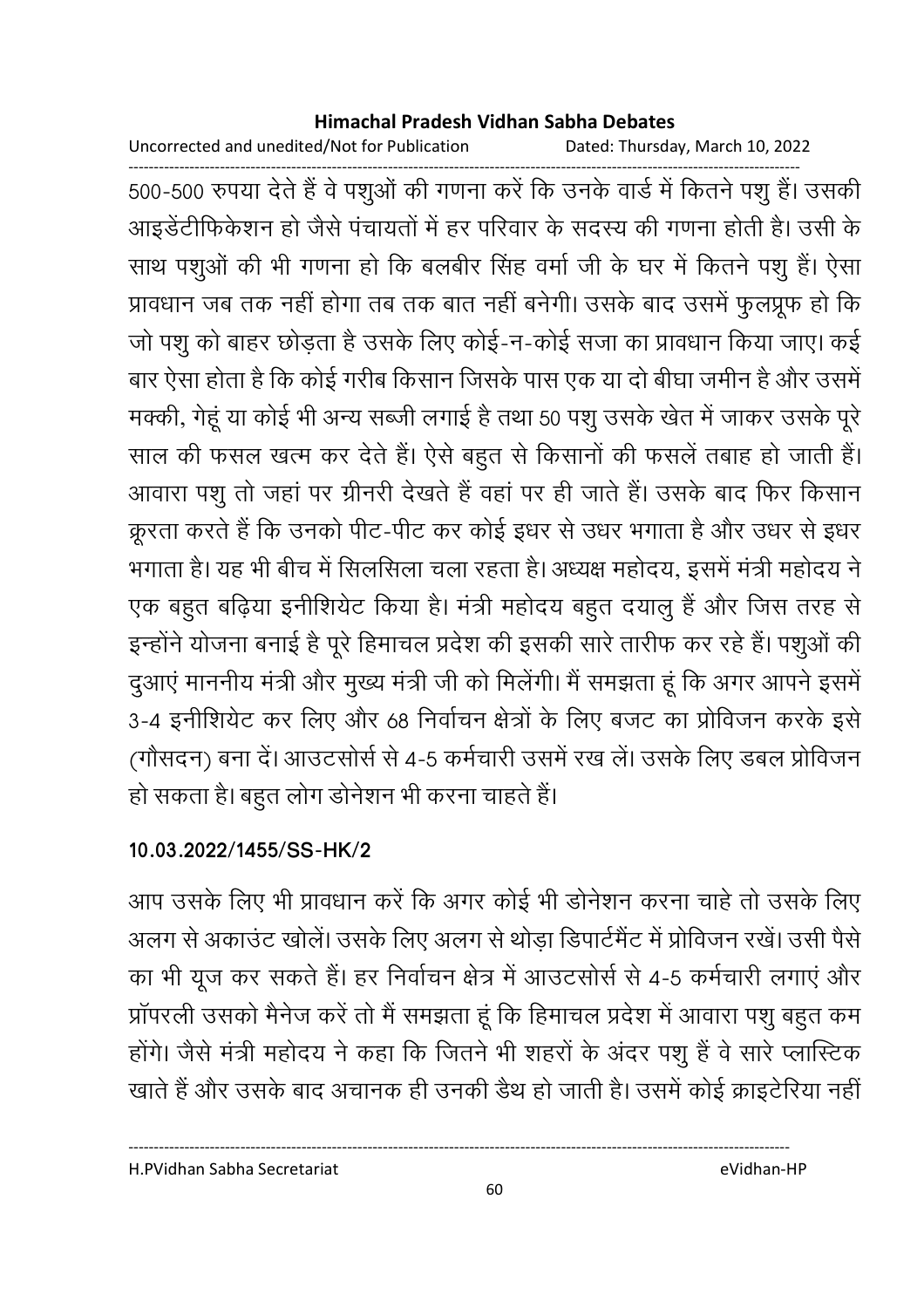500-500 रुपया देते हैं वे पशुओं की गणना करें कि उनके वार्ड में कितने पशु हैं। उसकी आइडेंटीफिकेशन हो जैसे पंचायतों में हर परिवार के सदस्य की गणना होती है। उसी के साथ पशुओं की भी गणना हो कि बलबीर सिंह वर्मा जी के घर में कितने पशु हैं। ऐसा प्रावधान जब तक नहीं होगा तब तक बात नहीं बनेगी। उसके बाद उसमें फुलप्रूफ हो कि जो पशु को बाहर छोड़ता है उसके लिए कोई-न-कोई सजा का प्रावधान किया जाए। कई बार ऐसा होता है कि कोई गरीब किसान जिसके पास एक या दो बीघा जमीन है और उसमें मक्की, गेहूं या कोई भी अन्य सब्जी लगाई है तथा 50 पशु उसके खेत में जाकर उसके पूरे साल की फसल खत्म कर देते हैं। ऐसे बहुत से किसानों की फसलें तबाह हो जाती हैं। आवारा पशु तो जहां पर ग्रीनरी देखते हैं वहां पर ही जाते हैं। उसके बाद फिर किसान क्रूरता करते हैं कि उनको पीट-पीट कर कोई इधर से उधर भगाता है और उधर से इधर भगाता है। यह भी बीच में सिलसिला चला रहता है। अध्यक्ष महोदय, इसमें मंत्री महोदय ने एक बहुत बढ़िया इनीशियेट किया है। मंत्री महोदय बहुत दयालु हैं और जिस तरह से इन्होंने योजना बनाई है पूरे हिमाचल प्रदेश की इसकी सारे तारीफ कर रहे हैं। पशुओं की दुआएं माननीय मंत्री और मुख्य मंत्री जी को मिलेंगी। मैं समझता हूं कि अगर आपने इसमें 3-4 इनीशियेट कर लिए और 68 निर्वाचन क्षेत्रों के लिए बजट का प्रोविजन करके इसे (गौसदन) बना दें। आउटसोर्स से 4-5 कर्मचारी उसमें रख लें। उसके लिए डबल प्रोविजन हो सकता है। बहुत लोग डोनेशन भी करना चाहते हैं।

**10.03.2022/1455/SS-HK/2**

आप उसके लिए भी प्रावधान करें कि अगर कोई भी डोनेशन करना चाहे तो उसके लिए अलग से अकाउंट खोलें। उसके लिए अलग से थोड़ा डिपार्टमैंट में प्रोविजन रखें। उसी पैसे का भी यूज कर सकते हैं। हर निर्वाचन क्षेत्र में आउटसोर्स से 4-5 कर्मचारी लगाएं और प्रॉपरली उसको मैनेज करें तो मैं समझता हूं कि हिमाचल प्रदेश में आवारा पशु बहुत कम होंगे। जैसे मंत्री महोदय ने कहा कि जितने भी शहरों के अंदर पशु हैं वे सारे प्लास्टिक खाते हैं और उसके बाद अचानक ही उनकी डैथ हो जाती है। उसमें कोई क्राइटेरिया नहीं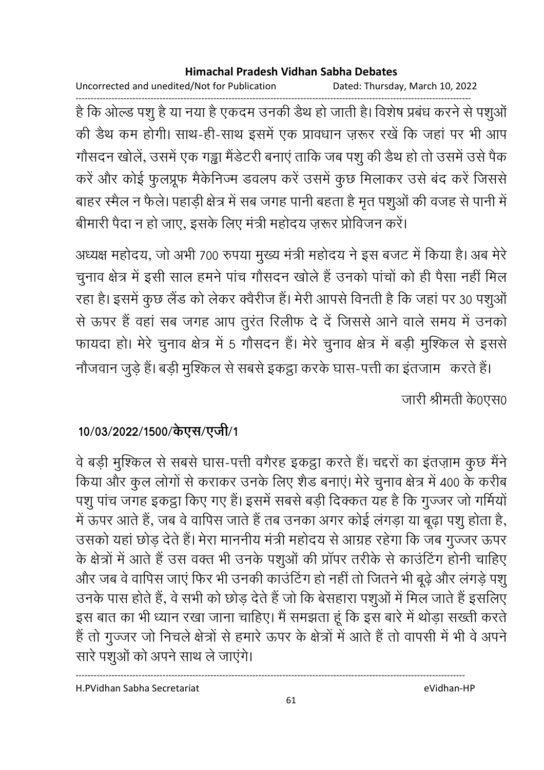है कि ओल्ड पशु है या नया है एकदम उनकी डैथ हो जाती है। विशेष प्रबंध करने से पशुओं की डैथ कम होगी। साथ-ही-साथ इसमें एक प्रावधान ज़रूर रखें कि जहां पर भी आप गौसदन खोलें, उसमें एक गड्ढा मैंडेटरी बनाएं ताकि जब पशु की डैथ हो तो उसमें उसे पैक करें और कोई फुलप्रूफ मैकेनिज्म डवलप करें उसमें कुछ मिलाकर उसे बंद करें जिससे बाहर स्मैल न फैले। पहाड़ी क्षेत्र में सब जगह पानी बहता है मृत पशुओं की वजह से पानी में बीमारी पैदा न हो जाए, इसके लिए मंत्री महोदय ज़रूर प्रोविजन करें।

अध्यक्ष महोदय, जो अभी 700 रुपया मुख्य मंत्री महोदय ने इस बजट में किया है। अब मेरे चुनाव क्षेत्र में इसी साल हमने पांच गौसदन खोले हैं उनको पांचों को ही पैसा नहीं मिल रहा है। इसमें कुछ लैंड को लेकर क्वैरीज हैं। मेरी आपसे विनती है कि जहां पर 30 पशुओं से ऊपर हैं वहां सब जगह आप तुरंत रिलीफ दे दें जिससे आने वाले समय में उनको फायदा हो। मेरे चुनाव क्षेत्र में 5 गौसदन हैं। मेरे चुनाव क्षेत्र में बड़ी मुश्किल से इससे नौजवान जुड़े हैं। बड़ी मुश्किल से सबसे इकट्ठा करके घास-पत्ती का इंतजाम करते हैं।

जारी श्रीमती के0एस0

**10/03/2022/1500/केएस/एजी/1**

वे बड़ी मुश्किल से सबसे घास-पत्ती वगैरह इकट्ठा करते हैं। चद्दरों का इंतज़ाम कुछ मैंने किया और कुल लोगों से कराकर उनके लिए शैड बनाएं। मेरे चुनाव क्षेत्र में 400 के करीब पशु पांच जगह इकट्ठा किए गए हैं। इसमें सबसे बड़ी दिक्कत यह है कि गुज्जर जो गर्मियों में ऊपर आते हैं, जब वे वापिस जाते हैं तब उनका अगर कोई लंगड़ा या बूढ़ा पशु होता है, उसको यहां छोड़ देते हैं। मेरा माननीय मंत्री महोदय से आग्रह रहेगा कि जब गुज्जर ऊपर के क्षेत्रों में आते हैं उस वक्त भी उनके पशुओं की प्रॉपर तरीके से काउंटिंग होनी चाहिए और जब वे वापिस जाएं फिर भी उनकी काउंटिंग हो नहीं तो जितने भी बूढ़े और लंगड़े पशु उनके पास होते हैं, वे सभी को छोड़ देते हैं जो कि बेसहारा पशुओं में मिल जाते हैं इसलिए इस बात का भी ध्यान रखा जाना चाहिए। मैं समझता हूं कि इस बारे में थोड़ा सख्ती करते हैं तो गुज्जर जो निचले क्षेत्रों से हमारे ऊपर के क्षेत्रों में आते हैं तो वापसी में भी वे अपने सारे पशुओं को अपने साथ ले जाएंगे।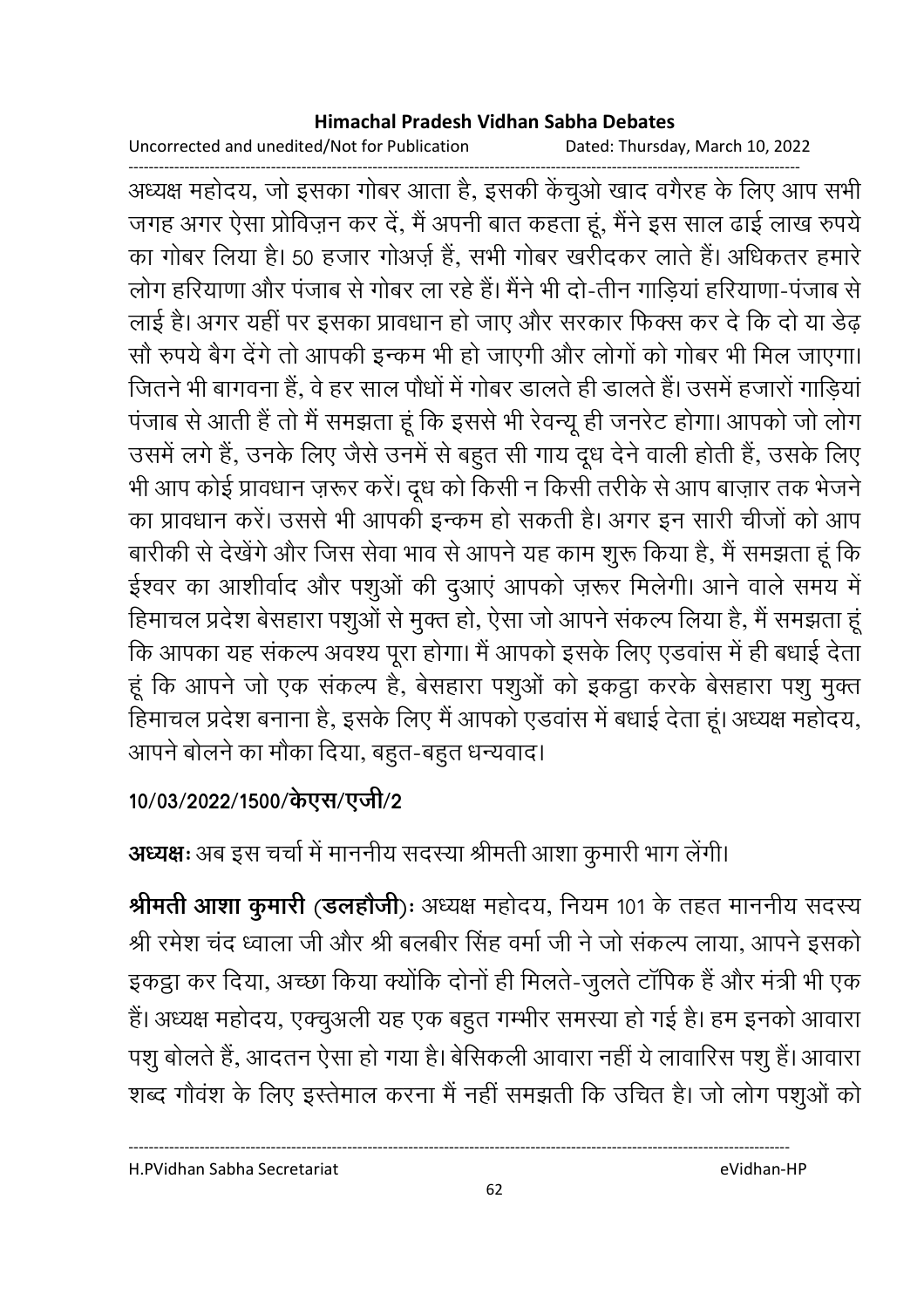अध्यक्ष महोदय, जो इसका गोबर आता है, इसकी केंचुओ खाद वगैरह के लिए आप सभी जगह अगर ऐसा प्रोविज़न कर दें, मैं अपनी बात कहता हूं, मैंने इस साल ढाई लाख रुपये का गोबर लिया है। 50 हजार गोअर्ज़ हैं, सभी गोबर खरीदकर लाते हैं। अधिकतर हमारे लोग हरियाणा और पंजाब से गोबर ला रहे हैं। मैंने भी दो-तीन गाड़ियां हरियाणा-पंजाब से लाई है। अगर यहीं पर इसका प्रावधान हो जाए और सरकार फिक्स कर दे कि दो या डेढ़ सौ रुपये बैग देंगे तो आपकी इन्कम भी हो जाएगी और लोगों को गोबर भी मिल जाएगा। जितने भी बागवना हैं, वे हर साल पौधों में गोबर डालते ही डालते हैं। उसमें हजारों गाड़ियां पंजाब से आती हैं तो मैं समझता हूं कि इससे भी रेवन्यू ही जनरेट होगा। आपको जो लोग उसमें लगे हैं, उनके लिए जैसे उनमें से बहुत सी गाय दूध देने वाली होती हैं, उसके लिए भी आप कोई प्रावधान ज़रूर करें। दूध को किसी न किसी तरीके से आप बाज़ार तक भेजने का प्रावधान करें। उससे भी आपकी इन्कम हो सकती है। अगर इन सारी चीजों को आप बारीकी से देखेंगे और जिस सेवा भाव से आपने यह काम शुरू किया है, मैं समझता हूं कि ईश्वर का आशीर्वाद और पशुओं की दुआएं आपको ज़रूर मिलेगी। आने वाले समय में हिमाचल प्रदेश बेसहारा पशुओं से मुक्त हो, ऐसा जो आपने संकल्प लिया है, मैं समझता हूं कि आपका यह संकल्प अवश्य पूरा होगा। मैं आपको इसके लिए एडवांस में ही बधाई देता हूं कि आपने जो एक संकल्प है, बेसहारा पशुओं को इकट्ठा करके बेसहारा पशु मुक्त हिमाचल प्रदेश बनाना है, इसके लिए मैं आपको एडवांस में बधाई देता हूं। अध्यक्ष महोदय, आपने बोलने का मौका दिया, बहुत-बहुत धन्यवाद।

**10/03/2022/1500/केएस/एजी/2**

**अध्यक्षः** अब इस चर्चा में माननीय सदस्या श्रीमती आशा कुमारी भाग लेंगी।

**श्रीमती आशा कुमारी (डलहौजी)**ः अध्यक्ष महोदय, नियम 101 के तहत माननीय सदस्य श्री रमेश चंद ध्वाला जी और श्री बलबीर सिंह वर्मा जी ने जो संकल्प लाया, आपने इसको इकट्ठा कर दिया, अच्छा किया क्योंकि दोनों ही मिलते-जुलते टॉपिक हैं और मंत्री भी एक हैं। अध्यक्ष महोदय, एक्चुअली यह एक बहुत गम्भीर समस्या हो गई है। हम इनको आवारा पशु बोलते हैं, आदतन ऐसा हो गया है। बेसिकली आवारा नहीं ये लावारिस पशु हैं। आवारा शब्द गौवंश के लिए इस्तेमाल करना मैं नहीं समझती कि उचित है। जो लोग पशुओं को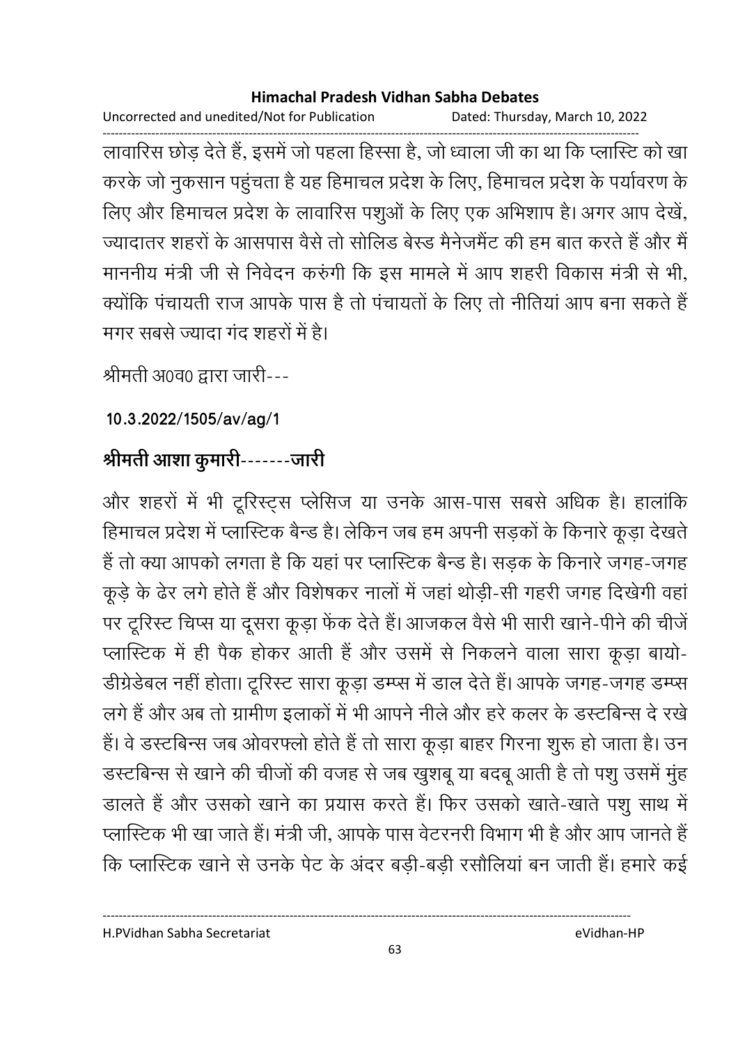लावारिस छोड़ देते हैं, इसमें जो पहला हिस्सा है, जो ध्वाला जी का था कि प्लास्टि को खा करके जो नुकसान पहुंचता है यह हिमाचल प्रदेश के लिए, हिमाचल प्रदेश के पर्यावरण के लिए और हिमाचल प्रदेश के लावारिस पशुओं के लिए एक अभिशाप है। अगर आप देखें, ज्यादातर शहरों के आसपास वैसे तो सोलिड बेस्ड मैनेजमैंट की हम बात करते हैं और मैं माननीय मंत्री जी से निवेदन करुंगी कि इस मामले में आप शहरी विकास मंत्री से भी, क्योंकि पंचायती राज आपके पास है तो पंचायतों के लिए तो नीतियां आप बना सकते हैं मगर सबसे ज्यादा गंद शहरों में है।

श्रीमती अ0व0 द्वारा जारी---

**10.3.2022/1505/av/ag/1**

**श्रीमती आशा कुमारी-------जारी**

और शहरों में भी टूरिस्ट्स प्लेसिज या उनके आस-पास सबसे अधिक है। हालांकि हिमाचल प्रदेश में प्लास्टिक बैन्ड है। लेकिन जब हम अपनी सड़कों के किनारे कूड़ा देखते हैं तो क्या आपको लगता है कि यहां पर प्लास्टिक बैन्ड है। सड़क के किनारे जगह-जगह कूड़े के ढेर लगे होते हैं और विशेषकर नालों में जहां थोड़ी-सी गहरी जगह दिखेगी वहां पर टूरिस्ट चिप्स या दूसरा कूड़ा फेंक देते हैं। आजकल वैसे भी सारी खाने-पीने की चीजें प्लास्टिक में ही पैक होकर आती हैं और उसमें से निकलने वाला सारा कूड़ा बायो-डीग्रेडेबल नहीं होता। टूरिस्ट सारा कूड़ा डम्प्स में डाल देते हैं। आपके जगह-जगह डम्प्स लगे हैं और अब तो ग्रामीण इलाकों में भी आपने नीले और हरे कलर के डस्टबिन्स दे रखे हैं। वे डस्टबिन्स जब ओवरफ्लो होते हैं तो सारा कूड़ा बाहर गिरना शुरू हो जाता है। उन डस्टबिन्स से खाने की चीजों की वजह से जब खुशबू या बदबू आती है तो पशु उसमें मुंह डालते हैं और उसको खाने का प्रयास करते हैं। फिर उसको खाते-खाते पशु साथ में प्लास्टिक भी खा जाते हैं। मंत्री जी, आपके पास वेटरनरी विभाग भी है और आप जानते हैं कि प्लास्टिक खाने से उनके पेट के अंदर बड़ी-बड़ी रसौलियां बन जाती हैं। हमारे कई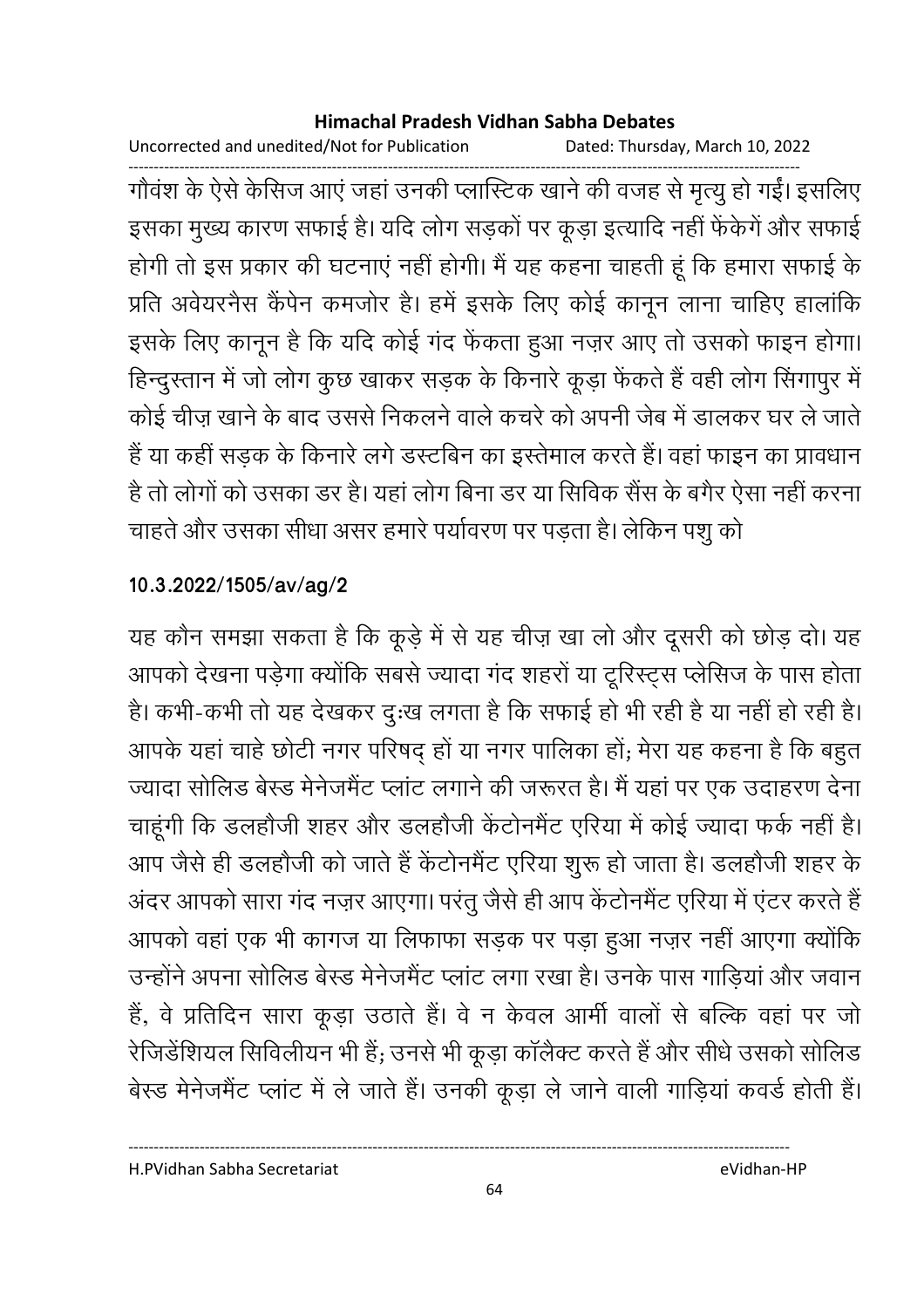गौवंश के ऐसे केसिज आएं जहां उनकी प्लास्टिक खाने की वजह से मृत्यु हो गईं। इसलिए इसका मुख्य कारण सफाई है। यदि लोग सड़कों पर कूड़ा इत्यादि नहीं फेंकेगें और सफाई होगी तो इस प्रकार की घटनाएं नहीं होगी। मैं यह कहना चाहती हूं कि हमारा सफाई के प्रति अवेयरनैस कैंपेन कमजोर है। हमें इसके लिए कोई कानून लाना चाहिए हालांकि इसके लिए कानून है कि यदि कोई गंद फेंकता हुआ नज़र आए तो उसको फाइन होगा। हिन्दुस्तान में जो लोग कुछ खाकर सड़क के किनारे कूड़ा फेंकते हैं वही लोग सिंगापुर में कोई चीज़ खाने के बाद उससे निकलने वाले कचरे को अपनी जेब में डालकर घर ले जाते हैं या कहीं सड़क के किनारे लगे डस्टबिन का इस्तेमाल करते हैं। वहां फाइन का प्रावधान है तो लोगों को उसका डर है। यहां लोग बिना डर या सिविक सैंस के बगैर ऐसा नहीं करना चाहते और उसका सीधा असर हमारे पर्यावरण पर पड़ता है। लेकिन पशु को

**10.3.2022/1505/av/ag/2**

यह कौन समझा सकता है कि कूड़े में से यह चीज़ खा लो और दूसरी को छोड़ दो। यह आपको देखना पड़ेगा क्योंकि सबसे ज्यादा गंद शहरों या टूरिस्ट्स प्लेसिज के पास होता है। कभी-कभी तो यह देखकर दुःख लगता है कि सफाई हो भी रही है या नहीं हो रही है। आपके यहां चाहे छोटी नगर परिषद् हों या नगर पालिका हों; मेरा यह कहना है कि बहुत ज्यादा सोलिड बेस्ड मेनेजमैंट प्लांट लगाने की जरूरत है। मैं यहां पर एक उदाहरण देना चाहूंगी कि डलहौजी शहर और डलहौजी केंटोनमैंट एरिया में कोई ज्यादा फर्क नहीं है। आप जैसे ही डलहौजी को जाते हैं केंटोनमैंट एरिया शुरू हो जाता है। डलहौजी शहर के अंदर आपको सारा गंद नज़र आएगा। परंतु जैसे ही आप केंटोनमैंट एरिया में एंटर करते हैं आपको वहां एक भी कागज या लिफाफा सड़क पर पड़ा हुआ नज़र नहीं आएगा क्योंकि उन्होंने अपना सोलिड बेस्ड मेनेजमैंट प्लांट लगा रखा है। उनके पास गाड़ियां और जवान हैं, वे प्रतिदिन सारा कूड़ा उठाते हैं। वे न केवल आर्मी वालों से बल्कि वहां पर जो रेजिडेंशियल सिविलीयन भी हैं; उनसे भी कूड़ा कॉलैक्ट करते हैं और सीधे उसको सोलिड बेस्ड मेनेजमैंट प्लांट में ले जाते हैं। उनकी कूड़ा ले जाने वाली गाड़ियां कवर्ड होती हैं।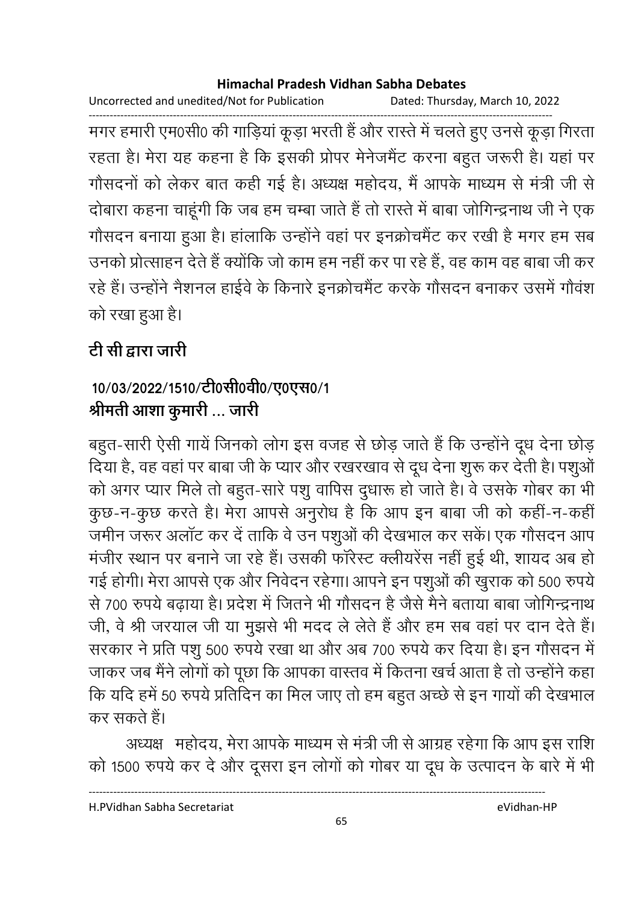मगर हमारी एम0सी0 की गाड़ियां कूड़ा भरती हैं और रास्ते में चलते हुए उनसे कूड़ा गिरता रहता है। मेरा यह कहना है कि इसकी प्रोपर मेनेजमैंट करना बहुत जरूरी है। यहां पर गौसदनों को लेकर बात कही गई है। अध्यक्ष महोदय, मैं आपके माध्यम से मंत्री जी से दोबारा कहना चाहूंगी कि जब हम चम्बा जाते हैं तो रास्ते में बाबा जोगिन्द्रनाथ जी ने एक गौसदन बनाया हुआ है। हांलाकि उन्होंने वहां पर इनक्रोचमैंट कर रखी है मगर हम सब उनको प्रोत्साहन देते हैं क्योंकि जो काम हम नहीं कर पा रहे हैं, वह काम वह बाबा जी कर रहे हैं। उन्होंने नैशनल हाईवे के किनारे इनक्रोचमैंट करके गौसदन बनाकर उसमें गौवंश को रखा हुआ है।

## टी सी द्वारा जारी

### 10/03/2022/1510/टी0सी0वी0/ए0एस0/1
### श्रीमती आशा कुमारी ... जारी

बहुत-सारी ऐसी गायें जिनको लोग इस वजह से छोड़ जाते हैं कि उन्होंने दूध देना छोड़ दिया है, वह वहां पर बाबा जी के प्यार और रखरखाव से दूध देना शुरू कर देती है। पशुओं को अगर प्यार मिले तो बहुत-सारे पशु वापिस दुधारू हो जाते है। वे उसके गोबर का भी कुछ-न-कुछ करते है। मेरा आपसे अनुरोध है कि आप इन बाबा जी को कहीं-न-कहीं जमीन जरूर अलॉट कर दें ताकि वे उन पशुओं की देखभाल कर सकें। एक गौसदन आप मंजीर स्थान पर बनाने जा रहे हैं। उसकी फॉरेस्ट क्लीयरेंस नहीं हुई थी, शायद अब हो गई होगी। मेरा आपसे एक और निवेदन रहेगा। आपने इन पशुओं की खुराक को 500 रुपये से 700 रुपये बढ़ाया है। प्रदेश में जितने भी गौसदन है जैसे मैने बताया बाबा जोगिन्द्रनाथ जी, वे श्री जरयाल जी या मुझसे भी मदद ले लेते हैं और हम सब वहां पर दान देते हैं। सरकार ने प्रति पशु 500 रुपये रखा था और अब 700 रुपये कर दिया है। इन गौसदन में जाकर जब मैंने लोगों को पूछा कि आपका वास्तव में कितना खर्च आता है तो उन्होंने कहा कि यदि हमें 50 रुपये प्रतिदिन का मिल जाए तो हम बहुत अच्छे से इन गायों की देखभाल कर सकते हैं।

अध्यक्ष महोदय, मेरा आपके माध्यम से मंत्री जी से आग्रह रहेगा कि आप इस राशि को 1500 रुपये कर दे और दूसरा इन लोगों को गोबर या दूध के उत्पादन के बारे में भी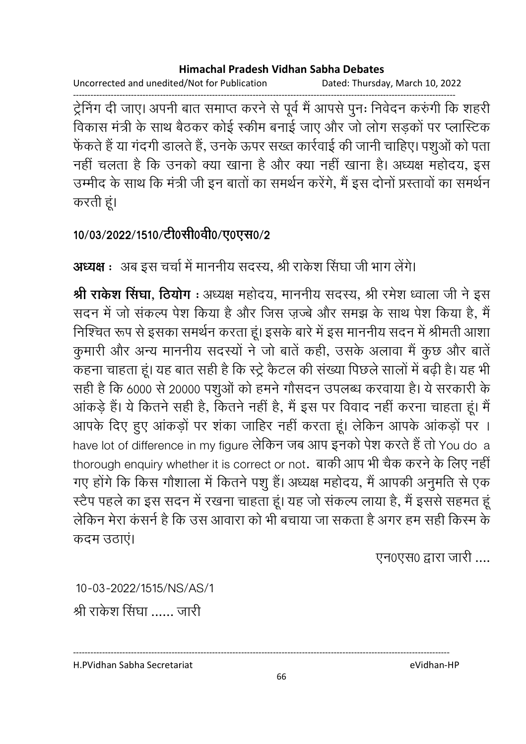ट्रेनिंग दी जाए। अपनी बात समाप्त करने से पूर्व मैं आपसे पुनः निवेदन करुंगी कि शहरी विकास मंत्री के साथ बैठकर कोई स्कीम बनाई जाए और जो लोग सड़कों पर प्लास्टिक फेंकते हैं या गंदगी डालते हैं, उनके ऊपर सख्त कार्रवाई की जानी चाहिए। पशुओं को पता नहीं चलता है कि उनको क्या खाना है और क्या नहीं खाना है। अध्यक्ष महोदय, इस उम्मीद के साथ कि मंत्री जी इन बातों का समर्थन करेंगे, मैं इस दोनों प्रस्तावों का समर्थन करती हूं।

**10/03/2022/1510/टी0सी0वी0/ए0एस0/2**

**अध्यक्ष** : अब इस चर्चा में माननीय सदस्य, श्री राकेश सिंघा जी भाग लेंगे।

**श्री राकेश सिंघा, ठियोग** : अध्यक्ष महोदय, माननीय सदस्य, श्री रमेश ध्वाला जी ने इस सदन में जो संकल्प पेश किया है और जिस ज़ज्बे और समझ के साथ पेश किया है, मैं निश्चित रूप से इसका समर्थन करता हूं। इसके बारे में इस माननीय सदन में श्रीमती आशा कुमारी और अन्य माननीय सदस्यों ने जो बातें कही, उसके अलावा मैं कुछ और बातें कहना चाहता हूं। यह बात सही है कि स्ट्रे कैटल की संख्या पिछले सालों में बढ़ी है। यह भी सही है कि 6000 से 20000 पशुओं को हमने गौसदन उपलब्ध करवाया है। ये सरकारी के आंकड़े हैं। ये कितने सही है, कितने नहीं है, मैं इस पर विवाद नहीं करना चाहता हूं। मैं आपके दिए हुए आंकड़ों पर शंका जाहिर नहीं करता हूं। लेकिन आपके आंकड़ों पर I have lot of difference in my figure लेकिन जब आप इनको पेश करते हैं तो You do a thorough enquiry whether it is correct or not. बाकी आप भी चैक करने के लिए नहीं गए होंगे कि किस गौशाला में कितने पशु हैं। अध्यक्ष महोदय, मैं आपकी अनुमति से एक स्टैप पहले का इस सदन में रखना चाहता हूं। यह जो संकल्प लाया है, मैं इससे सहमत हूं लेकिन मेरा कंसर्न है कि उस आवारा को भी बचाया जा सकता है अगर हम सही किस्म के कदम उठाएं।

एन0एस0 द्वारा जारी ....

10-03-2022/1515/NS/AS/1

श्री राकेश सिंघा ...... जारी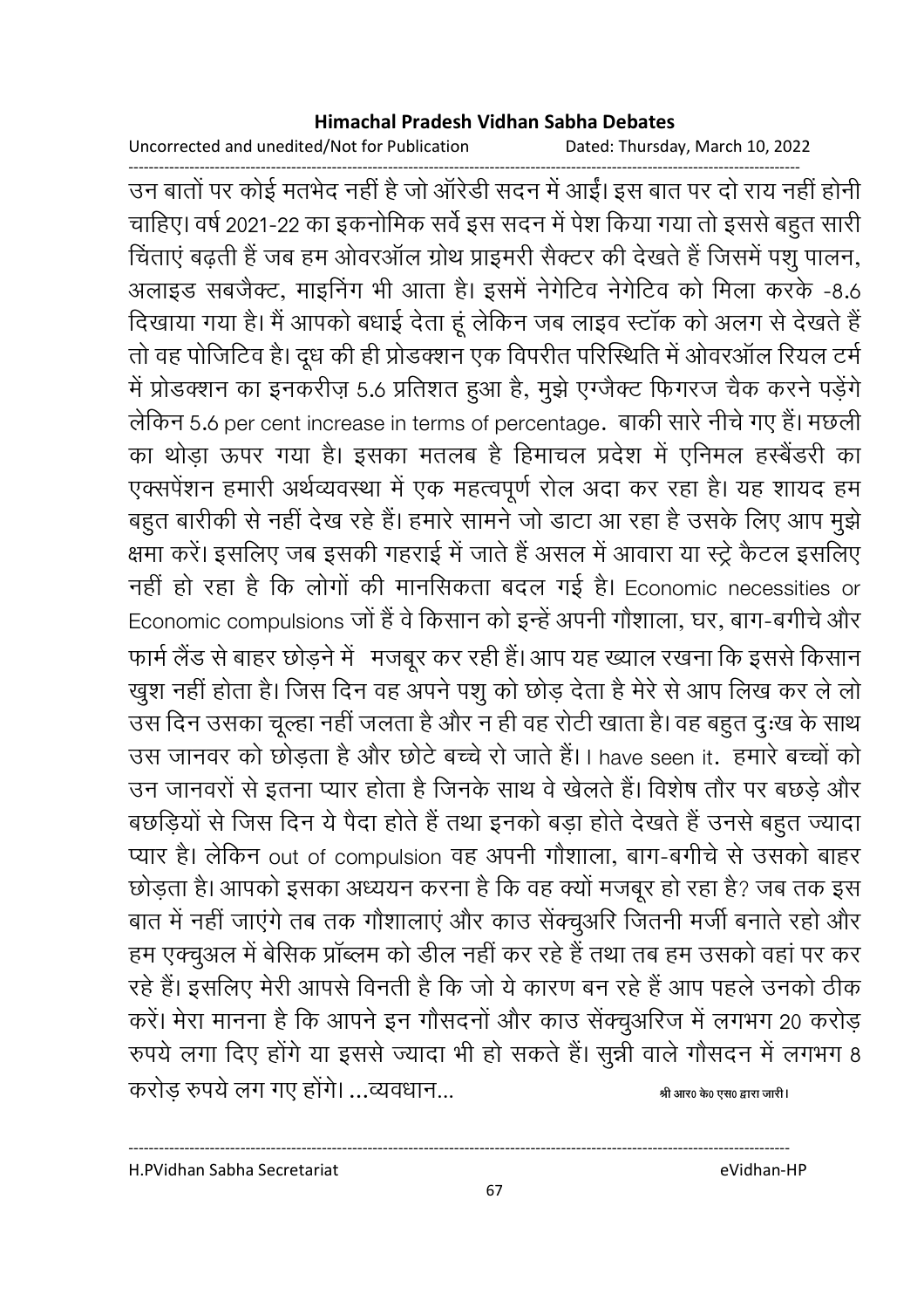उन बातों पर कोई मतभेद नहीं है जो ऑरेडी सदन में आईं। इस बात पर दो राय नहीं होनी चाहिए। वर्ष 2021-22 का इकनोमिक सर्वे इस सदन में पेश किया गया तो इससे बहुत सारी चिंताएं बढ़ती हैं जब हम ओवरऑल ग्रोथ प्राइमरी सैक्टर की देखते हैं जिसमें पशु पालन, अलाइड सबजैक्ट, माइनिंग भी आता है। इसमें नेगेटिव नेगेटिव को मिला करके -8.6 दिखाया गया है। मैं आपको बधाई देता हूं लेकिन जब लाइव स्टॉक को अलग से देखते हैं तो वह पोजिटिव है। दूध की ही प्रोडक्शन एक विपरीत परिस्थिति में ओवरऑल रियल टर्म में प्रोडक्शन का इनकरीज़ 5.6 प्रतिशत हुआ है, मुझे एग्जैक्ट फिगरज चैक करने पड़ेंगे लेकिन 5.6 per cent increase in terms of percentage. बाकी सारे नीचे गए हैं। मछली का थोड़ा ऊपर गया है। इसका मतलब है हिमाचल प्रदेश में एनिमल हस्बैंडरी का एक्सपेंशन हमारी अर्थव्यवस्था में एक महत्वपूर्ण रोल अदा कर रहा है। यह शायद हम बहुत बारीकी से नहीं देख रहे हैं। हमारे सामने जो डाटा आ रहा है उसके लिए आप मुझे क्षमा करें। इसलिए जब इसकी गहराई में जाते हैं असल में आवारा या स्ट्रे कैटल इसलिए नहीं हो रहा है कि लोगों की मानसिकता बदल गई है। Economic necessities or Economic compulsions जों हैं वे किसान को इन्हें अपनी गौशाला, घर, बाग-बगीचे और फार्म लैंड से बाहर छोड़ने में मजबूर कर रही हैं। आप यह ख्याल रखना कि इससे किसान खुश नहीं होता है। जिस दिन वह अपने पशु को छोड़ देता है मेरे से आप लिख कर ले लो उस दिन उसका चूल्हा नहीं जलता है और न ही वह रोटी खाता है। वह बहुत दुःख के साथ उस जानवर को छोड़ता है और छोटे बच्चे रो जाते हैं। I have seen it. हमारे बच्चों को उन जानवरों से इतना प्यार होता है जिनके साथ वे खेलते हैं। विशेष तौर पर बछड़े और बछड़ियों से जिस दिन ये पैदा होते हैं तथा इनको बड़ा होते देखते हैं उनसे बहुत ज्यादा प्यार है। लेकिन out of compulsion वह अपनी गौशाला, बाग-बगीचे से उसको बाहर छोड़ता है। आपको इसका अध्ययन करना है कि वह क्यों मजबूर हो रहा है? जब तक इस बात में नहीं जाएंगे तब तक गौशालाएं और काउ सेंक्चुअरि जितनी मर्जी बनाते रहो और हम एक्चुअल में बेसिक प्रॉब्लम को डील नहीं कर रहे हैं तथा तब हम उसको वहां पर कर रहे हैं। इसलिए मेरी आपसे विनती है कि जो ये कारण बन रहे हैं आप पहले उनको ठीक करें। मेरा मानना है कि आपने इन गौसदनों और काउ सेंक्चुअरिज में लगभग 20 करोड़ रुपये लगा दिए होंगे या इससे ज्यादा भी हो सकते हैं। सुन्नी वाले गौसदन में लगभग 8 करोड़ रुपये लग गए होंगे। ...व्यवधान... श्री आर0 के0 एस0 द्वारा जारी।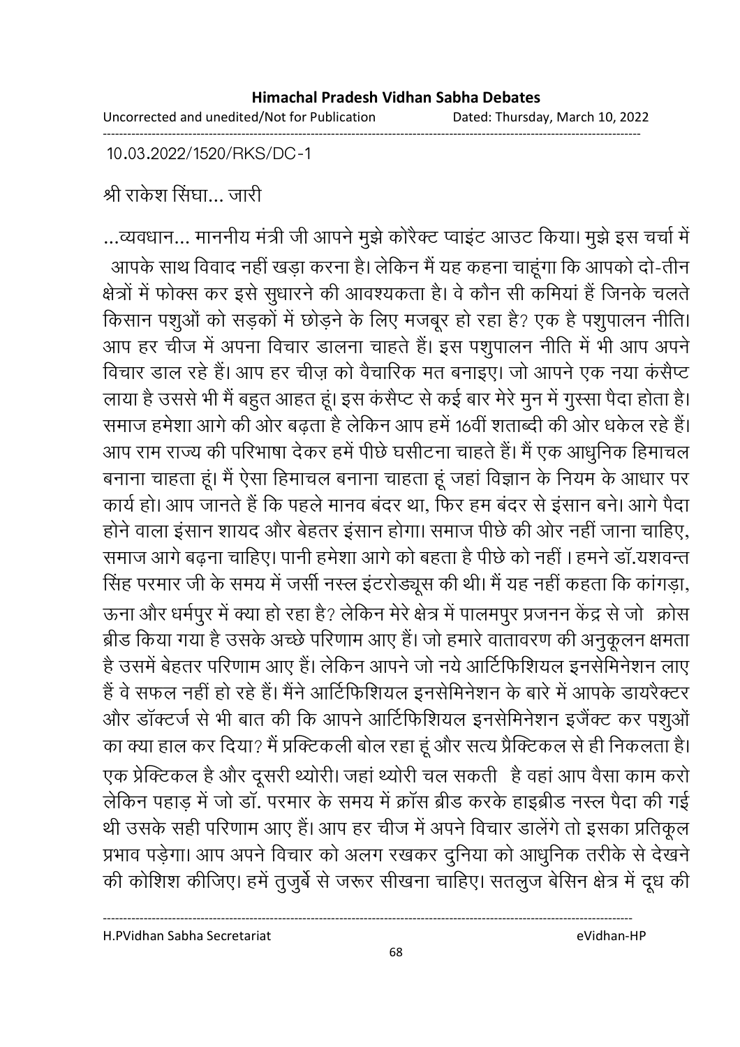10.03.2022/1520/RKS/DC-1

श्री राकेश सिंघा... जारी

...व्यवधान... माननीय मंत्री जी आपने मुझे कोरैक्ट प्वाइंट आउट किया। मुझे इस चर्चा में आपके साथ विवाद नहीं खड़ा करना है। लेकिन मैं यह कहना चाहूंगा कि आपको दो-तीन क्षेत्रों में फोक्स कर इसे सुधारने की आवश्यकता है। वे कौन सी कमियां हैं जिनके चलते किसान पशुओं को सड़कों में छोड़ने के लिए मजबूर हो रहा है? एक है पशुपालन नीति। आप हर चीज में अपना विचार डालना चाहते हैं। इस पशुपालन नीति में भी आप अपने विचार डाल रहे हैं। आप हर चीज़ को वैचारिक मत बनाइए। जो आपने एक नया कंसैप्ट लाया है उससे भी मैं बहुत आहत हूं। इस कंसैप्ट से कई बार मेरे मुन में गुस्सा पैदा होता है। समाज हमेशा आगे की ओर बढ़ता है लेकिन आप हमें 16वीं शताब्दी की ओर धकेल रहे हैं। आप राम राज्य की परिभाषा देकर हमें पीछे घसीटना चाहते हैं। मैं एक आधुनिक हिमाचल बनाना चाहता हूं। मैं ऐसा हिमाचल बनाना चाहता हूं जहां विज्ञान के नियम के आधार पर कार्य हो। आप जानते हैं कि पहले मानव बंदर था, फिर हम बंदर से इंसान बने। आगे पैदा होने वाला इंसान शायद और बेहतर इंसान होगा। समाज पीछे की ओर नहीं जाना चाहिए, समाज आगे बढ़ना चाहिए। पानी हमेशा आगे को बहता है पीछे को नहीं । हमने डॉ.यशवन्त सिंह परमार जी के समय में जर्सी नस्ल इंटरोड्यूस की थी। मैं यह नहीं कहता कि कांगड़ा, ऊना और धर्मपुर में क्या हो रहा है? लेकिन मेरे क्षेत्र में पालमपुर प्रजनन केंद्र से जो क्रोस ब्रीड किया गया है उसके अच्छे परिणाम आए हैं। जो हमारे वातावरण की अनुकूलन क्षमता है उसमें बेहतर परिणाम आए हैं। लेकिन आपने जो नये आर्टिफिशियल इनसेमिनेशन लाए हैं वे सफल नहीं हो रहे हैं। मैंने आर्टिफिशियल इनसेमिनेशन के बारे में आपके डायरैक्टर और डॉक्टर्ज से भी बात की कि आपने आर्टिफिशियल इनसेमिनेशन इजैंक्ट कर पशुओं का क्या हाल कर दिया? मैं प्रक्टिकली बोल रहा हूं और सत्य प्रैक्टिकल से ही निकलता है। एक प्रेक्टिकल है और दूसरी थ्योरी। जहां थ्योरी चल सकती है वहां आप वैसा काम करो लेकिन पहाड़ में जो डॉ. परमार के समय में क्रॉस ब्रीड करके हाइब्रीड नस्ल पैदा की गई थी उसके सही परिणाम आए हैं। आप हर चीज में अपने विचार डालेंगे तो इसका प्रतिकूल प्रभाव पड़ेगा। आप अपने विचार को अलग रखकर दुनिया को आधुनिक तरीके से देखने की कोशिश कीजिए। हमें तुजुर्बे से जरूर सीखना चाहिए। सतलुज बेसिन क्षेत्र में दूध की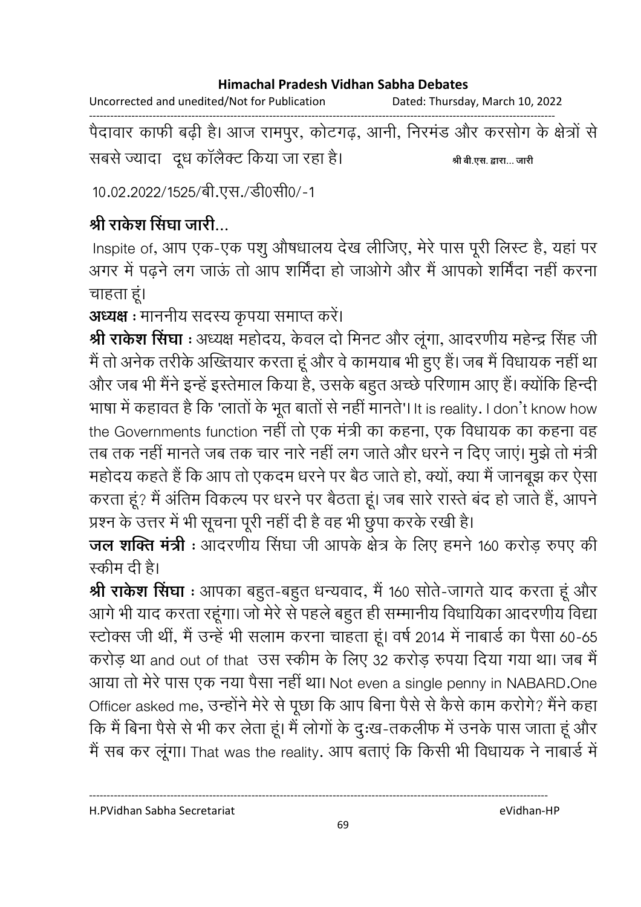पैदावार काफी बढ़ी है। आज रामपुर, कोटगढ़, आनी, निरमंड और करसोग के क्षेत्रों से सबसे ज्यादा दूध कॉलैक्ट किया जा रहा है। श्री बी.एस. द्वारा... जारी

10.02.2022/1525/बी.एस./डी0सी0/-1

**श्री राकेश सिंघा जारी...**

Inspite of, आप एक-एक पशु औषधालय देख लीजिए, मेरे पास पूरी लिस्ट है, यहां पर अगर में पढ़ने लग जाऊं तो आप शर्मिंदा हो जाओगे और मैं आपको शर्मिंदा नहीं करना चाहता हूं।

**अध्यक्ष** : माननीय सदस्य कृपया समाप्त करें।

**श्री राकेश सिंघा** : अध्यक्ष महोदय, केवल दो मिनट और लूंगा, आदरणीय महेन्द्र सिंह जी मैं तो अनेक तरीके अख्तियार करता हूं और वे कामयाब भी हुए हैं। जब मैं विधायक नहीं था और जब भी मैंने इन्हें इस्तेमाल किया है, उसके बहुत अच्छे परिणाम आए हैं। क्योंकि हिन्दी भाषा में कहावत है कि 'लातों के भूत बातों से नहीं मानते'। It is reality. I don't know how the Governments function नहीं तो एक मंत्री का कहना, एक विधायक का कहना वह तब तक नहीं मानते जब तक चार नारे नहीं लग जाते और धरने न दिए जाएं। मुझे तो मंत्री महोदय कहते हैं कि आप तो एकदम धरने पर बैठ जाते हो, क्यों, क्या मैं जानबूझ कर ऐसा करता हूं? मैं अंतिम विकल्प पर धरने पर बैठता हूं। जब सारे रास्ते बंद हो जाते हैं, आपने प्रश्न के उत्तर में भी सूचना पूरी नहीं दी है वह भी छुपा करके रखी है।

**जल शक्ति मंत्री** : आदरणीय सिंघा जी आपके क्षेत्र के लिए हमने 160 करोड़ रुपए की स्कीम दी है।

**श्री राकेश सिंघा** : आपका बहुत-बहुत धन्यवाद, मैं 160 सोते-जागते याद करता हूं और आगे भी याद करता रहूंगा। जो मेरे से पहले बहुत ही सम्मानीय विधायिका आदरणीय विद्या स्टोक्स जी थीं, मैं उन्हें भी सलाम करना चाहता हूं। वर्ष 2014 में नाबार्ड का पैसा 60-65 करोड़ था and out of that उस स्कीम के लिए 32 करोड़ रुपया दिया गया था। जब मैं आया तो मेरे पास एक नया पैसा नहीं था। Not even a single penny in NABARD.One Officer asked me, उन्होंने मेरे से पूछा कि आप बिना पैसे से कैसे काम करोगे? मैंने कहा कि मैं बिना पैसे से भी कर लेता हूं। मैं लोगों के दुःख-तकलीफ में उनके पास जाता हूं और मैं सब कर लूंगा। That was the reality. आप बताएं कि किसी भी विधायक ने नाबार्ड में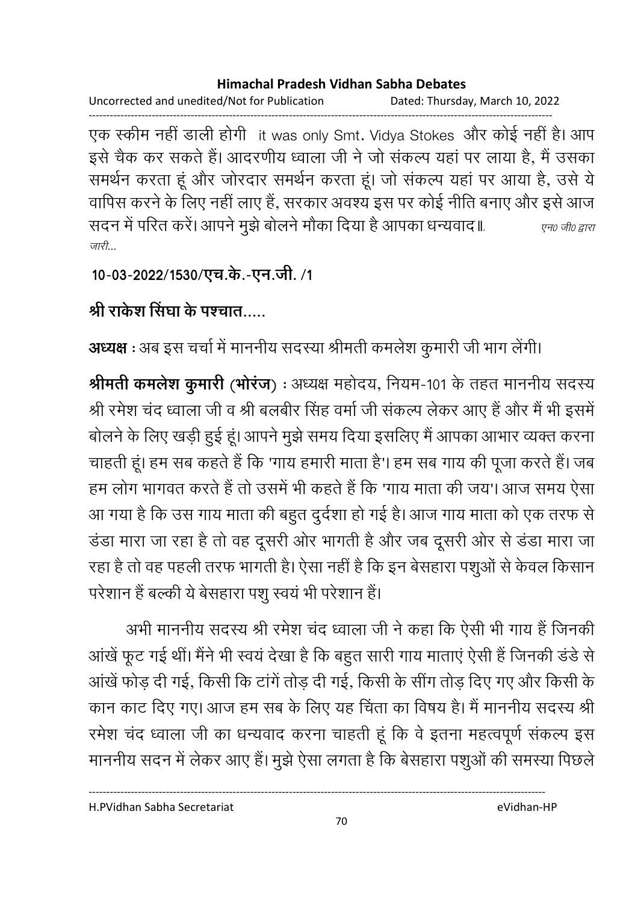एक स्कीम नहीं डाली होगी it was only Smt. Vidya Stokes और कोई नहीं है। आप इसे चैक कर सकते हैं। आदरणीय ध्वाला जी ने जो संकल्प यहां पर लाया है, मैं उसका समर्थन करता हूं और जोरदार समर्थन करता हूं। जो संकल्प यहां पर आया है, उसे ये वापिस करने के लिए नहीं लाए हैं, सरकार अवश्य इस पर कोई नीति बनाए और इसे आज सदन में परित करें। आपने मुझे बोलने मौका दिया है आपका धन्यवाद॥ *एन0 जी0 द्वारा जारी...*

**10-03-2022/1530/एच.के.-एन.जी. /1**

**श्री राकेश सिंघा के पश्चात.....**

**अध्यक्ष** : अब इस चर्चा में माननीय सदस्या श्रीमती कमलेश कुमारी जी भाग लेंगी।

**श्रीमती कमलेश कुमारी (भोरंज)** : अध्यक्ष महोदय, नियम-101 के तहत माननीय सदस्य श्री रमेश चंद ध्वाला जी व श्री बलबीर सिंह वर्मा जी संकल्प लेकर आए हैं और मैं भी इसमें बोलने के लिए खड़ी हुई हूं। आपने मुझे समय दिया इसलिए मैं आपका आभार व्यक्त करना चाहती हूं। हम सब कहते हैं कि 'गाय हमारी माता है'। हम सब गाय की पूजा करते हैं। जब हम लोग भागवत करते हैं तो उसमें भी कहते हैं कि 'गाय माता की जय'। आज समय ऐसा आ गया है कि उस गाय माता की बहुत दुर्दशा हो गई है। आज गाय माता को एक तरफ से डंडा मारा जा रहा है तो वह दूसरी ओर भागती है और जब दूसरी ओर से डंडा मारा जा रहा है तो वह पहली तरफ भागती है। ऐसा नहीं है कि इन बेसहारा पशुओं से केवल किसान परेशान हैं बल्की ये बेसहारा पशु स्वयं भी परेशान हैं।

अभी माननीय सदस्य श्री रमेश चंद ध्वाला जी ने कहा कि ऐसी भी गाय हैं जिनकी आंखें फूट गई थीं। मैंने भी स्वयं देखा है कि बहुत सारी गाय माताएं ऐसी हैं जिनकी डंडे से आंखें फोड़ दी गई, किसी कि टांगें तोड़ दी गई, किसी के सींग तोड़ दिए गए और किसी के कान काट दिए गए। आज हम सब के लिए यह चिंता का विषय है। मैं माननीय सदस्य श्री रमेश चंद ध्वाला जी का धन्यवाद करना चाहती हूं कि वे इतना महत्वपूर्ण संकल्प इस माननीय सदन में लेकर आए हैं। मुझे ऐसा लगता है कि बेसहारा पशुओं की समस्या पिछले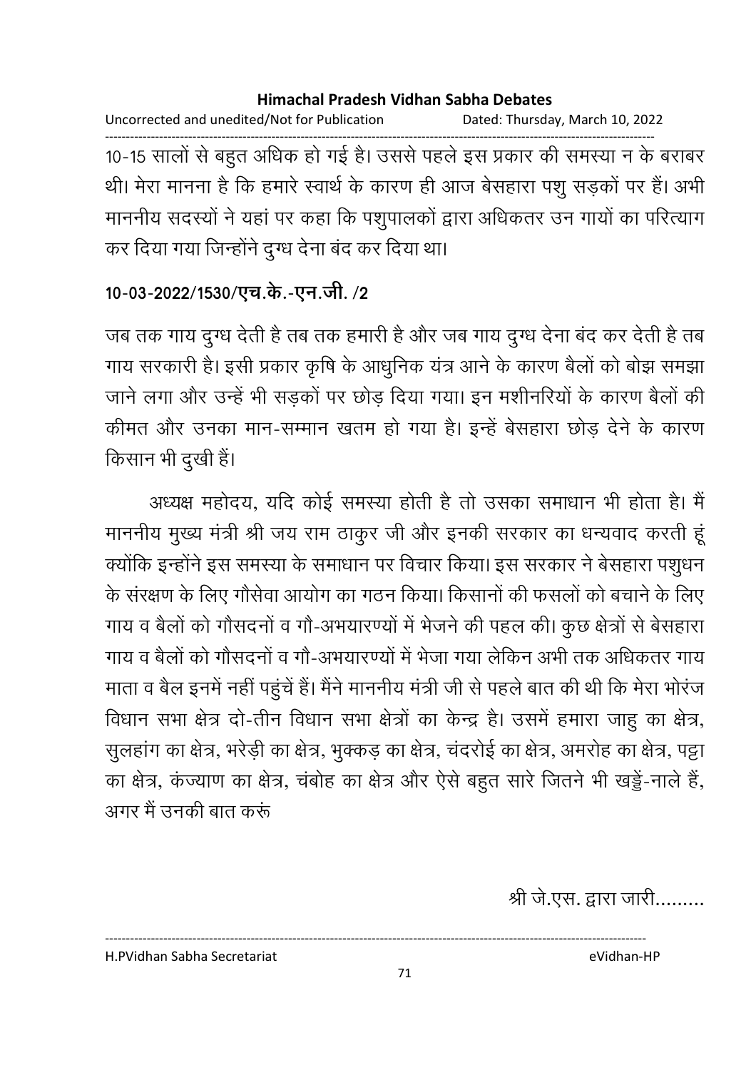10-15 सालों से बहुत अधिक हो गई है। उससे पहले इस प्रकार की समस्या न के बराबर थी। मेरा मानना है कि हमारे स्वार्थ के कारण ही आज बेसहारा पशु सड़कों पर हैं। अभी माननीय सदस्यों ने यहां पर कहा कि पशुपालकों द्वारा अधिकतर उन गायों का परित्याग कर दिया गया जिन्होंने दुग्ध देना बंद कर दिया था।

**10-03-2022/1530/एच.के.-एन.जी. /2**

जब तक गाय दुग्ध देती है तब तक हमारी है और जब गाय दुग्ध देना बंद कर देती है तब गाय सरकारी है। इसी प्रकार कृषि के आधुनिक यंत्र आने के कारण बैलों को बोझ समझा जाने लगा और उन्हें भी सड़कों पर छोड़ दिया गया। इन मशीनरियों के कारण बैलों की कीमत और उनका मान-सम्मान खतम हो गया है। इन्हें बेसहारा छोड़ देने के कारण किसान भी दुखी हैं।

अध्यक्ष महोदय, यदि कोई समस्या होती है तो उसका समाधान भी होता है। मैं माननीय मुख्य मंत्री श्री जय राम ठाकुर जी और इनकी सरकार का धन्यवाद करती हूं क्योंकि इन्होंने इस समस्या के समाधान पर विचार किया। इस सरकार ने बेसहारा पशुधन के संरक्षण के लिए गौसेवा आयोग का गठन किया। किसानों की फसलों को बचाने के लिए गाय व बैलों को गौसदनों व गौ-अभयारण्यों में भेजने की पहल की। कुछ क्षेत्रों से बेसहारा गाय व बैलों को गौसदनों व गौ-अभयारण्यों में भेजा गया लेकिन अभी तक अधिकतर गाय माता व बैल इनमें नहीं पहुंचें हैं। मैंने माननीय मंत्री जी से पहले बात की थी कि मेरा भोरंज विधान सभा क्षेत्र दो-तीन विधान सभा क्षेत्रों का केन्द्र है। उसमें हमारा जाहु का क्षेत्र, सुलहांग का क्षेत्र, भरेड़ी का क्षेत्र, भुक्कड़ का क्षेत्र, चंदरोई का क्षेत्र, अमरोह का क्षेत्र, पट्टा का क्षेत्र, कंज्याण का क्षेत्र, चंबोह का क्षेत्र और ऐसे बहुत सारे जितने भी खड्डें-नाले हैं, अगर मैं उनकी बात करूं

श्री जे.एस. द्वारा जारी.........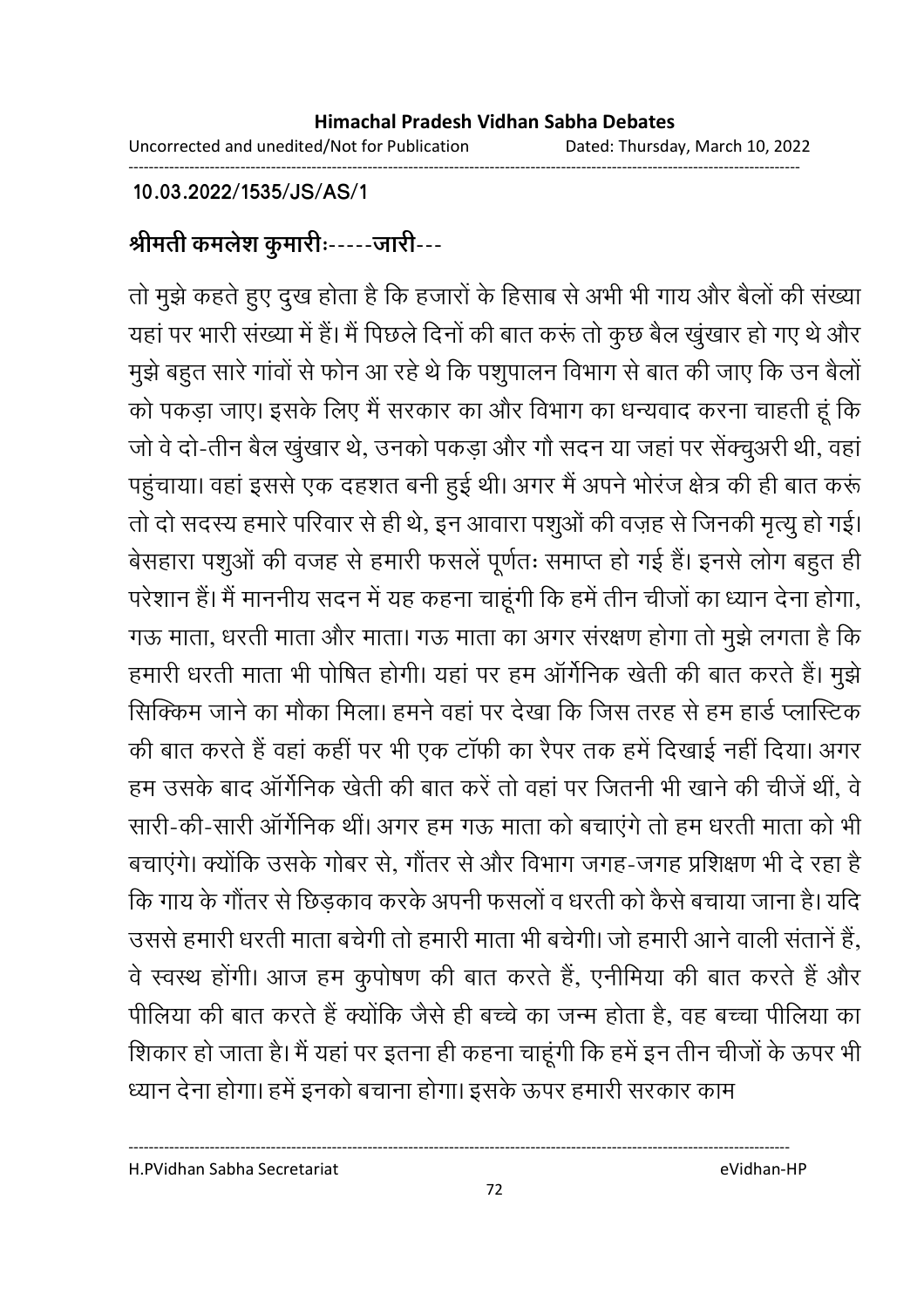**10.03.2022/1535/JS/AS/1**

**श्रीमती कमलेश कुमारीः-----जारी---**

तो मुझे कहते हुए दुख होता है कि हजारों के हिसाब से अभी भी गाय और बैलों की संख्या यहां पर भारी संख्या में हैं। मैं पिछले दिनों की बात करूं तो कुछ बैल खुंखार हो गए थे और मुझे बहुत सारे गांवों से फोन आ रहे थे कि पशुपालन विभाग से बात की जाए कि उन बैलों को पकड़ा जाए। इसके लिए मैं सरकार का और विभाग का धन्यवाद करना चाहती हूं कि जो वे दो-तीन बैल खुंखार थे, उनको पकड़ा और गौ सदन या जहां पर सेंक्चुअरी थी, वहां पहुंचाया। वहां इससे एक दहशत बनी हुई थी। अगर मैं अपने भोरंज क्षेत्र की ही बात करूं तो दो सदस्य हमारे परिवार से ही थे, इन आवारा पशुओं की वज़ह से जिनकी मृत्यु हो गई। बेसहारा पशुओं की वजह से हमारी फसलें पूर्णतः समाप्त हो गई हैं। इनसे लोग बहुत ही परेशान हैं। मैं माननीय सदन में यह कहना चाहूंगी कि हमें तीन चीजों का ध्यान देना होगा, गऊ माता, धरती माता और माता। गऊ माता का अगर संरक्षण होगा तो मुझे लगता है कि हमारी धरती माता भी पोषित होगी। यहां पर हम ऑर्गेनिक खेती की बात करते हैं। मुझे सिक्किम जाने का मौका मिला। हमने वहां पर देखा कि जिस तरह से हम हार्ड प्लास्टिक की बात करते हैं वहां कहीं पर भी एक टॉफी का रैपर तक हमें दिखाई नहीं दिया। अगर हम उसके बाद ऑर्गेनिक खेती की बात करें तो वहां पर जितनी भी खाने की चीजें थीं, वे सारी-की-सारी ऑर्गेनिक थीं। अगर हम गऊ माता को बचाएंगे तो हम धरती माता को भी बचाएंगे। क्योंकि उसके गोबर से, गौंतर से और विभाग जगह-जगह प्रशिक्षण भी दे रहा है कि गाय के गौंतर से छिड़काव करके अपनी फसलों व धरती को कैसे बचाया जाना है। यदि उससे हमारी धरती माता बचेगी तो हमारी माता भी बचेगी। जो हमारी आने वाली संतानें हैं, वे स्वस्थ होंगी। आज हम कुपोषण की बात करते हैं, एनीमिया की बात करते हैं और पीलिया की बात करते हैं क्योंकि जैसे ही बच्चे का जन्म होता है, वह बच्चा पीलिया का शिकार हो जाता है। मैं यहां पर इतना ही कहना चाहूंगी कि हमें इन तीन चीजों के ऊपर भी ध्यान देना होगा। हमें इनको बचाना होगा। इसके ऊपर हमारी सरकार काम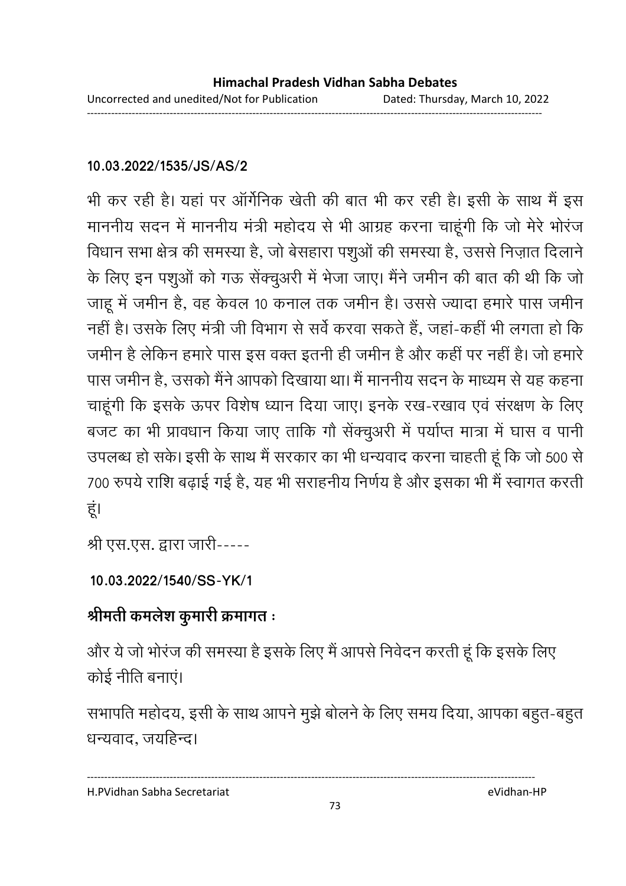10.03.2022/1535/JS/AS/2

भी कर रही है। यहां पर ऑर्गेनिक खेती की बात भी कर रही है। इसी के साथ मैं इस माननीय सदन में माननीय मंत्री महोदय से भी आग्रह करना चाहूंगी कि जो मेरे भोरंज विधान सभा क्षेत्र की समस्या है, जो बेसहारा पशुओं की समस्या है, उससे निज़ात दिलाने के लिए इन पशुओं को गऊ सेंक्चुअरी में भेजा जाए। मैंने जमीन की बात की थी कि जो जाहू में जमीन है, वह केवल 10 कनाल तक जमीन है। उससे ज्यादा हमारे पास जमीन नहीं है। उसके लिए मंत्री जी विभाग से सर्वे करवा सकते हैं, जहां-कहीं भी लगता हो कि जमीन है लेकिन हमारे पास इस वक्त इतनी ही जमीन है और कहीं पर नहीं है। जो हमारे पास जमीन है, उसको मैंने आपको दिखाया था। मैं माननीय सदन के माध्यम से यह कहना चाहूंगी कि इसके ऊपर विशेष ध्यान दिया जाए। इनके रख-रखाव एवं संरक्षण के लिए बजट का भी प्रावधान किया जाए ताकि गौ सेंक्चुअरी में पर्याप्त मात्रा में घास व पानी उपलब्ध हो सके। इसी के साथ मैं सरकार का भी धन्यवाद करना चाहती हूं कि जो 500 से 700 रुपये राशि बढ़ाई गई है, यह भी सराहनीय निर्णय है और इसका भी मैं स्वागत करती हूं।

श्री एस.एस. द्वारा जारी-----

10.03.2022/1540/SS-YK/1

**श्रीमती कमलेश कुमारी क्रमागत :**

और ये जो भोरंज की समस्या है इसके लिए मैं आपसे निवेदन करती हूं कि इसके लिए कोई नीति बनाएं।

सभापति महोदय, इसी के साथ आपने मुझे बोलने के लिए समय दिया, आपका बहुत-बहुत धन्यवाद, जयहिन्द।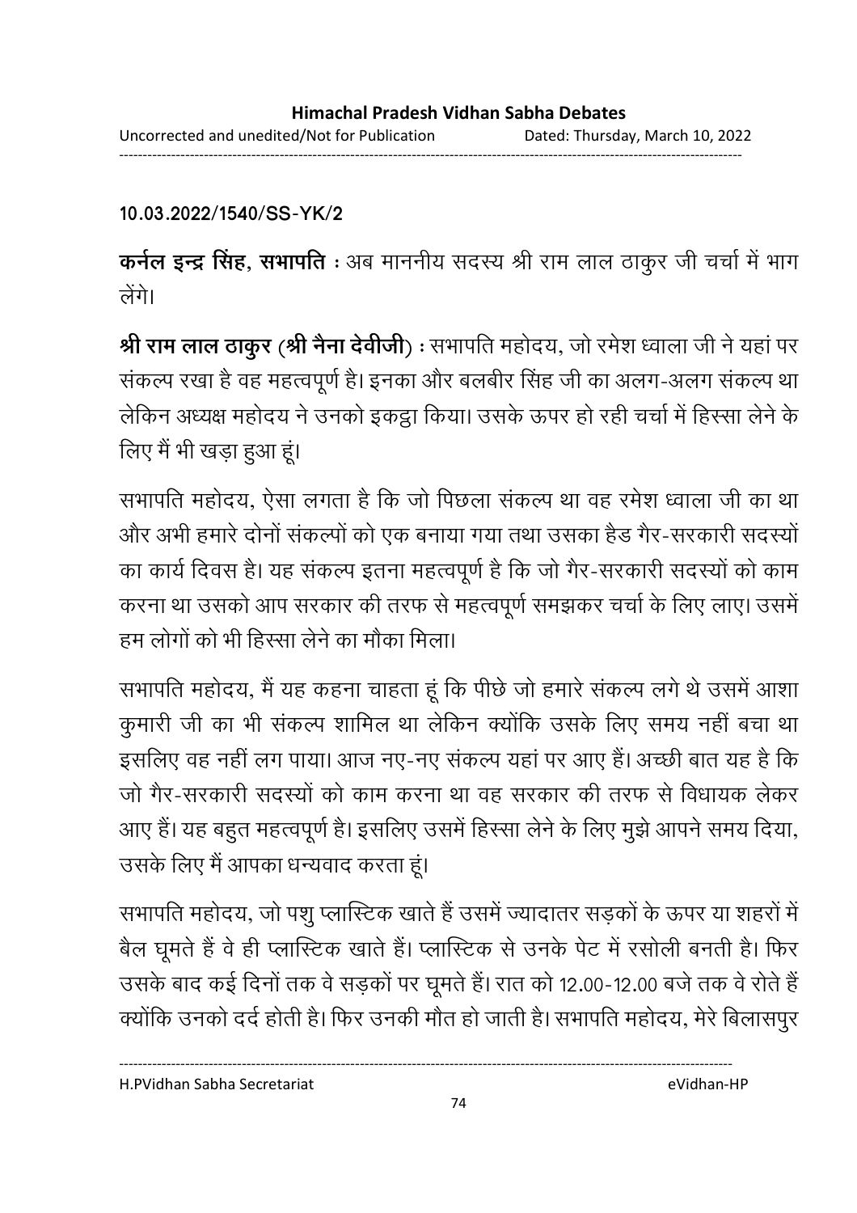10.03.2022/1540/SS-YK/2

**कर्नल इन्द्र सिंह, सभापति** : अब माननीय सदस्य श्री राम लाल ठाकुर जी चर्चा में भाग लेंगे।

**श्री राम लाल ठाकुर (श्री नैना देवीजी)** : सभापति महोदय, जो रमेश ध्वाला जी ने यहां पर संकल्प रखा है वह महत्वपूर्ण है। इनका और बलबीर सिंह जी का अलग-अलग संकल्प था लेकिन अध्यक्ष महोदय ने उनको इकट्ठा किया। उसके ऊपर हो रही चर्चा में हिस्सा लेने के लिए मैं भी खड़ा हुआ हूं।

सभापति महोदय, ऐसा लगता है कि जो पिछला संकल्प था वह रमेश ध्वाला जी का था और अभी हमारे दोनों संकल्पों को एक बनाया गया तथा उसका हैड गैर-सरकारी सदस्यों का कार्य दिवस है। यह संकल्प इतना महत्वपूर्ण है कि जो गैर-सरकारी सदस्यों को काम करना था उसको आप सरकार की तरफ से महत्वपूर्ण समझकर चर्चा के लिए लाए। उसमें हम लोगों को भी हिस्सा लेने का मौका मिला।

सभापति महोदय, मैं यह कहना चाहता हूं कि पीछे जो हमारे संकल्प लगे थे उसमें आशा कुमारी जी का भी संकल्प शामिल था लेकिन क्योंकि उसके लिए समय नहीं बचा था इसलिए वह नहीं लग पाया। आज नए-नए संकल्प यहां पर आए हैं। अच्छी बात यह है कि जो गैर-सरकारी सदस्यों को काम करना था वह सरकार की तरफ से विधायक लेकर आए हैं। यह बहुत महत्वपूर्ण है। इसलिए उसमें हिस्सा लेने के लिए मुझे आपने समय दिया, उसके लिए मैं आपका धन्यवाद करता हूं।

सभापति महोदय, जो पशु प्लास्टिक खाते हैं उसमें ज्यादातर सड़कों के ऊपर या शहरों में बैल घूमते हैं वे ही प्लास्टिक खाते हैं। प्लास्टिक से उनके पेट में रसोली बनती है। फिर उसके बाद कई दिनों तक वे सड़कों पर घूमते हैं। रात को 12.00-12.00 बजे तक वे रोते हैं क्योंकि उनको दर्द होती है। फिर उनकी मौत हो जाती है। सभापति महोदय, मेरे बिलासपुर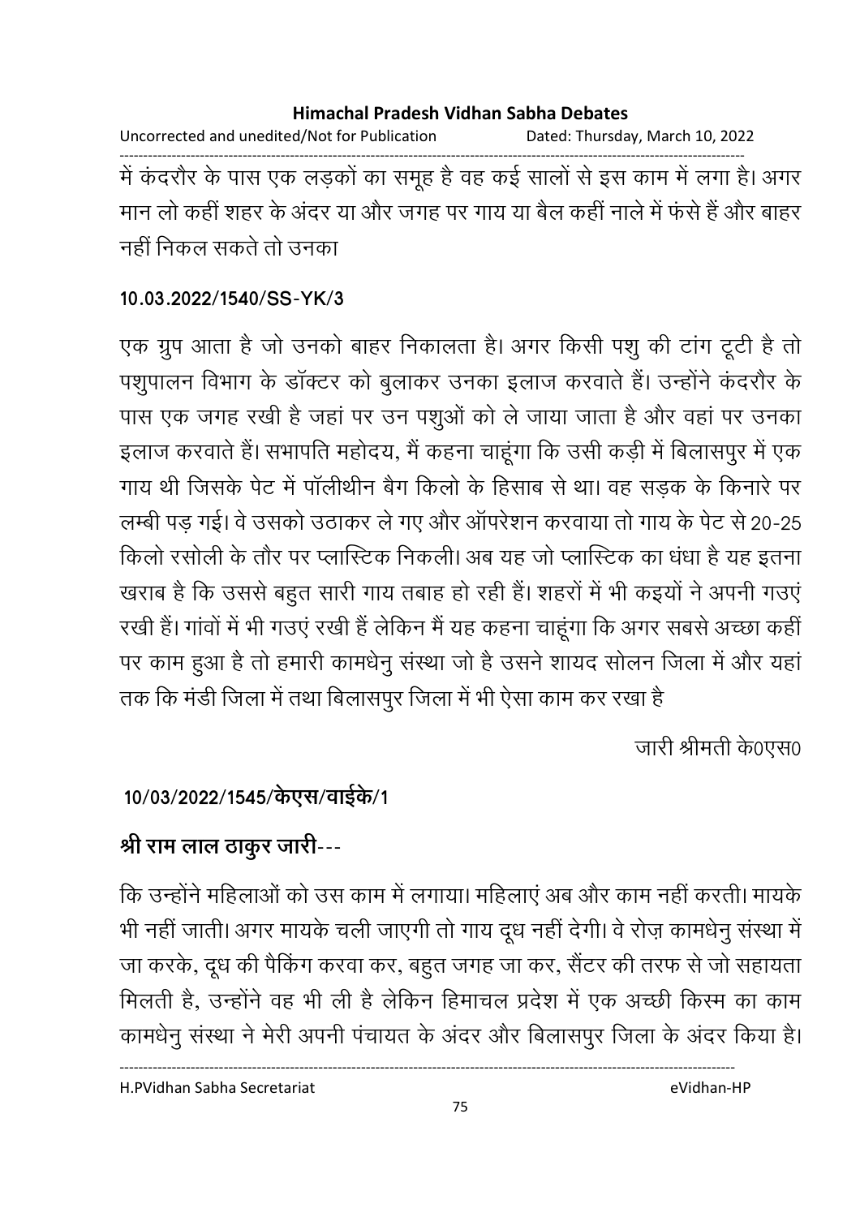में कंदरौर के पास एक लड़कों का समूह है वह कई सालों से इस काम में लगा है। अगर मान लो कहीं शहर के अंदर या और जगह पर गाय या बैल कहीं नाले में फंसे हैं और बाहर नहीं निकल सकते तो उनका

**10.03.2022/1540/SS-YK/3**

एक ग्रुप आता है जो उनको बाहर निकालता है। अगर किसी पशु की टांग टूटी है तो पशुपालन विभाग के डॉक्टर को बुलाकर उनका इलाज करवाते हैं। उन्होंने कंदरौर के पास एक जगह रखी है जहां पर उन पशुओं को ले जाया जाता है और वहां पर उनका इलाज करवाते हैं। सभापति महोदय, मैं कहना चाहूंगा कि उसी कड़ी में बिलासपुर में एक गाय थी जिसके पेट में पॉलीथीन बैग किलो के हिसाब से था। वह सड़क के किनारे पर लम्बी पड़ गई। वे उसको उठाकर ले गए और ऑपरेशन करवाया तो गाय के पेट से 20-25 किलो रसोली के तौर पर प्लास्टिक निकली। अब यह जो प्लास्टिक का धंधा है यह इतना खराब है कि उससे बहुत सारी गाय तबाह हो रही हैं। शहरों में भी कइयों ने अपनी गउएं रखी हैं। गांवों में भी गउएं रखी हैं लेकिन मैं यह कहना चाहूंगा कि अगर सबसे अच्छा कहीं पर काम हुआ है तो हमारी कामधेनु संस्था जो है उसने शायद सोलन जिला में और यहां तक कि मंडी जिला में तथा बिलासपुर जिला में भी ऐसा काम कर रखा है

जारी श्रीमती के0एस0

**10/03/2022/1545/केएस/वाईके/1**

**श्री राम लाल ठाकुर जारी---**

कि उन्होंने महिलाओं को उस काम में लगाया। महिलाएं अब और काम नहीं करती। मायके भी नहीं जाती। अगर मायके चली जाएगी तो गाय दूध नहीं देगी। वे रोज़ कामधेनु संस्था में जा करके, दूध की पैकिंग करवा कर, बहुत जगह जा कर, सैंटर की तरफ से जो सहायता मिलती है, उन्होंने वह भी ली है लेकिन हिमाचल प्रदेश में एक अच्छी किस्म का काम कामधेनु संस्था ने मेरी अपनी पंचायत के अंदर और बिलासपुर जिला के अंदर किया है।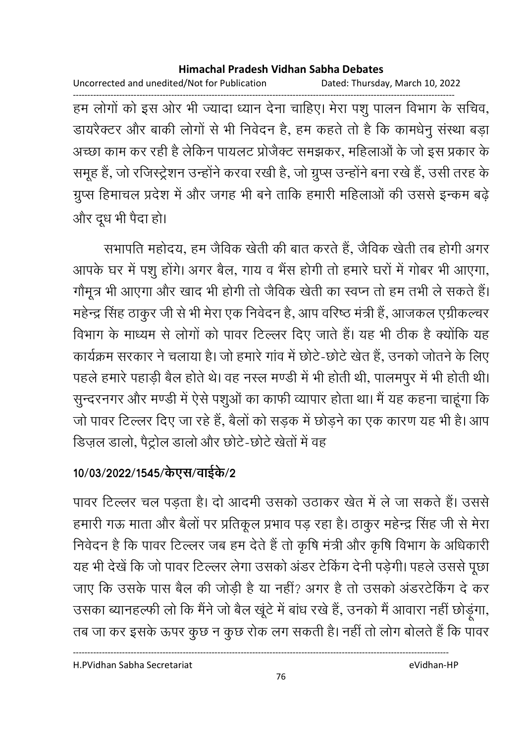हम लोगों को इस ओर भी ज्यादा ध्यान देना चाहिए। मेरा पशु पालन विभाग के सचिव, डायरैक्टर और बाकी लोगों से भी निवेदन है, हम कहते तो है कि कामधेनु संस्था बड़ा अच्छा काम कर रही है लेकिन पायलट प्रोजैक्ट समझकर, महिलाओं के जो इस प्रकार के समूह हैं, जो रजिस्ट्रेशन उन्होंने करवा रखी है, जो ग्रुप्स उन्होंने बना रखे हैं, उसी तरह के ग्रुप्स हिमाचल प्रदेश में और जगह भी बने ताकि हमारी महिलाओं की उससे इन्कम बढ़े और दूध भी पैदा हो।

सभापति महोदय, हम जैविक खेती की बात करते हैं, जैविक खेती तब होगी अगर आपके घर में पशु होंगे। अगर बैल, गाय व भैंस होगी तो हमारे घरों में गोबर भी आएगा, गौमूत्र भी आएगा और खाद भी होगी तो जैविक खेती का स्वप्न तो हम तभी ले सकते हैं। महेन्द्र सिंह ठाकुर जी से भी मेरा एक निवेदन है, आप वरिष्ठ मंत्री हैं, आजकल एग्रीकल्चर विभाग के माध्यम से लोगों को पावर टिल्लर दिए जाते हैं। यह भी ठीक है क्योंकि यह कार्यक्रम सरकार ने चलाया है। जो हमारे गांव में छोटे-छोटे खेत हैं, उनको जोतने के लिए पहले हमारे पहाड़ी बैल होते थे। वह नस्ल मण्डी में भी होती थी, पालमपुर में भी होती थी। सुन्दरनगर और मण्डी में ऐसे पशुओं का काफी व्यापार होता था। मैं यह कहना चाहूंगा कि जो पावर टिल्लर दिए जा रहे हैं, बैलों को सड़क में छोड़ने का एक कारण यह भी है। आप डिज़ल डालो, पैट्रोल डालो और छोटे-छोटे खेतों में वह

**10/03/2022/1545/केएस/वाईके/2**

पावर टिल्लर चल पड़ता है। दो आदमी उसको उठाकर खेत में ले जा सकते हैं। उससे हमारी गऊ माता और बैलों पर प्रतिकूल प्रभाव पड़ रहा है। ठाकुर महेन्द्र सिंह जी से मेरा निवेदन है कि पावर टिल्लर जब हम देते हैं तो कृषि मंत्री और कृषि विभाग के अधिकारी यह भी देखें कि जो पावर टिल्लर लेगा उसको अंडर टेकिंग देनी पड़ेगी। पहले उससे पूछा जाए कि उसके पास बैल की जोड़ी है या नहीं? अगर है तो उसको अंडरटेकिंग दे कर उसका ब्यानहल्फी लो कि मैंने जो बैल खूंटे में बांध रखे हैं, उनको मैं आवारा नहीं छोड़ूंगा, तब जा कर इसके ऊपर कुछ न कुछ रोक लग सकती है। नहीं तो लोग बोलते हैं कि पावर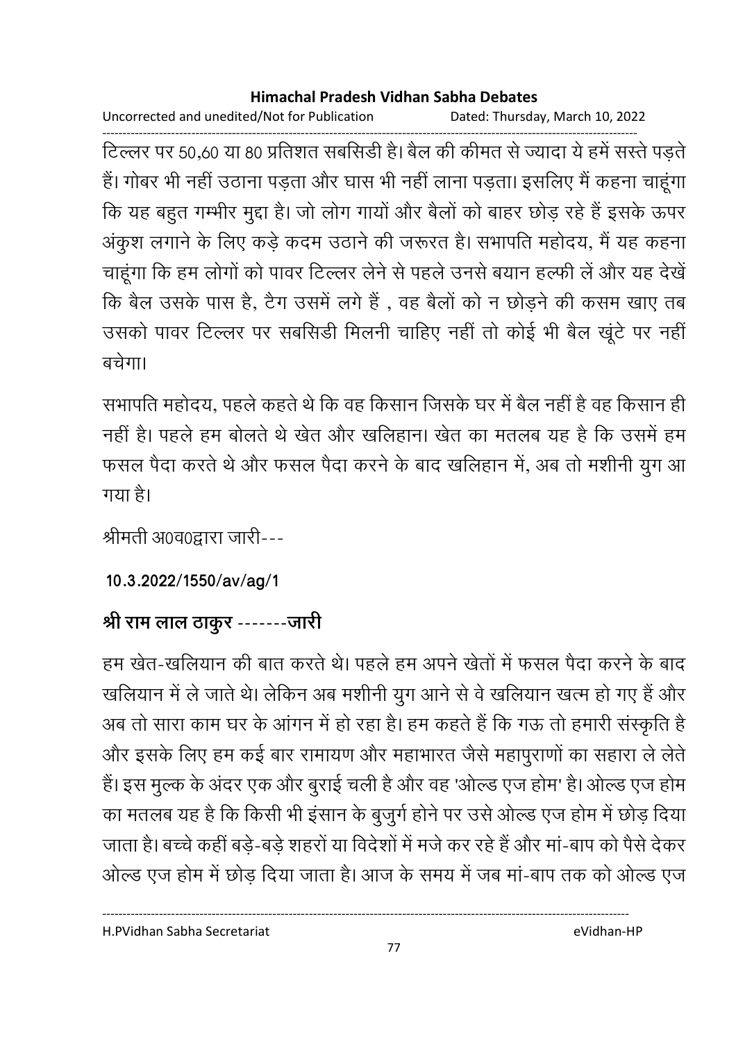टिल्लर पर 50,60 या 80 प्रतिशत सबसिडी है। बैल की कीमत से ज्यादा ये हमें सस्ते पड़ते हैं। गोबर भी नहीं उठाना पड़ता और घास भी नहीं लाना पड़ता। इसलिए मैं कहना चाहूंगा कि यह बहुत गम्भीर मुद्दा है। जो लोग गायों और बैलों को बाहर छोड़ रहे हैं इसके ऊपर अंकुश लगाने के लिए कड़े कदम उठाने की जरूरत है। सभापति महोदय, मैं यह कहना चाहूंगा कि हम लोगों को पावर टिल्लर लेने से पहले उनसे बयान हल्फी लें और यह देखें कि बैल उसके पास है, टैग उसमें लगे हैं , वह बैलों को न छोड़ने की कसम खाए तब उसको पावर टिल्लर पर सबसिडी मिलनी चाहिए नहीं तो कोई भी बैल खूंटे पर नहीं बचेगा।

सभापति महोदय, पहले कहते थे कि वह किसान जिसके घर में बैल नहीं है वह किसान ही नहीं है। पहले हम बोलते थे खेत और खलिहान। खेत का मतलब यह है कि उसमें हम फसल पैदा करते थे और फसल पैदा करने के बाद खलिहान में, अब तो मशीनी युग आ गया है।

श्रीमती अ0व0द्वारा जारी---

**10.3.2022/1550/av/ag/1**

## श्री राम लाल ठाकुर -------जारी

हम खेत-खलियान की बात करते थे। पहले हम अपने खेतों में फसल पैदा करने के बाद खलियान में ले जाते थे। लेकिन अब मशीनी युग आने से वे खलियान खत्म हो गए हैं और अब तो सारा काम घर के आंगन में हो रहा है। हम कहते हैं कि गऊ तो हमारी संस्कृति है और इसके लिए हम कई बार रामायण और महाभारत जैसे महापुराणों का सहारा ले लेते हैं। इस मुल्क के अंदर एक और बुराई चली है और वह 'ओल्ड एज होम' है। ओल्ड एज होम का मतलब यह है कि किसी भी इंसान के बुजुर्ग होने पर उसे ओल्ड एज होम में छोड़ दिया जाता है। बच्चे कहीं बड़े-बड़े शहरों या विदेशों में मजे कर रहे हैं और मां-बाप को पैसे देकर ओल्ड एज होम में छोड़ दिया जाता है। आज के समय में जब मां-बाप तक को ओल्ड एज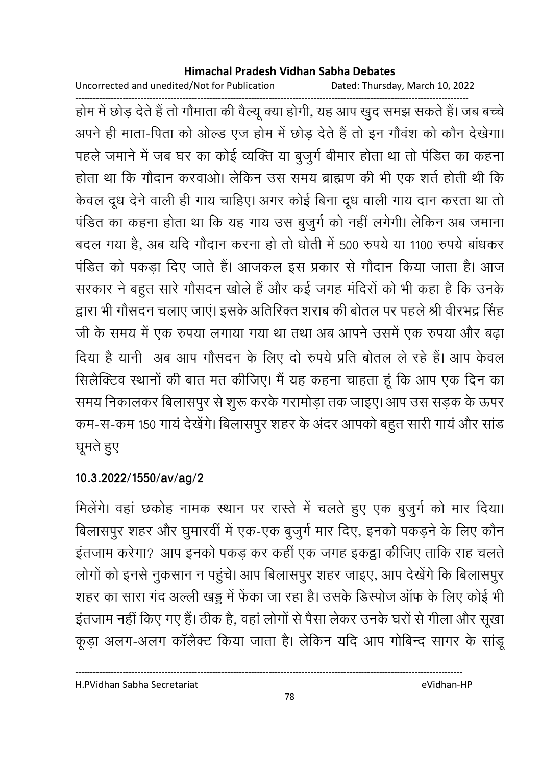होम में छोड़ देते हैं तो गौमाता की वैल्यू क्या होगी, यह आप खुद समझ सकते हैं। जब बच्चे अपने ही माता-पिता को ओल्ड एज होम में छोड़ देते हैं तो इन गौवंश को कौन देखेगा। पहले जमाने में जब घर का कोई व्यक्ति या बुजुर्ग बीमार होता था तो पंडित का कहना होता था कि गौदान करवाओ। लेकिन उस समय ब्राह्मण की भी एक शर्त होती थी कि केवल दूध देने वाली ही गाय चाहिए। अगर कोई बिना दूध वाली गाय दान करता था तो पंडित का कहना होता था कि यह गाय उस बुजुर्ग को नहीं लगेगी। लेकिन अब जमाना बदल गया है, अब यदि गौदान करना हो तो धोती में 500 रुपये या 1100 रुपये बांधकर पंडित को पकड़ा दिए जाते हैं। आजकल इस प्रकार से गौदान किया जाता है। आज सरकार ने बहुत सारे गौसदन खोले हैं और कई जगह मंदिरों को भी कहा है कि उनके द्वारा भी गौसदन चलाए जाएं। इसके अतिरिक्त शराब की बोतल पर पहले श्री वीरभद्र सिंह जी के समय में एक रुपया लगाया गया था तथा अब आपने उसमें एक रुपया और बढ़ा दिया है यानी अब आप गौसदन के लिए दो रुपये प्रति बोतल ले रहे हैं। आप केवल सिलैक्टिव स्थानों की बात मत कीजिए। मैं यह कहना चाहता हूं कि आप एक दिन का समय निकालकर बिलासपुर से शुरू करके गरामोड़ा तक जाइए। आप उस सड़क के ऊपर कम-स-कम 150 गायं देखेंगे। बिलासपुर शहर के अंदर आपको बहुत सारी गायं और सांड घूमते हुए

**10.3.2022/1550/av/ag/2**

मिलेंगे। वहां छकोह नामक स्थान पर रास्ते में चलते हुए एक बुजुर्ग को मार दिया। बिलासपुर शहर और घुमारवीं में एक-एक बुजुर्ग मार दिए, इनको पकड़ने के लिए कौन इंतजाम करेगा? आप इनको पकड़ कर कहीं एक जगह इकट्ठा कीजिए ताकि राह चलते लोगों को इनसे नुकसान न पहुंचे। आप बिलासपुर शहर जाइए, आप देखेंगे कि बिलासपुर शहर का सारा गंद अल्ली खड्ड में फेंका जा रहा है। उसके डिस्पोज ऑफ के लिए कोई भी इंतजाम नहीं किए गए हैं। ठीक है, वहां लोगों से पैसा लेकर उनके घरों से गीला और सूखा कूड़ा अलग-अलग कॉलैक्ट किया जाता है। लेकिन यदि आप गोबिन्द सागर के सांडू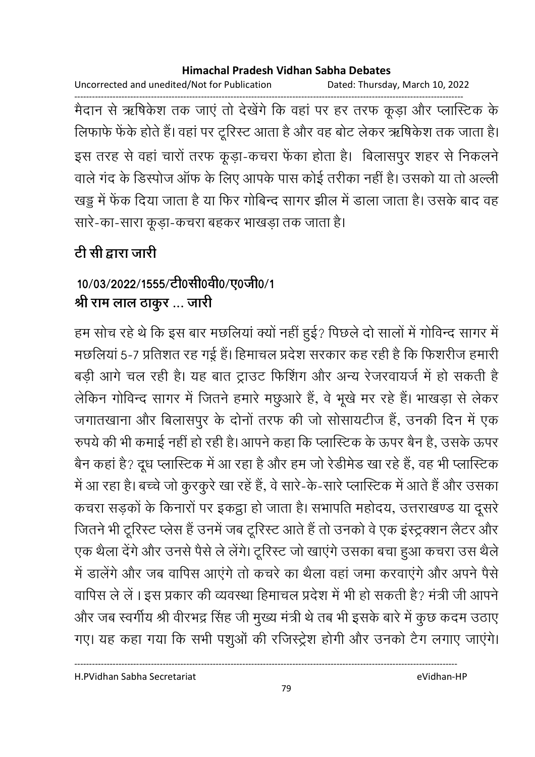मैदान से ऋषिकेश तक जाएं तो देखेंगे कि वहां पर हर तरफ कूड़ा और प्लास्टिक के लिफाफे फेंके होते हैं। वहां पर टूरिस्ट आता है और वह बोट लेकर ऋषिकेश तक जाता है। इस तरह से वहां चारों तरफ कूड़ा-कचरा फेंका होता है। बिलासपुर शहर से निकलने वाले गंद के डिस्पोज ऑफ के लिए आपके पास कोई तरीका नहीं है। उसको या तो अल्ली खड्डु में फेंक दिया जाता है या फिर गोबिन्द सागर झील में डाला जाता है। उसके बाद वह सारे-का-सारा कूड़ा-कचरा बहकर भाखड़ा तक जाता है।

**टी सी द्वारा जारी**

**10/03/2022/1555/टी0सी0वी0/ए0जी0/1**
**श्री राम लाल ठाकुर ... जारी**

हम सोच रहे थे कि इस बार मछलियां क्यों नहीं हुई? पिछले दो सालों में गोविन्द सागर में मछलियां 5-7 प्रतिशत रह गई हैं। हिमाचल प्रदेश सरकार कह रही है कि फिशरीज हमारी बड़ी आगे चल रही है। यह बात ट्राउट फिशिंग और अन्य रेजरवायर्ज में हो सकती है लेकिन गोविन्द सागर में जितने हमारे मछुआरे हैं, वे भूखे मर रहे हैं। भाखड़ा से लेकर जगातखाना और बिलासपुर के दोनों तरफ की जो सोसायटीज हैं, उनकी दिन में एक रुपये की भी कमाई नहीं हो रही है। आपने कहा कि प्लास्टिक के ऊपर बैन है, उसके ऊपर बैन कहां है? दूध प्लास्टिक में आ रहा है और हम जो रेडीमेड खा रहे हैं, वह भी प्लास्टिक में आ रहा है। बच्चे जो कुरकुरे खा रहें हैं, वे सारे-के-सारे प्लास्टिक में आते हैं और उसका कचरा सड़कों के किनारों पर इकट्ठा हो जाता है। सभापति महोदय, उत्तराखण्ड या दूसरे जितने भी टूरिस्ट प्लेस हैं उनमें जब टूरिस्ट आते हैं तो उनको वे एक इंस्ट्रक्शन लैटर और एक थैला देंगे और उनसे पैसे ले लेंगे। टूरिस्ट जो खाएंगे उसका बचा हुआ कचरा उस थैले में डालेंगे और जब वापिस आएंगे तो कचरे का थैला वहां जमा करवाएंगे और अपने पैसे वापिस ले लें। इस प्रकार की व्यवस्था हिमाचल प्रदेश में भी हो सकती है? मंत्री जी आपने और जब स्वर्गीय श्री वीरभद्र सिंह जी मुख्य मंत्री थे तब भी इसके बारे में कुछ कदम उठाए गए। यह कहा गया कि सभी पशुओं की रजिस्ट्रेश होगी और उनको टैग लगाए जाएंगे।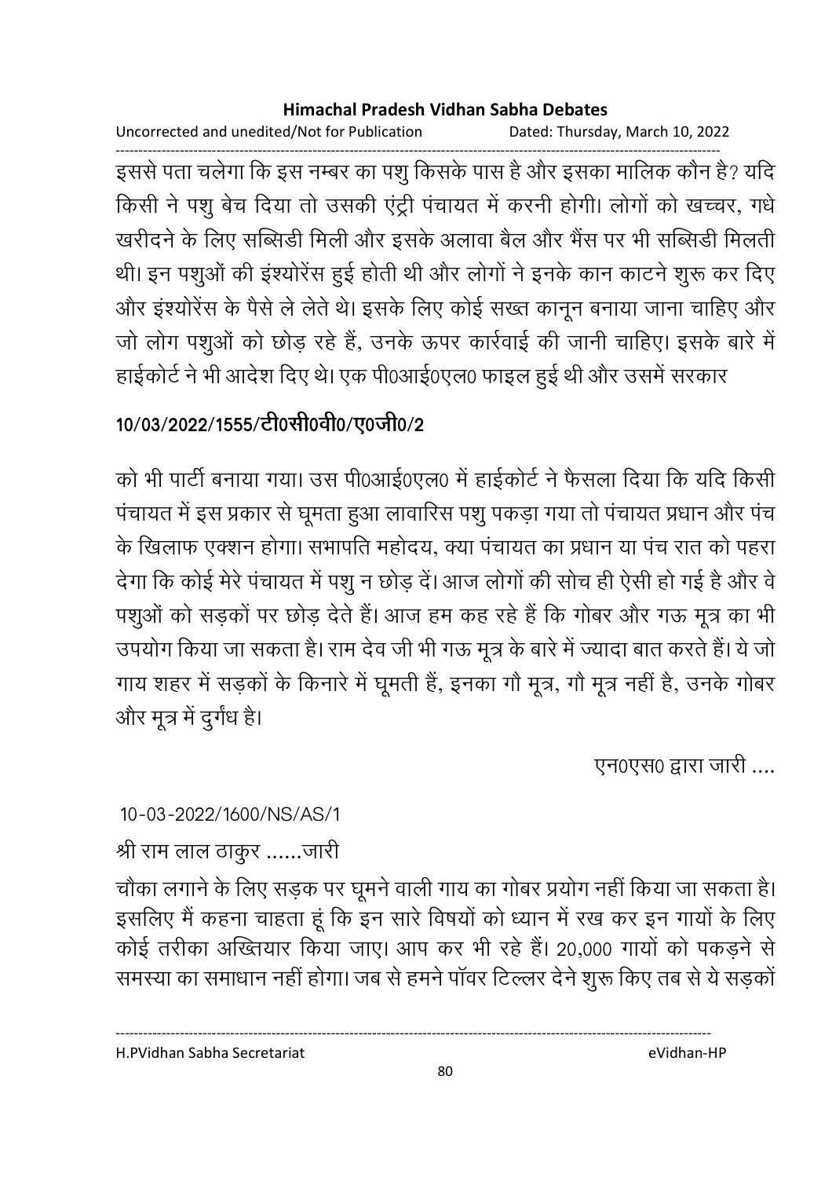इससे पता चलेगा कि इस नम्बर का पशु किसके पास है और इसका मालिक कौन है? यदि किसी ने पशु बेच दिया तो उसकी एंट्री पंचायत में करनी होगी। लोगों को खच्चर, गधे खरीदने के लिए सब्सिडी मिली और इसके अलावा बैल और भैंस पर भी सब्सिडी मिलती थी। इन पशुओं की इंश्योरेंस हुई होती थी और लोगों ने इनके कान काटने शुरू कर दिए और इंश्योरेंस के पैसे ले लेते थे। इसके लिए कोई सख्त कानून बनाया जाना चाहिए और जो लोग पशुओं को छोड़ रहे हैं, उनके ऊपर कार्रवाई की जानी चाहिए। इसके बारे में हाईकोर्ट ने भी आदेश दिए थे। एक पी0आई0एल0 फाइल हुई थी और उसमें सरकार

**10/03/2022/1555/टी0सी0वी0/ए0जी0/2**

को भी पार्टी बनाया गया। उस पी0आई0एल0 में हाईकोर्ट ने फैसला दिया कि यदि किसी पंचायत में इस प्रकार से घूमता हुआ लावारिस पशु पकड़ा गया तो पंचायत प्रधान और पंच के खिलाफ एक्शन होगा। सभापति महोदय, क्या पंचायत का प्रधान या पंच रात को पहरा देगा कि कोई मेरे पंचायत में पशु न छोड़ दें। आज लोगों की सोच ही ऐसी हो गई है और वे पशुओं को सड़कों पर छोड़ देते हैं। आज हम कह रहे हैं कि गोबर और गऊ मूत्र का भी उपयोग किया जा सकता है। राम देव जी भी गऊ मूत्र के बारे में ज्यादा बात करते हैं। ये जो गाय शहर में सड़कों के किनारे में घूमती हैं, इनका गौ मूत्र, गौ मूत्र नहीं है, उनके गोबर और मूत्र में दुर्गंध है।

एन0एस0 द्वारा जारी ....

10-03-2022/1600/NS/AS/1

श्री राम लाल ठाकुर ......जारी

चौका लगाने के लिए सड़क पर घूमने वाली गाय का गोबर प्रयोग नहीं किया जा सकता है। इसलिए मैं कहना चाहता हूं कि इन सारे विषयों को ध्यान में रख कर इन गायों के लिए कोई तरीका अख्तियार किया जाए। आप कर भी रहे हैं। 20,000 गायों को पकड़ने से समस्या का समाधान नहीं होगा। जब से हमने पॉवर टिल्लर देने शुरू किए तब से ये सड़कों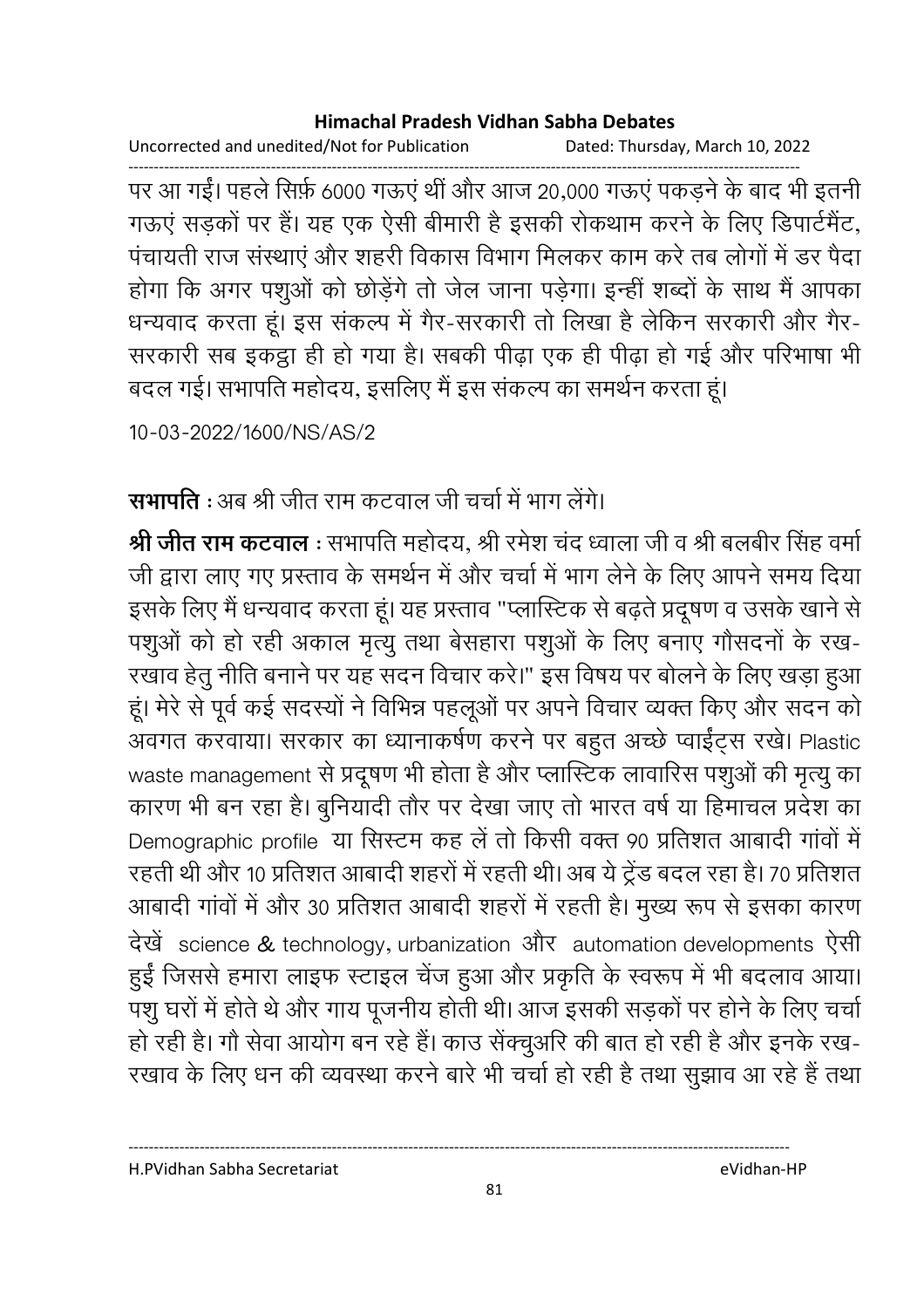पर आ गईं। पहले सिर्फ़ 6000 गऊएं थीं और आज 20,000 गऊएं पकड़ने के बाद भी इतनी गऊएं सड़कों पर हैं। यह एक ऐसी बीमारी है इसकी रोकथाम करने के लिए डिपार्टमैंट, पंचायती राज संस्थाएं और शहरी विकास विभाग मिलकर काम करे तब लोगों में डर पैदा होगा कि अगर पशुओं को छोड़ेंगे तो जेल जाना पड़ेगा। इन्हीं शब्दों के साथ मैं आपका धन्यवाद करता हूं। इस संकल्प में गैर-सरकारी तो लिखा है लेकिन सरकारी और गैर-सरकारी सब इकट्ठा ही हो गया है। सबकी पीढ़ा एक ही पीढ़ा हो गई और परिभाषा भी बदल गई। सभापति महोदय, इसलिए मैं इस संकल्प का समर्थन करता हूं।

10-03-2022/1600/NS/AS/2

**सभापति** : अब श्री जीत राम कटवाल जी चर्चा में भाग लेंगे।

**श्री जीत राम कटवाल** : सभापति महोदय, श्री रमेश चंद ध्वाला जी व श्री बलबीर सिंह वर्मा जी द्वारा लाए गए प्रस्ताव के समर्थन में और चर्चा में भाग लेने के लिए आपने समय दिया इसके लिए मैं धन्यवाद करता हूं। यह प्रस्ताव "प्लास्टिक से बढ़ते प्रदूषण व उसके खाने से पशुओं को हो रही अकाल मृत्यु तथा बेसहारा पशुओं के लिए बनाए गौसदनों के रख-रखाव हेतु नीति बनाने पर यह सदन विचार करे।" इस विषय पर बोलने के लिए खड़ा हुआ हूं। मेरे से पूर्व कई सदस्यों ने विभिन्न पहलूओं पर अपने विचार व्यक्त किए और सदन को अवगत करवाया। सरकार का ध्यानाकर्षण करने पर बहुत अच्छे प्वाईंट्स रखे। Plastic waste management से प्रदूषण भी होता है और प्लास्टिक लावारिस पशुओं की मृत्यु का कारण भी बन रहा है। बुनियादी तौर पर देखा जाए तो भारत वर्ष या हिमाचल प्रदेश का Demographic profile या सिस्टम कह लें तो किसी वक्त 90 प्रतिशत आबादी गांवों में रहती थी और 10 प्रतिशत आबादी शहरों में रहती थी। अब ये ट्रेंड बदल रहा है। 70 प्रतिशत आबादी गांवों में और 30 प्रतिशत आबादी शहरों में रहती है। मुख्य रूप से इसका कारण देखें science & technology, urbanization और automation developments ऐसी हुईं जिससे हमारा लाइफ स्टाइल चेंज हुआ और प्रकृति के स्वरूप में भी बदलाव आया। पशु घरों में होते थे और गाय पूजनीय होती थी। आज इसकी सड़कों पर होने के लिए चर्चा हो रही है। गौ सेवा आयोग बन रहे हैं। काउ सेंक्चुअरि की बात हो रही है और इनके रख-रखाव के लिए धन की व्यवस्था करने बारे भी चर्चा हो रही है तथा सुझाव आ रहे हैं तथा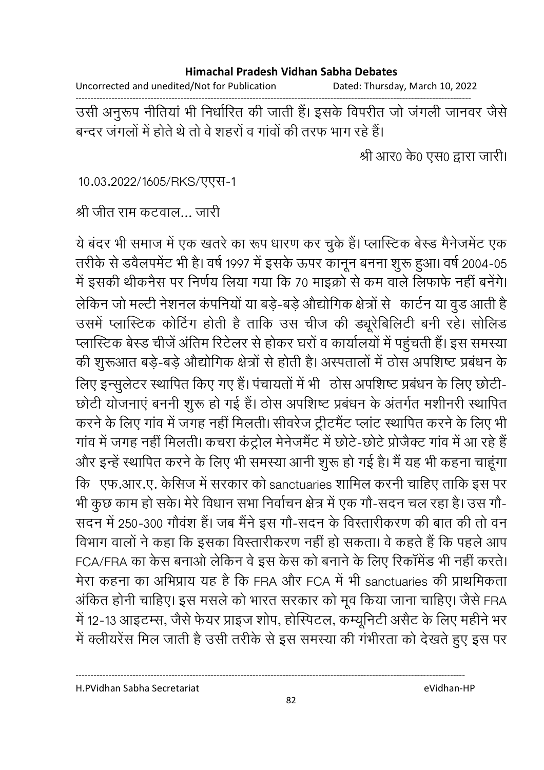उसी अनुरूप नीतियां भी निर्धारित की जाती हैं। इसके विपरीत जो जंगली जानवर जैसे बन्दर जंगलों में होते थे तो वे शहरों व गांवों की तरफ भाग रहे हैं।

श्री आर0 के0 एस0 द्वारा जारी।

10.03.2022/1605/RKS/एएस-1

श्री जीत राम कटवाल... जारी

ये बंदर भी समाज में एक खतरे का रूप धारण कर चुके हैं। प्लास्टिक बेस्ड मैनेजमेंट एक तरीके से डवैलपमेंट भी है। वर्ष 1997 में इसके ऊपर कानून बनना शुरू हुआ। वर्ष 2004-05 में इसकी थीकनैस पर निर्णय लिया गया कि 70 माइक्रो से कम वाले लिफाफे नहीं बनेंगे। लेकिन जो मल्टी नेशनल कंपनियों या बड़े-बड़े औद्योगिक क्षेत्रों से कार्टन या वुड आती है उसमें प्लास्टिक कोटिंग होती है ताकि उस चीज की ड्यूरेबिलिटी बनी रहे। सोलिड प्लास्टिक बेस्ड चीजें अंतिम रिटेलर से होकर घरों व कार्यालयों में पहुंचती हैं। इस समस्या की शुरूआत बड़े-बड़े औद्योगिक क्षेत्रों से होती है। अस्पतालों में ठोस अपशिष्ट प्रबंधन के लिए इन्सुलेटर स्थापित किए गए हैं। पंचायतों में भी ठोस अपशिष्ट प्रबंधन के लिए छोटी-छोटी योजनाएं बननी शुरू हो गई हैं। ठोस अपशिष्ट प्रबंधन के अंतर्गत मशीनरी स्थापित करने के लिए गांव में जगह नहीं मिलती। सीवरेज ट्रीटमैंट प्लांट स्थापित करने के लिए भी गांव में जगह नहीं मिलती। कचरा कंट्रोल मेनेजमैंट में छोटे-छोटे प्रोजैक्ट गांव में आ रहे हैं और इन्हें स्थापित करने के लिए भी समस्या आनी शुरू हो गई है। मैं यह भी कहना चाहूंगा कि एफ.आर.ए. केसिज में सरकार को sanctuaries शामिल करनी चाहिए ताकि इस पर भी कुछ काम हो सके। मेरे विधान सभा निर्वाचन क्षेत्र में एक गौ-सदन चल रहा है। उस गौ-सदन में 250-300 गौवंश हैं। जब मैंने इस गौ-सदन के विस्तारीकरण की बात की तो वन विभाग वालों ने कहा कि इसका विस्तारीकरण नहीं हो सकता। वे कहते हैं कि पहले आप FCA/FRA का केस बनाओ लेकिन वे इस केस को बनाने के लिए रिकॉमेंड भी नहीं करते। मेरा कहना का अभिप्राय यह है कि FRA और FCA में भी sanctuaries की प्राथमिकता अंकित होनी चाहिए। इस मसले को भारत सरकार को मूव किया जाना चाहिए। जैसे FRA में 12-13 आइटम्स, जैसे फेयर प्राइज शोप, होस्पिटल, कम्यूनिटी असैट के लिए महीने भर में क्लीयरेंस मिल जाती है उसी तरीके से इस समस्या की गंभीरता को देखते हुए इस पर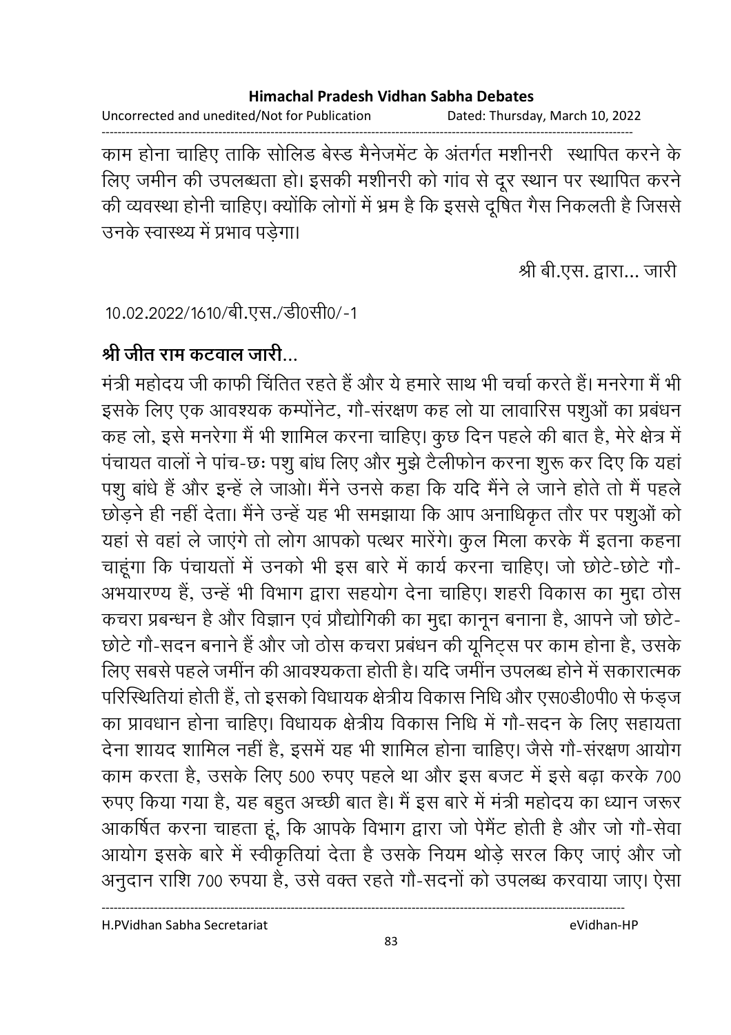काम होना चाहिए ताकि सोलिड बेस्ड मैनेजमेंट के अंतर्गत मशीनरी स्थापित करने के लिए जमीन की उपलब्धता हो। इसकी मशीनरी को गांव से दूर स्थान पर स्थापित करने की व्यवस्था होनी चाहिए। क्योंकि लोगों में भ्रम है कि इससे दूषित गैस निकलती है जिससे उनके स्वास्थ्य में प्रभाव पड़ेगा।

श्री बी.एस. द्वारा... जारी

10.02.2022/1610/बी.एस./डी0सी0/-1

**श्री जीत राम कटवाल जारी...**

मंत्री महोदय जी काफी चिंतित रहते हैं और ये हमारे साथ भी चर्चा करते हैं। मनरेगा मैं भी इसके लिए एक आवश्यक कम्पोंनेट, गौ-संरक्षण कह लो या लावारिस पशुओं का प्रबंधन कह लो, इसे मनरेगा मैं भी शामिल करना चाहिए। कुछ दिन पहले की बात है, मेरे क्षेत्र में पंचायत वालों ने पांच-छः पशु बांध लिए और मुझे टैलीफोन करना शुरू कर दिए कि यहां पशु बांधे हैं और इन्हें ले जाओ। मैंने उनसे कहा कि यदि मैंने ले जाने होते तो मैं पहले छोड़ने ही नहीं देता। मैंने उन्हें यह भी समझाया कि आप अनाधिकृत तौर पर पशुओं को यहां से वहां ले जाएंगे तो लोग आपको पत्थर मारेंगे। कुल मिला करके मैं इतना कहना चाहूंगा कि पंचायतों में उनको भी इस बारे में कार्य करना चाहिए। जो छोटे-छोटे गौ-अभयारण्य हैं, उन्हें भी विभाग द्वारा सहयोग देना चाहिए। शहरी विकास का मुद्दा ठोस कचरा प्रबन्धन है और विज्ञान एवं प्रौद्योगिकी का मुद्दा कानून बनाना है, आपने जो छोटे-छोटे गौ-सदन बनाने हैं और जो ठोस कचरा प्रबंधन की यूनिट्स पर काम होना है, उसके लिए सबसे पहले जमींन की आवश्यकता होती है। यदि जमींन उपलब्ध होने में सकारात्मक परिस्थितियां होती हैं, तो इसको विधायक क्षेत्रीय विकास निधि और एस0डी0पी0 से फंड्ज का प्रावधान होना चाहिए। विधायक क्षेत्रीय विकास निधि में गौ-सदन के लिए सहायता देना शायद शामिल नहीं है, इसमें यह भी शामिल होना चाहिए। जैसे गौ-संरक्षण आयोग काम करता है, उसके लिए 500 रुपए पहले था और इस बजट में इसे बढ़ा करके 700 रुपए किया गया है, यह बहुत अच्छी बात है। मैं इस बारे में मंत्री महोदय का ध्यान जरूर आकर्षित करना चाहता हूं, कि आपके विभाग द्वारा जो पेमैंट होती है और जो गौ-सेवा आयोग इसके बारे में स्वीकृतियां देता है उसके नियम थोड़े सरल किए जाएं और जो अनुदान राशि 700 रुपया है, उसे वक्त रहते गौ-सदनों को उपलब्ध करवाया जाए। ऐसा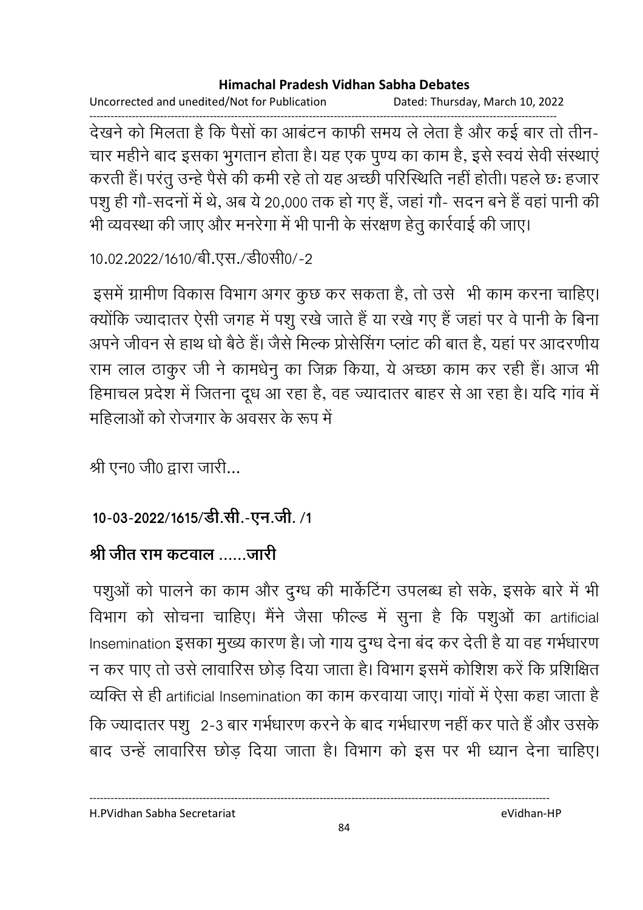देखने को मिलता है कि पैसों का आबंटन काफी समय ले लेता है और कई बार तो तीन-चार महीने बाद इसका भुगतान होता है। यह एक पुण्य का काम है, इसे स्वयं सेवी संस्थाएं करती हैं। परंतु उन्हे पैसे की कमी रहे तो यह अच्छी परिस्थिति नहीं होती। पहले छः हजार पशु ही गौ-सदनों में थे, अब ये 20,000 तक हो गए हैं, जहां गौ- सदन बने हैं वहां पानी की भी व्यवस्था की जाए और मनरेगा में भी पानी के संरक्षण हेतु कार्रवाई की जाए।

10.02.2022/1610/बी.एस./डी0सी0/-2

इसमें ग्रामीण विकास विभाग अगर कुछ कर सकता है, तो उसे भी काम करना चाहिए। क्योंकि ज्यादातर ऐसी जगह में पशु रखे जाते हैं या रखे गए हैं जहां पर वे पानी के बिना अपने जीवन से हाथ धो बैठे हैं। जैसे मिल्क प्रोसेसिंग प्लांट की बात है, यहां पर आदरणीय राम लाल ठाकुर जी ने कामधेनु का जिक्र किया, ये अच्छा काम कर रही हैं। आज भी हिमाचल प्रदेश में जितना दूध आ रहा है, वह ज्यादातर बाहर से आ रहा है। यदि गांव में महिलाओं को रोजगार के अवसर के रूप में

श्री एन0 जी0 द्वारा जारी...

**10-03-2022/1615/डी.सी.-एन.जी. /1**

**श्री जीत राम कटवाल ......जारी**

पशुओं को पालने का काम और दुग्ध की मार्केटिंग उपलब्ध हो सके, इसके बारे में भी विभाग को सोचना चाहिए। मैंने जैसा फील्ड में सुना है कि पशुओं का artificial Insemination इसका मुख्य कारण है। जो गाय दुग्ध देना बंद कर देती है या वह गर्भधारण न कर पाए तो उसे लावारिस छोड़ दिया जाता है। विभाग इसमें कोशिश करें कि प्रशिक्षित व्यक्ति से ही artificial Insemination का काम करवाया जाए। गांवों में ऐसा कहा जाता है कि ज्यादातर पशु 2-3 बार गर्भधारण करने के बाद गर्भधारण नहीं कर पाते हैं और उसके बाद उन्हें लावारिस छोड़ दिया जाता है। विभाग को इस पर भी ध्यान देना चाहिए।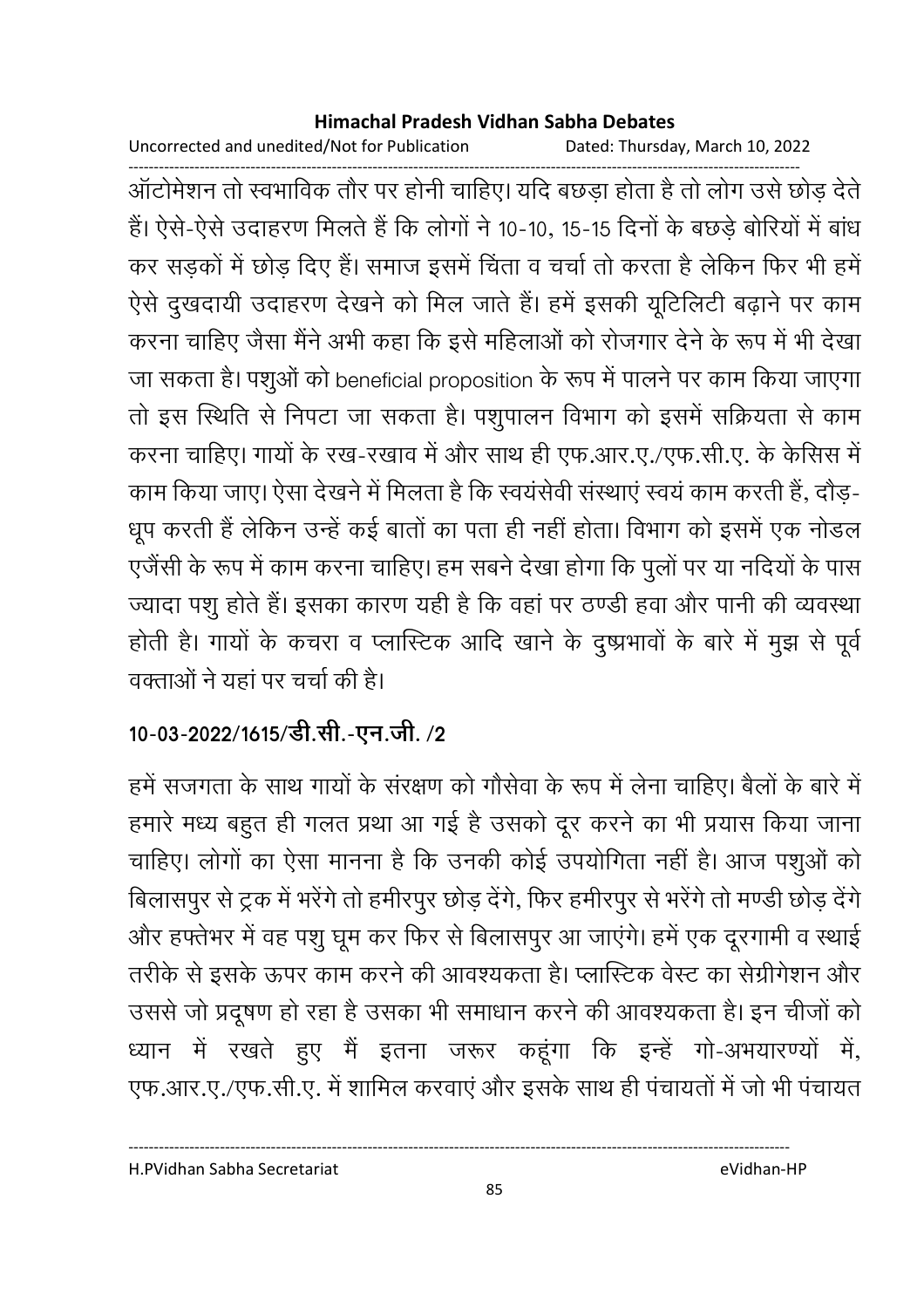ऑटोमेशन तो स्वभाविक तौर पर होनी चाहिए। यदि बछड़ा होता है तो लोग उसे छोड़ देते हैं। ऐसे-ऐसे उदाहरण मिलते हैं कि लोगों ने 10-10, 15-15 दिनों के बछड़े बोरियों में बांध कर सड़कों में छोड़ दिए हैं। समाज इसमें चिंता व चर्चा तो करता है लेकिन फिर भी हमें ऐसे दुखदायी उदाहरण देखने को मिल जाते हैं। हमें इसकी यूटिलिटी बढ़ाने पर काम करना चाहिए जैसा मैंने अभी कहा कि इसे महिलाओं को रोजगार देने के रूप में भी देखा जा सकता है। पशुओं को beneficial proposition के रूप में पालने पर काम किया जाएगा तो इस स्थिति से निपटा जा सकता है। पशुपालन विभाग को इसमें सक्रियता से काम करना चाहिए। गायों के रख-रखाव में और साथ ही एफ.आर.ए./एफ.सी.ए. के केसिस में काम किया जाए। ऐसा देखने में मिलता है कि स्वयंसेवी संस्थाएं स्वयं काम करती हैं, दौड़-धूप करती हैं लेकिन उन्हें कई बातों का पता ही नहीं होता। विभाग को इसमें एक नोडल एजेंसी के रूप में काम करना चाहिए। हम सबने देखा होगा कि पुलों पर या नदियों के पास ज्यादा पशु होते हैं। इसका कारण यही है कि वहां पर ठण्डी हवा और पानी की व्यवस्था होती है। गायों के कचरा व प्लास्टिक आदि खाने के दुष्प्रभावों के बारे में मुझ से पूर्व वक्ताओं ने यहां पर चर्चा की है।

## 10-03-2022/1615/डी.सी.-एन.जी. /2

हमें सजगता के साथ गायों के संरक्षण को गौसेवा के रूप में लेना चाहिए। बैलों के बारे में हमारे मध्य बहुत ही गलत प्रथा आ गई है उसको दूर करने का भी प्रयास किया जाना चाहिए। लोगों का ऐसा मानना है कि उनकी कोई उपयोगिता नहीं है। आज पशुओं को बिलासपुर से ट्रक में भरेंगे तो हमीरपुर छोड़ देंगे, फिर हमीरपुर से भरेंगे तो मण्डी छोड़ देंगे और हफ्तेभर में वह पशु घूम कर फिर से बिलासपुर आ जाएंगे। हमें एक दूरगामी व स्थाई तरीके से इसके ऊपर काम करने की आवश्यकता है। प्लास्टिक वेस्ट का सेग्रीगेशन और उससे जो प्रदूषण हो रहा है उसका भी समाधान करने की आवश्यकता है। इन चीजों को ध्यान में रखते हुए मैं इतना जरूर कहूंगा कि इन्हें गो-अभयारण्यों में, एफ.आर.ए./एफ.सी.ए. में शामिल करवाएं और इसके साथ ही पंचायतों में जो भी पंचायत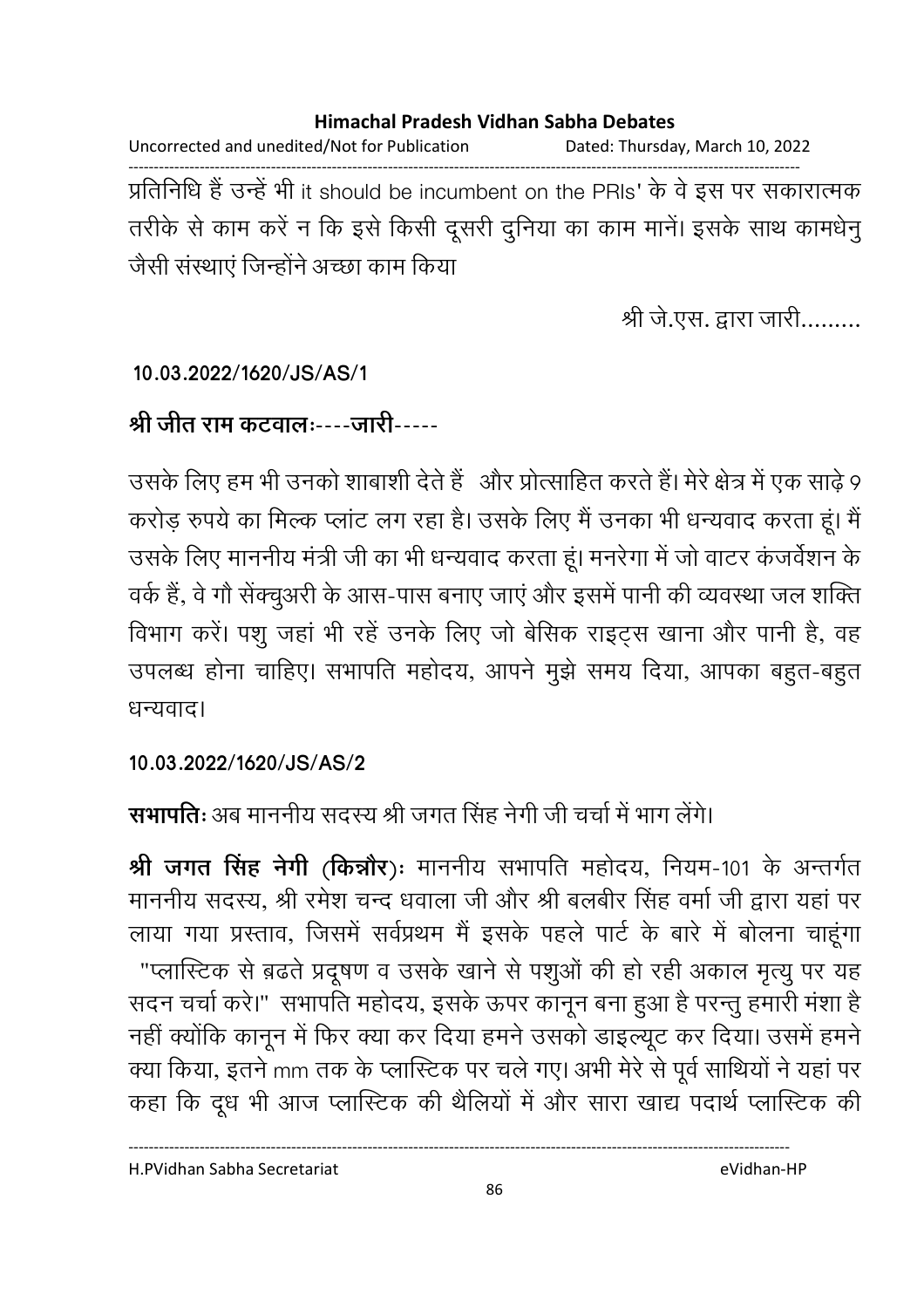प्रतिनिधि हैं उन्हें भी it should be incumbent on the PRIs' के वे इस पर सकारात्मक तरीके से काम करें न कि इसे किसी दूसरी दुनिया का काम मानें। इसके साथ कामधेनु जैसी संस्थाएं जिन्होंने अच्छा काम किया

श्री जे.एस. द्वारा जारी.........

**10.03.2022/1620/JS/AS/1**

**श्री जीत राम कटवालः----जारी-----**

उसके लिए हम भी उनको शाबाशी देते हैं और प्रोत्साहित करते हैं। मेरे क्षेत्र में एक साढ़े 9 करोड़ रुपये का मिल्क प्लांट लग रहा है। उसके लिए मैं उनका भी धन्यवाद करता हूं। मैं उसके लिए माननीय मंत्री जी का भी धन्यवाद करता हूं। मनरेगा में जो वाटर कंजर्वेशन के वर्क हैं, वे गौ सेंक्चुअरी के आस-पास बनाए जाएं और इसमें पानी की व्यवस्था जल शक्ति विभाग करें। पशु जहां भी रहें उनके लिए जो बेसिक राइट्स खाना और पानी है, वह उपलब्ध होना चाहिए। सभापति महोदय, आपने मुझे समय दिया, आपका बहुत-बहुत धन्यवाद।

**10.03.2022/1620/JS/AS/2**

**सभापतिः** अब माननीय सदस्य श्री जगत सिंह नेगी जी चर्चा में भाग लेंगे।

**श्री जगत सिंह नेगी (किन्नौर)ः** माननीय सभापति महोदय, नियम-101 के अन्तर्गत माननीय सदस्य, श्री रमेश चन्द धवाला जी और श्री बलबीर सिंह वर्मा जी द्वारा यहां पर लाया गया प्रस्ताव, जिसमें सर्वप्रथम मैं इसके पहले पार्ट के बारे में बोलना चाहूंगा "प्लास्टिक से ब्रढते प्रदूषण व उसके खाने से पशुओं की हो रही अकाल मृत्यु पर यह सदन चर्चा करे।" सभापति महोदय, इसके ऊपर कानून बना हुआ है परन्तु हमारी मंशा है नहीं क्योंकि कानून में फिर क्या कर दिया हमने उसको डाइल्यूट कर दिया। उसमें हमने क्या किया, इतने mm तक के प्लास्टिक पर चले गए। अभी मेरे से पूर्व साथियों ने यहां पर कहा कि दूध भी आज प्लास्टिक की थैलियों में और सारा खाद्य पदार्थ प्लास्टिक की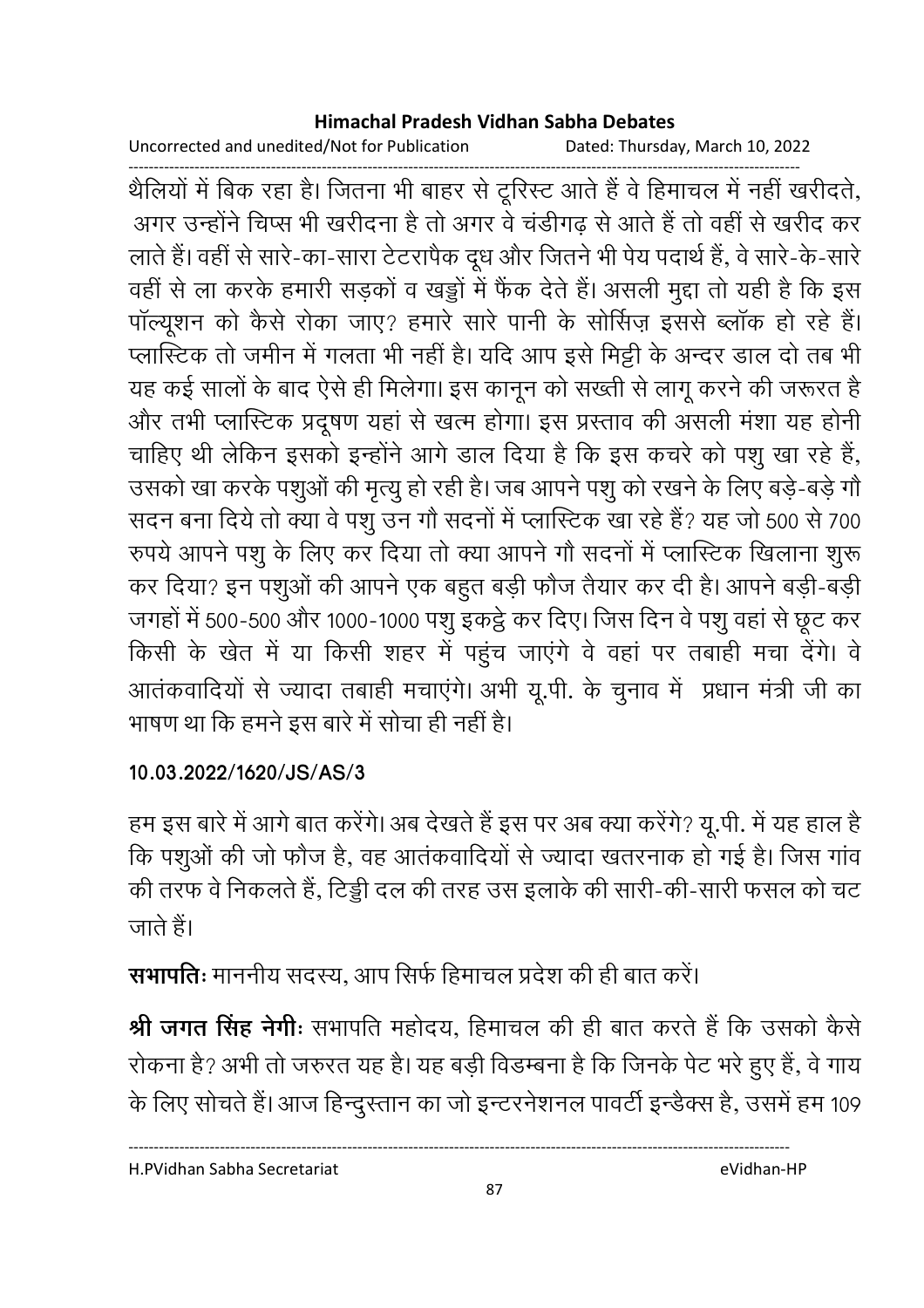थैलियों में बिक रहा है। जितना भी बाहर से टूरिस्ट आते हैं वे हिमाचल में नहीं खरीदते, अगर उन्होंने चिप्स भी खरीदना है तो अगर वे चंडीगढ़ से आते हैं तो वहीं से खरीद कर लाते हैं। वहीं से सारे-का-सारा टेटरापैक दूध और जितने भी पेय पदार्थ हैं, वे सारे-के-सारे वहीं से ला करके हमारी सड़कों व खड्डों में फैंक देते हैं। असली मुद्दा तो यही है कि इस पॉल्यूशन को कैसे रोका जाए? हमारे सारे पानी के सोर्सिज़ इससे ब्लॉक हो रहे हैं। प्लास्टिक तो जमीन में गलता भी नहीं है। यदि आप इसे मिट्टी के अन्दर डाल दो तब भी यह कई सालों के बाद ऐसे ही मिलेगा। इस कानून को सख्ती से लागू करने की जरूरत है और तभी प्लास्टिक प्रदूषण यहां से खत्म होगा। इस प्रस्ताव की असली मंशा यह होनी चाहिए थी लेकिन इसको इन्होंने आगे डाल दिया है कि इस कचरे को पशु खा रहे हैं, उसको खा करके पशुओं की मृत्यु हो रही है। जब आपने पशु को रखने के लिए बड़े-बड़े गौ सदन बना दिये तो क्या वे पशु उन गौ सदनों में प्लास्टिक खा रहे हैं? यह जो 500 से 700 रुपये आपने पशु के लिए कर दिया तो क्या आपने गौ सदनों में प्लास्टिक खिलाना शुरू कर दिया? इन पशुओं की आपने एक बहुत बड़ी फौज तैयार कर दी है। आपने बड़ी-बड़ी जगहों में 500-500 और 1000-1000 पशु इकट्ठे कर दिए। जिस दिन वे पशु वहां से छूट कर किसी के खेत में या किसी शहर में पहुंच जाएंगे वे वहां पर तबाही मचा देंगे। वे आतंकवादियों से ज्यादा तबाही मचाएंगे। अभी यू.पी. के चुनाव में प्रधान मंत्री जी का भाषण था कि हमने इस बारे में सोचा ही नहीं है।

**10.03.2022/1620/JS/AS/3**

हम इस बारे में आगे बात करेंगे। अब देखते हैं इस पर अब क्या करेंगे? यू.पी. में यह हाल है कि पशुओं की जो फौज है, वह आतंकवादियों से ज्यादा खतरनाक हो गई है। जिस गांव की तरफ वे निकलते हैं, टिड्डी दल की तरह उस इलाके की सारी-की-सारी फसल को चट जाते हैं।

**सभापतिः** माननीय सदस्य, आप सिर्फ हिमाचल प्रदेश की ही बात करें।

**श्री जगत सिंह नेगीः** सभापति महोदय, हिमाचल की ही बात करते हैं कि उसको कैसे रोकना है? अभी तो जरुरत यह है। यह बड़ी विडम्बना है कि जिनके पेट भरे हुए हैं, वे गाय के लिए सोचते हैं। आज हिन्दुस्तान का जो इन्टरनेशनल पावर्टी इन्डैक्स है, उसमें हम 109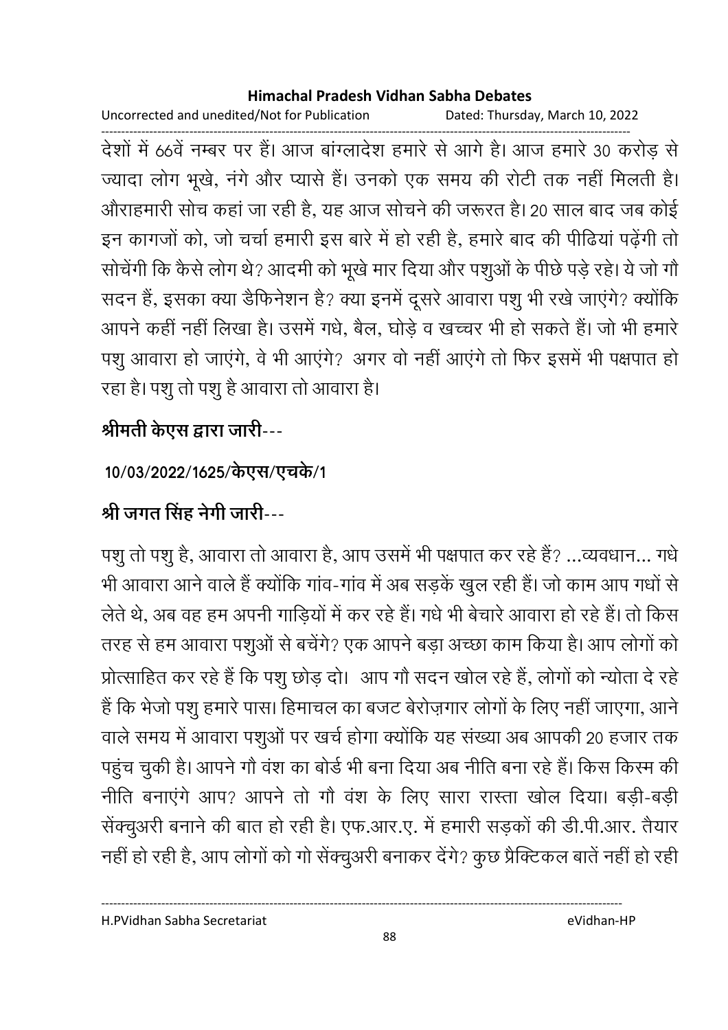देशों में 66वें नम्बर पर हैं। आज बांग्लादेश हमारे से आगे है। आज हमारे 30 करोड़ से ज्यादा लोग भूखे, नंगे और प्यासे हैं। उनको एक समय की रोटी तक नहीं मिलती है। औराहमारी सोच कहां जा रही है, यह आज सोचने की जरूरत है। 20 साल बाद जब कोई इन कागजों को, जो चर्चा हमारी इस बारे में हो रही है, हमारे बाद की पीढियां पढ़ेंगी तो सोचेंगी कि कैसे लोग थे? आदमी को भूखे मार दिया और पशुओं के पीछे पड़े रहे। ये जो गौ सदन हैं, इसका क्या डैफिनेशन है? क्या इनमें दूसरे आवारा पशु भी रखे जाएंगे? क्योंकि आपने कहीं नहीं लिखा है। उसमें गधे, बैल, घोड़े व खच्चर भी हो सकते हैं। जो भी हमारे पशु आवारा हो जाएंगे, वे भी आएंगे? अगर वो नहीं आएंगे तो फिर इसमें भी पक्षपात हो रहा है। पशु तो पशु है आवारा तो आवारा है।

**श्रीमती केएस द्वारा जारी**---

**10/03/2022/1625/केएस/एचके/1**

**श्री जगत सिंह नेगी जारी**---

पशु तो पशु है, आवारा तो आवारा है, आप उसमें भी पक्षपात कर रहे हैं? ...व्यवधान... गधे भी आवारा आने वाले हैं क्योंकि गांव-गांव में अब सड़कें खुल रही हैं। जो काम आप गधों से लेते थे, अब वह हम अपनी गाड़ियों में कर रहे हैं। गधे भी बेचारे आवारा हो रहे हैं। तो किस तरह से हम आवारा पशुओं से बचेंगे? एक आपने बड़ा अच्छा काम किया है। आप लोगों को प्रोत्साहित कर रहे हैं कि पशु छोड़ दो। आप गौ सदन खोल रहे हैं, लोगों को न्योता दे रहे हैं कि भेजो पशु हमारे पास। हिमाचल का बजट बेरोज़गार लोगों के लिए नहीं जाएगा, आने वाले समय में आवारा पशुओं पर खर्च होगा क्योंकि यह संख्या अब आपकी 20 हजार तक पहुंच चुकी है। आपने गौ वंश का बोर्ड भी बना दिया अब नीति बना रहे हैं। किस किस्म की नीति बनाएंगे आप? आपने तो गौ वंश के लिए सारा रास्ता खोल दिया। बड़ी-बड़ी सेंक्चुअरी बनाने की बात हो रही है। एफ.आर.ए. में हमारी सड़कों की डी.पी.आर. तैयार नहीं हो रही है, आप लोगों को गो सेंक्चुअरी बनाकर देंगे? कुछ प्रैक्टिकल बातें नहीं हो रही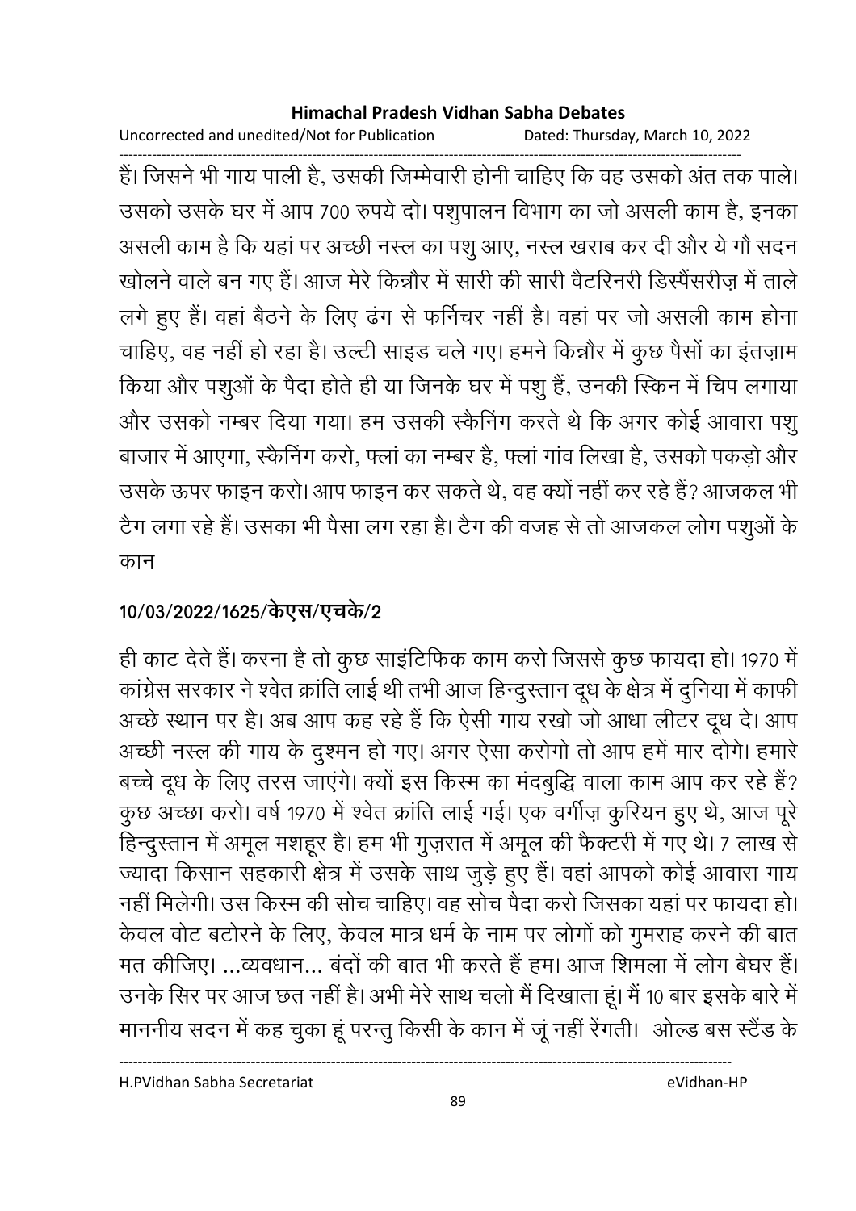हैं। जिसने भी गाय पाली है, उसकी जिम्मेवारी होनी चाहिए कि वह उसको अंत तक पाले। उसको उसके घर में आप 700 रुपये दो। पशुपालन विभाग का जो असली काम है, इनका असली काम है कि यहां पर अच्छी नस्ल का पशु आए, नस्ल खराब कर दी और ये गौ सदन खोलने वाले बन गए हैं। आज मेरे किन्नौर में सारी की सारी वैटरिनरी डिस्पैंसरीज़ में ताले लगे हुए हैं। वहां बैठने के लिए ढंग से फर्निचर नहीं है। वहां पर जो असली काम होना चाहिए, वह नहीं हो रहा है। उल्टी साइड चले गए। हमने किन्नौर में कुछ पैसों का इंतज़ाम किया और पशुओं के पैदा होते ही या जिनके घर में पशु हैं, उनकी स्किन में चिप लगाया और उसको नम्बर दिया गया। हम उसकी स्कैनिंग करते थे कि अगर कोई आवारा पशु बाजार में आएगा, स्कैनिंग करो, फ्लां का नम्बर है, फ्लां गांव लिखा है, उसको पकड़ो और उसके ऊपर फाइन करो। आप फाइन कर सकते थे, वह क्यों नहीं कर रहे हैं? आजकल भी टैग लगा रहे हैं। उसका भी पैसा लग रहा है। टैग की वजह से तो आजकल लोग पशुओं के कान

**10/03/2022/1625/केएस/एचके/2**

ही काट देते हैं। करना है तो कुछ साइंटिफिक काम करो जिससे कुछ फायदा हो। 1970 में कांग्रेस सरकार ने श्वेत क्रांति लाई थी तभी आज हिन्दुस्तान दूध के क्षेत्र में दुनिया में काफी अच्छे स्थान पर है। अब आप कह रहे हैं कि ऐसी गाय रखो जो आधा लीटर दूध दे। आप अच्छी नस्ल की गाय के दुश्मन हो गए। अगर ऐसा करोगो तो आप हमें मार दोगे। हमारे बच्चे दूध के लिए तरस जाएंगे। क्यों इस किस्म का मंदबुद्धि वाला काम आप कर रहे हैं? कुछ अच्छा करो। वर्ष 1970 में श्वेत क्रांति लाई गई। एक वर्गीज़ कुरियन हुए थे, आज पूरे हिन्दुस्तान में अमूल मशहूर है। हम भी गुज़रात में अमूल की फैक्टरी में गए थे। 7 लाख से ज्यादा किसान सहकारी क्षेत्र में उसके साथ जुड़े हुए हैं। वहां आपको कोई आवारा गाय नहीं मिलेगी। उस किस्म की सोच चाहिए। वह सोच पैदा करो जिसका यहां पर फायदा हो। केवल वोट बटोरने के लिए, केवल मात्र धर्म के नाम पर लोगों को गुमराह करने की बात मत कीजिए। ...व्यवधान... बंदों की बात भी करते हैं हम। आज शिमला में लोग बेघर हैं। उनके सिर पर आज छत नहीं है। अभी मेरे साथ चलो मैं दिखाता हूं। मैं 10 बार इसके बारे में माननीय सदन में कह चुका हूं परन्तु किसी के कान में जूं नहीं रेंगती। ओल्ड बस स्टैंड के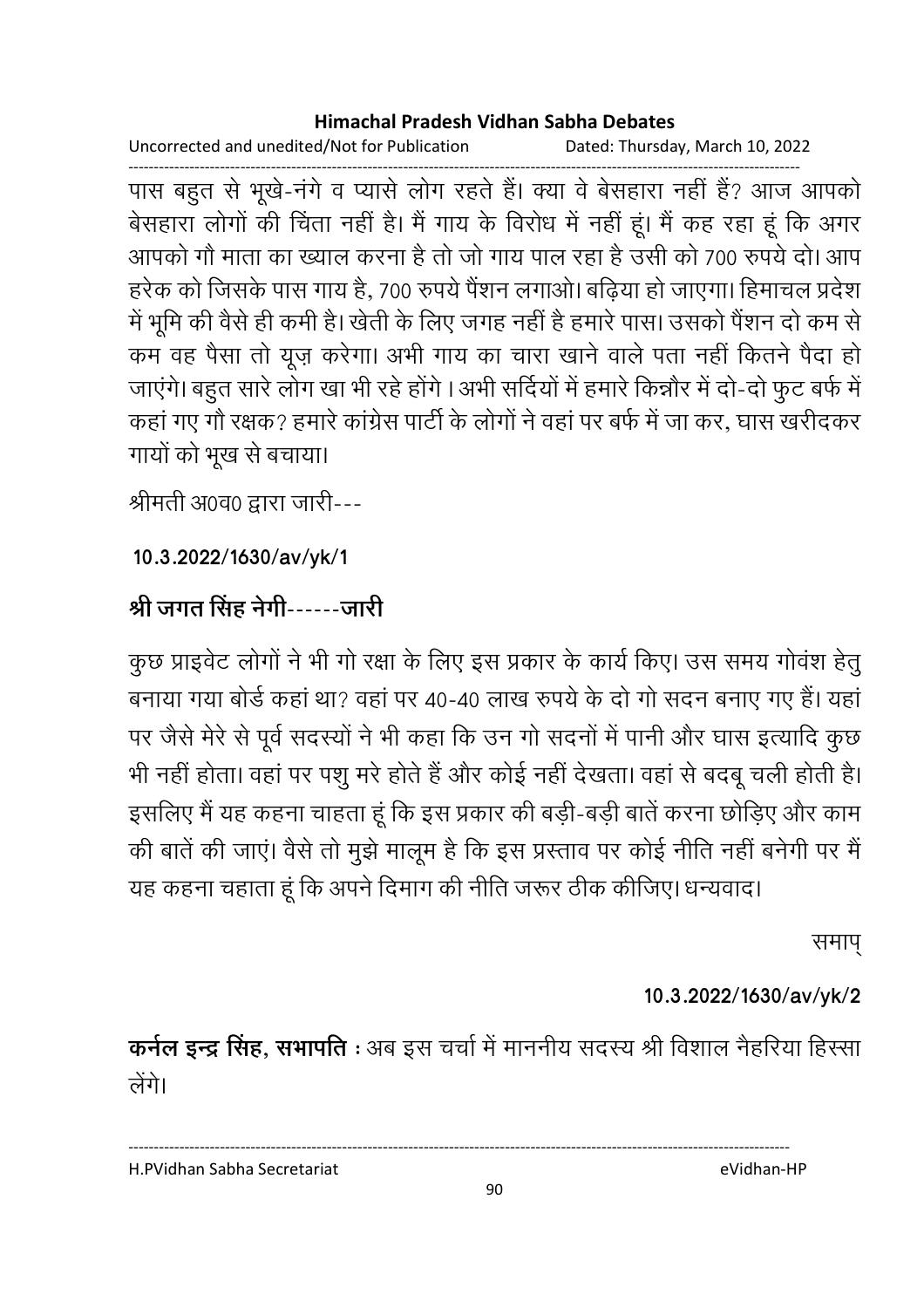पास बहुत से भूखे-नंगे व प्यासे लोग रहते हैं। क्या वे बेसहारा नहीं हैं? आज आपको बेसहारा लोगों की चिंता नहीं है। मैं गाय के विरोध में नहीं हूं। मैं कह रहा हूं कि अगर आपको गौ माता का ख्याल करना है तो जो गाय पाल रहा है उसी को 700 रुपये दो। आप हरेक को जिसके पास गाय है, 700 रुपये पैंशन लगाओ। बढ़िया हो जाएगा। हिमाचल प्रदेश में भूमि की वैसे ही कमी है। खेती के लिए जगह नहीं है हमारे पास। उसको पैंशन दो कम से कम वह पैसा तो यूज़ करेगा। अभी गाय का चारा खाने वाले पता नहीं कितने पैदा हो जाएंगे। बहुत सारे लोग खा भी रहे होंगे। अभी सर्दियों में हमारे किन्नौर में दो-दो फुट बर्फ में कहां गए गौ रक्षक? हमारे कांग्रेस पार्टी के लोगों ने वहां पर बर्फ में जा कर, घास खरीदकर गायों को भूख से बचाया।

श्रीमती अ0व0 द्वारा जारी---

**10.3.2022/1630/av/yk/1**

## श्री जगत सिंह नेगी------जारी

कुछ प्राइवेट लोगों ने भी गो रक्षा के लिए इस प्रकार के कार्य किए। उस समय गोवंश हेतु बनाया गया बोर्ड कहां था? वहां पर 40-40 लाख रुपये के दो गो सदन बनाए गए हैं। यहां पर जैसे मेरे से पूर्व सदस्यों ने भी कहा कि उन गो सदनों में पानी और घास इत्यादि कुछ भी नहीं होता। वहां पर पशु मरे होते हैं और कोई नहीं देखता। वहां से बदबू चली होती है। इसलिए मैं यह कहना चाहता हूं कि इस प्रकार की बड़ी-बड़ी बातें करना छोड़िए और काम की बातें की जाएं। वैसे तो मुझे मालूम है कि इस प्रस्ताव पर कोई नीति नहीं बनेगी पर मैं यह कहना चहाता हूं कि अपने दिमाग की नीति जरूर ठीक कीजिए। धन्यवाद।

समाप्

**10.3.2022/1630/av/yk/2**

**कर्नल इन्द्र सिंह, सभापति :** अब इस चर्चा में माननीय सदस्य श्री विशाल नैहरिया हिस्सा लेंगे।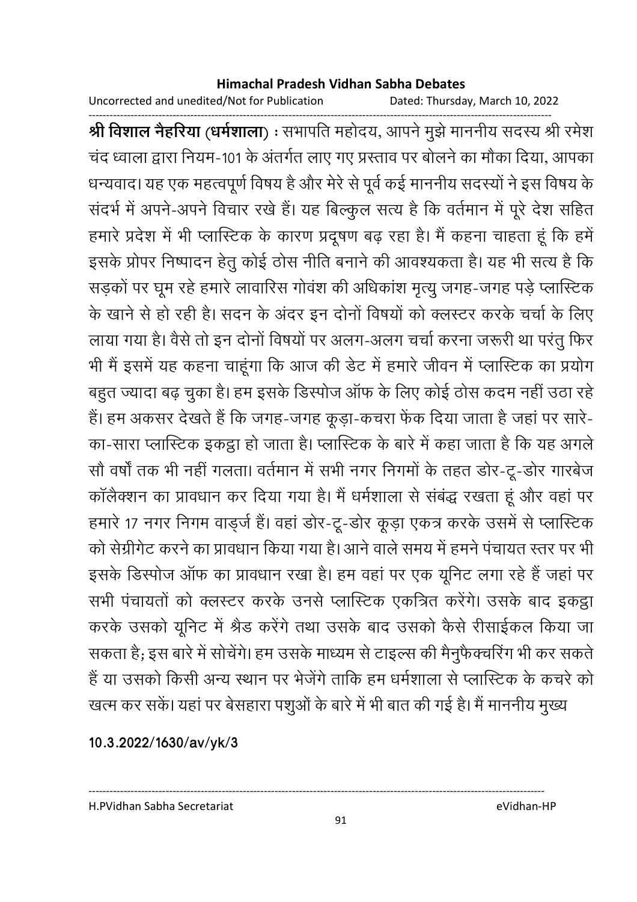**श्री विशाल नैहरिया (धर्मशाला)** : सभापति महोदय, आपने मुझे माननीय सदस्य श्री रमेश चंद ध्वाला द्वारा नियम-101 के अंतर्गत लाए गए प्रस्ताव पर बोलने का मौका दिया, आपका धन्यवाद। यह एक महत्वपूर्ण विषय है और मेरे से पूर्व कई माननीय सदस्यों ने इस विषय के संदर्भ में अपने-अपने विचार रखे हैं। यह बिल्कुल सत्य है कि वर्तमान में पूरे देश सहित हमारे प्रदेश में भी प्लास्टिक के कारण प्रदूषण बढ़ रहा है। मैं कहना चाहता हूं कि हमें इसके प्रोपर निष्पादन हेतु कोई ठोस नीति बनाने की आवश्यकता है। यह भी सत्य है कि सड़कों पर घूम रहे हमारे लावारिस गोवंश की अधिकांश मृत्यु जगह-जगह पड़े प्लास्टिक के खाने से हो रही है। सदन के अंदर इन दोनों विषयों को क्लस्टर करके चर्चा के लिए लाया गया है। वैसे तो इन दोनों विषयों पर अलग-अलग चर्चा करना जरूरी था परंतु फिर भी मैं इसमें यह कहना चाहूंगा कि आज की डेट में हमारे जीवन में प्लास्टिक का प्रयोग बहुत ज्यादा बढ़ चुका है। हम इसके डिस्पोज ऑफ के लिए कोई ठोस कदम नहीं उठा रहे हैं। हम अकसर देखते हैं कि जगह-जगह कूड़ा-कचरा फेंक दिया जाता है जहां पर सारे-का-सारा प्लास्टिक इकट्ठा हो जाता है। प्लास्टिक के बारे में कहा जाता है कि यह अगले सौ वर्षों तक भी नहीं गलता। वर्तमान में सभी नगर निगमों के तहत डोर-टू-डोर गारबेज कॉलैक्शन का प्रावधान कर दिया गया है। मैं धर्मशाला से संबंद्ध रखता हूं और वहां पर हमारे 17 नगर निगम वार्ड्ज हैं। वहां डोर-टू-डोर कूड़ा एकत्र करके उसमें से प्लास्टिक को सेग्रीगेट करने का प्रावधान किया गया है। आने वाले समय में हमने पंचायत स्तर पर भी इसके डिस्पोज ऑफ का प्रावधान रखा है। हम वहां पर एक यूनिट लगा रहे हैं जहां पर सभी पंचायतों को क्लस्टर करके उनसे प्लास्टिक एकत्रित करेंगे। उसके बाद इकट्ठा करके उसको यूनिट में श्रैड करेंगे तथा उसके बाद उसको कैसे रीसाईकल किया जा सकता है; इस बारे में सोचेंगे। हम उसके माध्यम से टाइल्स की मैनुफैक्चरिंग भी कर सकते हैं या उसको किसी अन्य स्थान पर भेजेंगे ताकि हम धर्मशाला से प्लास्टिक के कचरे को खत्म कर सकें। यहां पर बेसहारा पशुओं के बारे में भी बात की गई है। मैं माननीय मुख्य

**10.3.2022/1630/av/yk/3**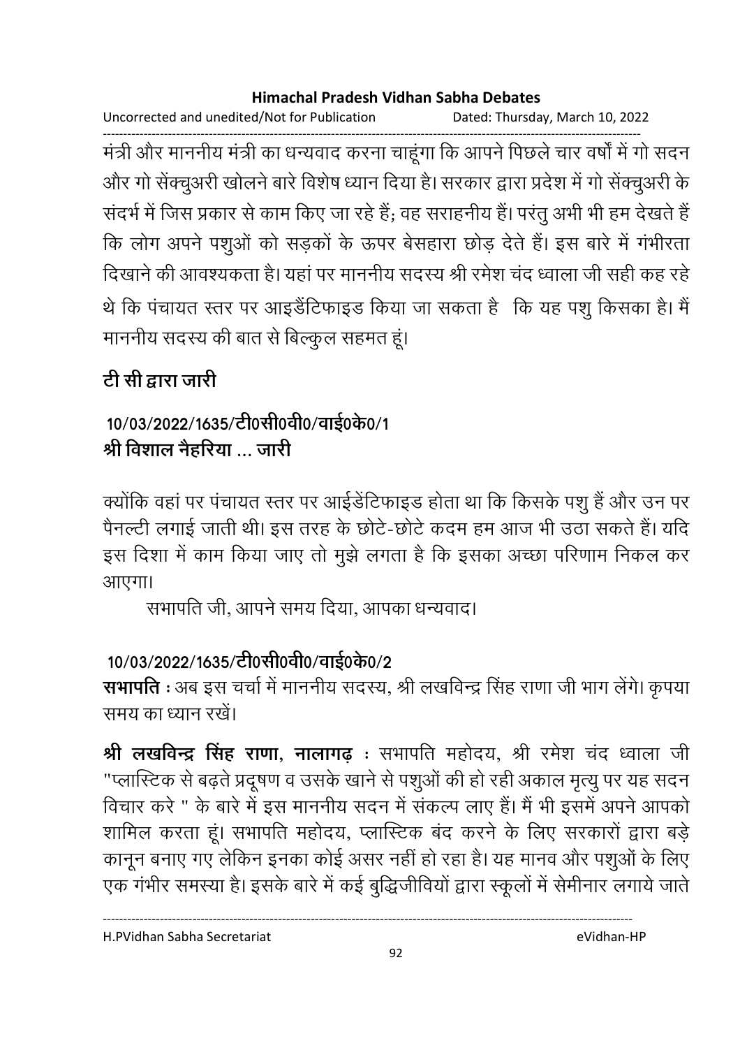मंत्री और माननीय मंत्री का धन्यवाद करना चाहूंगा कि आपने पिछले चार वर्षों में गो सदन और गो सेंक्चुअरी खोलने बारे विशेष ध्यान दिया है। सरकार द्वारा प्रदेश में गो सेंक्चुअरी के संदर्भ में जिस प्रकार से काम किए जा रहे हैं; वह सराहनीय हैं। परंतु अभी भी हम देखते हैं कि लोग अपने पशुओं को सड़कों के ऊपर बेसहारा छोड़ देते हैं। इस बारे में गंभीरता दिखाने की आवश्यकता है। यहां पर माननीय सदस्य श्री रमेश चंद ध्वाला जी सही कह रहे थे कि पंचायत स्तर पर आइडैंटिफाइड किया जा सकता है कि यह पशु किसका है। मैं माननीय सदस्य की बात से बिल्कुल सहमत हूं।

**टी सी द्वारा जारी**

**10/03/2022/1635/टी0सी0वी0/वाई0के0/1**
**श्री विशाल नैहरिया ... जारी**

क्योंकि वहां पर पंचायत स्तर पर आईडेंटिफाइड होता था कि किसके पशु हैं और उन पर पैनल्टी लगाई जाती थी। इस तरह के छोटे-छोटे कदम हम आज भी उठा सकते हैं। यदि इस दिशा में काम किया जाए तो मुझे लगता है कि इसका अच्छा परिणाम निकल कर आएगा।

सभापति जी, आपने समय दिया, आपका धन्यवाद।

**10/03/2022/1635/टी0सी0वी0/वाई0के0/2**

**सभापति** : अब इस चर्चा में माननीय सदस्य, श्री लखविन्द्र सिंह राणा जी भाग लेंगे। कृपया समय का ध्यान रखें।

**श्री लखविन्द्र सिंह राणा, नालागढ़** : सभापति महोदय, श्री रमेश चंद ध्वाला जी "प्लास्टिक से बढ़ते प्रदूषण व उसके खाने से पशुओं की हो रही अकाल मृत्यु पर यह सदन विचार करे " के बारे में इस माननीय सदन में संकल्प लाए हैं। मैं भी इसमें अपने आपको शामिल करता हूं। सभापति महोदय, प्लास्टिक बंद करने के लिए सरकारों द्वारा बड़े कानून बनाए गए लेकिन इनका कोई असर नहीं हो रहा है। यह मानव और पशुओं के लिए एक गंभीर समस्या है। इसके बारे में कई बुद्धिजीवियों द्वारा स्कूलों में सेमीनार लगाये जाते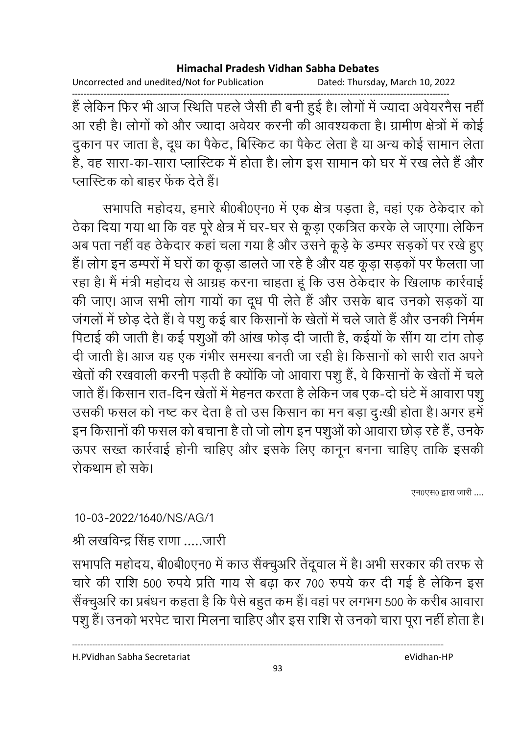हैं लेकिन फिर भी आज स्थिति पहले जैसी ही बनी हुई है। लोगों में ज्यादा अवेयरनैस नहीं आ रही है। लोगों को और ज्यादा अवेयर करनी की आवश्यकता है। ग्रामीण क्षेत्रों में कोई दुकान पर जाता है, दूध का पैकेट, बिस्किट का पैकेट लेता है या अन्य कोई सामान लेता है, वह सारा-का-सारा प्लास्टिक में होता है। लोग इस सामान को घर में रख लेते हैं और प्लास्टिक को बाहर फेंक देते हैं।

सभापति महोदय, हमारे बी0बी0एन0 में एक क्षेत्र पड़ता है, वहां एक ठेकेदार को ठेका दिया गया था कि वह पूरे क्षेत्र में घर-घर से कूड़ा एकत्रित करके ले जाएगा। लेकिन अब पता नहीं वह ठेकेदार कहां चला गया है और उसने कूड़े के डम्पर सड़कों पर रखे हुए हैं। लोग इन डम्परों में घरों का कूड़ा डालते जा रहे है और यह कूड़ा सड़कों पर फैलता जा रहा है। मैं मंत्री महोदय से आग्रह करना चाहता हूं कि उस ठेकेदार के खिलाफ कार्रवाई की जाए। आज सभी लोग गायों का दूध पी लेते हैं और उसके बाद उनको सड़कों या जंगलों में छोड़ देते हैं। वे पशु कई बार किसानों के खेतों में चले जाते हैं और उनकी निर्मम पिटाई की जाती है। कई पशुओं की आंख फोड़ दी जाती है, कईयों के सींग या टांग तोड़ दी जाती है। आज यह एक गंभीर समस्या बनती जा रही है। किसानों को सारी रात अपने खेतों की रखवाली करनी पड़ती है क्योंकि जो आवारा पशु हैं, वे किसानों के खेतों में चले जाते हैं। किसान रात-दिन खेतों में मेहनत करता है लेकिन जब एक-दो घंटे में आवारा पशु उसकी फसल को नष्ट कर देता है तो उस किसान का मन बड़ा दुःखी होता है। अगर हमें इन किसानों की फसल को बचाना है तो जो लोग इन पशुओं को आवारा छोड़ रहे हैं, उनके ऊपर सख्त कार्रवाई होनी चाहिए और इसके लिए कानून बनना चाहिए ताकि इसकी रोकथाम हो सके।

एन0एस0 द्वारा जारी ....

10-03-2022/1640/NS/AG/1

श्री लखविन्द्र सिंह राणा .....जारी

सभापति महोदय, बी0बी0एन0 में काउ सैंक्चुअरि तेंदूवाल में है। अभी सरकार की तरफ से चारे की राशि 500 रुपये प्रति गाय से बढ़ा कर 700 रुपये कर दी गई है लेकिन इस सैंक्चुअरि का प्रबंधन कहता है कि पैसे बहुत कम हैं। वहां पर लगभग 500 के करीब आवारा पशु हैं। उनको भरपेट चारा मिलना चाहिए और इस राशि से उनको चारा पूरा नहीं होता है।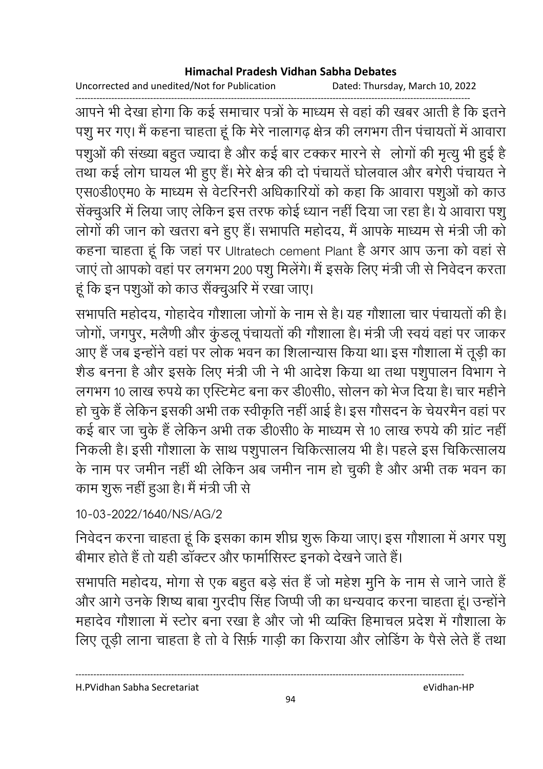आपने भी देखा होगा कि कई समाचार पत्रों के माध्यम से वहां की खबर आती है कि इतने पशु मर गए। मैं कहना चाहता हूं कि मेरे नालागढ़ क्षेत्र की लगभग तीन पंचायतों में आवारा पशुओं की संख्या बहुत ज्यादा है और कई बार टक्कर मारने से लोगों की मृत्यु भी हुई है तथा कई लोग घायल भी हुए हैं। मेरे क्षेत्र की दो पंचायतें घोलवाल और बगेरी पंचायत ने एस0डी0एम0 के माध्यम से वेटरिनरी अधिकारियों को कहा कि आवारा पशुओं को काउ सेंक्चुअरि में लिया जाए लेकिन इस तरफ कोई ध्यान नहीं दिया जा रहा है। ये आवारा पशु लोगों की जान को खतरा बने हुए हैं। सभापति महोदय, मैं आपके माध्यम से मंत्री जी को कहना चाहता हूं कि जहां पर Ultratech cement Plant है अगर आप ऊना को वहां से जाएं तो आपको वहां पर लगभग 200 पशु मिलेंगे। मैं इसके लिए मंत्री जी से निवेदन करता हूं कि इन पशुओं को काउ सैंक्चुअरि में रखा जाए।

सभापति महोदय, गोहादेव गौशाला जोगों के नाम से है। यह गौशाला चार पंचायतों की है। जोगों, जगपुर, मलैणी और कुंडलू पंचायतों की गौशाला है। मंत्री जी स्वयं वहां पर जाकर आए हैं जब इन्होंने वहां पर लोक भवन का शिलान्यास किया था। इस गौशाला में तूड़ी का शैड बनना है और इसके लिए मंत्री जी ने भी आदेश किया था तथा पशुपालन विभाग ने लगभग 10 लाख रुपये का एस्टिमेट बना कर डी0सी0, सोलन को भेज दिया है। चार महीने हो चुके हैं लेकिन इसकी अभी तक स्वीकृति नहीं आई है। इस गौसदन के चेयरमैन वहां पर कई बार जा चुके हैं लेकिन अभी तक डी0सी0 के माध्यम से 10 लाख रुपये की ग्रांट नहीं निकली है। इसी गौशाला के साथ पशुपालन चिकित्सालय भी है। पहले इस चिकित्सालय के नाम पर जमीन नहीं थी लेकिन अब जमीन नाम हो चुकी है और अभी तक भवन का काम शुरू नहीं हुआ है। मैं मंत्री जी से

10-03-2022/1640/NS/AG/2

निवेदन करना चाहता हूं कि इसका काम शीघ्र शुरू किया जाए। इस गौशाला में अगर पशु बीमार होते हैं तो यही डॉक्टर और फार्मासिस्ट इनको देखने जाते हैं।

सभापति महोदय, मोगा से एक बहुत बड़े संत हैं जो महेश मुनि के नाम से जाने जाते हैं और आगे उनके शिष्य बाबा गुरदीप सिंह जिप्पी जी का धन्यवाद करना चाहता हूं। उन्होंने महादेव गौशाला में स्टोर बना रखा है और जो भी व्यक्ति हिमाचल प्रदेश में गौशाला के लिए तूड़ी लाना चाहता है तो वे सिर्फ़ गाड़ी का किराया और लोडिंग के पैसे लेते हैं तथा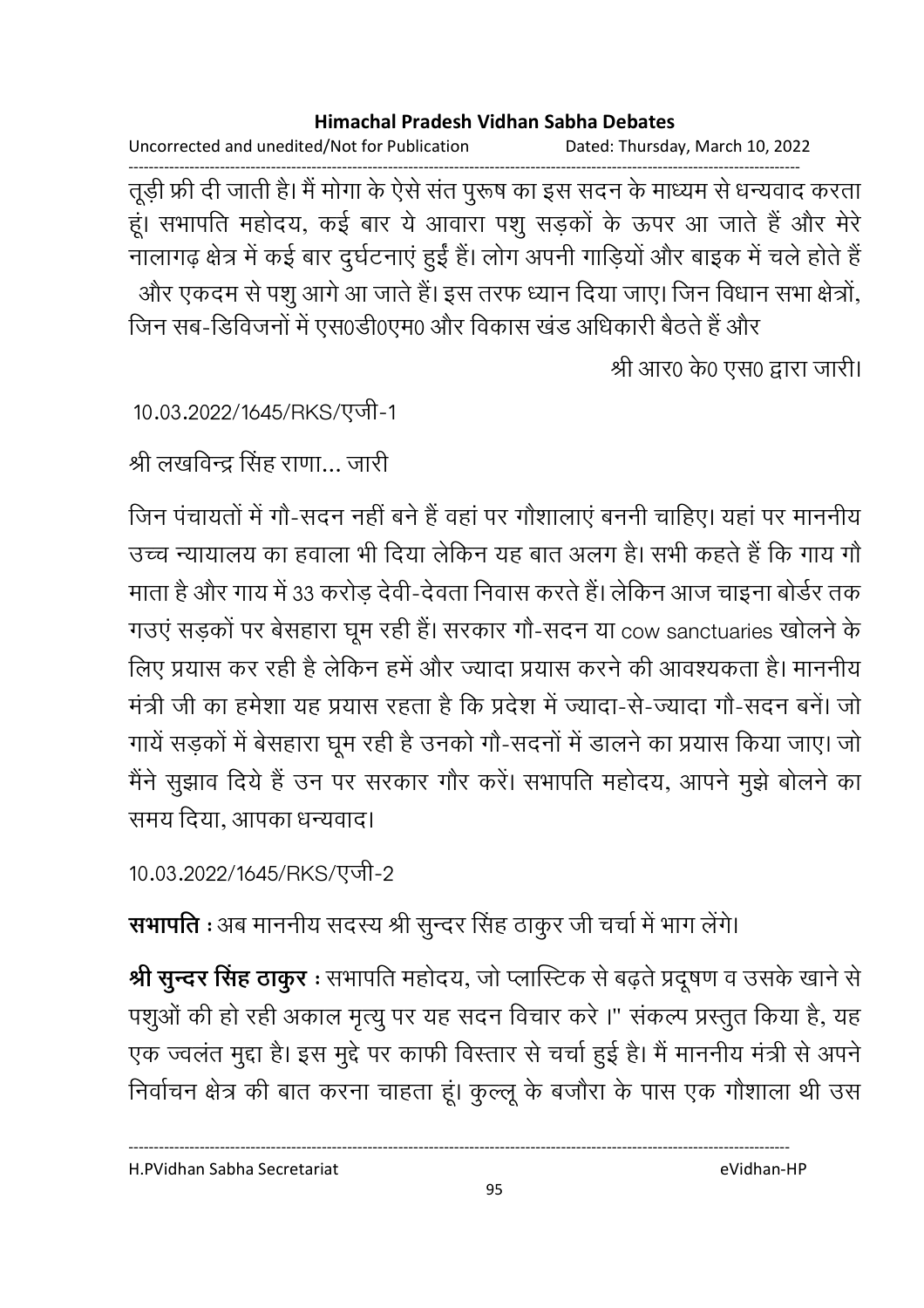तूड़ी फ्री दी जाती है। मैं मोगा के ऐसे संत पुरूष का इस सदन के माध्यम से धन्यवाद करता हूं। सभापति महोदय, कई बार ये आवारा पशु सड़कों के ऊपर आ जाते हैं और मेरे नालागढ़ क्षेत्र में कई बार दुर्घटनाएं हुईं हैं। लोग अपनी गाड़ियों और बाइक में चले होते हैं और एकदम से पशु आगे आ जाते हैं। इस तरफ ध्यान दिया जाए। जिन विधान सभा क्षेत्रों, जिन सब-डिविजनों में एस0डी0एम0 और विकास खंड अधिकारी बैठते हैं और

श्री आर0 के0 एस0 द्वारा जारी।

10.03.2022/1645/RKS/एजी-1

श्री लखविन्द्र सिंह राणा... जारी

जिन पंचायतों में गौ-सदन नहीं बने हैं वहां पर गौशालाएं बननी चाहिए। यहां पर माननीय उच्च न्यायालय का हवाला भी दिया लेकिन यह बात अलग है। सभी कहते हैं कि गाय गौ माता है और गाय में 33 करोड़ देवी-देवता निवास करते हैं। लेकिन आज चाइना बोर्डर तक गउएं सड़कों पर बेसहारा घूम रही हैं। सरकार गौ-सदन या cow sanctuaries खोलने के लिए प्रयास कर रही है लेकिन हमें और ज्यादा प्रयास करने की आवश्यकता है। माननीय मंत्री जी का हमेशा यह प्रयास रहता है कि प्रदेश में ज्यादा-से-ज्यादा गौ-सदन बनें। जो गायें सड़कों में बेसहारा घूम रही है उनको गौ-सदनों में डालने का प्रयास किया जाए। जो मैंने सुझाव दिये हैं उन पर सरकार गौर करें। सभापति महोदय, आपने मुझे बोलने का समय दिया, आपका धन्यवाद।

10.03.2022/1645/RKS/एजी-2

**सभापति** : अब माननीय सदस्य श्री सुन्दर सिंह ठाकुर जी चर्चा में भाग लेंगे।

**श्री सुन्दर सिंह ठाकुर** : सभापति महोदय, जो प्लास्टिक से बढ़ते प्रदूषण व उसके खाने से पशुओं की हो रही अकाल मृत्यु पर यह सदन विचार करे ।" संकल्प प्रस्तुत किया है, यह एक ज्वलंत मुद्दा है। इस मुद्दे पर काफी विस्तार से चर्चा हुई है। मैं माननीय मंत्री से अपने निर्वाचन क्षेत्र की बात करना चाहता हूं। कुल्लू के बजौरा के पास एक गौशाला थी उस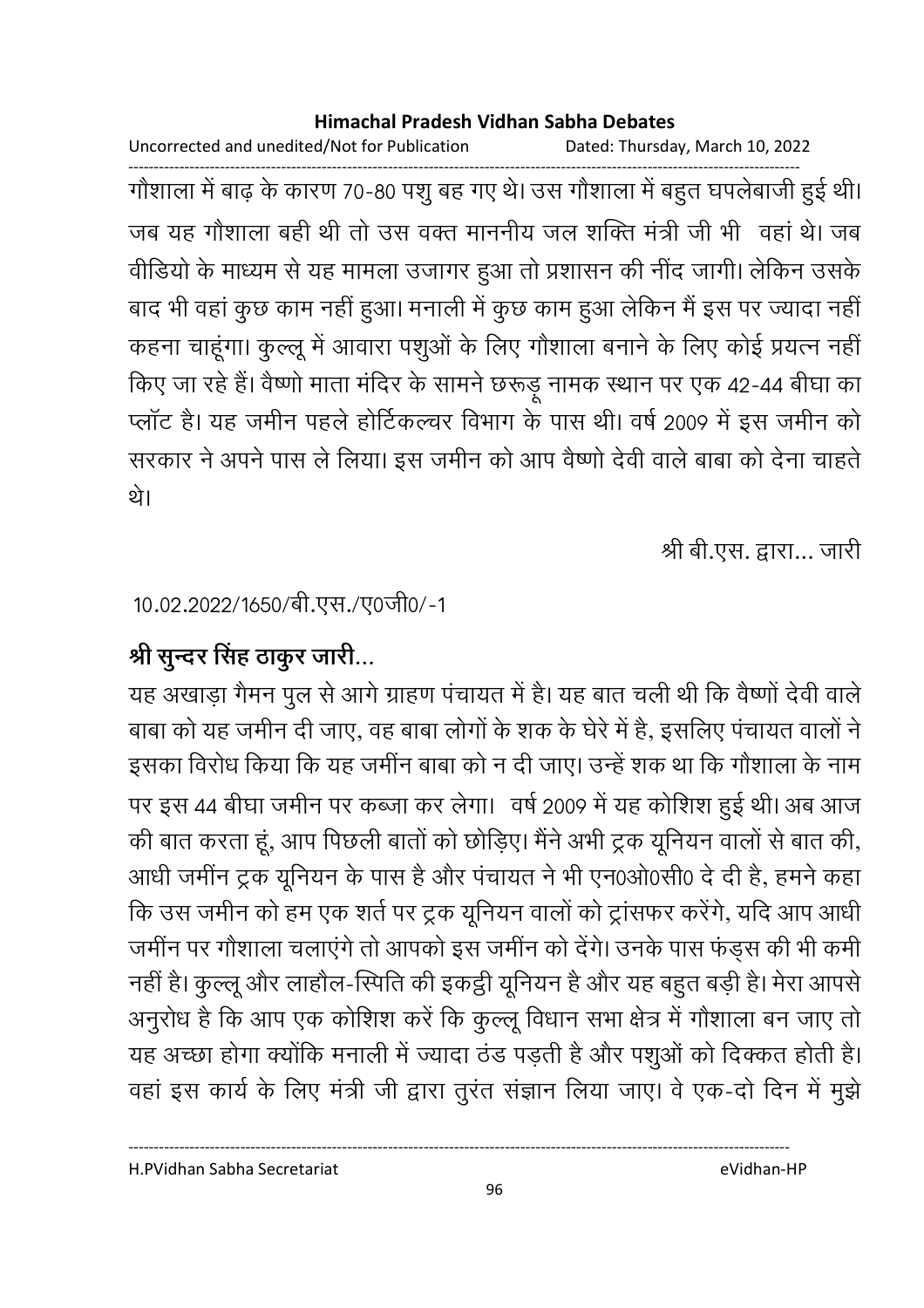गौशाला में बाढ़ के कारण 70-80 पशु बह गए थे। उस गौशाला में बहुत घपलेबाजी हुई थी। जब यह गौशाला बही थी तो उस वक्त माननीय जल शक्ति मंत्री जी भी वहां थे। जब वीडियो के माध्यम से यह मामला उजागर हुआ तो प्रशासन की नींद जागी। लेकिन उसके बाद भी वहां कुछ काम नहीं हुआ। मनाली में कुछ काम हुआ लेकिन मैं इस पर ज्यादा नहीं कहना चाहूंगा। कुल्लू में आवारा पशुओं के लिए गौशाला बनाने के लिए कोई प्रयत्न नहीं किए जा रहे हैं। वैष्णो माता मंदिर के सामने छरूड़ू नामक स्थान पर एक 42-44 बीघा का प्लॉट है। यह जमीन पहले होर्टिकल्चर विभाग के पास थी। वर्ष 2009 में इस जमीन को सरकार ने अपने पास ले लिया। इस जमीन को आप वैष्णो देवी वाले बाबा को देना चाहते थे।

श्री बी.एस. द्वारा... जारी

10.02.2022/1650/बी.एस./ए0जी0/-1

**श्री सुन्दर सिंह ठाकुर जारी...**

यह अखाड़ा गैमन पुल से आगे ग्राहण पंचायत में है। यह बात चली थी कि वैष्णों देवी वाले बाबा को यह जमीन दी जाए, वह बाबा लोगों के शक के घेरे में है, इसलिए पंचायत वालों ने इसका विरोध किया कि यह जमींन बाबा को न दी जाए। उन्हें शक था कि गौशाला के नाम पर इस 44 बीघा जमीन पर कब्जा कर लेगा। वर्ष 2009 में यह कोशिश हुई थी। अब आज की बात करता हूं, आप पिछली बातों को छोड़िए। मैंने अभी ट्रक यूनियन वालों से बात की, आधी जमींन ट्रक यूनियन के पास है और पंचायत ने भी एन0ओ0सी0 दे दी है, हमने कहा कि उस जमीन को हम एक शर्त पर ट्रक यूनियन वालों को ट्रांसफर करेंगे, यदि आप आधी जमींन पर गौशाला चलाएंगे तो आपको इस जमींन को देंगे। उनके पास फंड्स की भी कमी नहीं है। कुल्लू और लाहौल-स्पिति की इकट्ठी यूनियन है और यह बहुत बड़ी है। मेरा आपसे अनुरोध है कि आप एक कोशिश करें कि कुल्लू विधान सभा क्षेत्र में गौशाला बन जाए तो यह अच्छा होगा क्योंकि मनाली में ज्यादा ठंड पड़ती है और पशुओं को दिक्कत होती है। वहां इस कार्य के लिए मंत्री जी द्वारा तुरंत संज्ञान लिया जाए। वे एक-दो दिन में मुझे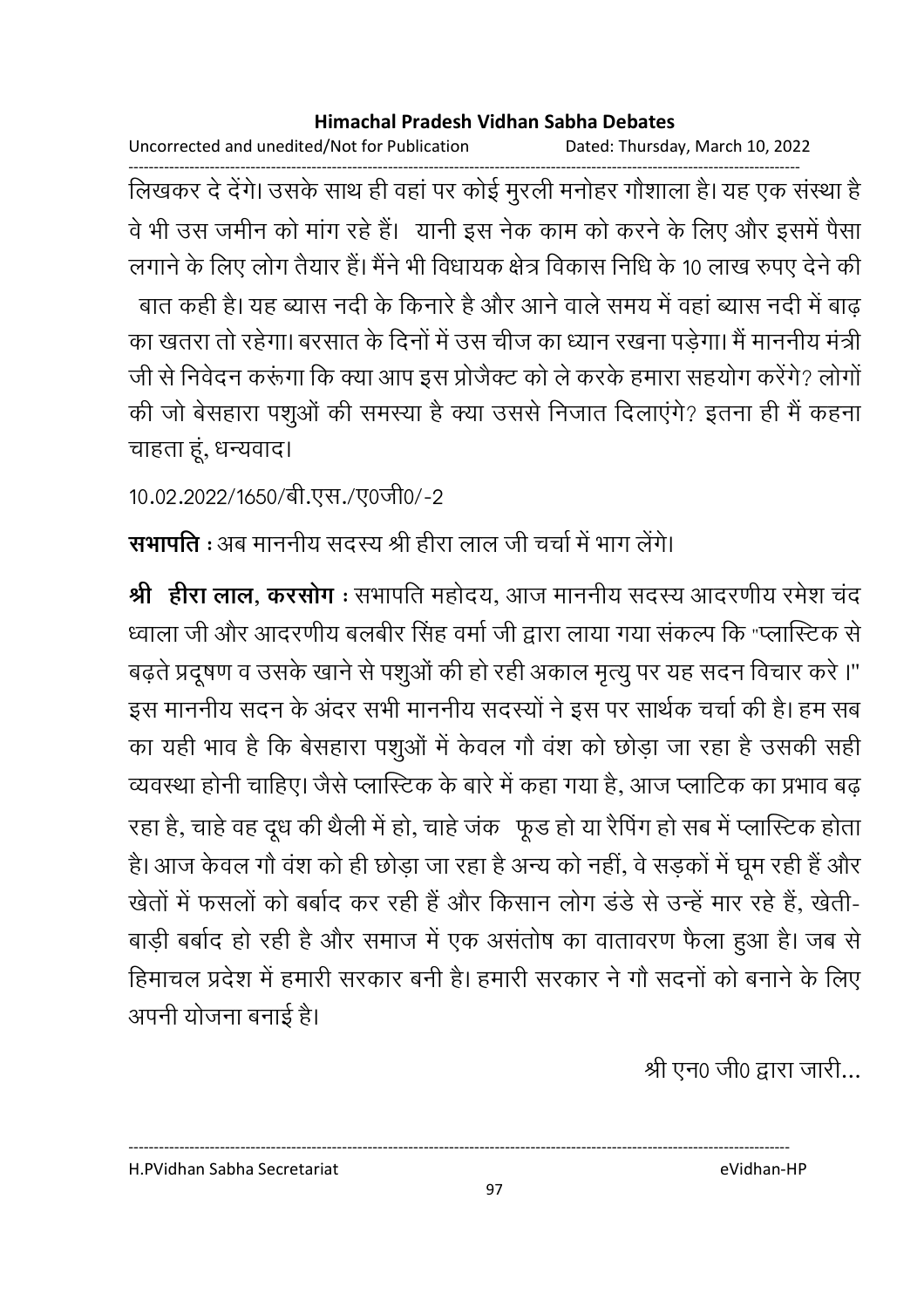लिखकर दे देंगे। उसके साथ ही वहां पर कोई मुरली मनोहर गौशाला है। यह एक संस्था है वे भी उस जमीन को मांग रहे हैं। यानी इस नेक काम को करने के लिए और इसमें पैसा लगाने के लिए लोग तैयार हैं। मैंने भी विधायक क्षेत्र विकास निधि के 10 लाख रुपए देने की बात कही है। यह ब्यास नदी के किनारे है और आने वाले समय में वहां ब्यास नदी में बाढ़ का खतरा तो रहेगा। बरसात के दिनों में उस चीज का ध्यान रखना पड़ेगा। मैं माननीय मंत्री जी से निवेदन करूंगा कि क्या आप इस प्रोजैक्ट को ले करके हमारा सहयोग करेंगे? लोगों की जो बेसहारा पशुओं की समस्या है क्या उससे निजात दिलाएंगे? इतना ही मैं कहना चाहता हूं, धन्यवाद।

10.02.2022/1650/बी.एस./ए0जी0/-2

**सभापति** : अब माननीय सदस्य श्री हीरा लाल जी चर्चा में भाग लेंगे।

**श्री हीरा लाल, करसोग** : सभापति महोदय, आज माननीय सदस्य आदरणीय रमेश चंद ध्वाला जी और आदरणीय बलबीर सिंह वर्मा जी द्वारा लाया गया संकल्प कि "प्लास्टिक से बढ़ते प्रदूषण व उसके खाने से पशुओं की हो रही अकाल मृत्यु पर यह सदन विचार करे।" इस माननीय सदन के अंदर सभी माननीय सदस्यों ने इस पर सार्थक चर्चा की है। हम सब का यही भाव है कि बेसहारा पशुओं में केवल गौ वंश को छोड़ा जा रहा है उसकी सही व्यवस्था होनी चाहिए। जैसे प्लास्टिक के बारे में कहा गया है, आज प्लाटिक का प्रभाव बढ़ रहा है, चाहे वह दूध की थैली में हो, चाहे जंक फूड हो या रैपिंग हो सब में प्लास्टिक होता है। आज केवल गौ वंश को ही छोड़ा जा रहा है अन्य को नहीं, वे सड़कों में घूम रही हैं और खेतों में फसलों को बर्बाद कर रही हैं और किसान लोग डंडे से उन्हें मार रहे हैं, खेती-बाड़ी बर्बाद हो रही है और समाज में एक असंतोष का वातावरण फैला हुआ है। जब से हिमाचल प्रदेश में हमारी सरकार बनी है। हमारी सरकार ने गौ सदनों को बनाने के लिए अपनी योजना बनाई है।

श्री एन0 जी0 द्वारा जारी...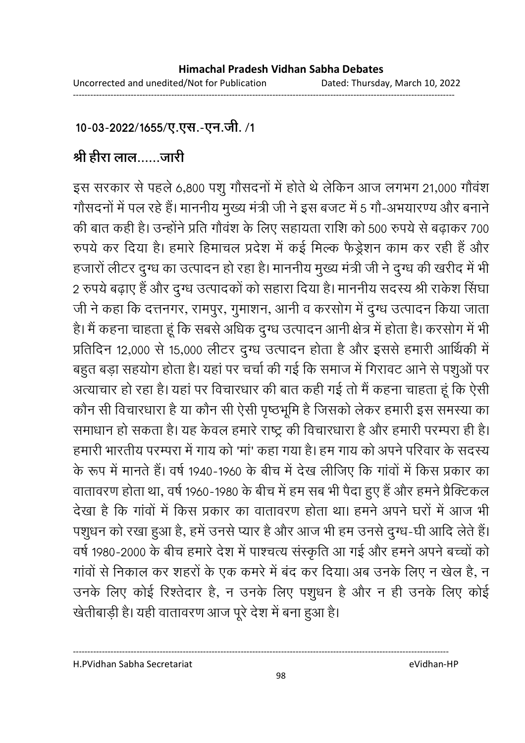10-03-2022/1655/ए.एस.-एन.जी. /1

**श्री हीरा लाल......जारी**

इस सरकार से पहले 6,800 पशु गौसदनों में होते थे लेकिन आज लगभग 21,000 गौवंश गौसदनों में पल रहे हैं। माननीय मुख्य मंत्री जी ने इस बजट में 5 गौ-अभयारण्य और बनाने की बात कही है। उन्होंने प्रति गौवंश के लिए सहायता राशि को 500 रुपये से बढ़ाकर 700 रुपये कर दिया है। हमारे हिमाचल प्रदेश में कई मिल्क फैड्रेशन काम कर रही हैं और हजारों लीटर दुग्ध का उत्पादन हो रहा है। माननीय मुख्य मंत्री जी ने दुग्ध की खरीद में भी 2 रुपये बढ़ाए हैं और दुग्ध उत्पादकों को सहारा दिया है। माननीय सदस्य श्री राकेश सिंघा जी ने कहा कि दत्तनगर, रामपुर, गुमाशन, आनी व करसोग में दुग्ध उत्पादन किया जाता है। मैं कहना चाहता हूं कि सबसे अधिक दुग्ध उत्पादन आनी क्षेत्र में होता है। करसोग में भी प्रतिदिन 12,000 से 15,000 लीटर दुग्ध उत्पादन होता है और इससे हमारी आर्थिकी में बहुत बड़ा सहयोग होता है। यहां पर चर्चा की गई कि समाज में गिरावट आने से पशुओं पर अत्याचार हो रहा है। यहां पर विचारधार की बात कही गई तो मैं कहना चाहता हूं कि ऐसी कौन सी विचारधारा है या कौन सी ऐसी पृष्ठभूमि है जिसको लेकर हमारी इस समस्या का समाधान हो सकता है। यह केवल हमारे राष्ट्र की विचारधारा है और हमारी परम्परा ही है। हमारी भारतीय परम्परा में गाय को 'मां' कहा गया है। हम गाय को अपने परिवार के सदस्य के रूप में मानते हैं। वर्ष 1940-1960 के बीच में देख लीजिए कि गांवों में किस प्रकार का वातावरण होता था, वर्ष 1960-1980 के बीच में हम सब भी पैदा हुए हैं और हमने प्रैक्टिकल देखा है कि गांवों में किस प्रकार का वातावरण होता था। हमने अपने घरों में आज भी पशुधन को रखा हुआ है, हमें उनसे प्यार है और आज भी हम उनसे दुग्ध-घी आदि लेते हैं। वर्ष 1980-2000 के बीच हमारे देश में पाश्चत्य संस्कृति आ गई और हमने अपने बच्चों को गांवों से निकाल कर शहरों के एक कमरे में बंद कर दिया। अब उनके लिए न खेल है, न उनके लिए कोई रिश्तेदार है, न उनके लिए पशुधन है और न ही उनके लिए कोई खेतीबाड़ी है। यही वातावरण आज पूरे देश में बना हुआ है।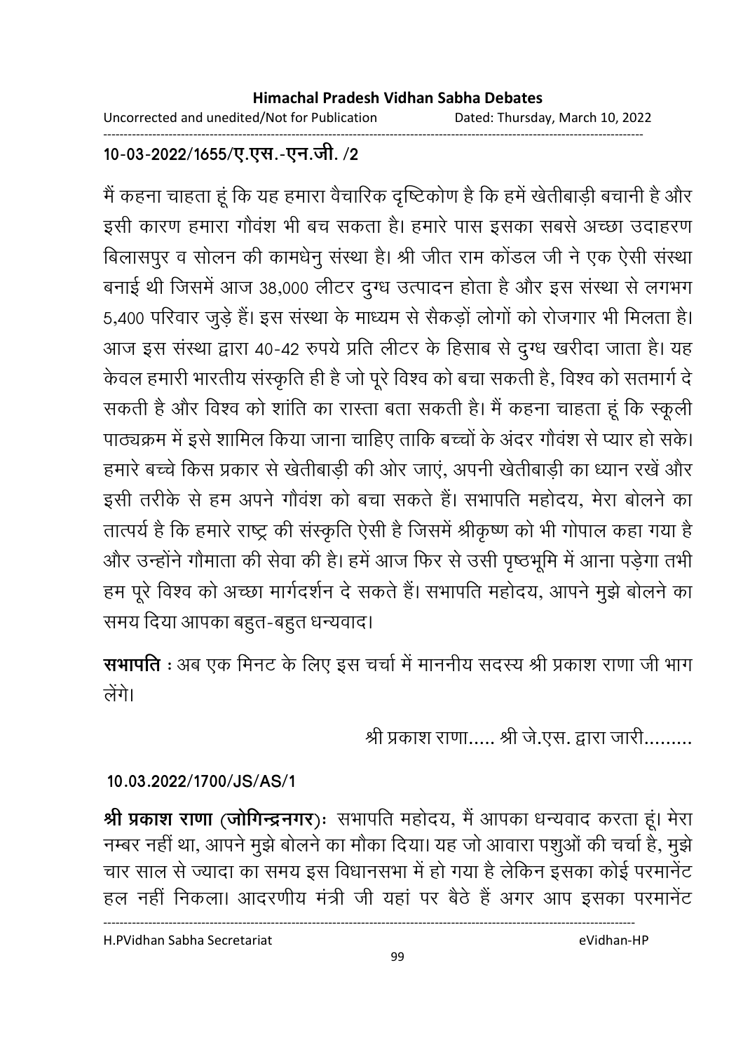10-03-2022/1655/ए.एस.-एन.जी. /2

मैं कहना चाहता हूं कि यह हमारा वैचारिक दृष्टिकोण है कि हमें खेतीबाड़ी बचानी है और इसी कारण हमारा गौवंश भी बच सकता है। हमारे पास इसका सबसे अच्छा उदाहरण बिलासपुर व सोलन की कामधेनु संस्था है। श्री जीत राम कोंडल जी ने एक ऐसी संस्था बनाई थी जिसमें आज 38,000 लीटर दुग्ध उत्पादन होता है और इस संस्था से लगभग 5,400 परिवार जुड़े हैं। इस संस्था के माध्यम से सैकड़ों लोगों को रोजगार भी मिलता है। आज इस संस्था द्वारा 40-42 रुपये प्रति लीटर के हिसाब से दुग्ध खरीदा जाता है। यह केवल हमारी भारतीय संस्कृति ही है जो पूरे विश्व को बचा सकती है, विश्व को सतमार्ग दे सकती है और विश्व को शांति का रास्ता बता सकती है। मैं कहना चाहता हूं कि स्कूली पाठ्यक्रम में इसे शामिल किया जाना चाहिए ताकि बच्चों के अंदर गौवंश से प्यार हो सके। हमारे बच्चे किस प्रकार से खेतीबाड़ी की ओर जाएं, अपनी खेतीबाड़ी का ध्यान रखें और इसी तरीके से हम अपने गौवंश को बचा सकते हैं। सभापति महोदय, मेरा बोलने का तात्पर्य है कि हमारे राष्ट्र की संस्कृति ऐसी है जिसमें श्रीकृष्ण को भी गोपाल कहा गया है और उन्होंने गौमाता की सेवा की है। हमें आज फिर से उसी पृष्ठभूमि में आना पड़ेगा तभी हम पूरे विश्व को अच्छा मार्गदर्शन दे सकते हैं। सभापति महोदय, आपने मुझे बोलने का समय दिया आपका बहुत-बहुत धन्यवाद।

**सभापति** : अब एक मिनट के लिए इस चर्चा में माननीय सदस्य श्री प्रकाश राणा जी भाग लेंगे।

श्री प्रकाश राणा..... श्री जे.एस. द्वारा जारी.........

10.03.2022/1700/JS/AS/1

**श्री प्रकाश राणा (जोगिन्द्रनगर)**: सभापति महोदय, मैं आपका धन्यवाद करता हूं। मेरा नम्बर नहीं था, आपने मुझे बोलने का मौका दिया। यह जो आवारा पशुओं की चर्चा है, मुझे चार साल से ज्यादा का समय इस विधानसभा में हो गया है लेकिन इसका कोई परमानेंट हल नहीं निकला। आदरणीय मंत्री जी यहां पर बैठे हैं अगर आप इसका परमानेंट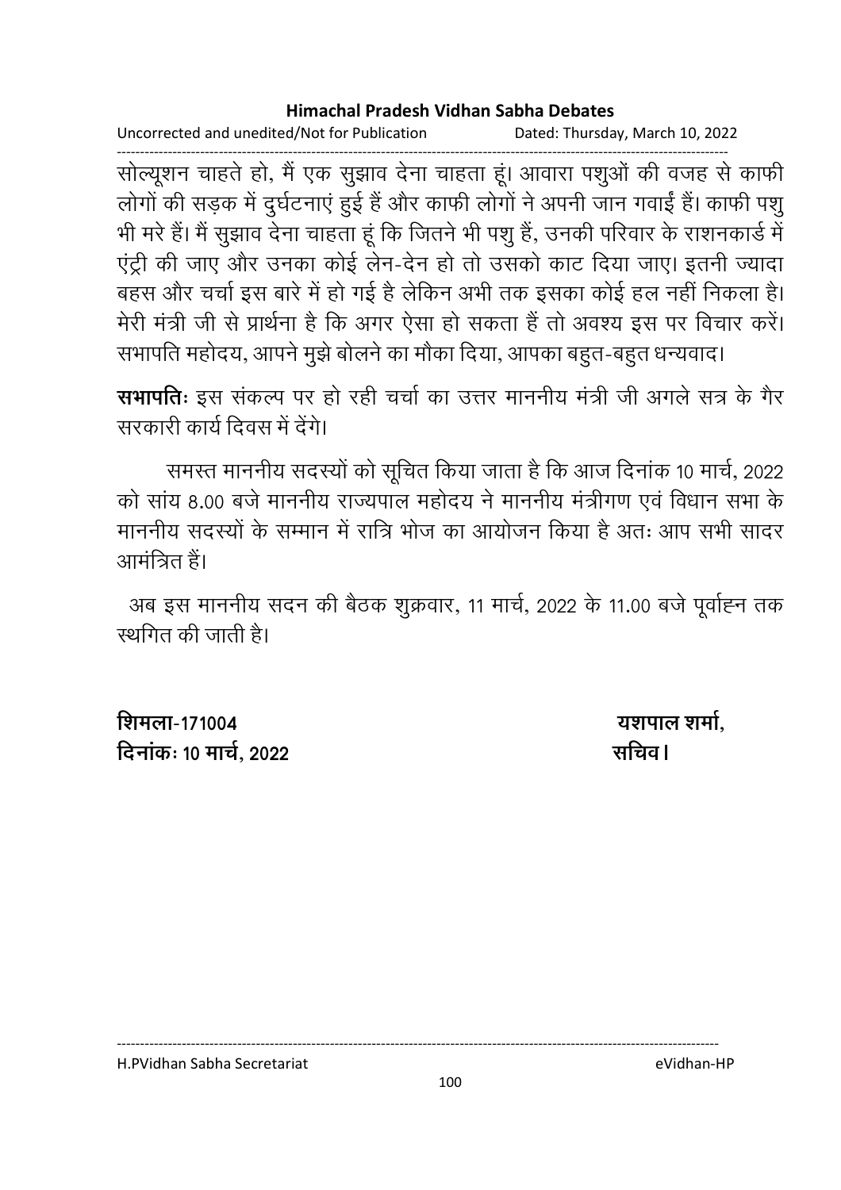सोल्यूशन चाहते हो, मैं एक सुझाव देना चाहता हूं। आवारा पशुओं की वजह से काफी लोगों की सड़क में दुर्घटनाएं हुई हैं और काफी लोगों ने अपनी जान गवाईं हैं। काफी पशु भी मरे हैं। मैं सुझाव देना चाहता हूं कि जितने भी पशु हैं, उनकी परिवार के राशनकार्ड में एंट्री की जाए और उनका कोई लेन-देन हो तो उसको काट दिया जाए। इतनी ज्यादा बहस और चर्चा इस बारे में हो गई है लेकिन अभी तक इसका कोई हल नहीं निकला है। मेरी मंत्री जी से प्रार्थना है कि अगर ऐसा हो सकता हैं तो अवश्य इस पर विचार करें। सभापति महोदय, आपने मुझे बोलने का मौका दिया, आपका बहुत-बहुत धन्यवाद।

**सभापतिः** इस संकल्प पर हो रही चर्चा का उत्तर माननीय मंत्री जी अगले सत्र के गैर सरकारी कार्य दिवस में देंगे।

समस्त माननीय सदस्यों को सूचित किया जाता है कि आज दिनांक 10 मार्च, 2022 को सांय 8.00 बजे माननीय राज्यपाल महोदय ने माननीय मंत्रीगण एवं विधान सभा के माननीय सदस्यों के सम्मान में रात्रि भोज का आयोजन किया है अतः आप सभी सादर आमंत्रित हैं।

अब इस माननीय सदन की बैठक शुक्रवार, 11 मार्च, 2022 के 11.00 बजे पूर्वाह्न तक स्थगित की जाती है।

**शिमला-171004** **यशपाल शर्मा,**
**दिनांकः 10 मार्च, 2022** **सचिव।**